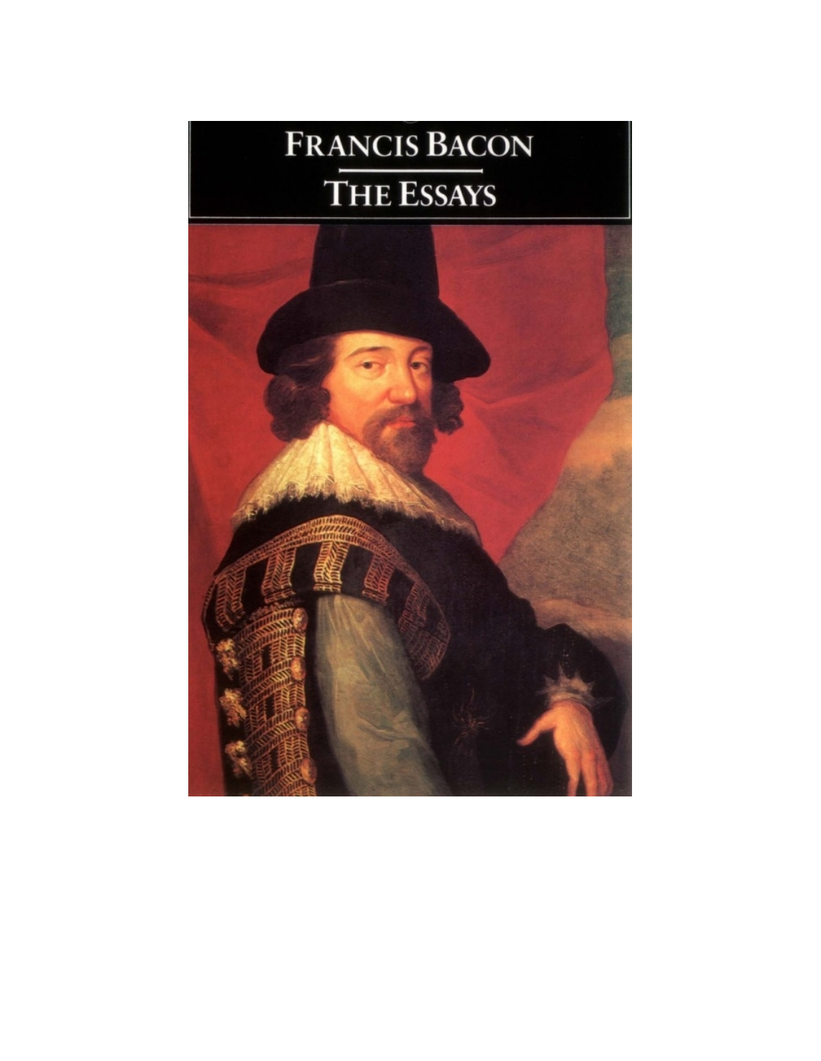# FRANCIS BACON

## THE ESSAYS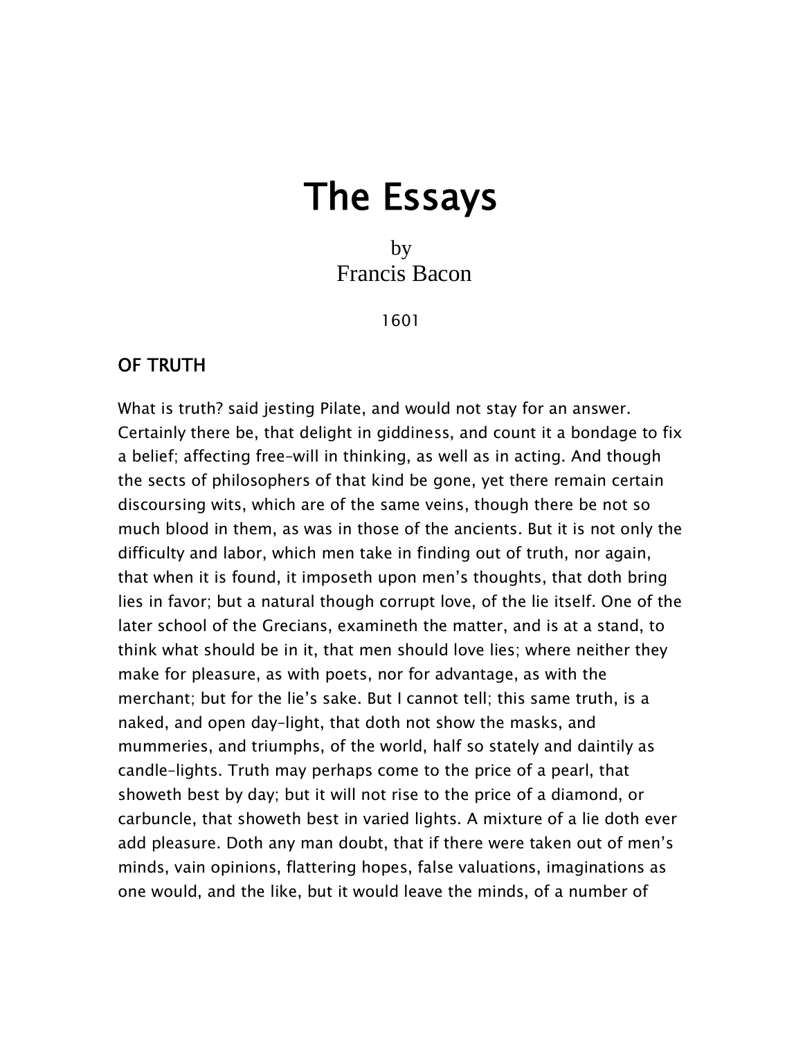# The Essays

by
Francis Bacon

1601

## OF TRUTH

What is truth? said jesting Pilate, and would not stay for an answer. Certainly there be, that delight in giddiness, and count it a bondage to fix a belief; affecting free-will in thinking, as well as in acting. And though the sects of philosophers of that kind be gone, yet there remain certain discoursing wits, which are of the same veins, though there be not so much blood in them, as was in those of the ancients. But it is not only the difficulty and labor, which men take in finding out of truth, nor again, that when it is found, it imposeth upon men's thoughts, that doth bring lies in favor; but a natural though corrupt love, of the lie itself. One of the later school of the Grecians, examineth the matter, and is at a stand, to think what should be in it, that men should love lies; where neither they make for pleasure, as with poets, nor for advantage, as with the merchant; but for the lie's sake. But I cannot tell; this same truth, is a naked, and open day-light, that doth not show the masks, and mummeries, and triumphs, of the world, half so stately and daintily as candle-lights. Truth may perhaps come to the price of a pearl, that showeth best by day; but it will not rise to the price of a diamond, or carbuncle, that showeth best in varied lights. A mixture of a lie doth ever add pleasure. Doth any man doubt, that if there were taken out of men's minds, vain opinions, flattering hopes, false valuations, imaginations as one would, and the like, but it would leave the minds, of a number of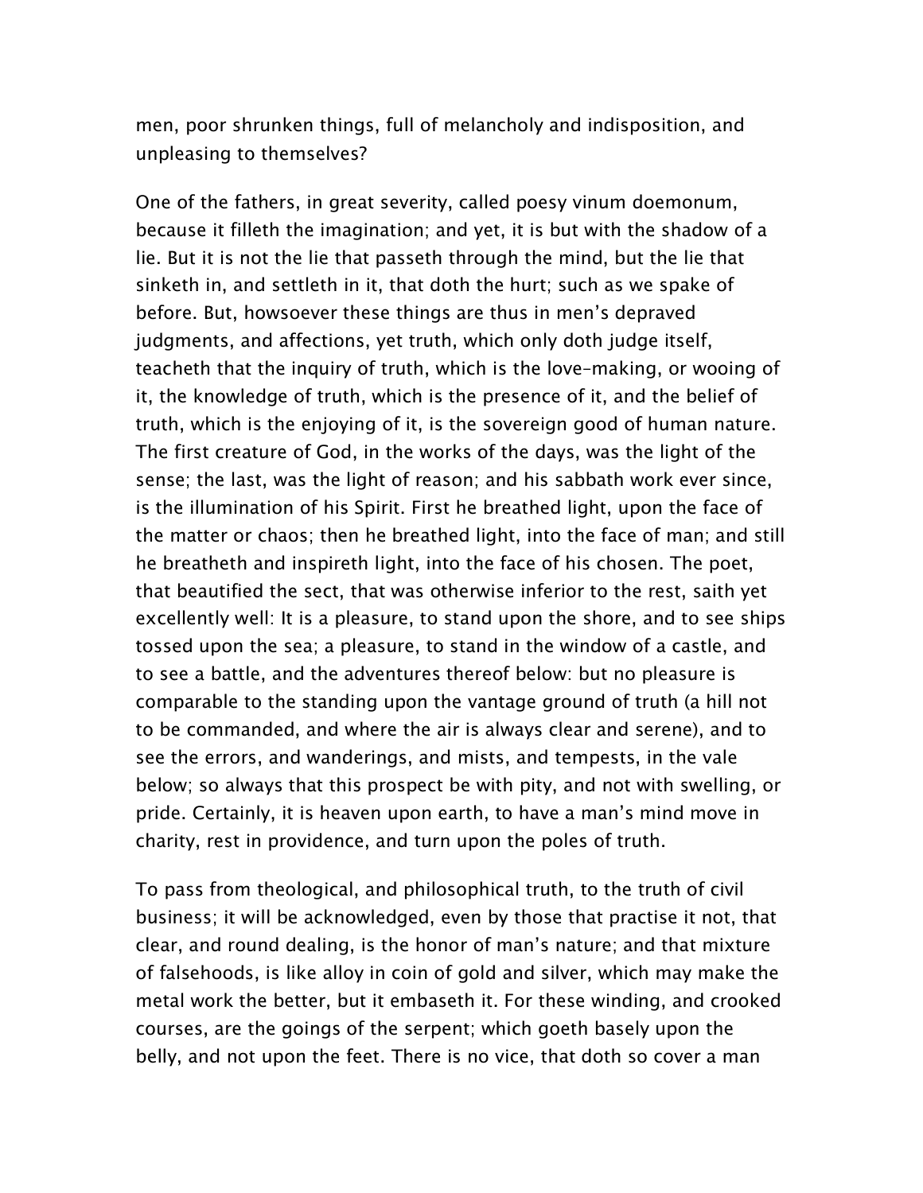men, poor shrunken things, full of melancholy and indisposition, and unpleasing to themselves?

One of the fathers, in great severity, called poesy vinum doemonum, because it filleth the imagination; and yet, it is but with the shadow of a lie. But it is not the lie that passeth through the mind, but the lie that sinketh in, and settleth in it, that doth the hurt; such as we spake of before. But, howsoever these things are thus in men's depraved judgments, and affections, yet truth, which only doth judge itself, teacheth that the inquiry of truth, which is the love-making, or wooing of it, the knowledge of truth, which is the presence of it, and the belief of truth, which is the enjoying of it, is the sovereign good of human nature. The first creature of God, in the works of the days, was the light of the sense; the last, was the light of reason; and his sabbath work ever since, is the illumination of his Spirit. First he breathed light, upon the face of the matter or chaos; then he breathed light, into the face of man; and still he breatheth and inspireth light, into the face of his chosen. The poet, that beautified the sect, that was otherwise inferior to the rest, saith yet excellently well: It is a pleasure, to stand upon the shore, and to see ships tossed upon the sea; a pleasure, to stand in the window of a castle, and to see a battle, and the adventures thereof below: but no pleasure is comparable to the standing upon the vantage ground of truth (a hill not to be commanded, and where the air is always clear and serene), and to see the errors, and wanderings, and mists, and tempests, in the vale below; so always that this prospect be with pity, and not with swelling, or pride. Certainly, it is heaven upon earth, to have a man's mind move in charity, rest in providence, and turn upon the poles of truth.

To pass from theological, and philosophical truth, to the truth of civil business; it will be acknowledged, even by those that practise it not, that clear, and round dealing, is the honor of man's nature; and that mixture of falsehoods, is like alloy in coin of gold and silver, which may make the metal work the better, but it embaseth it. For these winding, and crooked courses, are the goings of the serpent; which goeth basely upon the belly, and not upon the feet. There is no vice, that doth so cover a man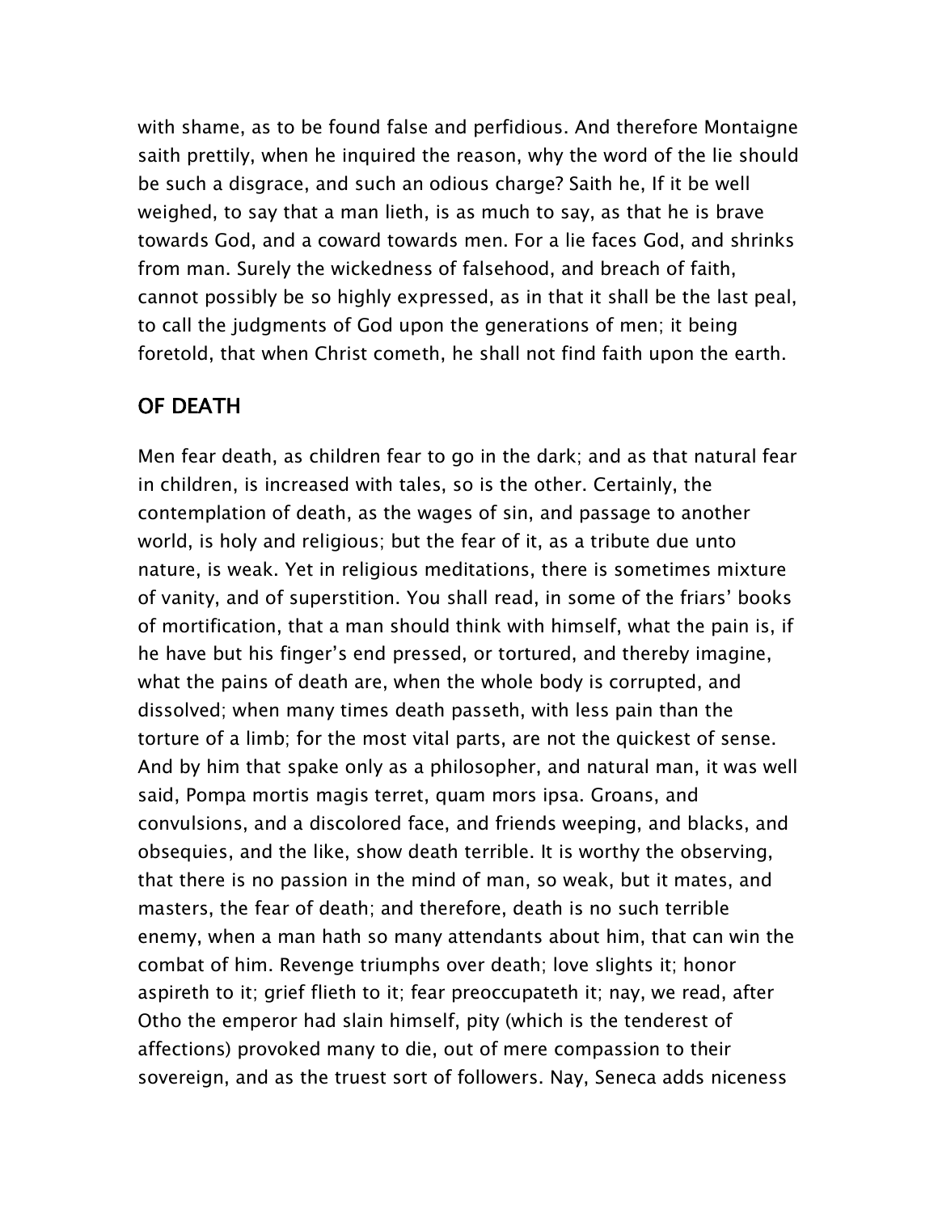with shame, as to be found false and perfidious. And therefore Montaigne saith prettily, when he inquired the reason, why the word of the lie should be such a disgrace, and such an odious charge? Saith he, If it be well weighed, to say that a man lieth, is as much to say, as that he is brave towards God, and a coward towards men. For a lie faces God, and shrinks from man. Surely the wickedness of falsehood, and breach of faith, cannot possibly be so highly expressed, as in that it shall be the last peal, to call the judgments of God upon the generations of men; it being foretold, that when Christ cometh, he shall not find faith upon the earth.

## OF DEATH

Men fear death, as children fear to go in the dark; and as that natural fear in children, is increased with tales, so is the other. Certainly, the contemplation of death, as the wages of sin, and passage to another world, is holy and religious; but the fear of it, as a tribute due unto nature, is weak. Yet in religious meditations, there is sometimes mixture of vanity, and of superstition. You shall read, in some of the friars' books of mortification, that a man should think with himself, what the pain is, if he have but his finger's end pressed, or tortured, and thereby imagine, what the pains of death are, when the whole body is corrupted, and dissolved; when many times death passeth, with less pain than the torture of a limb; for the most vital parts, are not the quickest of sense. And by him that spake only as a philosopher, and natural man, it was well said, Pompa mortis magis terret, quam mors ipsa. Groans, and convulsions, and a discolored face, and friends weeping, and blacks, and obsequies, and the like, show death terrible. It is worthy the observing, that there is no passion in the mind of man, so weak, but it mates, and masters, the fear of death; and therefore, death is no such terrible enemy, when a man hath so many attendants about him, that can win the combat of him. Revenge triumphs over death; love slights it; honor aspireth to it; grief flieth to it; fear preoccupateth it; nay, we read, after Otho the emperor had slain himself, pity (which is the tenderest of affections) provoked many to die, out of mere compassion to their sovereign, and as the truest sort of followers. Nay, Seneca adds niceness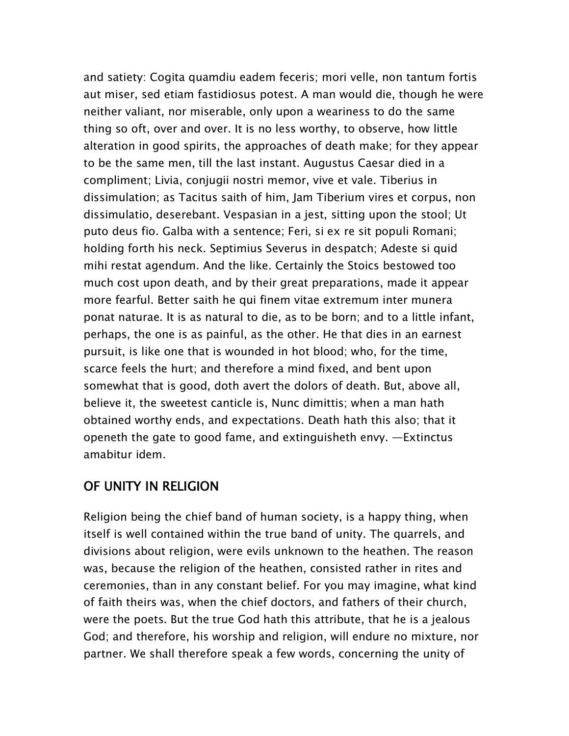and satiety: Cogita quamdiu eadem feceris; mori velle, non tantum fortis aut miser, sed etiam fastidiosus potest. A man would die, though he were neither valiant, nor miserable, only upon a weariness to do the same thing so oft, over and over. It is no less worthy, to observe, how little alteration in good spirits, the approaches of death make; for they appear to be the same men, till the last instant. Augustus Caesar died in a compliment; Livia, conjugii nostri memor, vive et vale. Tiberius in dissimulation; as Tacitus saith of him, Jam Tiberium vires et corpus, non dissimulatio, deserebant. Vespasian in a jest, sitting upon the stool; Ut puto deus fio. Galba with a sentence; Feri, si ex re sit populi Romani; holding forth his neck. Septimius Severus in despatch; Adeste si quid mihi restat agendum. And the like. Certainly the Stoics bestowed too much cost upon death, and by their great preparations, made it appear more fearful. Better saith he qui finem vitae extremum inter munera ponat naturae. It is as natural to die, as to be born; and to a little infant, perhaps, the one is as painful, as the other. He that dies in an earnest pursuit, is like one that is wounded in hot blood; who, for the time, scarce feels the hurt; and therefore a mind fixed, and bent upon somewhat that is good, doth avert the dolors of death. But, above all, believe it, the sweetest canticle is, Nunc dimittis; when a man hath obtained worthy ends, and expectations. Death hath this also; that it openeth the gate to good fame, and extinguisheth envy. —Extinctus amabitur idem.

## OF UNITY IN RELIGION

Religion being the chief band of human society, is a happy thing, when itself is well contained within the true band of unity. The quarrels, and divisions about religion, were evils unknown to the heathen. The reason was, because the religion of the heathen, consisted rather in rites and ceremonies, than in any constant belief. For you may imagine, what kind of faith theirs was, when the chief doctors, and fathers of their church, were the poets. But the true God hath this attribute, that he is a jealous God; and therefore, his worship and religion, will endure no mixture, nor partner. We shall therefore speak a few words, concerning the unity of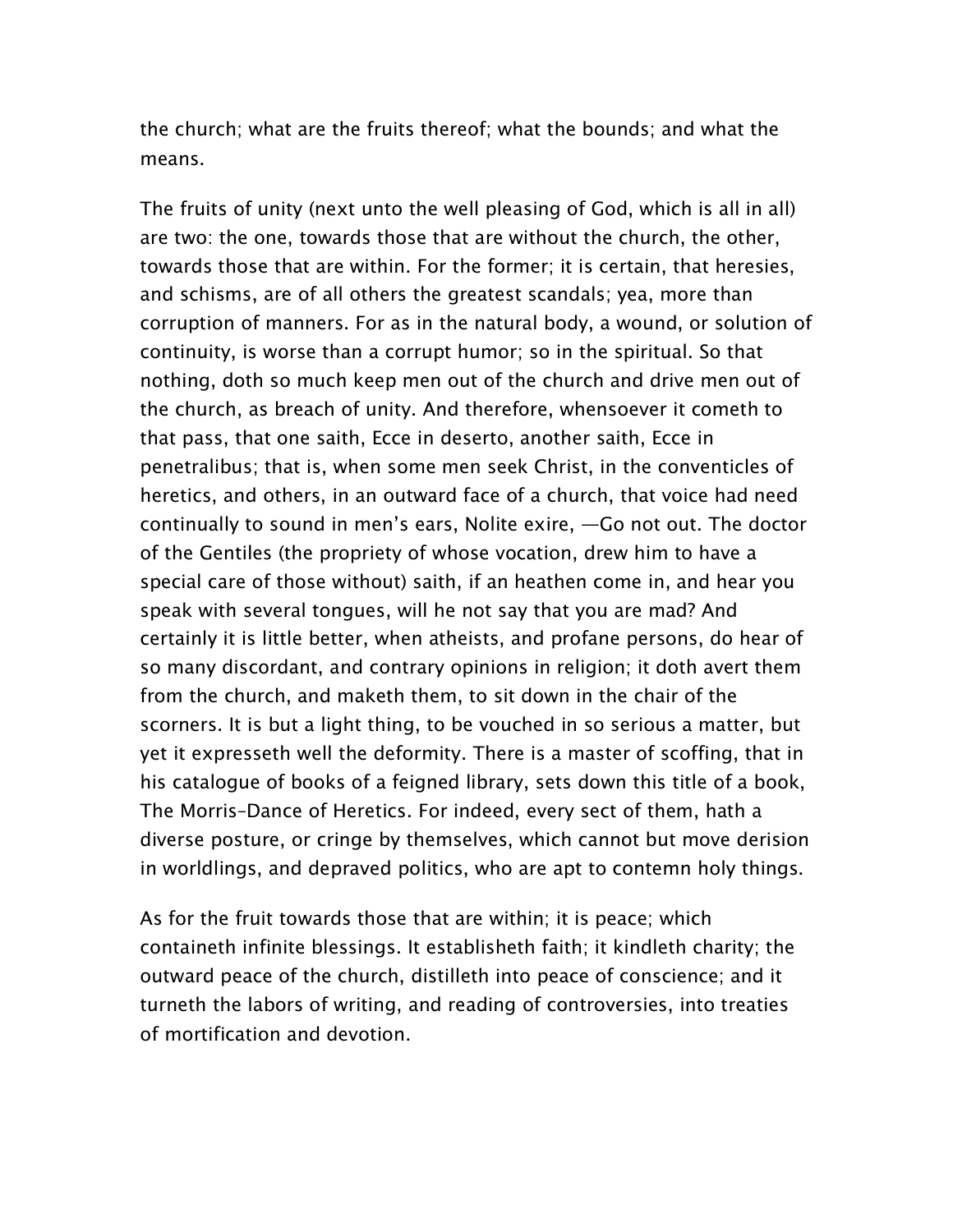the church; what are the fruits thereof; what the bounds; and what the means.

The fruits of unity (next unto the well pleasing of God, which is all in all) are two: the one, towards those that are without the church, the other, towards those that are within. For the former; it is certain, that heresies, and schisms, are of all others the greatest scandals; yea, more than corruption of manners. For as in the natural body, a wound, or solution of continuity, is worse than a corrupt humor; so in the spiritual. So that nothing, doth so much keep men out of the church and drive men out of the church, as breach of unity. And therefore, whensoever it cometh to that pass, that one saith, Ecce in deserto, another saith, Ecce in penetralibus; that is, when some men seek Christ, in the conventicles of heretics, and others, in an outward face of a church, that voice had need continually to sound in men's ears, Nolite exire, —Go not out. The doctor of the Gentiles (the propriety of whose vocation, drew him to have a special care of those without) saith, if an heathen come in, and hear you speak with several tongues, will he not say that you are mad? And certainly it is little better, when atheists, and profane persons, do hear of so many discordant, and contrary opinions in religion; it doth avert them from the church, and maketh them, to sit down in the chair of the scorners. It is but a light thing, to be vouched in so serious a matter, but yet it expresseth well the deformity. There is a master of scoffing, that in his catalogue of books of a feigned library, sets down this title of a book, The Morris-Dance of Heretics. For indeed, every sect of them, hath a diverse posture, or cringe by themselves, which cannot but move derision in worldlings, and depraved politics, who are apt to contemn holy things.

As for the fruit towards those that are within; it is peace; which containeth infinite blessings. It establisheth faith; it kindleth charity; the outward peace of the church, distilleth into peace of conscience; and it turneth the labors of writing, and reading of controversies, into treaties of mortification and devotion.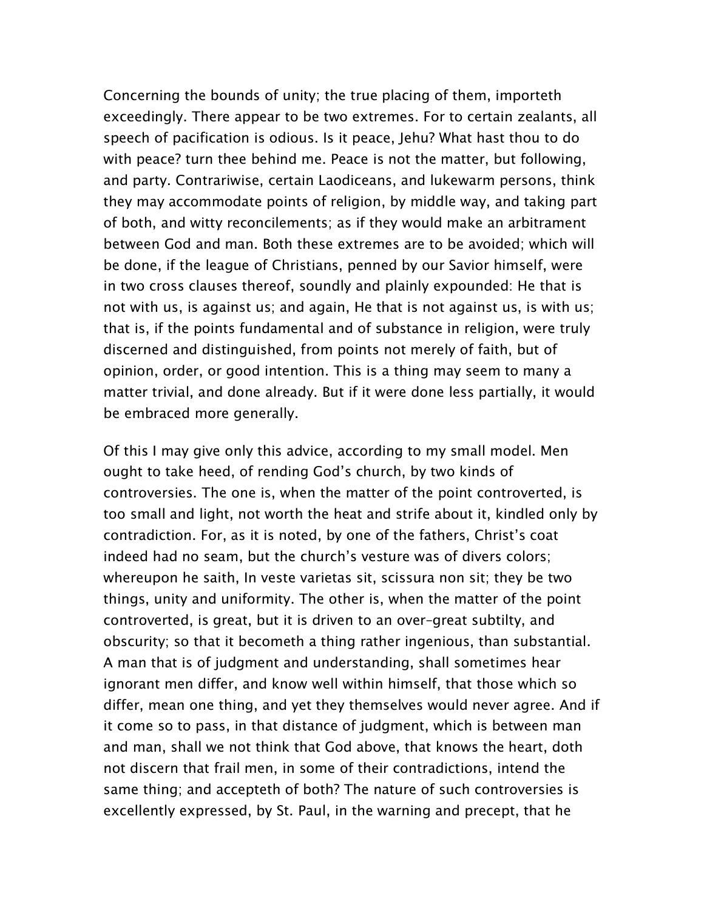Concerning the bounds of unity; the true placing of them, importeth exceedingly. There appear to be two extremes. For to certain zealants, all speech of pacification is odious. Is it peace, Jehu? What hast thou to do with peace? turn thee behind me. Peace is not the matter, but following, and party. Contrariwise, certain Laodiceans, and lukewarm persons, think they may accommodate points of religion, by middle way, and taking part of both, and witty reconcilements; as if they would make an arbitrament between God and man. Both these extremes are to be avoided; which will be done, if the league of Christians, penned by our Savior himself, were in two cross clauses thereof, soundly and plainly expounded: He that is not with us, is against us; and again, He that is not against us, is with us; that is, if the points fundamental and of substance in religion, were truly discerned and distinguished, from points not merely of faith, but of opinion, order, or good intention. This is a thing may seem to many a matter trivial, and done already. But if it were done less partially, it would be embraced more generally.

Of this I may give only this advice, according to my small model. Men ought to take heed, of rending God's church, by two kinds of controversies. The one is, when the matter of the point controverted, is too small and light, not worth the heat and strife about it, kindled only by contradiction. For, as it is noted, by one of the fathers, Christ's coat indeed had no seam, but the church's vesture was of divers colors; whereupon he saith, In veste varietas sit, scissura non sit; they be two things, unity and uniformity. The other is, when the matter of the point controverted, is great, but it is driven to an over-great subtilty, and obscurity; so that it becometh a thing rather ingenious, than substantial. A man that is of judgment and understanding, shall sometimes hear ignorant men differ, and know well within himself, that those which so differ, mean one thing, and yet they themselves would never agree. And if it come so to pass, in that distance of judgment, which is between man and man, shall we not think that God above, that knows the heart, doth not discern that frail men, in some of their contradictions, intend the same thing; and accepteth of both? The nature of such controversies is excellently expressed, by St. Paul, in the warning and precept, that he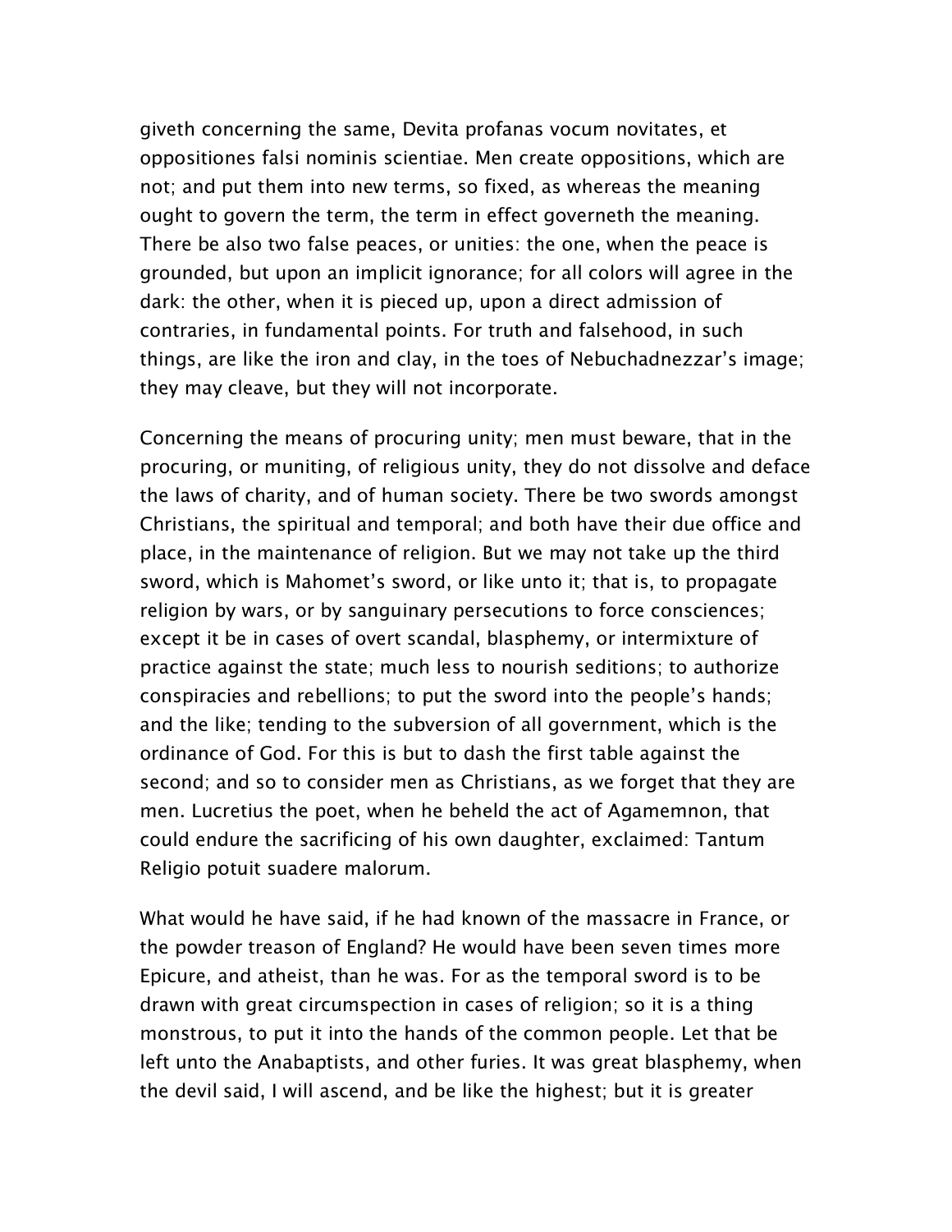giveth concerning the same, Devita profanas vocum novitates, et oppositiones falsi nominis scientiae. Men create oppositions, which are not; and put them into new terms, so fixed, as whereas the meaning ought to govern the term, the term in effect governeth the meaning. There be also two false peaces, or unities: the one, when the peace is grounded, but upon an implicit ignorance; for all colors will agree in the dark: the other, when it is pieced up, upon a direct admission of contraries, in fundamental points. For truth and falsehood, in such things, are like the iron and clay, in the toes of Nebuchadnezzar's image; they may cleave, but they will not incorporate.

Concerning the means of procuring unity; men must beware, that in the procuring, or muniting, of religious unity, they do not dissolve and deface the laws of charity, and of human society. There be two swords amongst Christians, the spiritual and temporal; and both have their due office and place, in the maintenance of religion. But we may not take up the third sword, which is Mahomet's sword, or like unto it; that is, to propagate religion by wars, or by sanguinary persecutions to force consciences; except it be in cases of overt scandal, blasphemy, or intermixture of practice against the state; much less to nourish seditions; to authorize conspiracies and rebellions; to put the sword into the people's hands; and the like; tending to the subversion of all government, which is the ordinance of God. For this is but to dash the first table against the second; and so to consider men as Christians, as we forget that they are men. Lucretius the poet, when he beheld the act of Agamemnon, that could endure the sacrificing of his own daughter, exclaimed: Tantum Religio potuit suadere malorum.

What would he have said, if he had known of the massacre in France, or the powder treason of England? He would have been seven times more Epicure, and atheist, than he was. For as the temporal sword is to be drawn with great circumspection in cases of religion; so it is a thing monstrous, to put it into the hands of the common people. Let that be left unto the Anabaptists, and other furies. It was great blasphemy, when the devil said, I will ascend, and be like the highest; but it is greater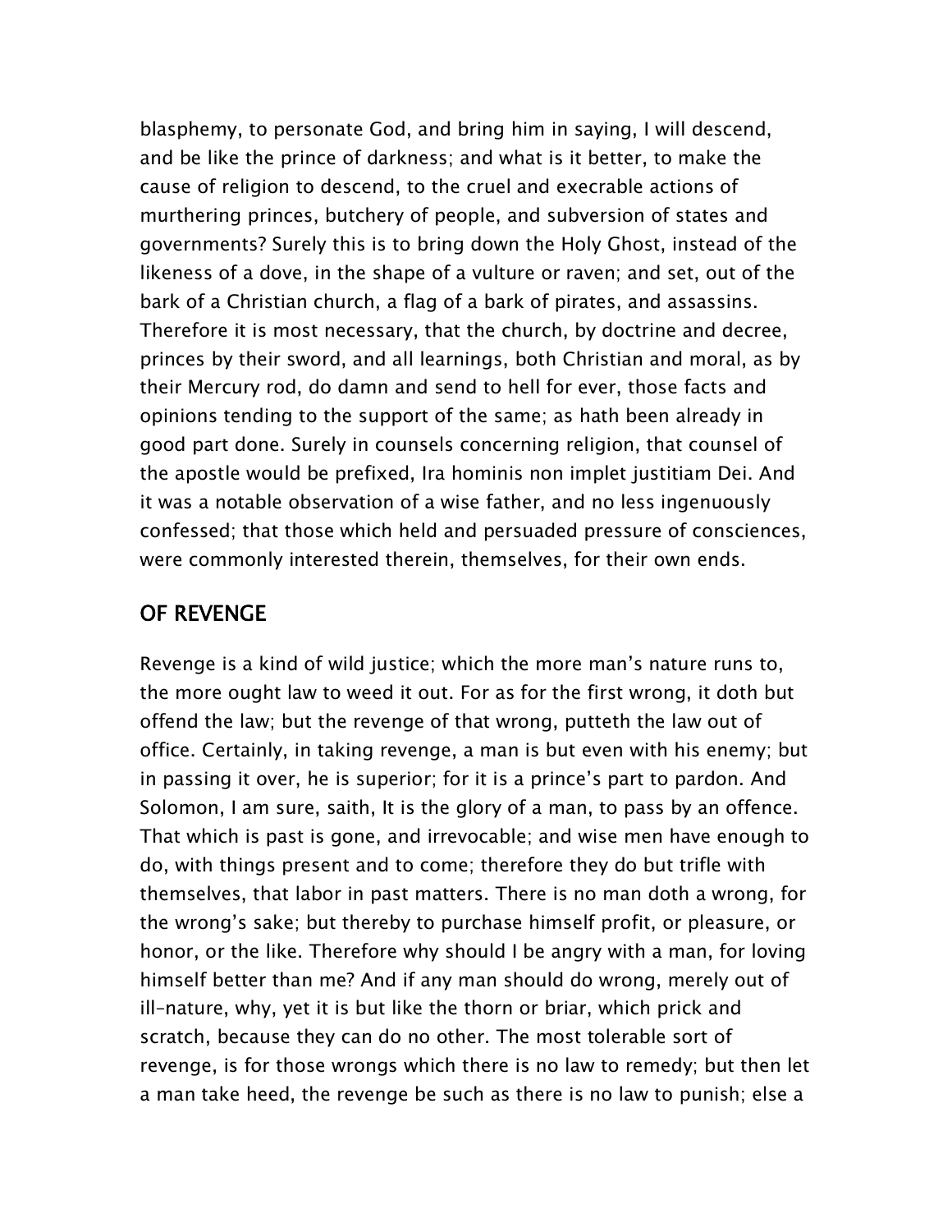blasphemy, to personate God, and bring him in saying, I will descend, and be like the prince of darkness; and what is it better, to make the cause of religion to descend, to the cruel and execrable actions of murthering princes, butchery of people, and subversion of states and governments? Surely this is to bring down the Holy Ghost, instead of the likeness of a dove, in the shape of a vulture or raven; and set, out of the bark of a Christian church, a flag of a bark of pirates, and assassins. Therefore it is most necessary, that the church, by doctrine and decree, princes by their sword, and all learnings, both Christian and moral, as by their Mercury rod, do damn and send to hell for ever, those facts and opinions tending to the support of the same; as hath been already in good part done. Surely in counsels concerning religion, that counsel of the apostle would be prefixed, Ira hominis non implet justitiam Dei. And it was a notable observation of a wise father, and no less ingenuously confessed; that those which held and persuaded pressure of consciences, were commonly interested therein, themselves, for their own ends.

## OF REVENGE

Revenge is a kind of wild justice; which the more man's nature runs to, the more ought law to weed it out. For as for the first wrong, it doth but offend the law; but the revenge of that wrong, putteth the law out of office. Certainly, in taking revenge, a man is but even with his enemy; but in passing it over, he is superior; for it is a prince's part to pardon. And Solomon, I am sure, saith, It is the glory of a man, to pass by an offence. That which is past is gone, and irrevocable; and wise men have enough to do, with things present and to come; therefore they do but trifle with themselves, that labor in past matters. There is no man doth a wrong, for the wrong's sake; but thereby to purchase himself profit, or pleasure, or honor, or the like. Therefore why should I be angry with a man, for loving himself better than me? And if any man should do wrong, merely out of ill-nature, why, yet it is but like the thorn or briar, which prick and scratch, because they can do no other. The most tolerable sort of revenge, is for those wrongs which there is no law to remedy; but then let a man take heed, the revenge be such as there is no law to punish; else a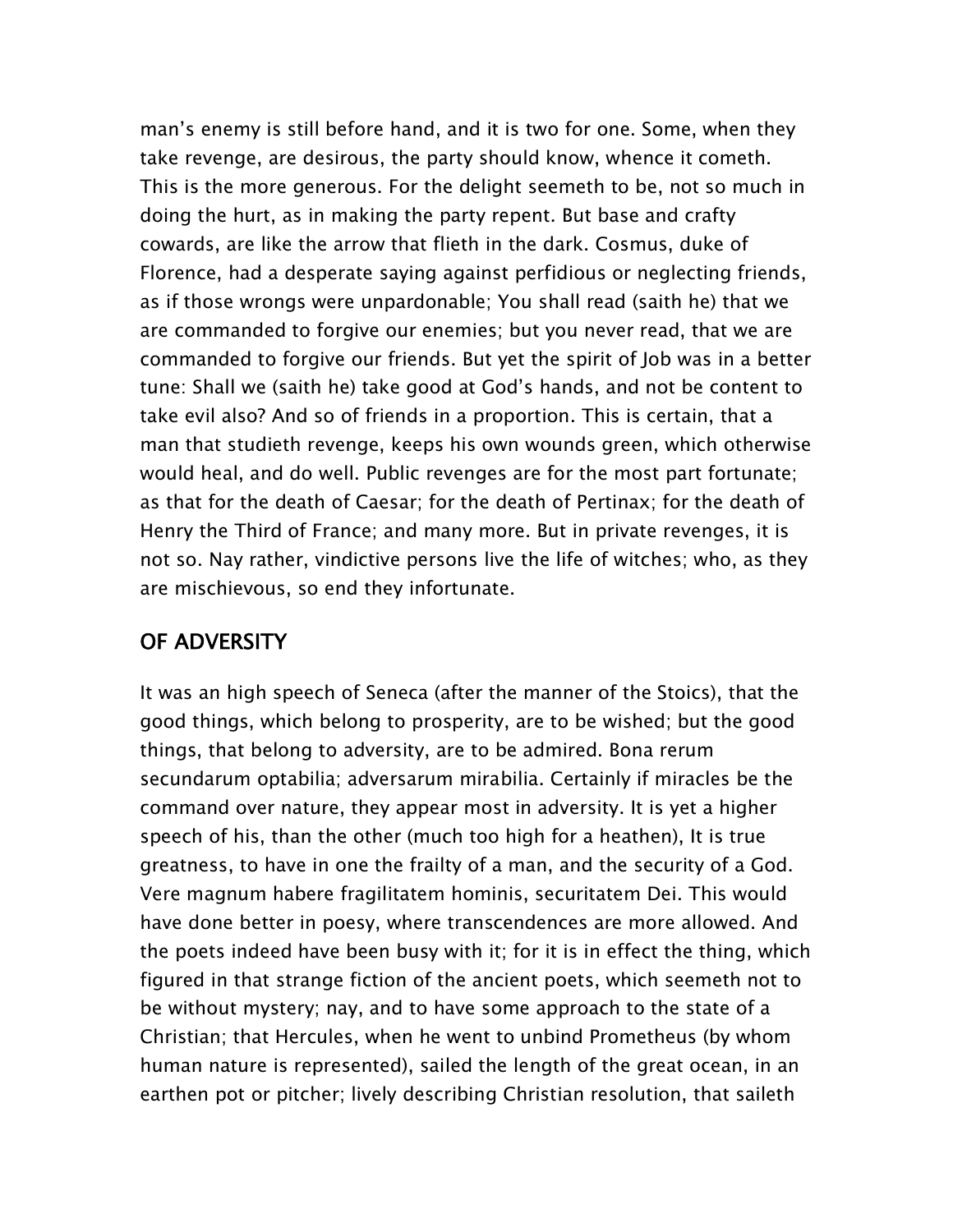man's enemy is still before hand, and it is two for one. Some, when they take revenge, are desirous, the party should know, whence it cometh. This is the more generous. For the delight seemeth to be, not so much in doing the hurt, as in making the party repent. But base and crafty cowards, are like the arrow that flieth in the dark. Cosmus, duke of Florence, had a desperate saying against perfidious or neglecting friends, as if those wrongs were unpardonable; You shall read (saith he) that we are commanded to forgive our enemies; but you never read, that we are commanded to forgive our friends. But yet the spirit of Job was in a better tune: Shall we (saith he) take good at God's hands, and not be content to take evil also? And so of friends in a proportion. This is certain, that a man that studieth revenge, keeps his own wounds green, which otherwise would heal, and do well. Public revenges are for the most part fortunate; as that for the death of Caesar; for the death of Pertinax; for the death of Henry the Third of France; and many more. But in private revenges, it is not so. Nay rather, vindictive persons live the life of witches; who, as they are mischievous, so end they infortunate.

## OF ADVERSITY

It was an high speech of Seneca (after the manner of the Stoics), that the good things, which belong to prosperity, are to be wished; but the good things, that belong to adversity, are to be admired. Bona rerum secundarum optabilia; adversarum mirabilia. Certainly if miracles be the command over nature, they appear most in adversity. It is yet a higher speech of his, than the other (much too high for a heathen), It is true greatness, to have in one the frailty of a man, and the security of a God. Vere magnum habere fragilitatem hominis, securitatem Dei. This would have done better in poesy, where transcendences are more allowed. And the poets indeed have been busy with it; for it is in effect the thing, which figured in that strange fiction of the ancient poets, which seemeth not to be without mystery; nay, and to have some approach to the state of a Christian; that Hercules, when he went to unbind Prometheus (by whom human nature is represented), sailed the length of the great ocean, in an earthen pot or pitcher; lively describing Christian resolution, that saileth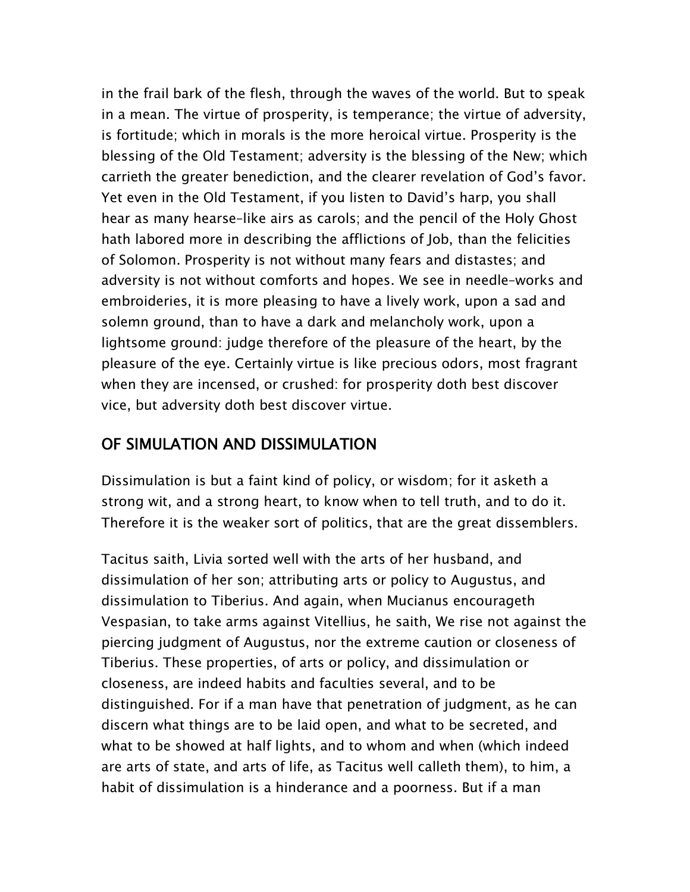in the frail bark of the flesh, through the waves of the world. But to speak in a mean. The virtue of prosperity, is temperance; the virtue of adversity, is fortitude; which in morals is the more heroical virtue. Prosperity is the blessing of the Old Testament; adversity is the blessing of the New; which carrieth the greater benediction, and the clearer revelation of God's favor. Yet even in the Old Testament, if you listen to David's harp, you shall hear as many hearse-like airs as carols; and the pencil of the Holy Ghost hath labored more in describing the afflictions of Job, than the felicities of Solomon. Prosperity is not without many fears and distastes; and adversity is not without comforts and hopes. We see in needle-works and embroideries, it is more pleasing to have a lively work, upon a sad and solemn ground, than to have a dark and melancholy work, upon a lightsome ground: judge therefore of the pleasure of the heart, by the pleasure of the eye. Certainly virtue is like precious odors, most fragrant when they are incensed, or crushed: for prosperity doth best discover vice, but adversity doth best discover virtue.

## OF SIMULATION AND DISSIMULATION

Dissimulation is but a faint kind of policy, or wisdom; for it asketh a strong wit, and a strong heart, to know when to tell truth, and to do it. Therefore it is the weaker sort of politics, that are the great dissemblers.

Tacitus saith, Livia sorted well with the arts of her husband, and dissimulation of her son; attributing arts or policy to Augustus, and dissimulation to Tiberius. And again, when Mucianus encourageth Vespasian, to take arms against Vitellius, he saith, We rise not against the piercing judgment of Augustus, nor the extreme caution or closeness of Tiberius. These properties, of arts or policy, and dissimulation or closeness, are indeed habits and faculties several, and to be distinguished. For if a man have that penetration of judgment, as he can discern what things are to be laid open, and what to be secreted, and what to be showed at half lights, and to whom and when (which indeed are arts of state, and arts of life, as Tacitus well calleth them), to him, a habit of dissimulation is a hinderance and a poorness. But if a man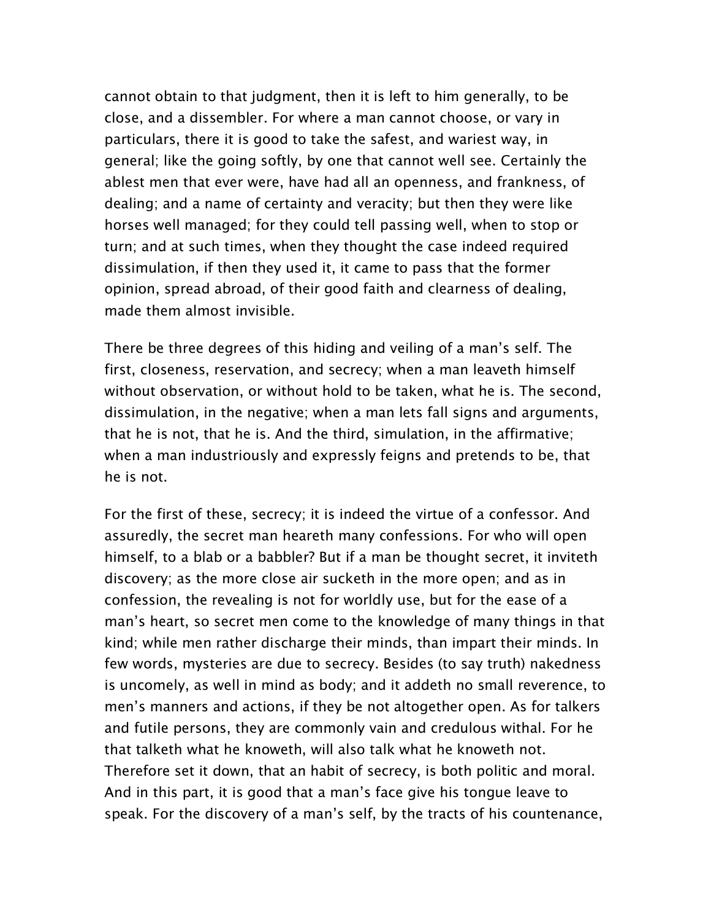cannot obtain to that judgment, then it is left to him generally, to be close, and a dissembler. For where a man cannot choose, or vary in particulars, there it is good to take the safest, and wariest way, in general; like the going softly, by one that cannot well see. Certainly the ablest men that ever were, have had all an openness, and frankness, of dealing; and a name of certainty and veracity; but then they were like horses well managed; for they could tell passing well, when to stop or turn; and at such times, when they thought the case indeed required dissimulation, if then they used it, it came to pass that the former opinion, spread abroad, of their good faith and clearness of dealing, made them almost invisible.

There be three degrees of this hiding and veiling of a man's self. The first, closeness, reservation, and secrecy; when a man leaveth himself without observation, or without hold to be taken, what he is. The second, dissimulation, in the negative; when a man lets fall signs and arguments, that he is not, that he is. And the third, simulation, in the affirmative; when a man industriously and expressly feigns and pretends to be, that he is not.

For the first of these, secrecy; it is indeed the virtue of a confessor. And assuredly, the secret man heareth many confessions. For who will open himself, to a blab or a babbler? But if a man be thought secret, it inviteth discovery; as the more close air sucketh in the more open; and as in confession, the revealing is not for worldly use, but for the ease of a man's heart, so secret men come to the knowledge of many things in that kind; while men rather discharge their minds, than impart their minds. In few words, mysteries are due to secrecy. Besides (to say truth) nakedness is uncomely, as well in mind as body; and it addeth no small reverence, to men's manners and actions, if they be not altogether open. As for talkers and futile persons, they are commonly vain and credulous withal. For he that talketh what he knoweth, will also talk what he knoweth not. Therefore set it down, that an habit of secrecy, is both politic and moral. And in this part, it is good that a man's face give his tongue leave to speak. For the discovery of a man's self, by the tracts of his countenance,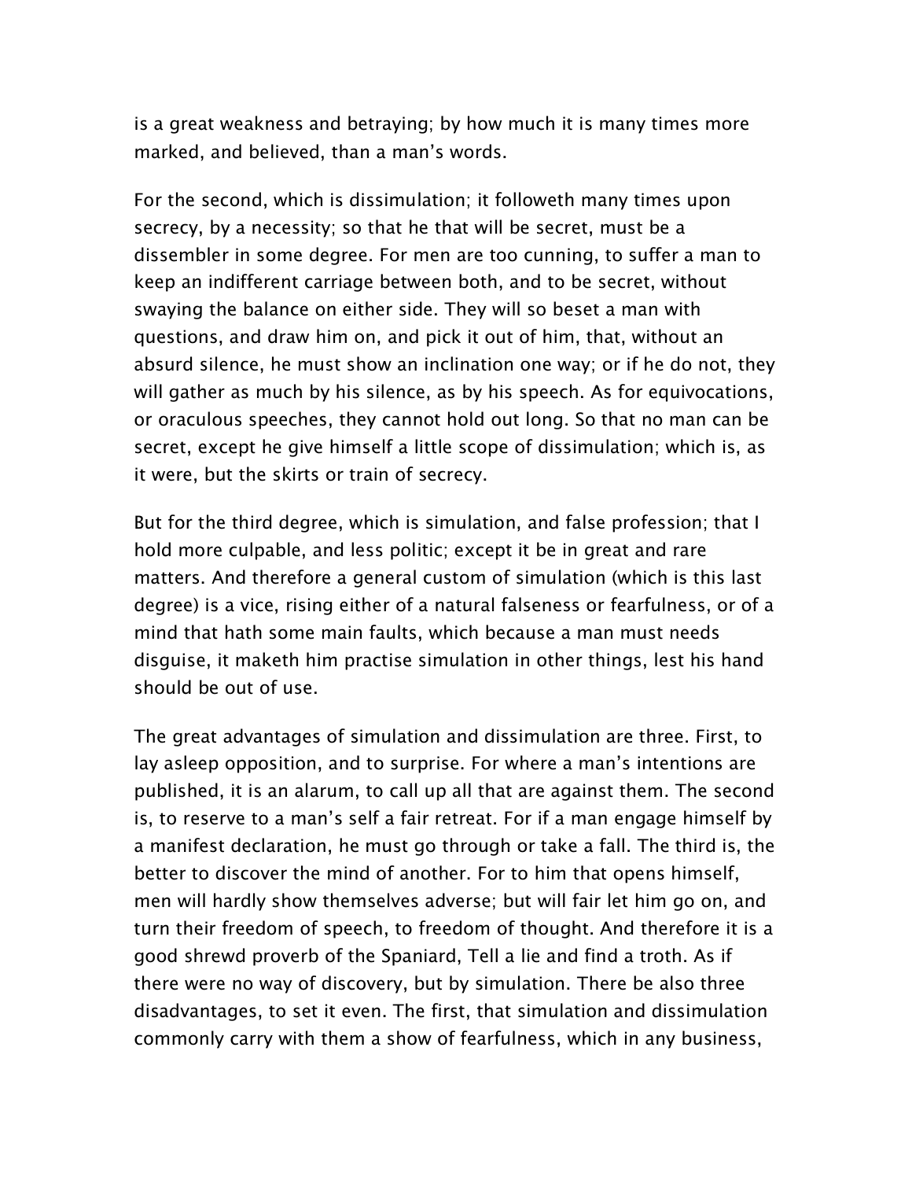is a great weakness and betraying; by how much it is many times more marked, and believed, than a man's words.

For the second, which is dissimulation; it followeth many times upon secrecy, by a necessity; so that he that will be secret, must be a dissembler in some degree. For men are too cunning, to suffer a man to keep an indifferent carriage between both, and to be secret, without swaying the balance on either side. They will so beset a man with questions, and draw him on, and pick it out of him, that, without an absurd silence, he must show an inclination one way; or if he do not, they will gather as much by his silence, as by his speech. As for equivocations, or oraculous speeches, they cannot hold out long. So that no man can be secret, except he give himself a little scope of dissimulation; which is, as it were, but the skirts or train of secrecy.

But for the third degree, which is simulation, and false profession; that I hold more culpable, and less politic; except it be in great and rare matters. And therefore a general custom of simulation (which is this last degree) is a vice, rising either of a natural falseness or fearfulness, or of a mind that hath some main faults, which because a man must needs disguise, it maketh him practise simulation in other things, lest his hand should be out of use.

The great advantages of simulation and dissimulation are three. First, to lay asleep opposition, and to surprise. For where a man's intentions are published, it is an alarum, to call up all that are against them. The second is, to reserve to a man's self a fair retreat. For if a man engage himself by a manifest declaration, he must go through or take a fall. The third is, the better to discover the mind of another. For to him that opens himself, men will hardly show themselves adverse; but will fair let him go on, and turn their freedom of speech, to freedom of thought. And therefore it is a good shrewd proverb of the Spaniard, Tell a lie and find a troth. As if there were no way of discovery, but by simulation. There be also three disadvantages, to set it even. The first, that simulation and dissimulation commonly carry with them a show of fearfulness, which in any business,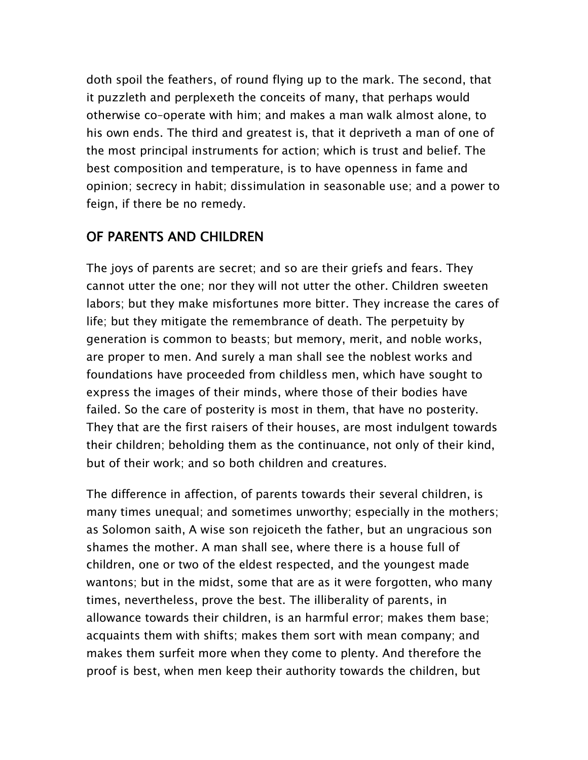doth spoil the feathers, of round flying up to the mark. The second, that it puzzleth and perplexeth the conceits of many, that perhaps would otherwise co-operate with him; and makes a man walk almost alone, to his own ends. The third and greatest is, that it depriveth a man of one of the most principal instruments for action; which is trust and belief. The best composition and temperature, is to have openness in fame and opinion; secrecy in habit; dissimulation in seasonable use; and a power to feign, if there be no remedy.

## OF PARENTS AND CHILDREN

The joys of parents are secret; and so are their griefs and fears. They cannot utter the one; nor they will not utter the other. Children sweeten labors; but they make misfortunes more bitter. They increase the cares of life; but they mitigate the remembrance of death. The perpetuity by generation is common to beasts; but memory, merit, and noble works, are proper to men. And surely a man shall see the noblest works and foundations have proceeded from childless men, which have sought to express the images of their minds, where those of their bodies have failed. So the care of posterity is most in them, that have no posterity. They that are the first raisers of their houses, are most indulgent towards their children; beholding them as the continuance, not only of their kind, but of their work; and so both children and creatures.

The difference in affection, of parents towards their several children, is many times unequal; and sometimes unworthy; especially in the mothers; as Solomon saith, A wise son rejoiceth the father, but an ungracious son shames the mother. A man shall see, where there is a house full of children, one or two of the eldest respected, and the youngest made wantons; but in the midst, some that are as it were forgotten, who many times, nevertheless, prove the best. The illiberality of parents, in allowance towards their children, is an harmful error; makes them base; acquaints them with shifts; makes them sort with mean company; and makes them surfeit more when they come to plenty. And therefore the proof is best, when men keep their authority towards the children, but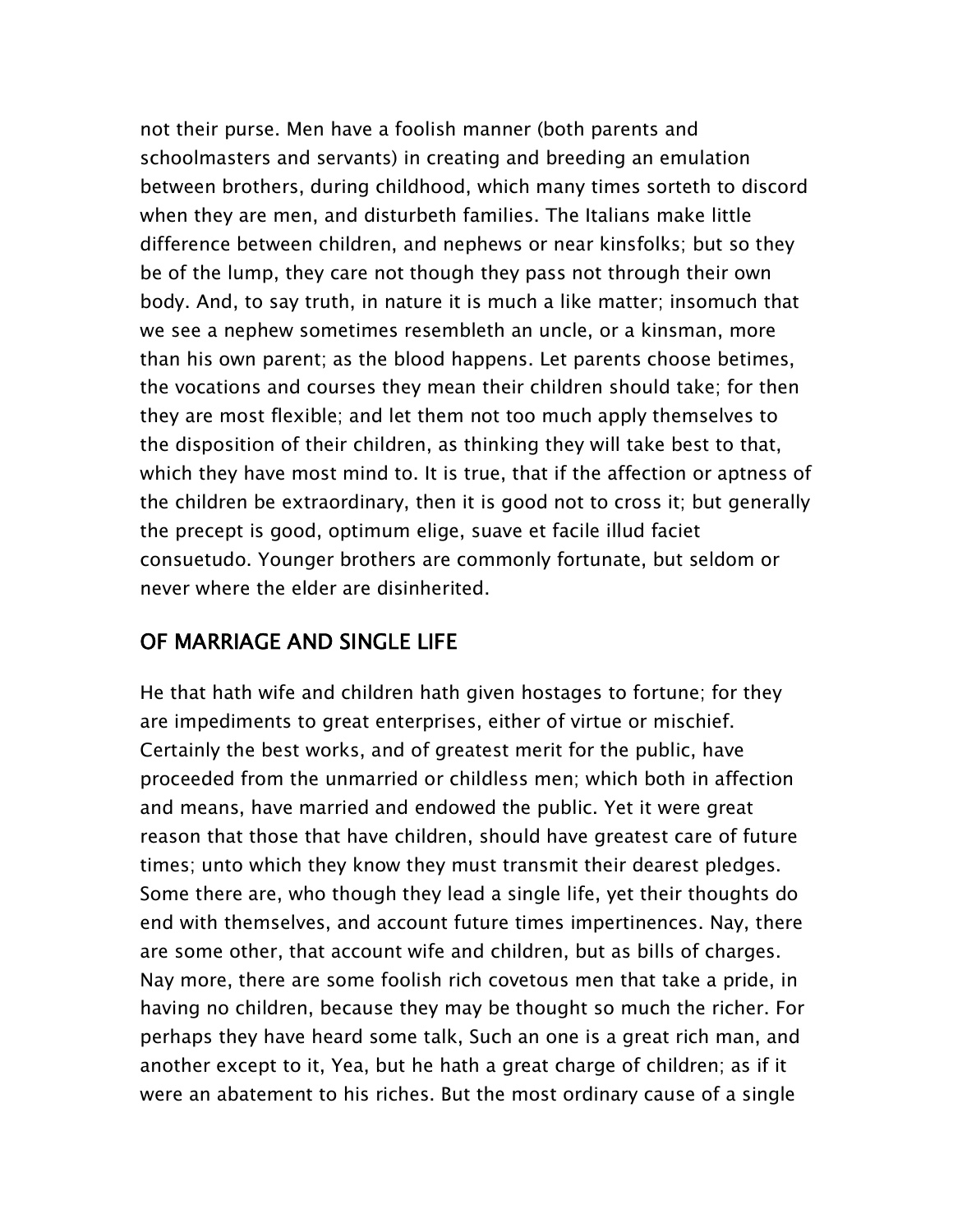not their purse. Men have a foolish manner (both parents and schoolmasters and servants) in creating and breeding an emulation between brothers, during childhood, which many times sorteth to discord when they are men, and disturbeth families. The Italians make little difference between children, and nephews or near kinsfolks; but so they be of the lump, they care not though they pass not through their own body. And, to say truth, in nature it is much a like matter; insomuch that we see a nephew sometimes resembleth an uncle, or a kinsman, more than his own parent; as the blood happens. Let parents choose betimes, the vocations and courses they mean their children should take; for then they are most flexible; and let them not too much apply themselves to the disposition of their children, as thinking they will take best to that, which they have most mind to. It is true, that if the affection or aptness of the children be extraordinary, then it is good not to cross it; but generally the precept is good, optimum elige, suave et facile illud faciet consuetudo. Younger brothers are commonly fortunate, but seldom or never where the elder are disinherited.

## OF MARRIAGE AND SINGLE LIFE

He that hath wife and children hath given hostages to fortune; for they are impediments to great enterprises, either of virtue or mischief. Certainly the best works, and of greatest merit for the public, have proceeded from the unmarried or childless men; which both in affection and means, have married and endowed the public. Yet it were great reason that those that have children, should have greatest care of future times; unto which they know they must transmit their dearest pledges. Some there are, who though they lead a single life, yet their thoughts do end with themselves, and account future times impertinences. Nay, there are some other, that account wife and children, but as bills of charges. Nay more, there are some foolish rich covetous men that take a pride, in having no children, because they may be thought so much the richer. For perhaps they have heard some talk, Such an one is a great rich man, and another except to it, Yea, but he hath a great charge of children; as if it were an abatement to his riches. But the most ordinary cause of a single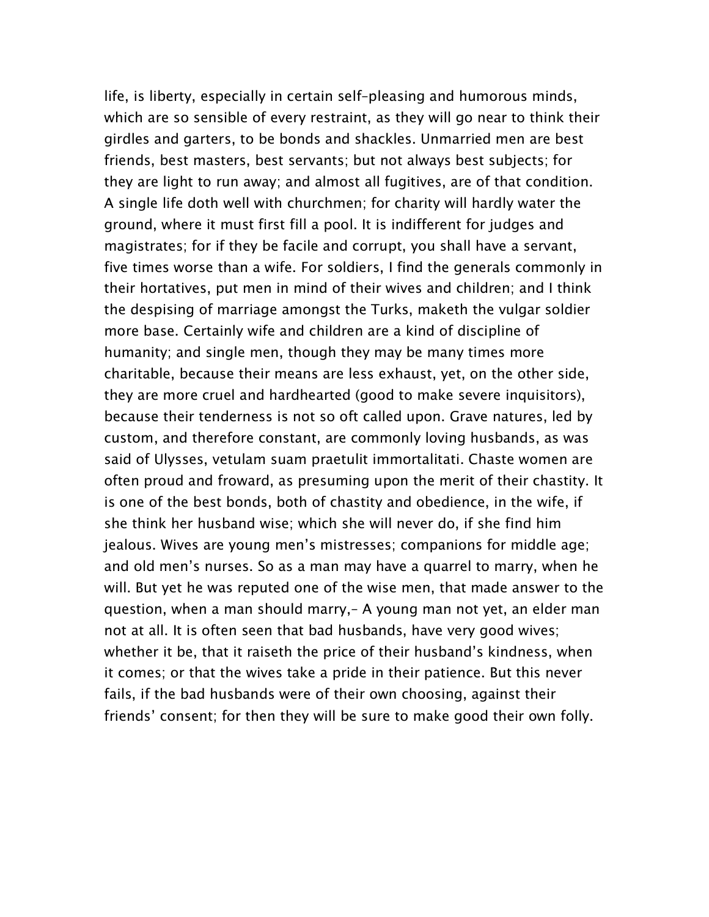life, is liberty, especially in certain self-pleasing and humorous minds, which are so sensible of every restraint, as they will go near to think their girdles and garters, to be bonds and shackles. Unmarried men are best friends, best masters, best servants; but not always best subjects; for they are light to run away; and almost all fugitives, are of that condition. A single life doth well with churchmen; for charity will hardly water the ground, where it must first fill a pool. It is indifferent for judges and magistrates; for if they be facile and corrupt, you shall have a servant, five times worse than a wife. For soldiers, I find the generals commonly in their hortatives, put men in mind of their wives and children; and I think the despising of marriage amongst the Turks, maketh the vulgar soldier more base. Certainly wife and children are a kind of discipline of humanity; and single men, though they may be many times more charitable, because their means are less exhaust, yet, on the other side, they are more cruel and hardhearted (good to make severe inquisitors), because their tenderness is not so oft called upon. Grave natures, led by custom, and therefore constant, are commonly loving husbands, as was said of Ulysses, vetulam suam praetulit immortalitati. Chaste women are often proud and froward, as presuming upon the merit of their chastity. It is one of the best bonds, both of chastity and obedience, in the wife, if she think her husband wise; which she will never do, if she find him jealous. Wives are young men's mistresses; companions for middle age; and old men's nurses. So as a man may have a quarrel to marry, when he will. But yet he was reputed one of the wise men, that made answer to the question, when a man should marry,– A young man not yet, an elder man not at all. It is often seen that bad husbands, have very good wives; whether it be, that it raiseth the price of their husband's kindness, when it comes; or that the wives take a pride in their patience. But this never fails, if the bad husbands were of their own choosing, against their friends' consent; for then they will be sure to make good their own folly.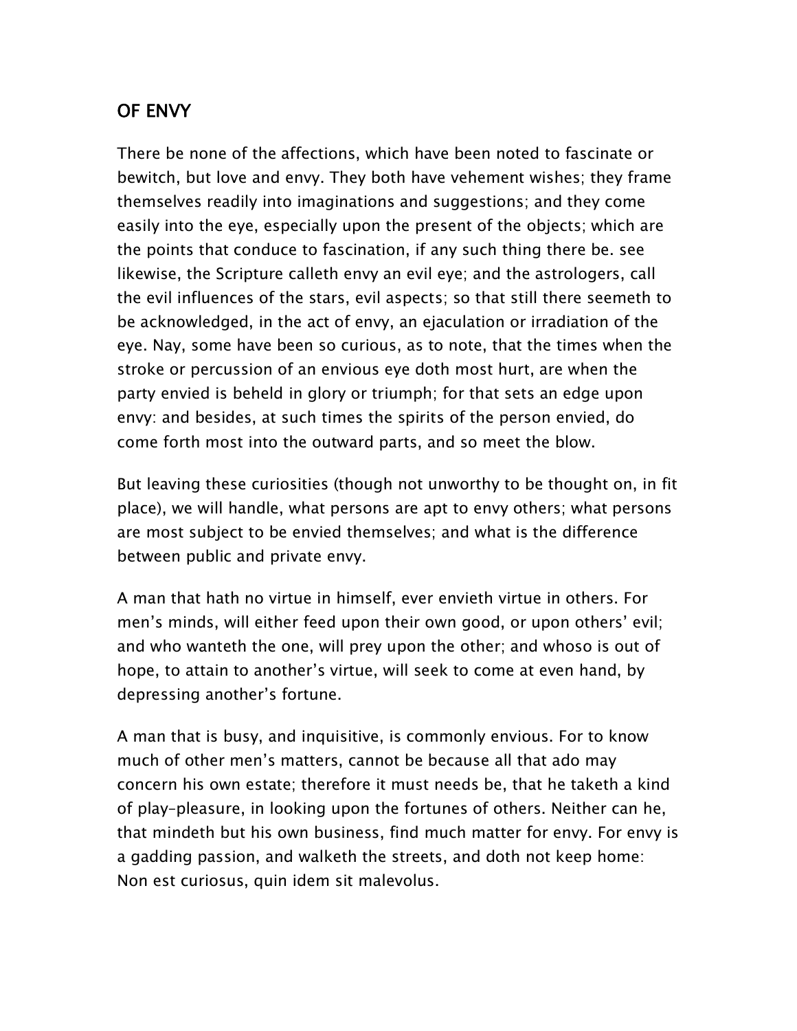## OF ENVY

There be none of the affections, which have been noted to fascinate or bewitch, but love and envy. They both have vehement wishes; they frame themselves readily into imaginations and suggestions; and they come easily into the eye, especially upon the present of the objects; which are the points that conduce to fascination, if any such thing there be. see likewise, the Scripture calleth envy an evil eye; and the astrologers, call the evil influences of the stars, evil aspects; so that still there seemeth to be acknowledged, in the act of envy, an ejaculation or irradiation of the eye. Nay, some have been so curious, as to note, that the times when the stroke or percussion of an envious eye doth most hurt, are when the party envied is beheld in glory or triumph; for that sets an edge upon envy: and besides, at such times the spirits of the person envied, do come forth most into the outward parts, and so meet the blow.

But leaving these curiosities (though not unworthy to be thought on, in fit place), we will handle, what persons are apt to envy others; what persons are most subject to be envied themselves; and what is the difference between public and private envy.

A man that hath no virtue in himself, ever envieth virtue in others. For men's minds, will either feed upon their own good, or upon others' evil; and who wanteth the one, will prey upon the other; and whoso is out of hope, to attain to another's virtue, will seek to come at even hand, by depressing another's fortune.

A man that is busy, and inquisitive, is commonly envious. For to know much of other men's matters, cannot be because all that ado may concern his own estate; therefore it must needs be, that he taketh a kind of play-pleasure, in looking upon the fortunes of others. Neither can he, that mindeth but his own business, find much matter for envy. For envy is a gadding passion, and walketh the streets, and doth not keep home: Non est curiosus, quin idem sit malevolus.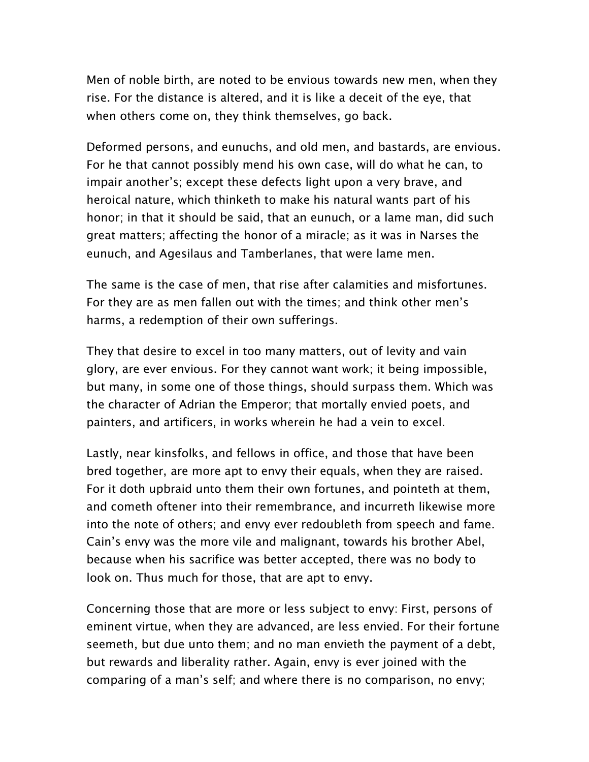Men of noble birth, are noted to be envious towards new men, when they rise. For the distance is altered, and it is like a deceit of the eye, that when others come on, they think themselves, go back.

Deformed persons, and eunuchs, and old men, and bastards, are envious. For he that cannot possibly mend his own case, will do what he can, to impair another's; except these defects light upon a very brave, and heroical nature, which thinketh to make his natural wants part of his honor; in that it should be said, that an eunuch, or a lame man, did such great matters; affecting the honor of a miracle; as it was in Narses the eunuch, and Agesilaus and Tamberlanes, that were lame men.

The same is the case of men, that rise after calamities and misfortunes. For they are as men fallen out with the times; and think other men's harms, a redemption of their own sufferings.

They that desire to excel in too many matters, out of levity and vain glory, are ever envious. For they cannot want work; it being impossible, but many, in some one of those things, should surpass them. Which was the character of Adrian the Emperor; that mortally envied poets, and painters, and artificers, in works wherein he had a vein to excel.

Lastly, near kinsfolks, and fellows in office, and those that have been bred together, are more apt to envy their equals, when they are raised. For it doth upbraid unto them their own fortunes, and pointeth at them, and cometh oftener into their remembrance, and incurreth likewise more into the note of others; and envy ever redoubleth from speech and fame. Cain's envy was the more vile and malignant, towards his brother Abel, because when his sacrifice was better accepted, there was no body to look on. Thus much for those, that are apt to envy.

Concerning those that are more or less subject to envy: First, persons of eminent virtue, when they are advanced, are less envied. For their fortune seemeth, but due unto them; and no man envieth the payment of a debt, but rewards and liberality rather. Again, envy is ever joined with the comparing of a man's self; and where there is no comparison, no envy;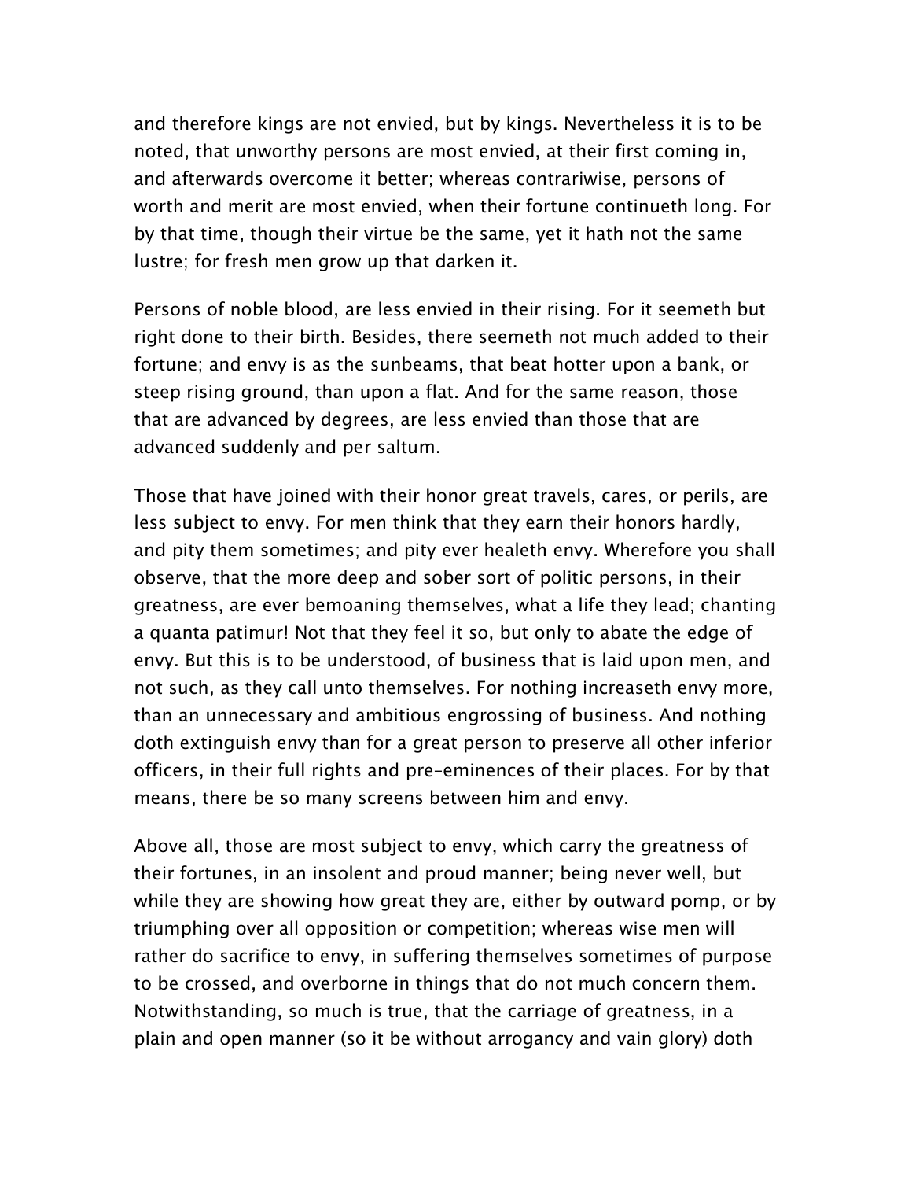and therefore kings are not envied, but by kings. Nevertheless it is to be noted, that unworthy persons are most envied, at their first coming in, and afterwards overcome it better; whereas contrariwise, persons of worth and merit are most envied, when their fortune continueth long. For by that time, though their virtue be the same, yet it hath not the same lustre; for fresh men grow up that darken it.

Persons of noble blood, are less envied in their rising. For it seemeth but right done to their birth. Besides, there seemeth not much added to their fortune; and envy is as the sunbeams, that beat hotter upon a bank, or steep rising ground, than upon a flat. And for the same reason, those that are advanced by degrees, are less envied than those that are advanced suddenly and per saltum.

Those that have joined with their honor great travels, cares, or perils, are less subject to envy. For men think that they earn their honors hardly, and pity them sometimes; and pity ever healeth envy. Wherefore you shall observe, that the more deep and sober sort of politic persons, in their greatness, are ever bemoaning themselves, what a life they lead; chanting a quanta patimur! Not that they feel it so, but only to abate the edge of envy. But this is to be understood, of business that is laid upon men, and not such, as they call unto themselves. For nothing increaseth envy more, than an unnecessary and ambitious engrossing of business. And nothing doth extinguish envy than for a great person to preserve all other inferior officers, in their full rights and pre-eminences of their places. For by that means, there be so many screens between him and envy.

Above all, those are most subject to envy, which carry the greatness of their fortunes, in an insolent and proud manner; being never well, but while they are showing how great they are, either by outward pomp, or by triumphing over all opposition or competition; whereas wise men will rather do sacrifice to envy, in suffering themselves sometimes of purpose to be crossed, and overborne in things that do not much concern them. Notwithstanding, so much is true, that the carriage of greatness, in a plain and open manner (so it be without arrogancy and vain glory) doth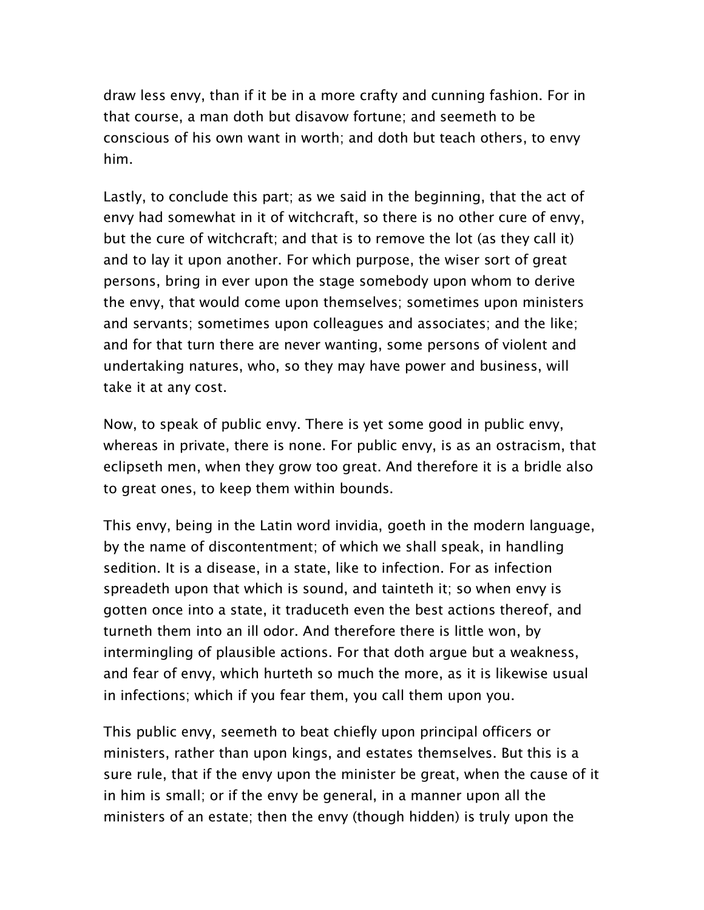draw less envy, than if it be in a more crafty and cunning fashion. For in that course, a man doth but disavow fortune; and seemeth to be conscious of his own want in worth; and doth but teach others, to envy him.

Lastly, to conclude this part; as we said in the beginning, that the act of envy had somewhat in it of witchcraft, so there is no other cure of envy, but the cure of witchcraft; and that is to remove the lot (as they call it) and to lay it upon another. For which purpose, the wiser sort of great persons, bring in ever upon the stage somebody upon whom to derive the envy, that would come upon themselves; sometimes upon ministers and servants; sometimes upon colleagues and associates; and the like; and for that turn there are never wanting, some persons of violent and undertaking natures, who, so they may have power and business, will take it at any cost.

Now, to speak of public envy. There is yet some good in public envy, whereas in private, there is none. For public envy, is as an ostracism, that eclipseth men, when they grow too great. And therefore it is a bridle also to great ones, to keep them within bounds.

This envy, being in the Latin word invidia, goeth in the modern language, by the name of discontentment; of which we shall speak, in handling sedition. It is a disease, in a state, like to infection. For as infection spreadeth upon that which is sound, and tainteth it; so when envy is gotten once into a state, it traduceth even the best actions thereof, and turneth them into an ill odor. And therefore there is little won, by intermingling of plausible actions. For that doth argue but a weakness, and fear of envy, which hurteth so much the more, as it is likewise usual in infections; which if you fear them, you call them upon you.

This public envy, seemeth to beat chiefly upon principal officers or ministers, rather than upon kings, and estates themselves. But this is a sure rule, that if the envy upon the minister be great, when the cause of it in him is small; or if the envy be general, in a manner upon all the ministers of an estate; then the envy (though hidden) is truly upon the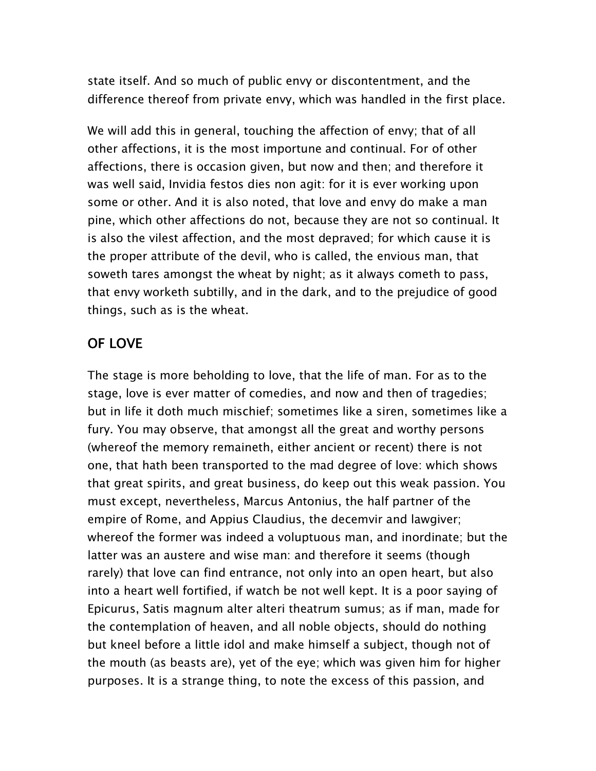state itself. And so much of public envy or discontentment, and the difference thereof from private envy, which was handled in the first place.

We will add this in general, touching the affection of envy; that of all other affections, it is the most importune and continual. For of other affections, there is occasion given, but now and then; and therefore it was well said, Invidia festos dies non agit: for it is ever working upon some or other. And it is also noted, that love and envy do make a man pine, which other affections do not, because they are not so continual. It is also the vilest affection, and the most depraved; for which cause it is the proper attribute of the devil, who is called, the envious man, that soweth tares amongst the wheat by night; as it always cometh to pass, that envy worketh subtilly, and in the dark, and to the prejudice of good things, such as is the wheat.

## OF LOVE

The stage is more beholding to love, that the life of man. For as to the stage, love is ever matter of comedies, and now and then of tragedies; but in life it doth much mischief; sometimes like a siren, sometimes like a fury. You may observe, that amongst all the great and worthy persons (whereof the memory remaineth, either ancient or recent) there is not one, that hath been transported to the mad degree of love: which shows that great spirits, and great business, do keep out this weak passion. You must except, nevertheless, Marcus Antonius, the half partner of the empire of Rome, and Appius Claudius, the decemvir and lawgiver; whereof the former was indeed a voluptuous man, and inordinate; but the latter was an austere and wise man: and therefore it seems (though rarely) that love can find entrance, not only into an open heart, but also into a heart well fortified, if watch be not well kept. It is a poor saying of Epicurus, Satis magnum alter alteri theatrum sumus; as if man, made for the contemplation of heaven, and all noble objects, should do nothing but kneel before a little idol and make himself a subject, though not of the mouth (as beasts are), yet of the eye; which was given him for higher purposes. It is a strange thing, to note the excess of this passion, and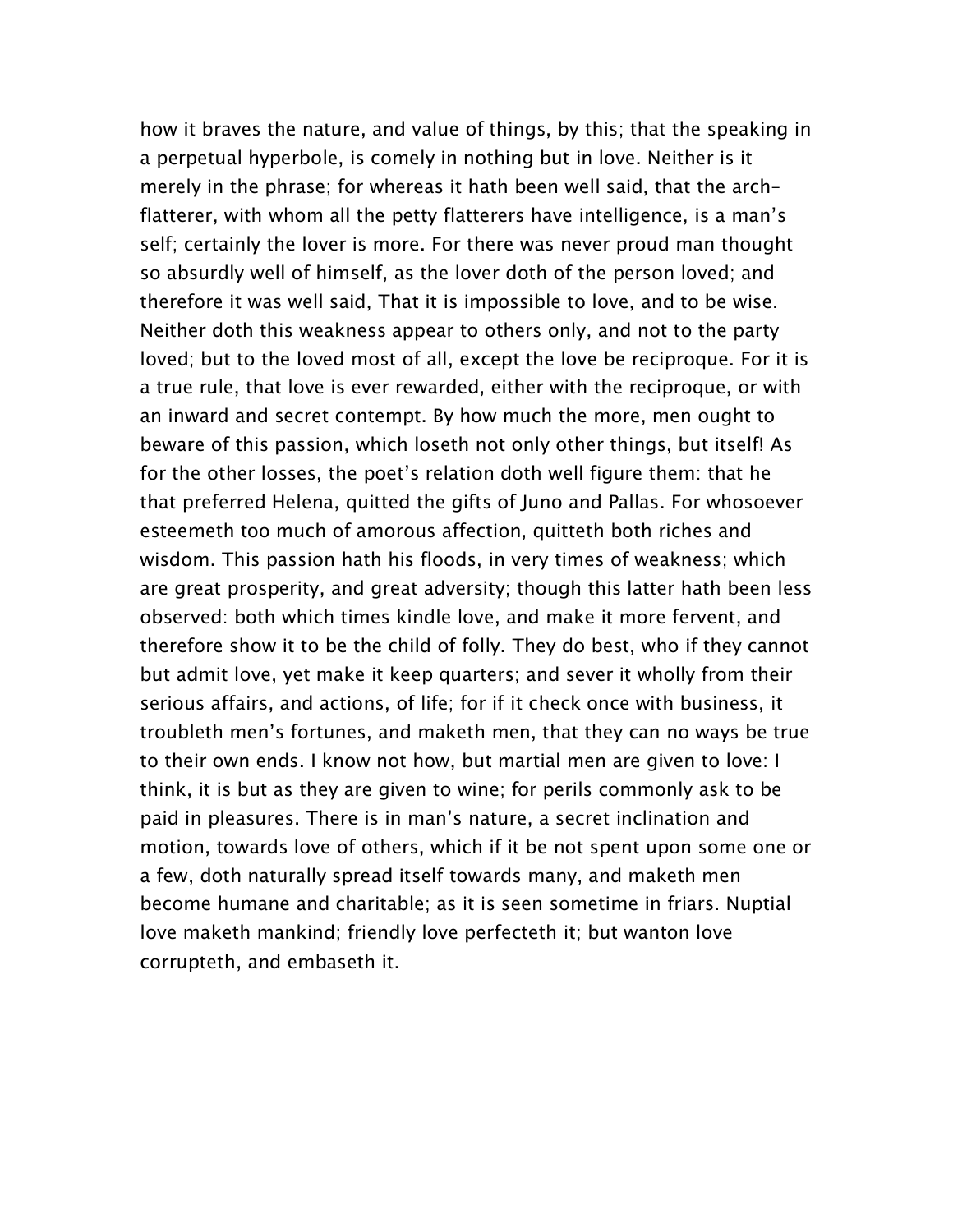how it braves the nature, and value of things, by this; that the speaking in a perpetual hyperbole, is comely in nothing but in love. Neither is it merely in the phrase; for whereas it hath been well said, that the arch-flatterer, with whom all the petty flatterers have intelligence, is a man's self; certainly the lover is more. For there was never proud man thought so absurdly well of himself, as the lover doth of the person loved; and therefore it was well said, That it is impossible to love, and to be wise. Neither doth this weakness appear to others only, and not to the party loved; but to the loved most of all, except the love be reciproque. For it is a true rule, that love is ever rewarded, either with the reciproque, or with an inward and secret contempt. By how much the more, men ought to beware of this passion, which loseth not only other things, but itself! As for the other losses, the poet's relation doth well figure them: that he that preferred Helena, quitted the gifts of Juno and Pallas. For whosoever esteemeth too much of amorous affection, quitteth both riches and wisdom. This passion hath his floods, in very times of weakness; which are great prosperity, and great adversity; though this latter hath been less observed: both which times kindle love, and make it more fervent, and therefore show it to be the child of folly. They do best, who if they cannot but admit love, yet make it keep quarters; and sever it wholly from their serious affairs, and actions, of life; for if it check once with business, it troubleth men's fortunes, and maketh men, that they can no ways be true to their own ends. I know not how, but martial men are given to love: I think, it is but as they are given to wine; for perils commonly ask to be paid in pleasures. There is in man's nature, a secret inclination and motion, towards love of others, which if it be not spent upon some one or a few, doth naturally spread itself towards many, and maketh men become humane and charitable; as it is seen sometime in friars. Nuptial love maketh mankind; friendly love perfecteth it; but wanton love corrupteth, and embaseth it.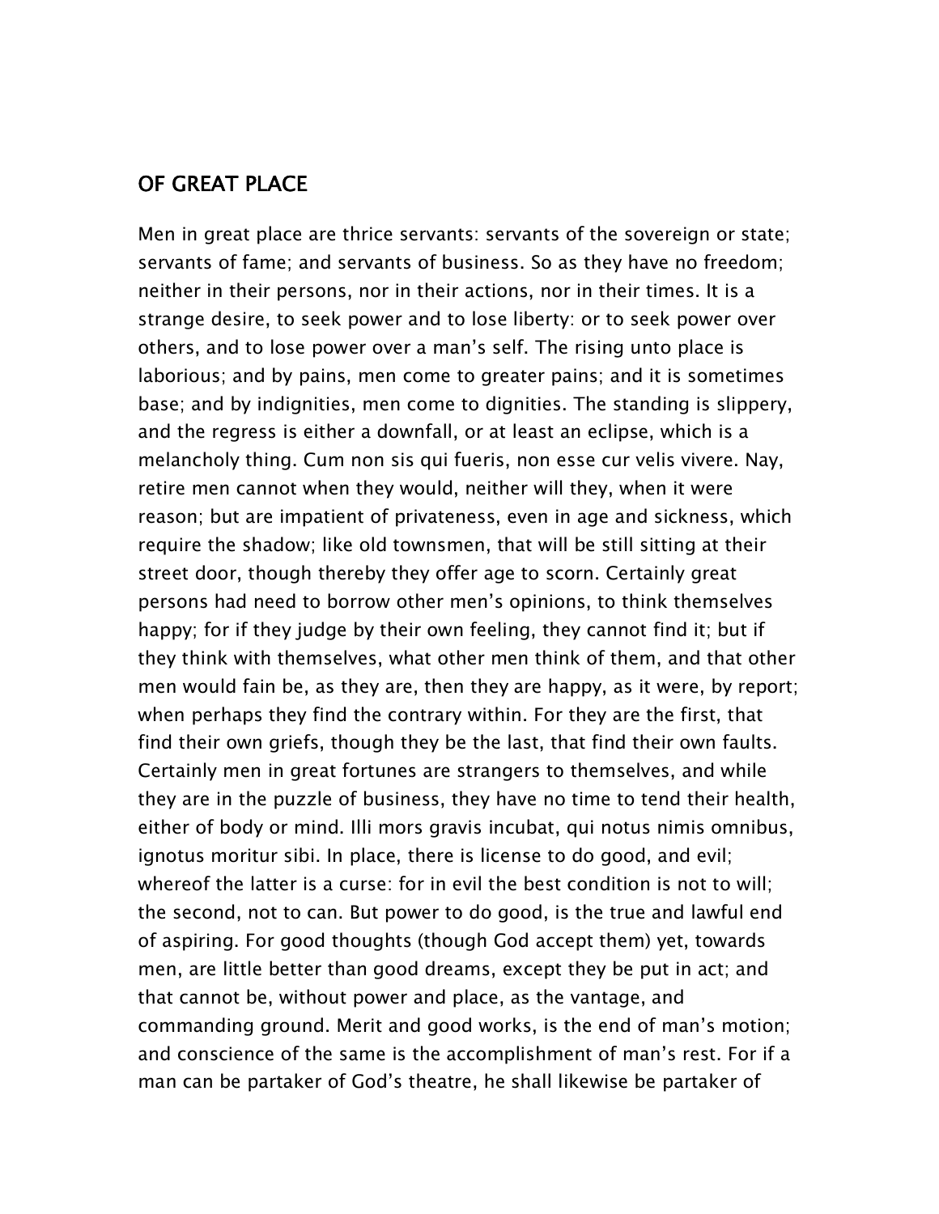## OF GREAT PLACE

Men in great place are thrice servants: servants of the sovereign or state; servants of fame; and servants of business. So as they have no freedom; neither in their persons, nor in their actions, nor in their times. It is a strange desire, to seek power and to lose liberty: or to seek power over others, and to lose power over a man's self. The rising unto place is laborious; and by pains, men come to greater pains; and it is sometimes base; and by indignities, men come to dignities. The standing is slippery, and the regress is either a downfall, or at least an eclipse, which is a melancholy thing. Cum non sis qui fueris, non esse cur velis vivere. Nay, retire men cannot when they would, neither will they, when it were reason; but are impatient of privateness, even in age and sickness, which require the shadow; like old townsmen, that will be still sitting at their street door, though thereby they offer age to scorn. Certainly great persons had need to borrow other men's opinions, to think themselves happy; for if they judge by their own feeling, they cannot find it; but if they think with themselves, what other men think of them, and that other men would fain be, as they are, then they are happy, as it were, by report; when perhaps they find the contrary within. For they are the first, that find their own griefs, though they be the last, that find their own faults. Certainly men in great fortunes are strangers to themselves, and while they are in the puzzle of business, they have no time to tend their health, either of body or mind. Illi mors gravis incubat, qui notus nimis omnibus, ignotus moritur sibi. In place, there is license to do good, and evil; whereof the latter is a curse: for in evil the best condition is not to will; the second, not to can. But power to do good, is the true and lawful end of aspiring. For good thoughts (though God accept them) yet, towards men, are little better than good dreams, except they be put in act; and that cannot be, without power and place, as the vantage, and commanding ground. Merit and good works, is the end of man's motion; and conscience of the same is the accomplishment of man's rest. For if a man can be partaker of God's theatre, he shall likewise be partaker of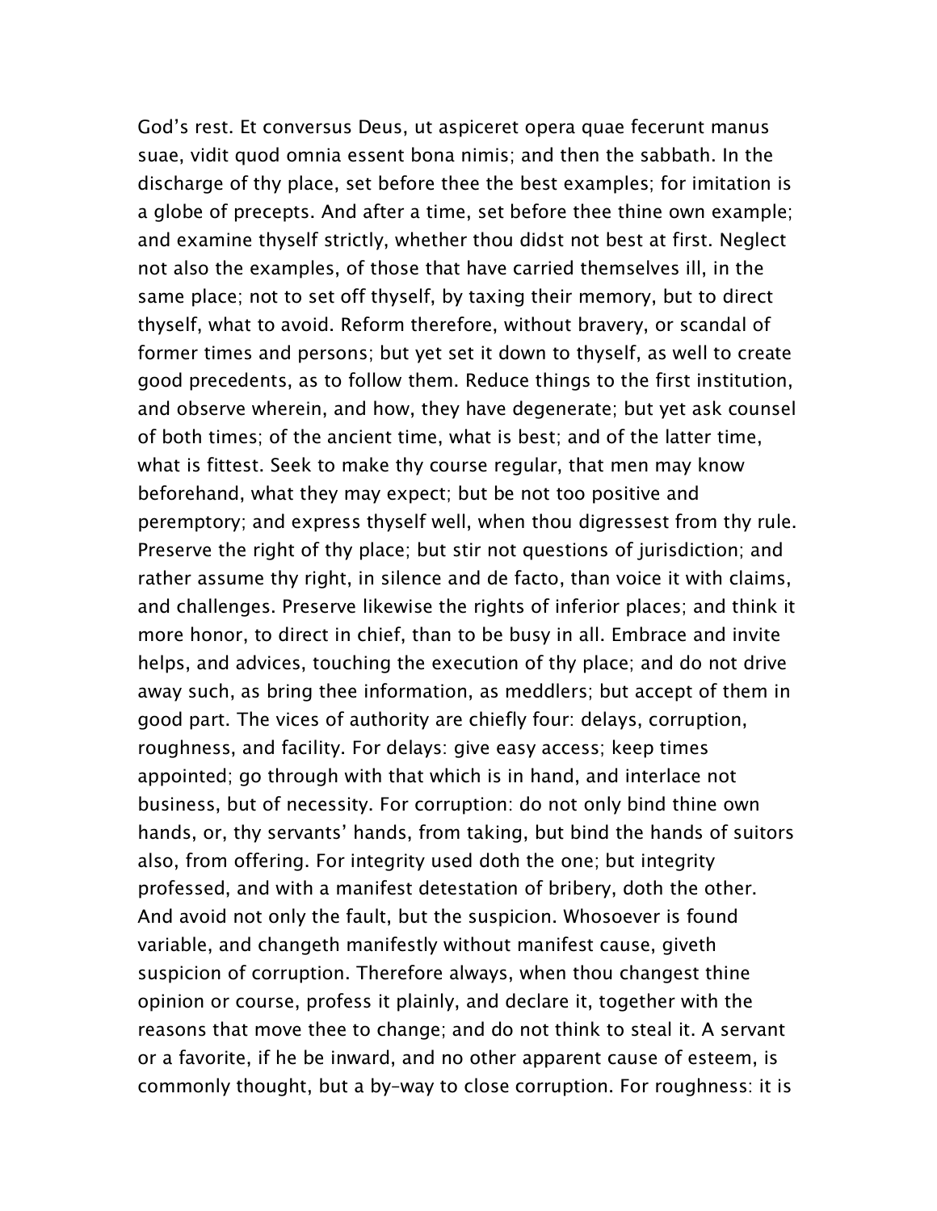God's rest. Et conversus Deus, ut aspiceret opera quae fecerunt manus suae, vidit quod omnia essent bona nimis; and then the sabbath. In the discharge of thy place, set before thee the best examples; for imitation is a globe of precepts. And after a time, set before thee thine own example; and examine thyself strictly, whether thou didst not best at first. Neglect not also the examples, of those that have carried themselves ill, in the same place; not to set off thyself, by taxing their memory, but to direct thyself, what to avoid. Reform therefore, without bravery, or scandal of former times and persons; but yet set it down to thyself, as well to create good precedents, as to follow them. Reduce things to the first institution, and observe wherein, and how, they have degenerate; but yet ask counsel of both times; of the ancient time, what is best; and of the latter time, what is fittest. Seek to make thy course regular, that men may know beforehand, what they may expect; but be not too positive and peremptory; and express thyself well, when thou digressest from thy rule. Preserve the right of thy place; but stir not questions of jurisdiction; and rather assume thy right, in silence and de facto, than voice it with claims, and challenges. Preserve likewise the rights of inferior places; and think it more honor, to direct in chief, than to be busy in all. Embrace and invite helps, and advices, touching the execution of thy place; and do not drive away such, as bring thee information, as meddlers; but accept of them in good part. The vices of authority are chiefly four: delays, corruption, roughness, and facility. For delays: give easy access; keep times appointed; go through with that which is in hand, and interlace not business, but of necessity. For corruption: do not only bind thine own hands, or, thy servants' hands, from taking, but bind the hands of suitors also, from offering. For integrity used doth the one; but integrity professed, and with a manifest detestation of bribery, doth the other. And avoid not only the fault, but the suspicion. Whosoever is found variable, and changeth manifestly without manifest cause, giveth suspicion of corruption. Therefore always, when thou changest thine opinion or course, profess it plainly, and declare it, together with the reasons that move thee to change; and do not think to steal it. A servant or a favorite, if he be inward, and no other apparent cause of esteem, is commonly thought, but a by-way to close corruption. For roughness: it is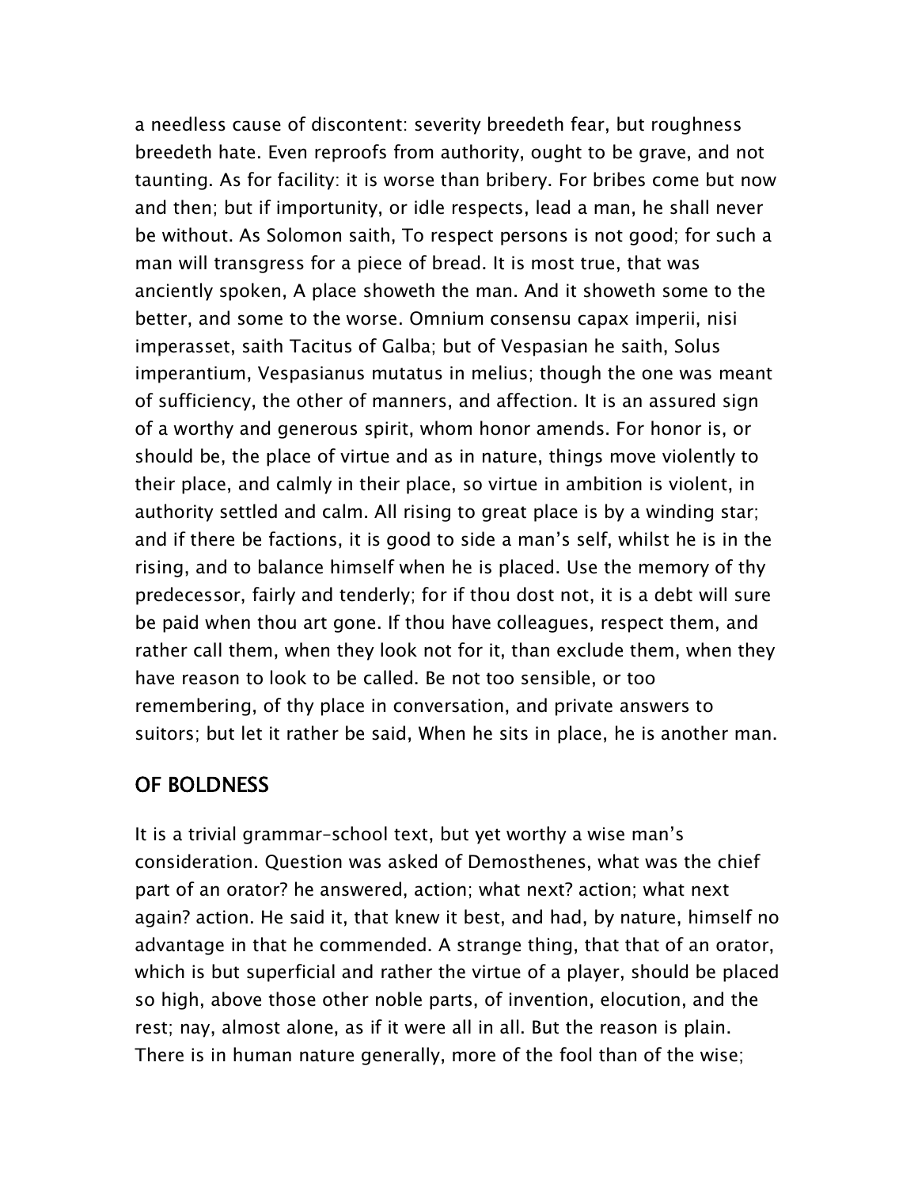a needless cause of discontent: severity breedeth fear, but roughness breedeth hate. Even reproofs from authority, ought to be grave, and not taunting. As for facility: it is worse than bribery. For bribes come but now and then; but if importunity, or idle respects, lead a man, he shall never be without. As Solomon saith, To respect persons is not good; for such a man will transgress for a piece of bread. It is most true, that was anciently spoken, A place showeth the man. And it showeth some to the better, and some to the worse. Omnium consensu capax imperii, nisi imperasset, saith Tacitus of Galba; but of Vespasian he saith, Solus imperantium, Vespasianus mutatus in melius; though the one was meant of sufficiency, the other of manners, and affection. It is an assured sign of a worthy and generous spirit, whom honor amends. For honor is, or should be, the place of virtue and as in nature, things move violently to their place, and calmly in their place, so virtue in ambition is violent, in authority settled and calm. All rising to great place is by a winding star; and if there be factions, it is good to side a man's self, whilst he is in the rising, and to balance himself when he is placed. Use the memory of thy predecessor, fairly and tenderly; for if thou dost not, it is a debt will sure be paid when thou art gone. If thou have colleagues, respect them, and rather call them, when they look not for it, than exclude them, when they have reason to look to be called. Be not too sensible, or too remembering, of thy place in conversation, and private answers to suitors; but let it rather be said, When he sits in place, he is another man.

## OF BOLDNESS

It is a trivial grammar-school text, but yet worthy a wise man's consideration. Question was asked of Demosthenes, what was the chief part of an orator? he answered, action; what next? action; what next again? action. He said it, that knew it best, and had, by nature, himself no advantage in that he commended. A strange thing, that that of an orator, which is but superficial and rather the virtue of a player, should be placed so high, above those other noble parts, of invention, elocution, and the rest; nay, almost alone, as if it were all in all. But the reason is plain. There is in human nature generally, more of the fool than of the wise;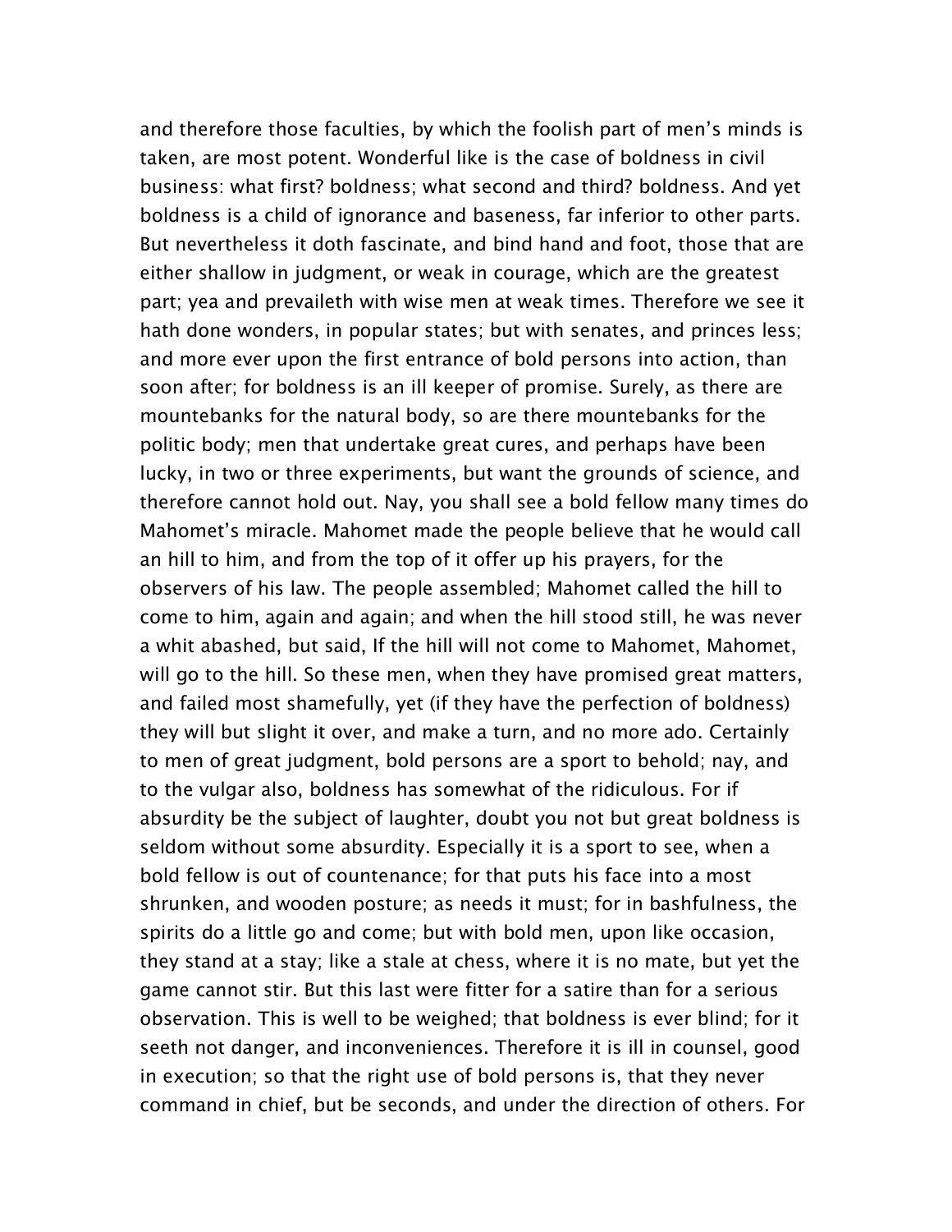and therefore those faculties, by which the foolish part of men's minds is taken, are most potent. Wonderful like is the case of boldness in civil business: what first? boldness; what second and third? boldness. And yet boldness is a child of ignorance and baseness, far inferior to other parts. But nevertheless it doth fascinate, and bind hand and foot, those that are either shallow in judgment, or weak in courage, which are the greatest part; yea and prevaileth with wise men at weak times. Therefore we see it hath done wonders, in popular states; but with senates, and princes less; and more ever upon the first entrance of bold persons into action, than soon after; for boldness is an ill keeper of promise. Surely, as there are mountebanks for the natural body, so are there mountebanks for the politic body; men that undertake great cures, and perhaps have been lucky, in two or three experiments, but want the grounds of science, and therefore cannot hold out. Nay, you shall see a bold fellow many times do Mahomet's miracle. Mahomet made the people believe that he would call an hill to him, and from the top of it offer up his prayers, for the observers of his law. The people assembled; Mahomet called the hill to come to him, again and again; and when the hill stood still, he was never a whit abashed, but said, If the hill will not come to Mahomet, Mahomet, will go to the hill. So these men, when they have promised great matters, and failed most shamefully, yet (if they have the perfection of boldness) they will but slight it over, and make a turn, and no more ado. Certainly to men of great judgment, bold persons are a sport to behold; nay, and to the vulgar also, boldness has somewhat of the ridiculous. For if absurdity be the subject of laughter, doubt you not but great boldness is seldom without some absurdity. Especially it is a sport to see, when a bold fellow is out of countenance; for that puts his face into a most shrunken, and wooden posture; as needs it must; for in bashfulness, the spirits do a little go and come; but with bold men, upon like occasion, they stand at a stay; like a stale at chess, where it is no mate, but yet the game cannot stir. But this last were fitter for a satire than for a serious observation. This is well to be weighed; that boldness is ever blind; for it seeth not danger, and inconveniences. Therefore it is ill in counsel, good in execution; so that the right use of bold persons is, that they never command in chief, but be seconds, and under the direction of others. For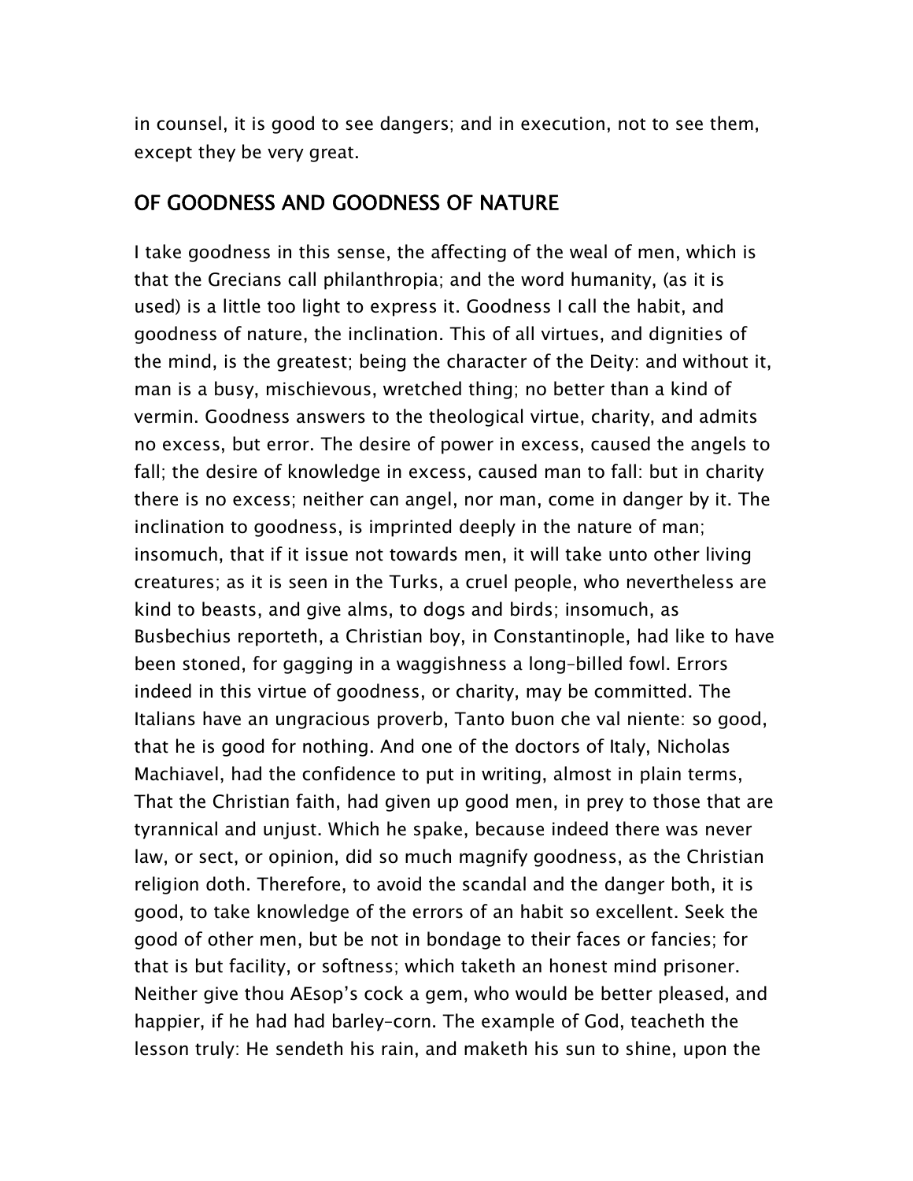in counsel, it is good to see dangers; and in execution, not to see them, except they be very great.

## OF GOODNESS AND GOODNESS OF NATURE

I take goodness in this sense, the affecting of the weal of men, which is that the Grecians call philanthropia; and the word humanity, (as it is used) is a little too light to express it. Goodness I call the habit, and goodness of nature, the inclination. This of all virtues, and dignities of the mind, is the greatest; being the character of the Deity: and without it, man is a busy, mischievous, wretched thing; no better than a kind of vermin. Goodness answers to the theological virtue, charity, and admits no excess, but error. The desire of power in excess, caused the angels to fall; the desire of knowledge in excess, caused man to fall: but in charity there is no excess; neither can angel, nor man, come in danger by it. The inclination to goodness, is imprinted deeply in the nature of man; insomuch, that if it issue not towards men, it will take unto other living creatures; as it is seen in the Turks, a cruel people, who nevertheless are kind to beasts, and give alms, to dogs and birds; insomuch, as Busbechius reporteth, a Christian boy, in Constantinople, had like to have been stoned, for gagging in a waggishness a long-billed fowl. Errors indeed in this virtue of goodness, or charity, may be committed. The Italians have an ungracious proverb, Tanto buon che val niente: so good, that he is good for nothing. And one of the doctors of Italy, Nicholas Machiavel, had the confidence to put in writing, almost in plain terms, That the Christian faith, had given up good men, in prey to those that are tyrannical and unjust. Which he spake, because indeed there was never law, or sect, or opinion, did so much magnify goodness, as the Christian religion doth. Therefore, to avoid the scandal and the danger both, it is good, to take knowledge of the errors of an habit so excellent. Seek the good of other men, but be not in bondage to their faces or fancies; for that is but facility, or softness; which taketh an honest mind prisoner. Neither give thou AEsop's cock a gem, who would be better pleased, and happier, if he had had barley-corn. The example of God, teacheth the lesson truly: He sendeth his rain, and maketh his sun to shine, upon the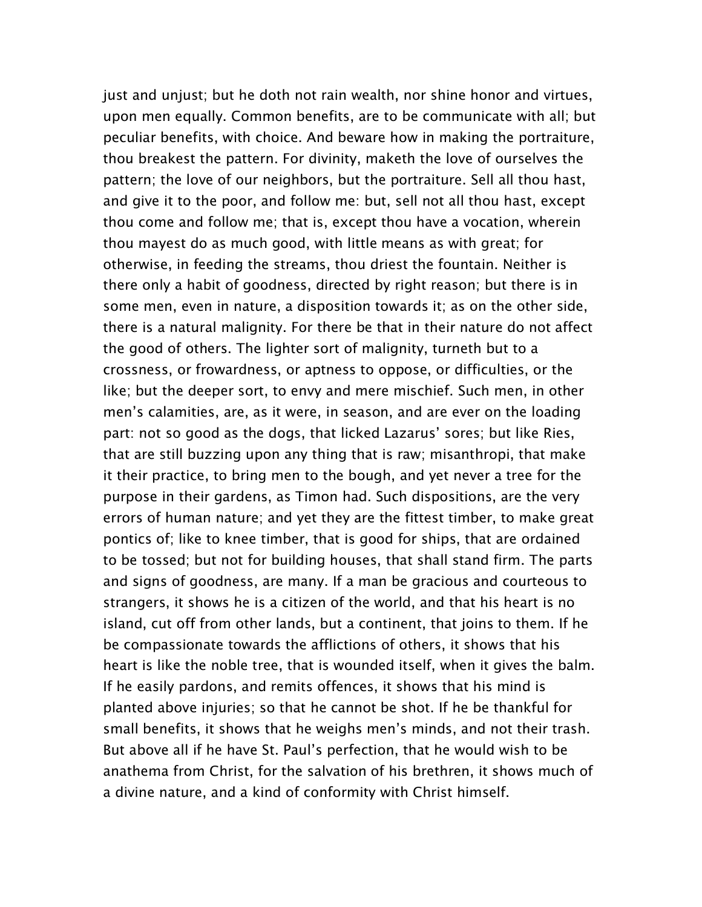just and unjust; but he doth not rain wealth, nor shine honor and virtues, upon men equally. Common benefits, are to be communicate with all; but peculiar benefits, with choice. And beware how in making the portraiture, thou breakest the pattern. For divinity, maketh the love of ourselves the pattern; the love of our neighbors, but the portraiture. Sell all thou hast, and give it to the poor, and follow me: but, sell not all thou hast, except thou come and follow me; that is, except thou have a vocation, wherein thou mayest do as much good, with little means as with great; for otherwise, in feeding the streams, thou driest the fountain. Neither is there only a habit of goodness, directed by right reason; but there is in some men, even in nature, a disposition towards it; as on the other side, there is a natural malignity. For there be that in their nature do not affect the good of others. The lighter sort of malignity, turneth but to a crossness, or frowardness, or aptness to oppose, or difficulties, or the like; but the deeper sort, to envy and mere mischief. Such men, in other men's calamities, are, as it were, in season, and are ever on the loading part: not so good as the dogs, that licked Lazarus' sores; but like Ries, that are still buzzing upon any thing that is raw; misanthropi, that make it their practice, to bring men to the bough, and yet never a tree for the purpose in their gardens, as Timon had. Such dispositions, are the very errors of human nature; and yet they are the fittest timber, to make great pontics of; like to knee timber, that is good for ships, that are ordained to be tossed; but not for building houses, that shall stand firm. The parts and signs of goodness, are many. If a man be gracious and courteous to strangers, it shows he is a citizen of the world, and that his heart is no island, cut off from other lands, but a continent, that joins to them. If he be compassionate towards the afflictions of others, it shows that his heart is like the noble tree, that is wounded itself, when it gives the balm. If he easily pardons, and remits offences, it shows that his mind is planted above injuries; so that he cannot be shot. If he be thankful for small benefits, it shows that he weighs men's minds, and not their trash. But above all if he have St. Paul's perfection, that he would wish to be anathema from Christ, for the salvation of his brethren, it shows much of a divine nature, and a kind of conformity with Christ himself.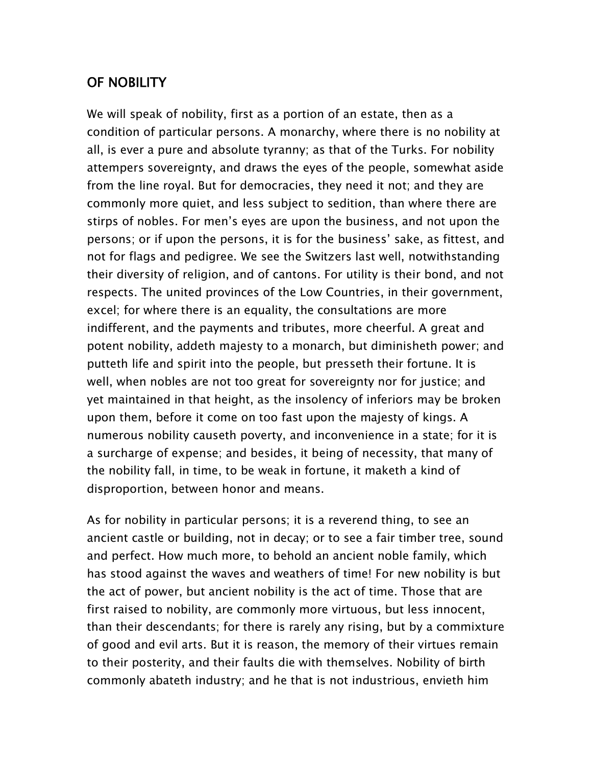## OF NOBILITY

We will speak of nobility, first as a portion of an estate, then as a condition of particular persons. A monarchy, where there is no nobility at all, is ever a pure and absolute tyranny; as that of the Turks. For nobility attempers sovereignty, and draws the eyes of the people, somewhat aside from the line royal. But for democracies, they need it not; and they are commonly more quiet, and less subject to sedition, than where there are stirps of nobles. For men's eyes are upon the business, and not upon the persons; or if upon the persons, it is for the business' sake, as fittest, and not for flags and pedigree. We see the Switzers last well, notwithstanding their diversity of religion, and of cantons. For utility is their bond, and not respects. The united provinces of the Low Countries, in their government, excel; for where there is an equality, the consultations are more indifferent, and the payments and tributes, more cheerful. A great and potent nobility, addeth majesty to a monarch, but diminisheth power; and putteth life and spirit into the people, but presseth their fortune. It is well, when nobles are not too great for sovereignty nor for justice; and yet maintained in that height, as the insolency of inferiors may be broken upon them, before it come on too fast upon the majesty of kings. A numerous nobility causeth poverty, and inconvenience in a state; for it is a surcharge of expense; and besides, it being of necessity, that many of the nobility fall, in time, to be weak in fortune, it maketh a kind of disproportion, between honor and means.

As for nobility in particular persons; it is a reverend thing, to see an ancient castle or building, not in decay; or to see a fair timber tree, sound and perfect. How much more, to behold an ancient noble family, which has stood against the waves and weathers of time! For new nobility is but the act of power, but ancient nobility is the act of time. Those that are first raised to nobility, are commonly more virtuous, but less innocent, than their descendants; for there is rarely any rising, but by a commixture of good and evil arts. But it is reason, the memory of their virtues remain to their posterity, and their faults die with themselves. Nobility of birth commonly abateth industry; and he that is not industrious, envieth him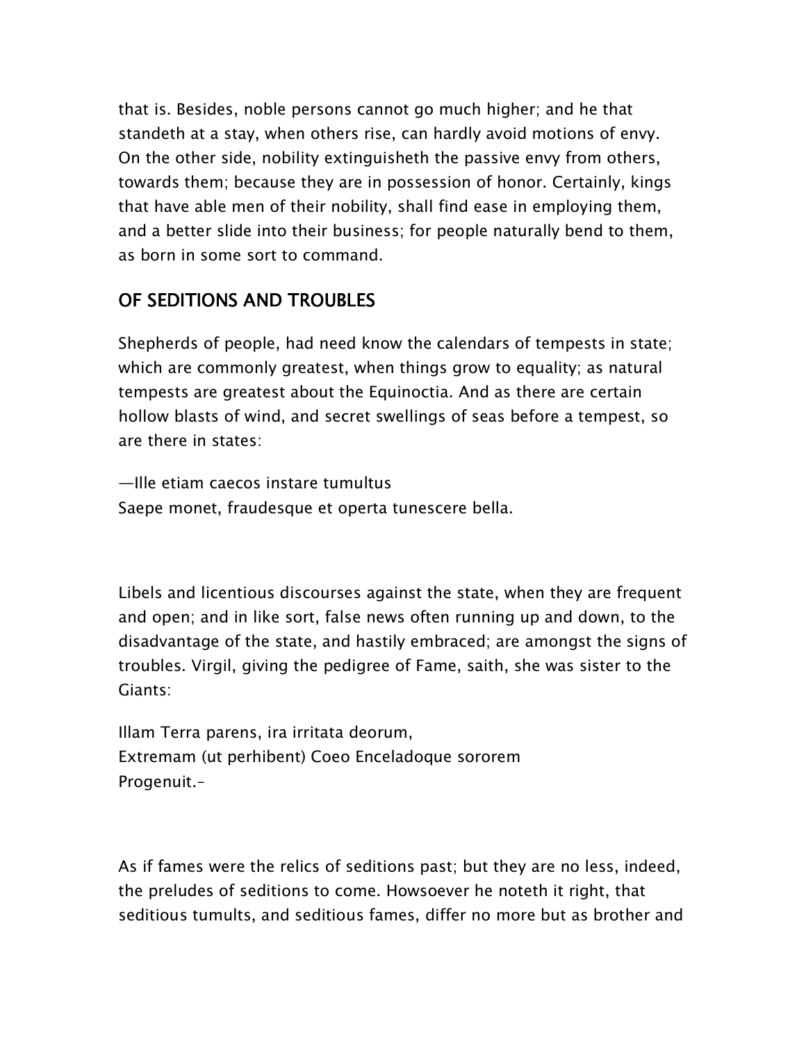that is. Besides, noble persons cannot go much higher; and he that standeth at a stay, when others rise, can hardly avoid motions of envy. On the other side, nobility extinguisheth the passive envy from others, towards them; because they are in possession of honor. Certainly, kings that have able men of their nobility, shall find ease in employing them, and a better slide into their business; for people naturally bend to them, as born in some sort to command.

## OF SEDITIONS AND TROUBLES

Shepherds of people, had need know the calendars of tempests in state; which are commonly greatest, when things grow to equality; as natural tempests are greatest about the Equinoctia. And as there are certain hollow blasts of wind, and secret swellings of seas before a tempest, so are there in states:

—Ille etiam caecos instare tumultus
Saepe monet, fraudesque et operta tunescere bella.

Libels and licentious discourses against the state, when they are frequent and open; and in like sort, false news often running up and down, to the disadvantage of the state, and hastily embraced; are amongst the signs of troubles. Virgil, giving the pedigree of Fame, saith, she was sister to the Giants:

Illam Terra parens, ira irritata deorum,
Extremam (ut perhibent) Coeo Enceladoque sororem
Progenuit.–

As if fames were the relics of seditions past; but they are no less, indeed, the preludes of seditions to come. Howsoever he noteth it right, that seditious tumults, and seditious fames, differ no more but as brother and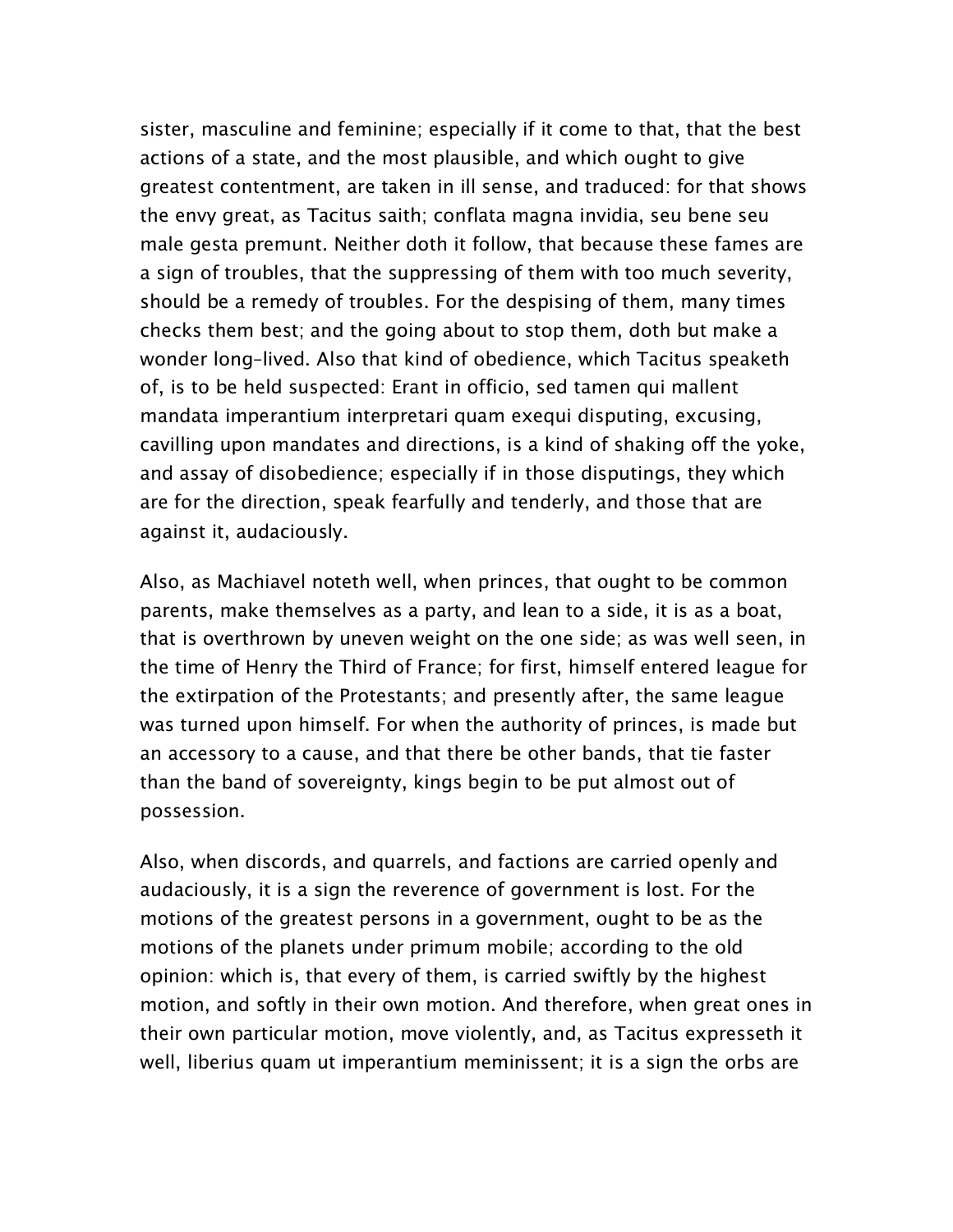sister, masculine and feminine; especially if it come to that, that the best actions of a state, and the most plausible, and which ought to give greatest contentment, are taken in ill sense, and traduced: for that shows the envy great, as Tacitus saith; conflata magna invidia, seu bene seu male gesta premunt. Neither doth it follow, that because these fames are a sign of troubles, that the suppressing of them with too much severity, should be a remedy of troubles. For the despising of them, many times checks them best; and the going about to stop them, doth but make a wonder long-lived. Also that kind of obedience, which Tacitus speaketh of, is to be held suspected: Erant in officio, sed tamen qui mallent mandata imperantium interpretari quam exequi disputing, excusing, cavilling upon mandates and directions, is a kind of shaking off the yoke, and assay of disobedience; especially if in those disputings, they which are for the direction, speak fearfully and tenderly, and those that are against it, audaciously.

Also, as Machiavel noteth well, when princes, that ought to be common parents, make themselves as a party, and lean to a side, it is as a boat, that is overthrown by uneven weight on the one side; as was well seen, in the time of Henry the Third of France; for first, himself entered league for the extirpation of the Protestants; and presently after, the same league was turned upon himself. For when the authority of princes, is made but an accessory to a cause, and that there be other bands, that tie faster than the band of sovereignty, kings begin to be put almost out of possession.

Also, when discords, and quarrels, and factions are carried openly and audaciously, it is a sign the reverence of government is lost. For the motions of the greatest persons in a government, ought to be as the motions of the planets under primum mobile; according to the old opinion: which is, that every of them, is carried swiftly by the highest motion, and softly in their own motion. And therefore, when great ones in their own particular motion, move violently, and, as Tacitus expresseth it well, liberius quam ut imperantium meminissent; it is a sign the orbs are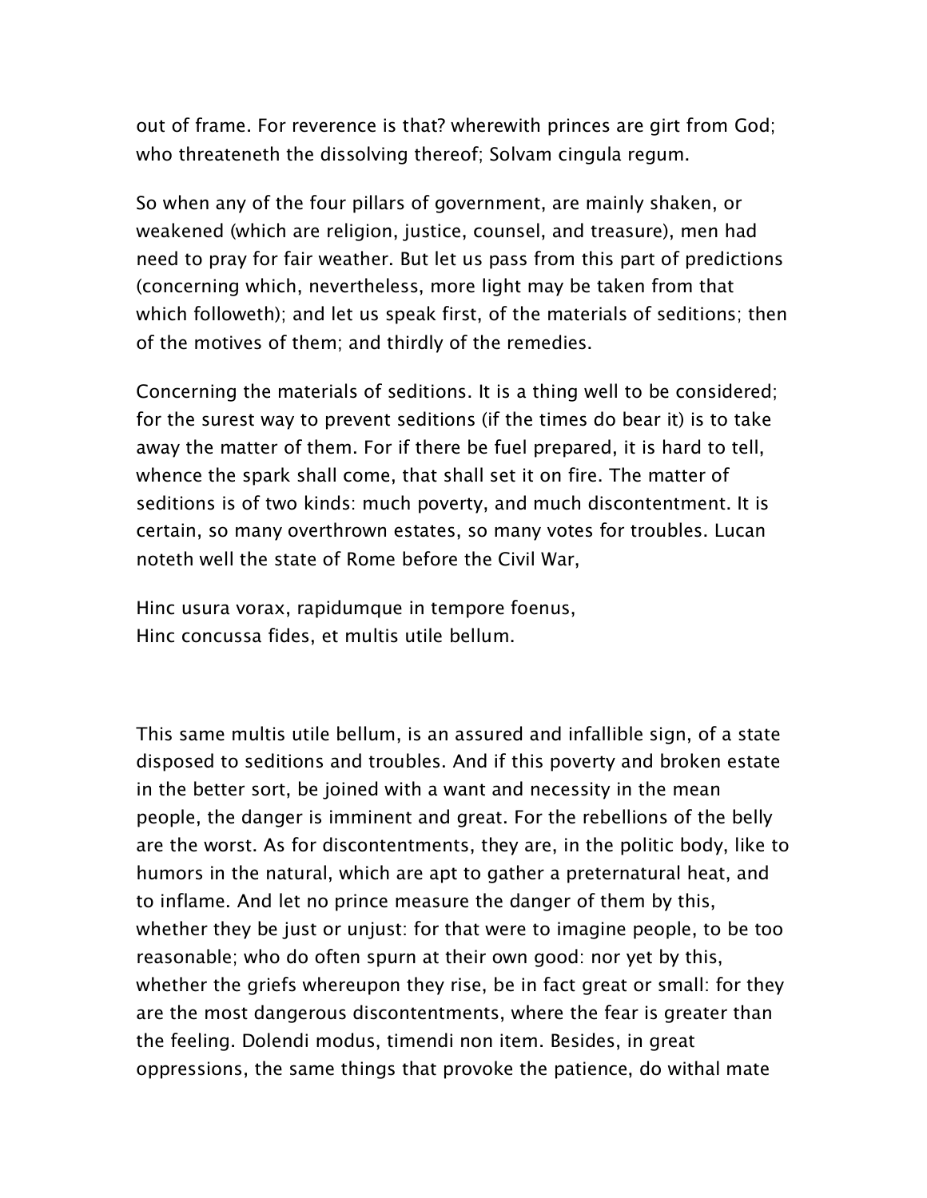out of frame. For reverence is that? wherewith princes are girt from God; who threateneth the dissolving thereof; Solvam cingula regum.

So when any of the four pillars of government, are mainly shaken, or weakened (which are religion, justice, counsel, and treasure), men had need to pray for fair weather. But let us pass from this part of predictions (concerning which, nevertheless, more light may be taken from that which followeth); and let us speak first, of the materials of seditions; then of the motives of them; and thirdly of the remedies.

Concerning the materials of seditions. It is a thing well to be considered; for the surest way to prevent seditions (if the times do bear it) is to take away the matter of them. For if there be fuel prepared, it is hard to tell, whence the spark shall come, that shall set it on fire. The matter of seditions is of two kinds: much poverty, and much discontentment. It is certain, so many overthrown estates, so many votes for troubles. Lucan noteth well the state of Rome before the Civil War,

Hinc usura vorax, rapidumque in tempore foenus,  
Hinc concussa fides, et multis utile bellum.

This same multis utile bellum, is an assured and infallible sign, of a state disposed to seditions and troubles. And if this poverty and broken estate in the better sort, be joined with a want and necessity in the mean people, the danger is imminent and great. For the rebellions of the belly are the worst. As for discontentments, they are, in the politic body, like to humors in the natural, which are apt to gather a preternatural heat, and to inflame. And let no prince measure the danger of them by this, whether they be just or unjust: for that were to imagine people, to be too reasonable; who do often spurn at their own good: nor yet by this, whether the griefs whereupon they rise, be in fact great or small: for they are the most dangerous discontentments, where the fear is greater than the feeling. Dolendi modus, timendi non item. Besides, in great oppressions, the same things that provoke the patience, do withal mate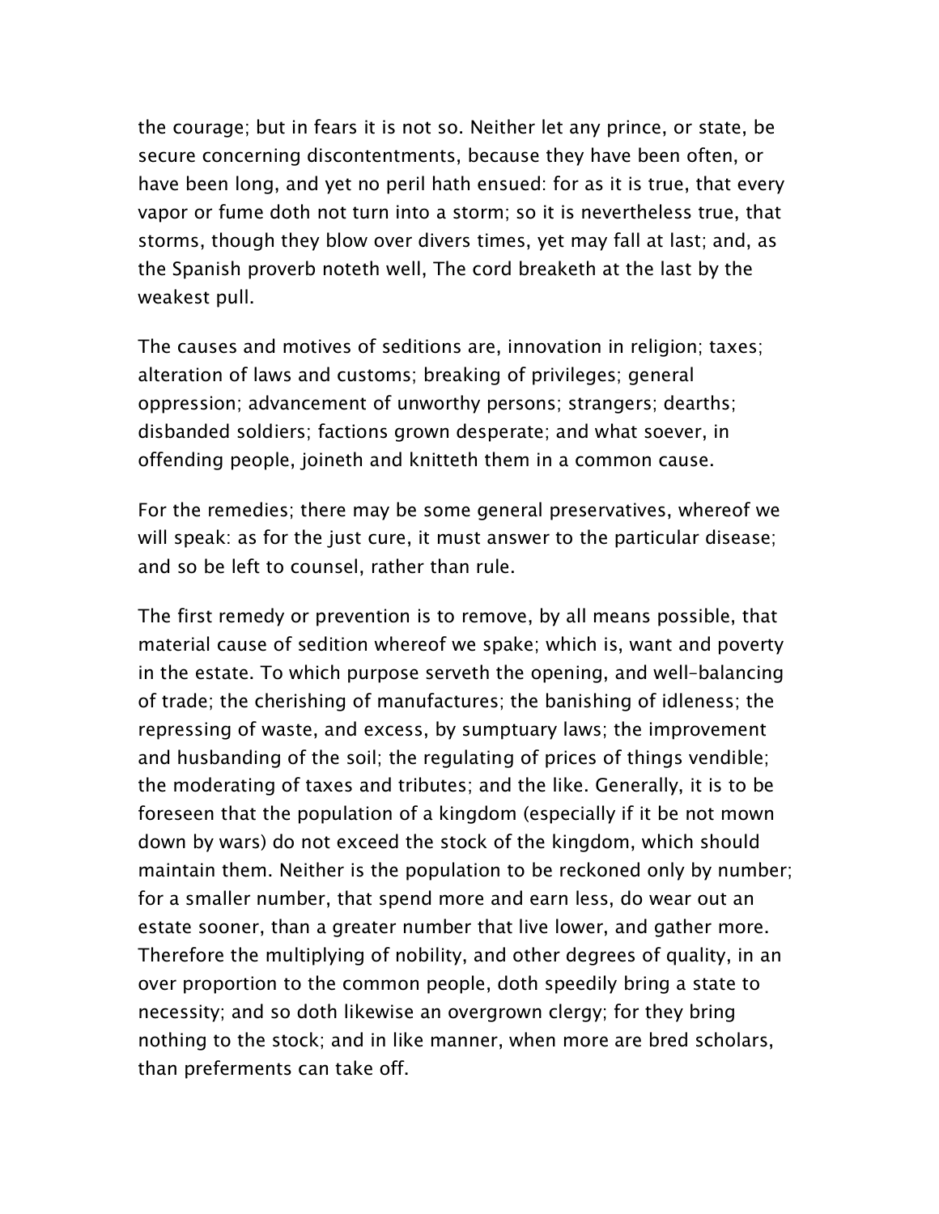the courage; but in fears it is not so. Neither let any prince, or state, be secure concerning discontentments, because they have been often, or have been long, and yet no peril hath ensued: for as it is true, that every vapor or fume doth not turn into a storm; so it is nevertheless true, that storms, though they blow over divers times, yet may fall at last; and, as the Spanish proverb noteth well, The cord breaketh at the last by the weakest pull.

The causes and motives of seditions are, innovation in religion; taxes; alteration of laws and customs; breaking of privileges; general oppression; advancement of unworthy persons; strangers; dearths; disbanded soldiers; factions grown desperate; and what soever, in offending people, joineth and knitteth them in a common cause.

For the remedies; there may be some general preservatives, whereof we will speak: as for the just cure, it must answer to the particular disease; and so be left to counsel, rather than rule.

The first remedy or prevention is to remove, by all means possible, that material cause of sedition whereof we spake; which is, want and poverty in the estate. To which purpose serveth the opening, and well-balancing of trade; the cherishing of manufactures; the banishing of idleness; the repressing of waste, and excess, by sumptuary laws; the improvement and husbanding of the soil; the regulating of prices of things vendible; the moderating of taxes and tributes; and the like. Generally, it is to be foreseen that the population of a kingdom (especially if it be not mown down by wars) do not exceed the stock of the kingdom, which should maintain them. Neither is the population to be reckoned only by number; for a smaller number, that spend more and earn less, do wear out an estate sooner, than a greater number that live lower, and gather more. Therefore the multiplying of nobility, and other degrees of quality, in an over proportion to the common people, doth speedily bring a state to necessity; and so doth likewise an overgrown clergy; for they bring nothing to the stock; and in like manner, when more are bred scholars, than preferments can take off.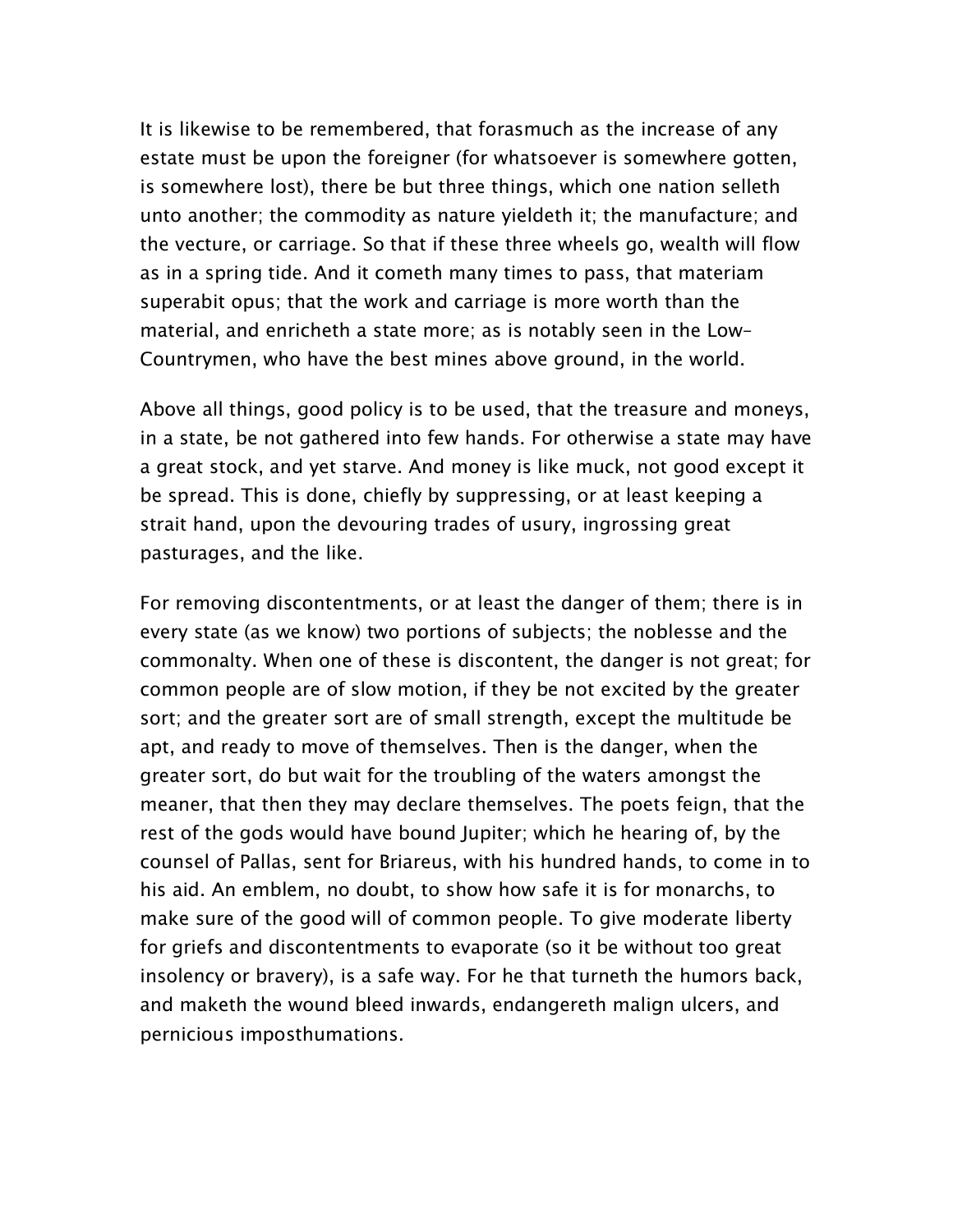It is likewise to be remembered, that forasmuch as the increase of any estate must be upon the foreigner (for whatsoever is somewhere gotten, is somewhere lost), there be but three things, which one nation selleth unto another; the commodity as nature yieldeth it; the manufacture; and the vecture, or carriage. So that if these three wheels go, wealth will flow as in a spring tide. And it cometh many times to pass, that materiam superabit opus; that the work and carriage is more worth than the material, and enricheth a state more; as is notably seen in the Low-Countrymen, who have the best mines above ground, in the world.

Above all things, good policy is to be used, that the treasure and moneys, in a state, be not gathered into few hands. For otherwise a state may have a great stock, and yet starve. And money is like muck, not good except it be spread. This is done, chiefly by suppressing, or at least keeping a strait hand, upon the devouring trades of usury, ingrossing great pasturages, and the like.

For removing discontentments, or at least the danger of them; there is in every state (as we know) two portions of subjects; the noblesse and the commonalty. When one of these is discontent, the danger is not great; for common people are of slow motion, if they be not excited by the greater sort; and the greater sort are of small strength, except the multitude be apt, and ready to move of themselves. Then is the danger, when the greater sort, do but wait for the troubling of the waters amongst the meaner, that then they may declare themselves. The poets feign, that the rest of the gods would have bound Jupiter; which he hearing of, by the counsel of Pallas, sent for Briareus, with his hundred hands, to come in to his aid. An emblem, no doubt, to show how safe it is for monarchs, to make sure of the good will of common people. To give moderate liberty for griefs and discontentments to evaporate (so it be without too great insolency or bravery), is a safe way. For he that turneth the humors back, and maketh the wound bleed inwards, endangereth malign ulcers, and pernicious imposthumations.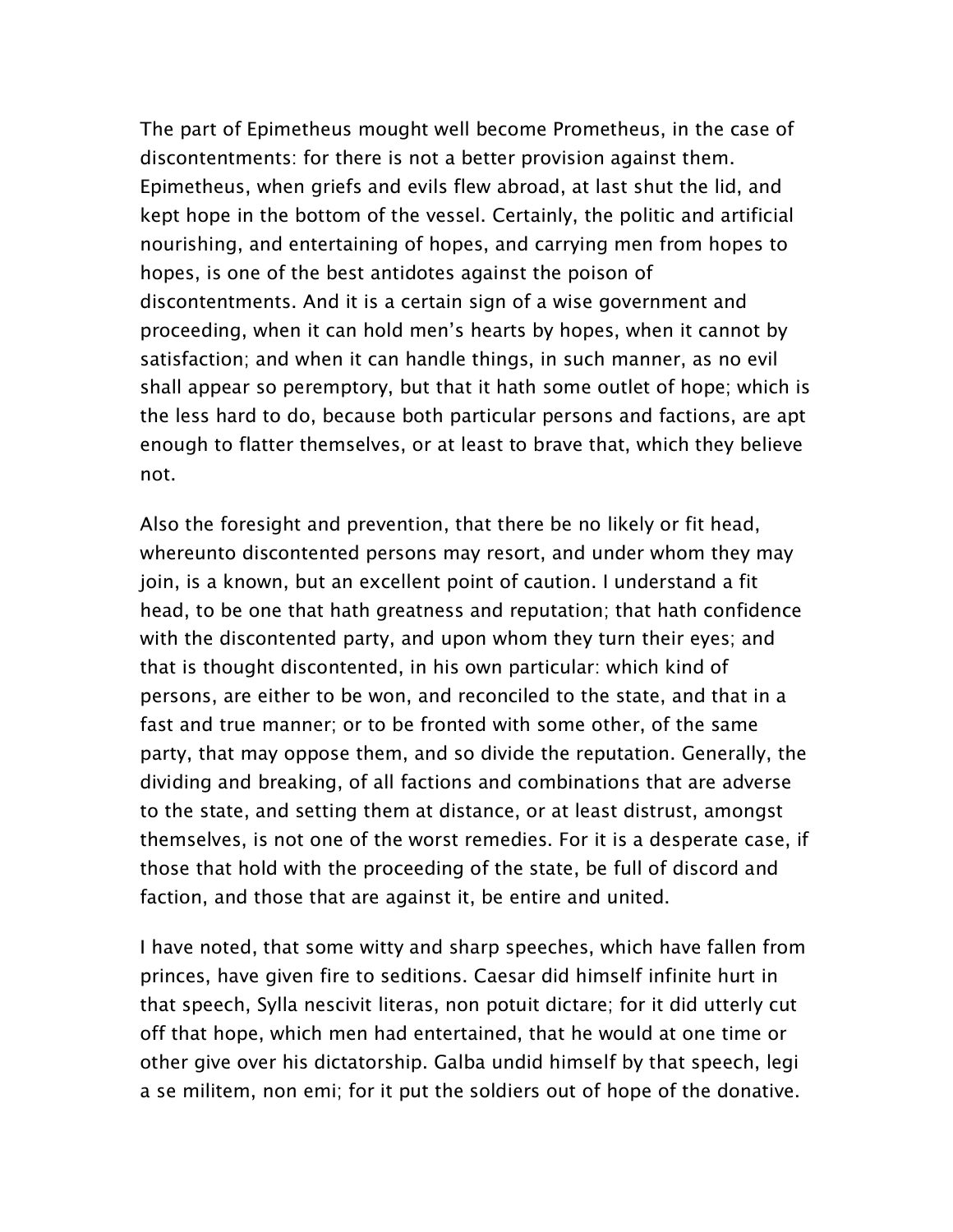The part of Epimetheus mought well become Prometheus, in the case of discontentments: for there is not a better provision against them. Epimetheus, when griefs and evils flew abroad, at last shut the lid, and kept hope in the bottom of the vessel. Certainly, the politic and artificial nourishing, and entertaining of hopes, and carrying men from hopes to hopes, is one of the best antidotes against the poison of discontentments. And it is a certain sign of a wise government and proceeding, when it can hold men's hearts by hopes, when it cannot by satisfaction; and when it can handle things, in such manner, as no evil shall appear so peremptory, but that it hath some outlet of hope; which is the less hard to do, because both particular persons and factions, are apt enough to flatter themselves, or at least to brave that, which they believe not.

Also the foresight and prevention, that there be no likely or fit head, whereunto discontented persons may resort, and under whom they may join, is a known, but an excellent point of caution. I understand a fit head, to be one that hath greatness and reputation; that hath confidence with the discontented party, and upon whom they turn their eyes; and that is thought discontented, in his own particular: which kind of persons, are either to be won, and reconciled to the state, and that in a fast and true manner; or to be fronted with some other, of the same party, that may oppose them, and so divide the reputation. Generally, the dividing and breaking, of all factions and combinations that are adverse to the state, and setting them at distance, or at least distrust, amongst themselves, is not one of the worst remedies. For it is a desperate case, if those that hold with the proceeding of the state, be full of discord and faction, and those that are against it, be entire and united.

I have noted, that some witty and sharp speeches, which have fallen from princes, have given fire to seditions. Caesar did himself infinite hurt in that speech, Sylla nescivit literas, non potuit dictare; for it did utterly cut off that hope, which men had entertained, that he would at one time or other give over his dictatorship. Galba undid himself by that speech, legi a se militem, non emi; for it put the soldiers out of hope of the donative.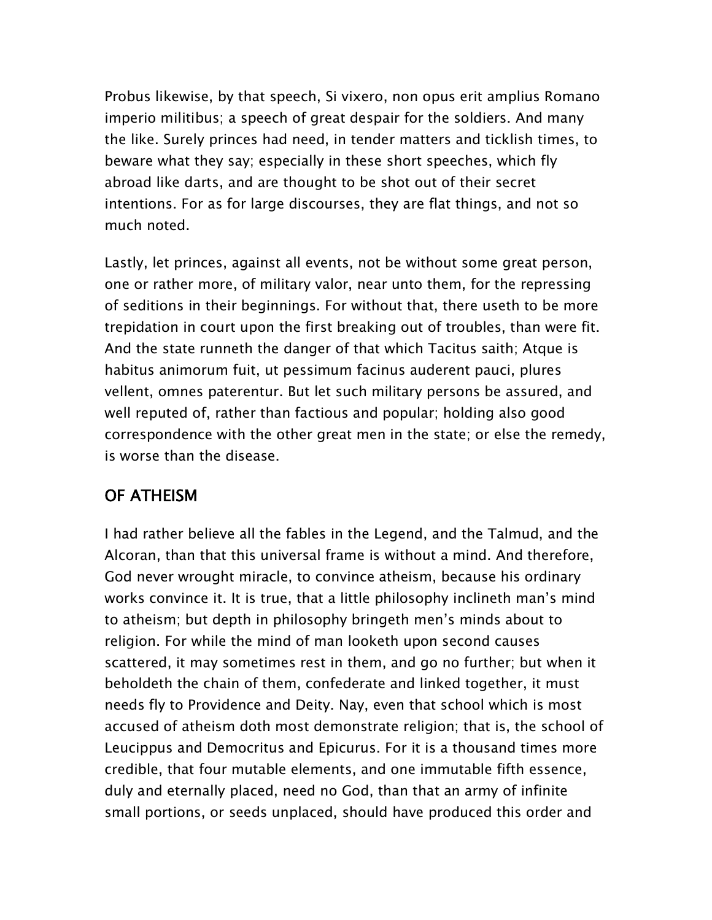Probus likewise, by that speech, Si vixero, non opus erit amplius Romano imperio militibus; a speech of great despair for the soldiers. And many the like. Surely princes had need, in tender matters and ticklish times, to beware what they say; especially in these short speeches, which fly abroad like darts, and are thought to be shot out of their secret intentions. For as for large discourses, they are flat things, and not so much noted.

Lastly, let princes, against all events, not be without some great person, one or rather more, of military valor, near unto them, for the repressing of seditions in their beginnings. For without that, there useth to be more trepidation in court upon the first breaking out of troubles, than were fit. And the state runneth the danger of that which Tacitus saith; Atque is habitus animorum fuit, ut pessimum facinus auderent pauci, plures vellent, omnes paterentur. But let such military persons be assured, and well reputed of, rather than factious and popular; holding also good correspondence with the other great men in the state; or else the remedy, is worse than the disease.

## OF ATHEISM

I had rather believe all the fables in the Legend, and the Talmud, and the Alcoran, than that this universal frame is without a mind. And therefore, God never wrought miracle, to convince atheism, because his ordinary works convince it. It is true, that a little philosophy inclineth man's mind to atheism; but depth in philosophy bringeth men's minds about to religion. For while the mind of man looketh upon second causes scattered, it may sometimes rest in them, and go no further; but when it beholdeth the chain of them, confederate and linked together, it must needs fly to Providence and Deity. Nay, even that school which is most accused of atheism doth most demonstrate religion; that is, the school of Leucippus and Democritus and Epicurus. For it is a thousand times more credible, that four mutable elements, and one immutable fifth essence, duly and eternally placed, need no God, than that an army of infinite small portions, or seeds unplaced, should have produced this order and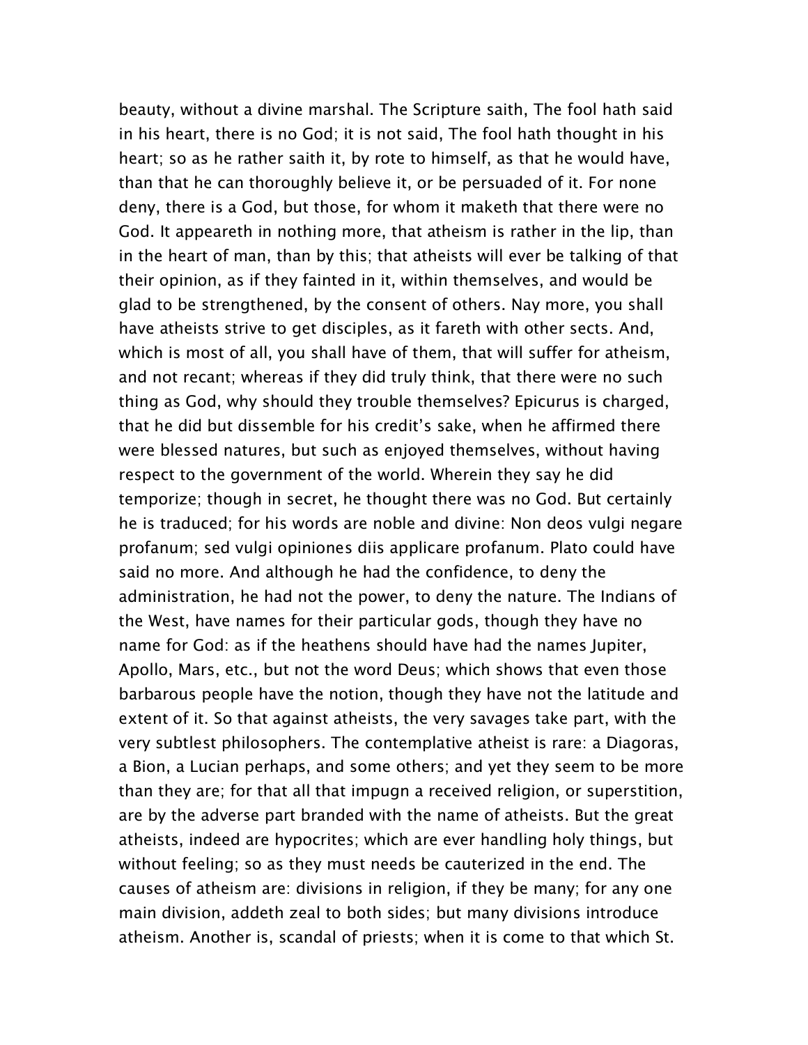beauty, without a divine marshal. The Scripture saith, The fool hath said in his heart, there is no God; it is not said, The fool hath thought in his heart; so as he rather saith it, by rote to himself, as that he would have, than that he can thoroughly believe it, or be persuaded of it. For none deny, there is a God, but those, for whom it maketh that there were no God. It appeareth in nothing more, that atheism is rather in the lip, than in the heart of man, than by this; that atheists will ever be talking of that their opinion, as if they fainted in it, within themselves, and would be glad to be strengthened, by the consent of others. Nay more, you shall have atheists strive to get disciples, as it fareth with other sects. And, which is most of all, you shall have of them, that will suffer for atheism, and not recant; whereas if they did truly think, that there were no such thing as God, why should they trouble themselves? Epicurus is charged, that he did but dissemble for his credit's sake, when he affirmed there were blessed natures, but such as enjoyed themselves, without having respect to the government of the world. Wherein they say he did temporize; though in secret, he thought there was no God. But certainly he is traduced; for his words are noble and divine: Non deos vulgi negare profanum; sed vulgi opiniones diis applicare profanum. Plato could have said no more. And although he had the confidence, to deny the administration, he had not the power, to deny the nature. The Indians of the West, have names for their particular gods, though they have no name for God: as if the heathens should have had the names Jupiter, Apollo, Mars, etc., but not the word Deus; which shows that even those barbarous people have the notion, though they have not the latitude and extent of it. So that against atheists, the very savages take part, with the very subtlest philosophers. The contemplative atheist is rare: a Diagoras, a Bion, a Lucian perhaps, and some others; and yet they seem to be more than they are; for that all that impugn a received religion, or superstition, are by the adverse part branded with the name of atheists. But the great atheists, indeed are hypocrites; which are ever handling holy things, but without feeling; so as they must needs be cauterized in the end. The causes of atheism are: divisions in religion, if they be many; for any one main division, addeth zeal to both sides; but many divisions introduce atheism. Another is, scandal of priests; when it is come to that which St.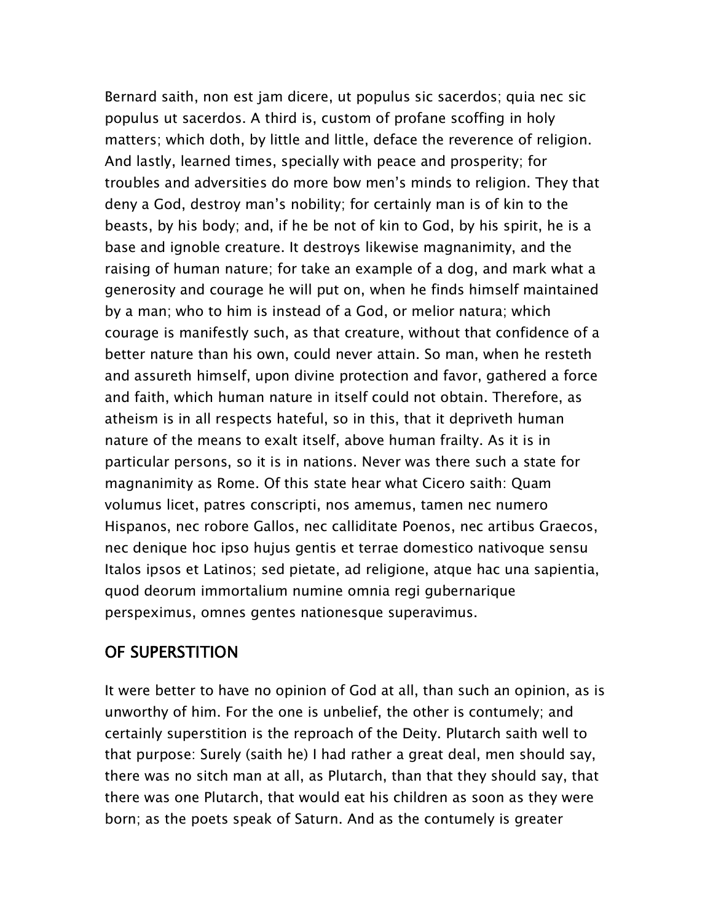Bernard saith, non est jam dicere, ut populus sic sacerdos; quia nec sic populus ut sacerdos. A third is, custom of profane scoffing in holy matters; which doth, by little and little, deface the reverence of religion. And lastly, learned times, specially with peace and prosperity; for troubles and adversities do more bow men's minds to religion. They that deny a God, destroy man's nobility; for certainly man is of kin to the beasts, by his body; and, if he be not of kin to God, by his spirit, he is a base and ignoble creature. It destroys likewise magnanimity, and the raising of human nature; for take an example of a dog, and mark what a generosity and courage he will put on, when he finds himself maintained by a man; who to him is instead of a God, or melior natura; which courage is manifestly such, as that creature, without that confidence of a better nature than his own, could never attain. So man, when he resteth and assureth himself, upon divine protection and favor, gathered a force and faith, which human nature in itself could not obtain. Therefore, as atheism is in all respects hateful, so in this, that it depriveth human nature of the means to exalt itself, above human frailty. As it is in particular persons, so it is in nations. Never was there such a state for magnanimity as Rome. Of this state hear what Cicero saith: Quam volumus licet, patres conscripti, nos amemus, tamen nec numero Hispanos, nec robore Gallos, nec calliditate Poenos, nec artibus Graecos, nec denique hoc ipso hujus gentis et terrae domestico nativoque sensu Italos ipsos et Latinos; sed pietate, ad religione, atque hac una sapientia, quod deorum immortalium numine omnia regi gubernarique perspeximus, omnes gentes nationesque superavimus.

## OF SUPERSTITION

It were better to have no opinion of God at all, than such an opinion, as is unworthy of him. For the one is unbelief, the other is contumely; and certainly superstition is the reproach of the Deity. Plutarch saith well to that purpose: Surely (saith he) I had rather a great deal, men should say, there was no sitch man at all, as Plutarch, than that they should say, that there was one Plutarch, that would eat his children as soon as they were born; as the poets speak of Saturn. And as the contumely is greater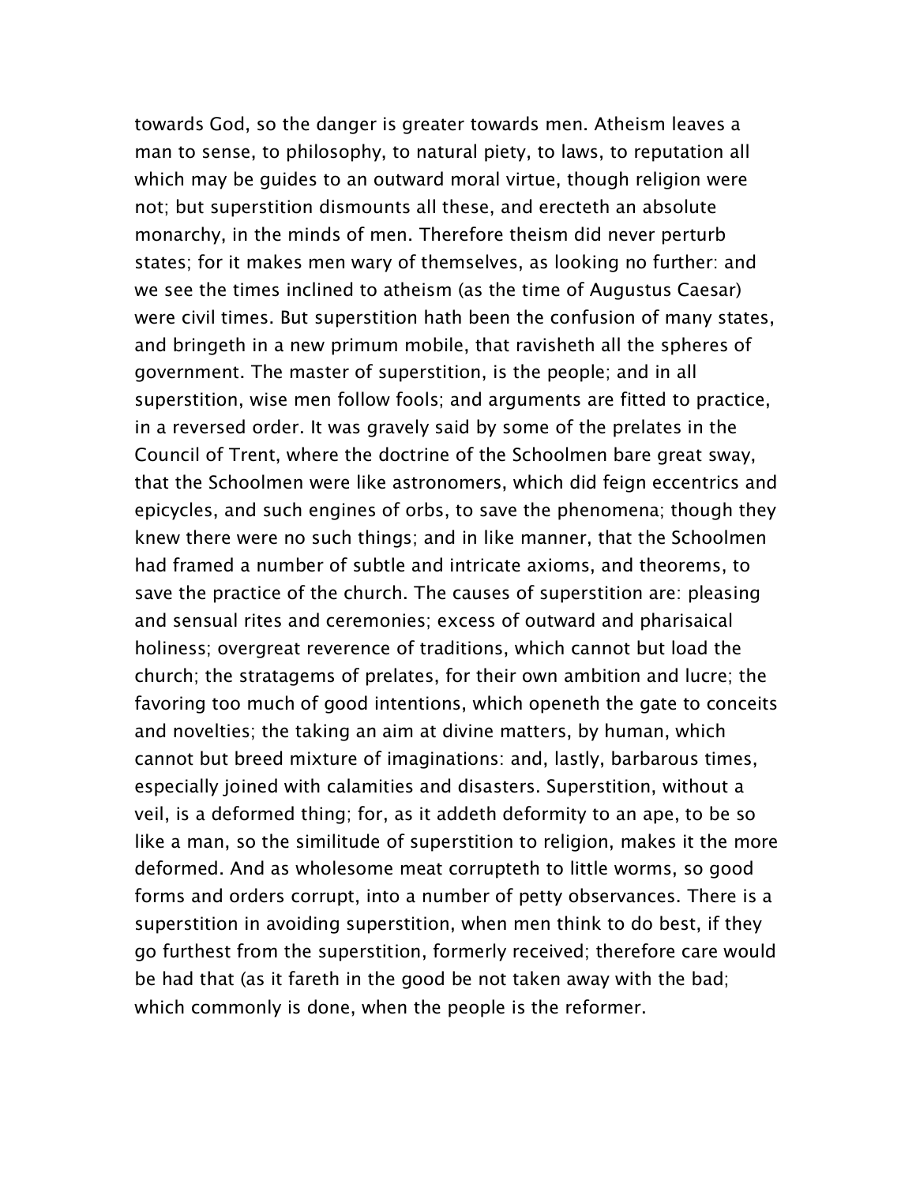towards God, so the danger is greater towards men. Atheism leaves a man to sense, to philosophy, to natural piety, to laws, to reputation all which may be guides to an outward moral virtue, though religion were not; but superstition dismounts all these, and erecteth an absolute monarchy, in the minds of men. Therefore theism did never perturb states; for it makes men wary of themselves, as looking no further: and we see the times inclined to atheism (as the time of Augustus Caesar) were civil times. But superstition hath been the confusion of many states, and bringeth in a new primum mobile, that ravisheth all the spheres of government. The master of superstition, is the people; and in all superstition, wise men follow fools; and arguments are fitted to practice, in a reversed order. It was gravely said by some of the prelates in the Council of Trent, where the doctrine of the Schoolmen bare great sway, that the Schoolmen were like astronomers, which did feign eccentrics and epicycles, and such engines of orbs, to save the phenomena; though they knew there were no such things; and in like manner, that the Schoolmen had framed a number of subtle and intricate axioms, and theorems, to save the practice of the church. The causes of superstition are: pleasing and sensual rites and ceremonies; excess of outward and pharisaical holiness; overgreat reverence of traditions, which cannot but load the church; the stratagems of prelates, for their own ambition and lucre; the favoring too much of good intentions, which openeth the gate to conceits and novelties; the taking an aim at divine matters, by human, which cannot but breed mixture of imaginations: and, lastly, barbarous times, especially joined with calamities and disasters. Superstition, without a veil, is a deformed thing; for, as it addeth deformity to an ape, to be so like a man, so the similitude of superstition to religion, makes it the more deformed. And as wholesome meat corrupteth to little worms, so good forms and orders corrupt, into a number of petty observances. There is a superstition in avoiding superstition, when men think to do best, if they go furthest from the superstition, formerly received; therefore care would be had that (as it fareth in the good be not taken away with the bad; which commonly is done, when the people is the reformer.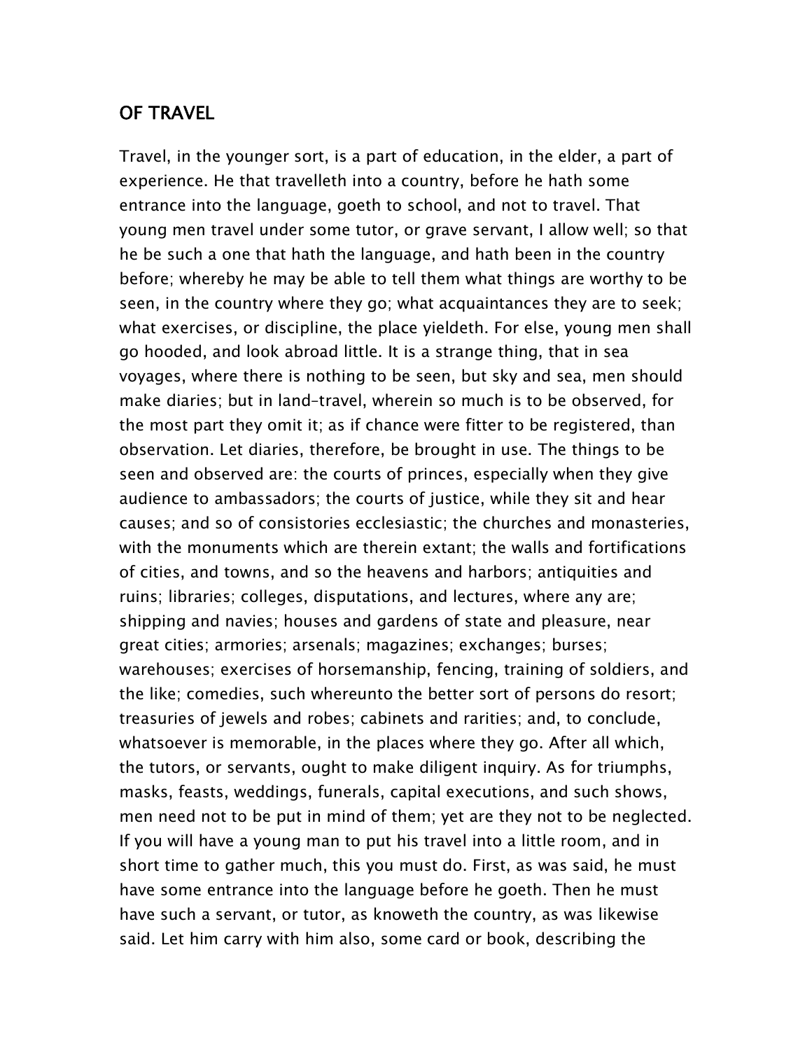## OF TRAVEL

Travel, in the younger sort, is a part of education, in the elder, a part of experience. He that travelleth into a country, before he hath some entrance into the language, goeth to school, and not to travel. That young men travel under some tutor, or grave servant, I allow well; so that he be such a one that hath the language, and hath been in the country before; whereby he may be able to tell them what things are worthy to be seen, in the country where they go; what acquaintances they are to seek; what exercises, or discipline, the place yieldeth. For else, young men shall go hooded, and look abroad little. It is a strange thing, that in sea voyages, where there is nothing to be seen, but sky and sea, men should make diaries; but in land-travel, wherein so much is to be observed, for the most part they omit it; as if chance were fitter to be registered, than observation. Let diaries, therefore, be brought in use. The things to be seen and observed are: the courts of princes, especially when they give audience to ambassadors; the courts of justice, while they sit and hear causes; and so of consistories ecclesiastic; the churches and monasteries, with the monuments which are therein extant; the walls and fortifications of cities, and towns, and so the heavens and harbors; antiquities and ruins; libraries; colleges, disputations, and lectures, where any are; shipping and navies; houses and gardens of state and pleasure, near great cities; armories; arsenals; magazines; exchanges; burses; warehouses; exercises of horsemanship, fencing, training of soldiers, and the like; comedies, such whereunto the better sort of persons do resort; treasuries of jewels and robes; cabinets and rarities; and, to conclude, whatsoever is memorable, in the places where they go. After all which, the tutors, or servants, ought to make diligent inquiry. As for triumphs, masks, feasts, weddings, funerals, capital executions, and such shows, men need not to be put in mind of them; yet are they not to be neglected. If you will have a young man to put his travel into a little room, and in short time to gather much, this you must do. First, as was said, he must have some entrance into the language before he goeth. Then he must have such a servant, or tutor, as knoweth the country, as was likewise said. Let him carry with him also, some card or book, describing the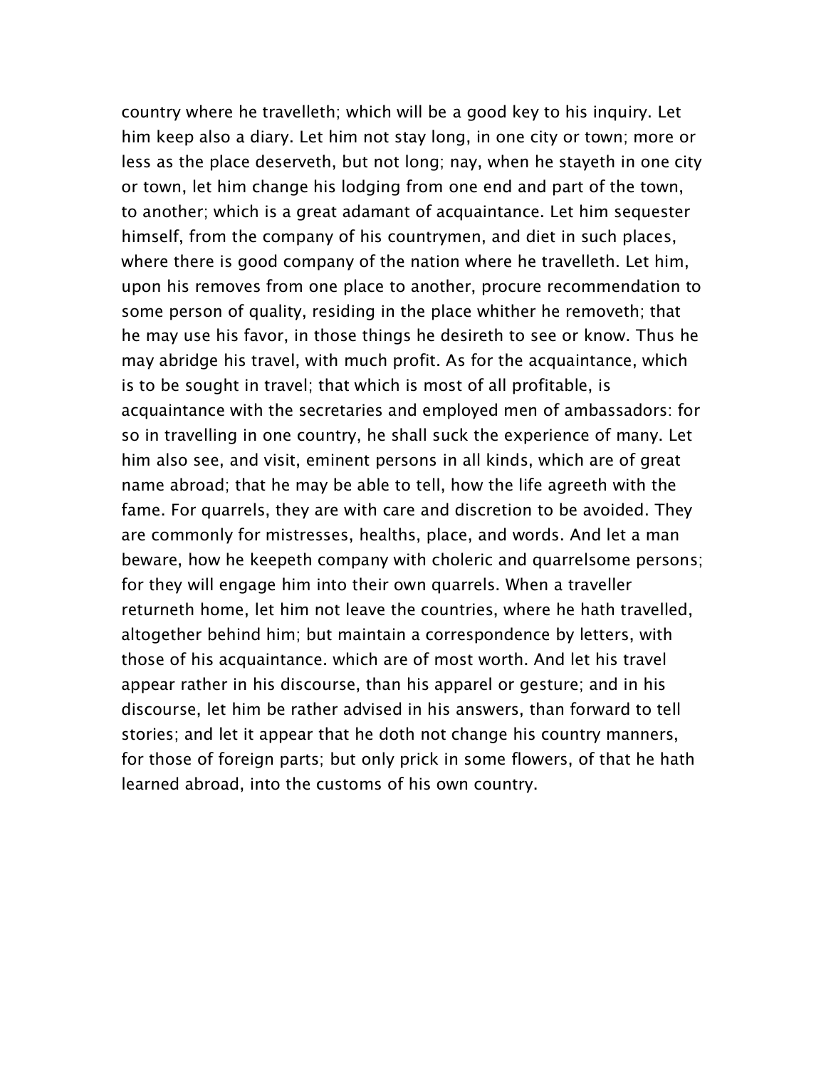country where he travelleth; which will be a good key to his inquiry. Let him keep also a diary. Let him not stay long, in one city or town; more or less as the place deserveth, but not long; nay, when he stayeth in one city or town, let him change his lodging from one end and part of the town, to another; which is a great adamant of acquaintance. Let him sequester himself, from the company of his countrymen, and diet in such places, where there is good company of the nation where he travelleth. Let him, upon his removes from one place to another, procure recommendation to some person of quality, residing in the place whither he removeth; that he may use his favor, in those things he desireth to see or know. Thus he may abridge his travel, with much profit. As for the acquaintance, which is to be sought in travel; that which is most of all profitable, is acquaintance with the secretaries and employed men of ambassadors: for so in travelling in one country, he shall suck the experience of many. Let him also see, and visit, eminent persons in all kinds, which are of great name abroad; that he may be able to tell, how the life agreeth with the fame. For quarrels, they are with care and discretion to be avoided. They are commonly for mistresses, healths, place, and words. And let a man beware, how he keepeth company with choleric and quarrelsome persons; for they will engage him into their own quarrels. When a traveller returneth home, let him not leave the countries, where he hath travelled, altogether behind him; but maintain a correspondence by letters, with those of his acquaintance. which are of most worth. And let his travel appear rather in his discourse, than his apparel or gesture; and in his discourse, let him be rather advised in his answers, than forward to tell stories; and let it appear that he doth not change his country manners, for those of foreign parts; but only prick in some flowers, of that he hath learned abroad, into the customs of his own country.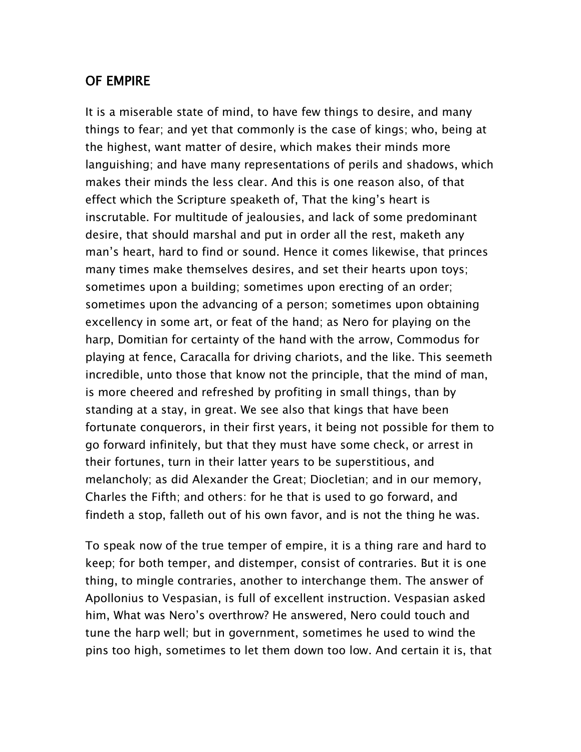## OF EMPIRE

It is a miserable state of mind, to have few things to desire, and many things to fear; and yet that commonly is the case of kings; who, being at the highest, want matter of desire, which makes their minds more languishing; and have many representations of perils and shadows, which makes their minds the less clear. And this is one reason also, of that effect which the Scripture speaketh of, That the king's heart is inscrutable. For multitude of jealousies, and lack of some predominant desire, that should marshal and put in order all the rest, maketh any man's heart, hard to find or sound. Hence it comes likewise, that princes many times make themselves desires, and set their hearts upon toys; sometimes upon a building; sometimes upon erecting of an order; sometimes upon the advancing of a person; sometimes upon obtaining excellency in some art, or feat of the hand; as Nero for playing on the harp, Domitian for certainty of the hand with the arrow, Commodus for playing at fence, Caracalla for driving chariots, and the like. This seemeth incredible, unto those that know not the principle, that the mind of man, is more cheered and refreshed by profiting in small things, than by standing at a stay, in great. We see also that kings that have been fortunate conquerors, in their first years, it being not possible for them to go forward infinitely, but that they must have some check, or arrest in their fortunes, turn in their latter years to be superstitious, and melancholy; as did Alexander the Great; Diocletian; and in our memory, Charles the Fifth; and others: for he that is used to go forward, and findeth a stop, falleth out of his own favor, and is not the thing he was.

To speak now of the true temper of empire, it is a thing rare and hard to keep; for both temper, and distemper, consist of contraries. But it is one thing, to mingle contraries, another to interchange them. The answer of Apollonius to Vespasian, is full of excellent instruction. Vespasian asked him, What was Nero's overthrow? He answered, Nero could touch and tune the harp well; but in government, sometimes he used to wind the pins too high, sometimes to let them down too low. And certain it is, that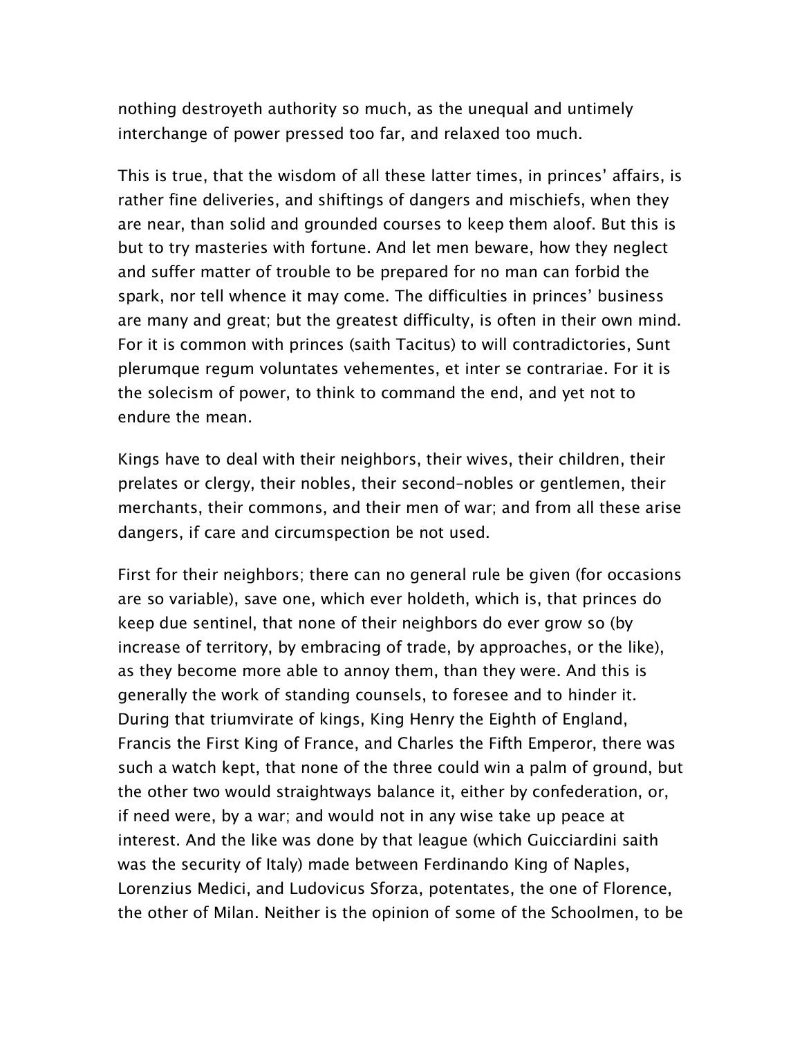nothing destroyeth authority so much, as the unequal and untimely interchange of power pressed too far, and relaxed too much.

This is true, that the wisdom of all these latter times, in princes' affairs, is rather fine deliveries, and shiftings of dangers and mischiefs, when they are near, than solid and grounded courses to keep them aloof. But this is but to try masteries with fortune. And let men beware, how they neglect and suffer matter of trouble to be prepared for no man can forbid the spark, nor tell whence it may come. The difficulties in princes' business are many and great; but the greatest difficulty, is often in their own mind. For it is common with princes (saith Tacitus) to will contradictories, Sunt plerumque regum voluntates vehementes, et inter se contrariae. For it is the solecism of power, to think to command the end, and yet not to endure the mean.

Kings have to deal with their neighbors, their wives, their children, their prelates or clergy, their nobles, their second-nobles or gentlemen, their merchants, their commons, and their men of war; and from all these arise dangers, if care and circumspection be not used.

First for their neighbors; there can no general rule be given (for occasions are so variable), save one, which ever holdeth, which is, that princes do keep due sentinel, that none of their neighbors do ever grow so (by increase of territory, by embracing of trade, by approaches, or the like), as they become more able to annoy them, than they were. And this is generally the work of standing counsels, to foresee and to hinder it. During that triumvirate of kings, King Henry the Eighth of England, Francis the First King of France, and Charles the Fifth Emperor, there was such a watch kept, that none of the three could win a palm of ground, but the other two would straightways balance it, either by confederation, or, if need were, by a war; and would not in any wise take up peace at interest. And the like was done by that league (which Guicciardini saith was the security of Italy) made between Ferdinando King of Naples, Lorenzius Medici, and Ludovicus Sforza, potentates, the one of Florence, the other of Milan. Neither is the opinion of some of the Schoolmen, to be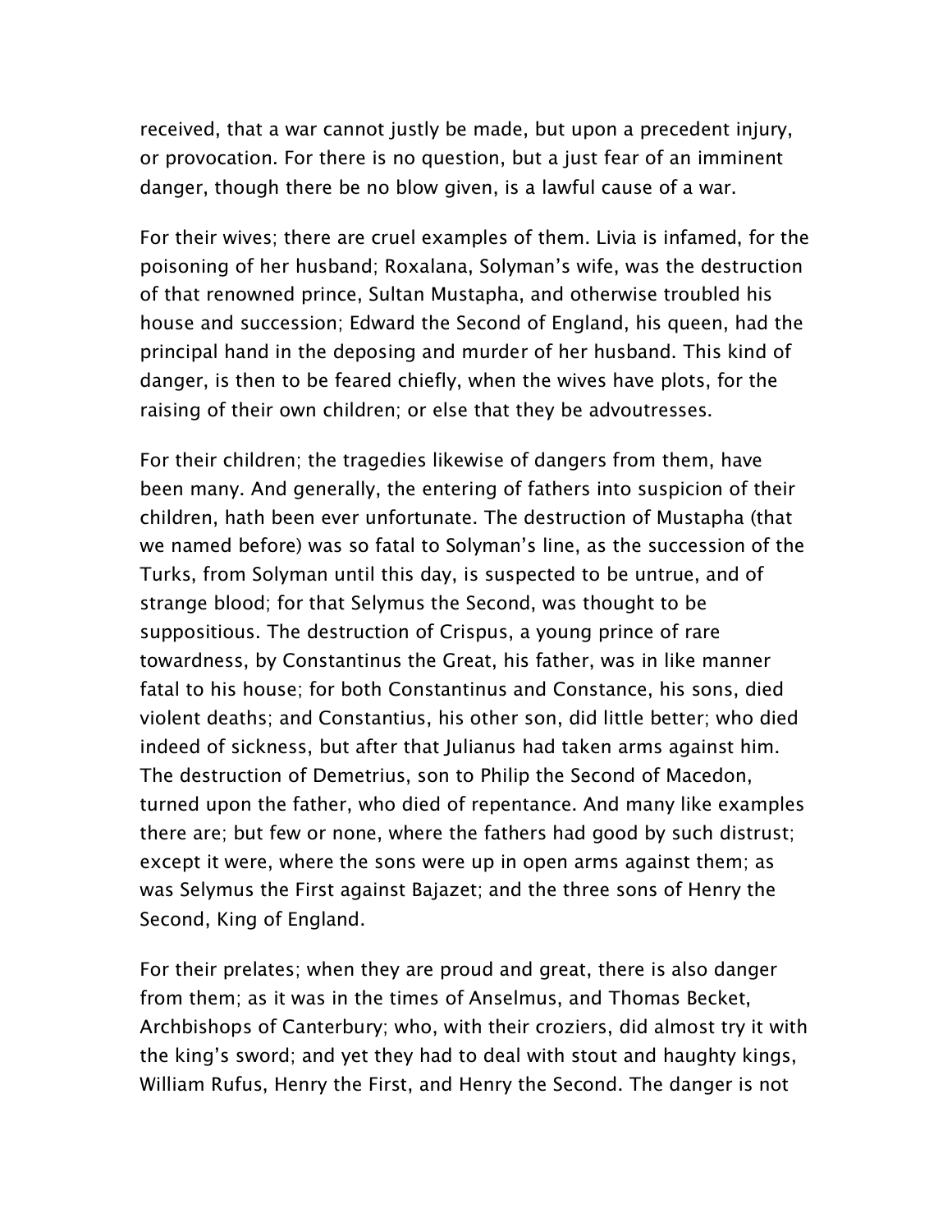received, that a war cannot justly be made, but upon a precedent injury, or provocation. For there is no question, but a just fear of an imminent danger, though there be no blow given, is a lawful cause of a war.

For their wives; there are cruel examples of them. Livia is infamed, for the poisoning of her husband; Roxalana, Solyman's wife, was the destruction of that renowned prince, Sultan Mustapha, and otherwise troubled his house and succession; Edward the Second of England, his queen, had the principal hand in the deposing and murder of her husband. This kind of danger, is then to be feared chiefly, when the wives have plots, for the raising of their own children; or else that they be advoutresses.

For their children; the tragedies likewise of dangers from them, have been many. And generally, the entering of fathers into suspicion of their children, hath been ever unfortunate. The destruction of Mustapha (that we named before) was so fatal to Solyman's line, as the succession of the Turks, from Solyman until this day, is suspected to be untrue, and of strange blood; for that Selymus the Second, was thought to be suppositious. The destruction of Crispus, a young prince of rare towardness, by Constantinus the Great, his father, was in like manner fatal to his house; for both Constantinus and Constance, his sons, died violent deaths; and Constantius, his other son, did little better; who died indeed of sickness, but after that Julianus had taken arms against him. The destruction of Demetrius, son to Philip the Second of Macedon, turned upon the father, who died of repentance. And many like examples there are; but few or none, where the fathers had good by such distrust; except it were, where the sons were up in open arms against them; as was Selymus the First against Bajazet; and the three sons of Henry the Second, King of England.

For their prelates; when they are proud and great, there is also danger from them; as it was in the times of Anselmus, and Thomas Becket, Archbishops of Canterbury; who, with their croziers, did almost try it with the king's sword; and yet they had to deal with stout and haughty kings, William Rufus, Henry the First, and Henry the Second. The danger is not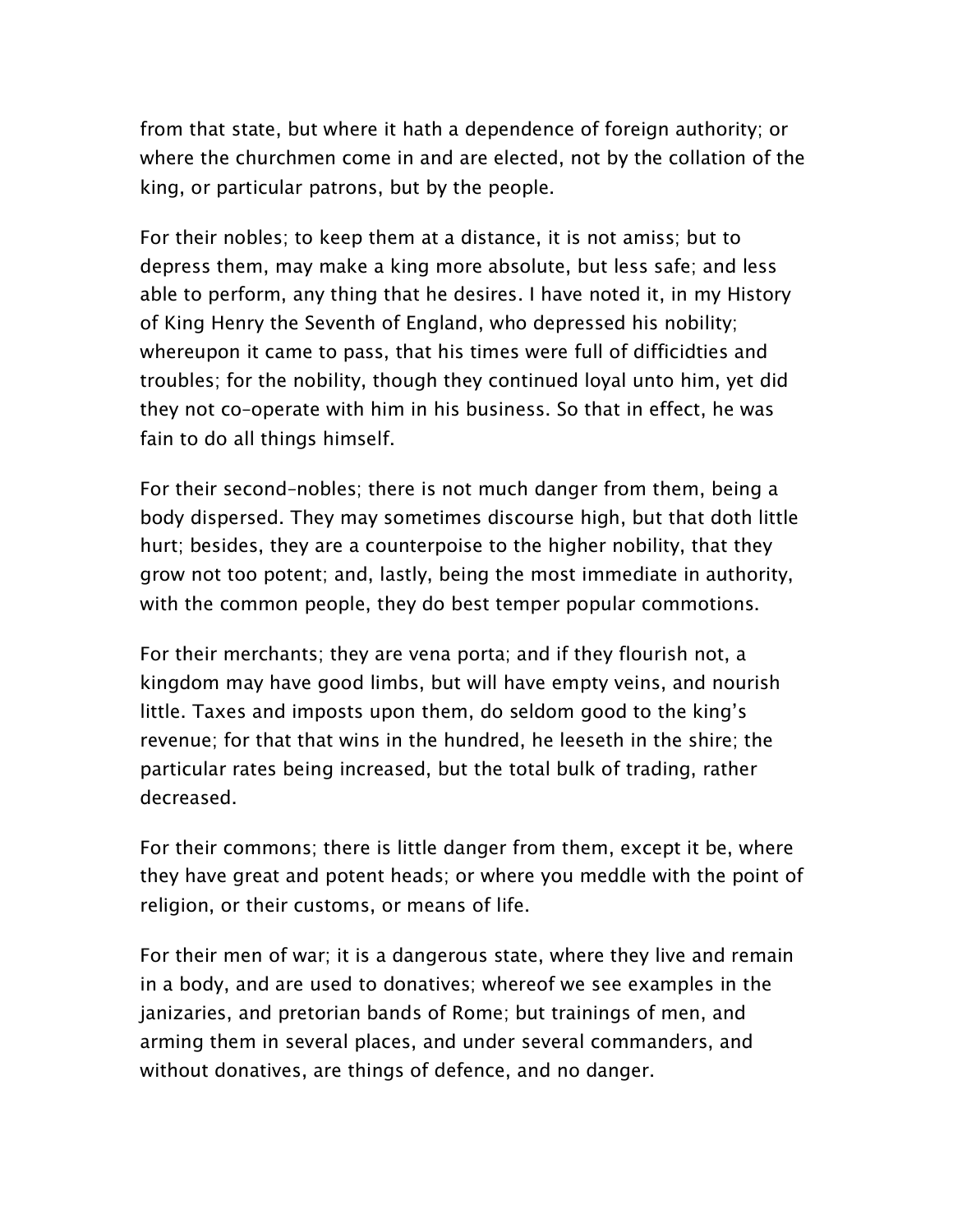from that state, but where it hath a dependence of foreign authority; or where the churchmen come in and are elected, not by the collation of the king, or particular patrons, but by the people.

For their nobles; to keep them at a distance, it is not amiss; but to depress them, may make a king more absolute, but less safe; and less able to perform, any thing that he desires. I have noted it, in my History of King Henry the Seventh of England, who depressed his nobility; whereupon it came to pass, that his times were full of difficidties and troubles; for the nobility, though they continued loyal unto him, yet did they not co-operate with him in his business. So that in effect, he was fain to do all things himself.

For their second-nobles; there is not much danger from them, being a body dispersed. They may sometimes discourse high, but that doth little hurt; besides, they are a counterpoise to the higher nobility, that they grow not too potent; and, lastly, being the most immediate in authority, with the common people, they do best temper popular commotions.

For their merchants; they are vena porta; and if they flourish not, a kingdom may have good limbs, but will have empty veins, and nourish little. Taxes and imposts upon them, do seldom good to the king's revenue; for that that wins in the hundred, he leeseth in the shire; the particular rates being increased, but the total bulk of trading, rather decreased.

For their commons; there is little danger from them, except it be, where they have great and potent heads; or where you meddle with the point of religion, or their customs, or means of life.

For their men of war; it is a dangerous state, where they live and remain in a body, and are used to donatives; whereof we see examples in the janizaries, and pretorian bands of Rome; but trainings of men, and arming them in several places, and under several commanders, and without donatives, are things of defence, and no danger.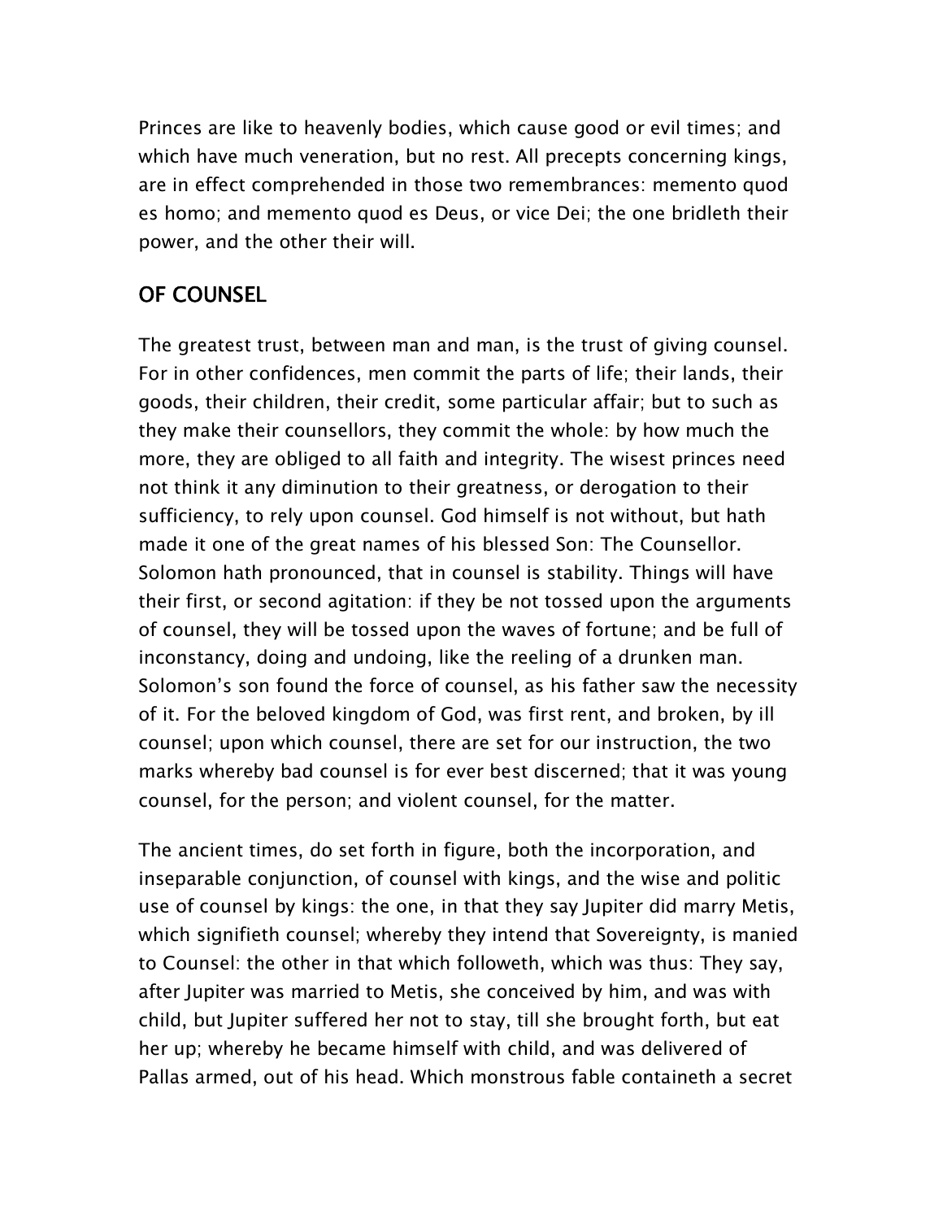Princes are like to heavenly bodies, which cause good or evil times; and which have much veneration, but no rest. All precepts concerning kings, are in effect comprehended in those two remembrances: memento quod es homo; and memento quod es Deus, or vice Dei; the one bridleth their power, and the other their will.

## OF COUNSEL

The greatest trust, between man and man, is the trust of giving counsel. For in other confidences, men commit the parts of life; their lands, their goods, their children, their credit, some particular affair; but to such as they make their counsellors, they commit the whole: by how much the more, they are obliged to all faith and integrity. The wisest princes need not think it any diminution to their greatness, or derogation to their sufficiency, to rely upon counsel. God himself is not without, but hath made it one of the great names of his blessed Son: The Counsellor. Solomon hath pronounced, that in counsel is stability. Things will have their first, or second agitation: if they be not tossed upon the arguments of counsel, they will be tossed upon the waves of fortune; and be full of inconstancy, doing and undoing, like the reeling of a drunken man. Solomon's son found the force of counsel, as his father saw the necessity of it. For the beloved kingdom of God, was first rent, and broken, by ill counsel; upon which counsel, there are set for our instruction, the two marks whereby bad counsel is for ever best discerned; that it was young counsel, for the person; and violent counsel, for the matter.

The ancient times, do set forth in figure, both the incorporation, and inseparable conjunction, of counsel with kings, and the wise and politic use of counsel by kings: the one, in that they say Jupiter did marry Metis, which signifieth counsel; whereby they intend that Sovereignty, is manied to Counsel: the other in that which followeth, which was thus: They say, after Jupiter was married to Metis, she conceived by him, and was with child, but Jupiter suffered her not to stay, till she brought forth, but eat her up; whereby he became himself with child, and was delivered of Pallas armed, out of his head. Which monstrous fable containeth a secret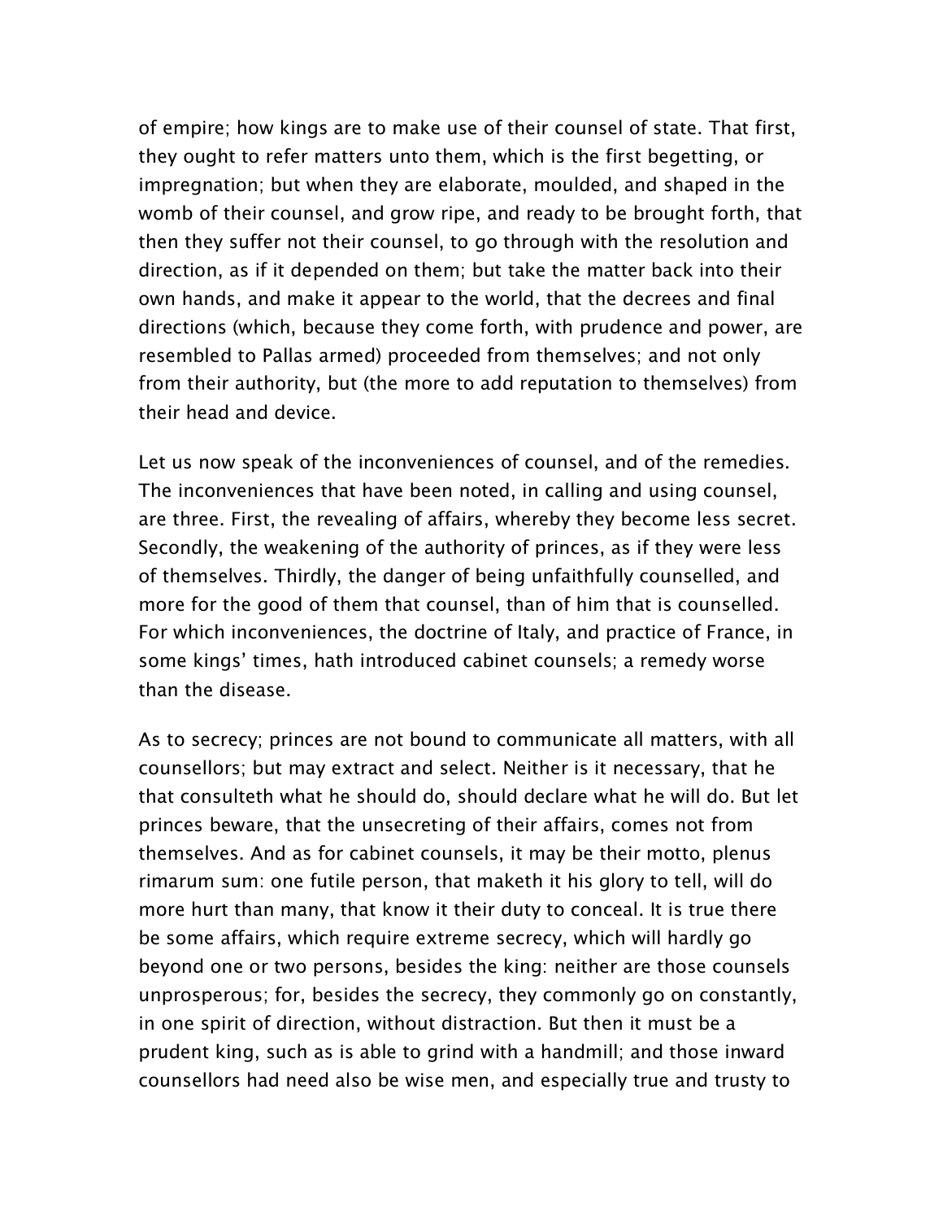of empire; how kings are to make use of their counsel of state. That first, they ought to refer matters unto them, which is the first begetting, or impregnation; but when they are elaborate, moulded, and shaped in the womb of their counsel, and grow ripe, and ready to be brought forth, that then they suffer not their counsel, to go through with the resolution and direction, as if it depended on them; but take the matter back into their own hands, and make it appear to the world, that the decrees and final directions (which, because they come forth, with prudence and power, are resembled to Pallas armed) proceeded from themselves; and not only from their authority, but (the more to add reputation to themselves) from their head and device.

Let us now speak of the inconveniences of counsel, and of the remedies. The inconveniences that have been noted, in calling and using counsel, are three. First, the revealing of affairs, whereby they become less secret. Secondly, the weakening of the authority of princes, as if they were less of themselves. Thirdly, the danger of being unfaithfully counselled, and more for the good of them that counsel, than of him that is counselled. For which inconveniences, the doctrine of Italy, and practice of France, in some kings' times, hath introduced cabinet counsels; a remedy worse than the disease.

As to secrecy; princes are not bound to communicate all matters, with all counsellors; but may extract and select. Neither is it necessary, that he that consulteth what he should do, should declare what he will do. But let princes beware, that the unsecreting of their affairs, comes not from themselves. And as for cabinet counsels, it may be their motto, plenus rimarum sum: one futile person, that maketh it his glory to tell, will do more hurt than many, that know it their duty to conceal. It is true there be some affairs, which require extreme secrecy, which will hardly go beyond one or two persons, besides the king: neither are those counsels unprosperous; for, besides the secrecy, they commonly go on constantly, in one spirit of direction, without distraction. But then it must be a prudent king, such as is able to grind with a handmill; and those inward counsellors had need also be wise men, and especially true and trusty to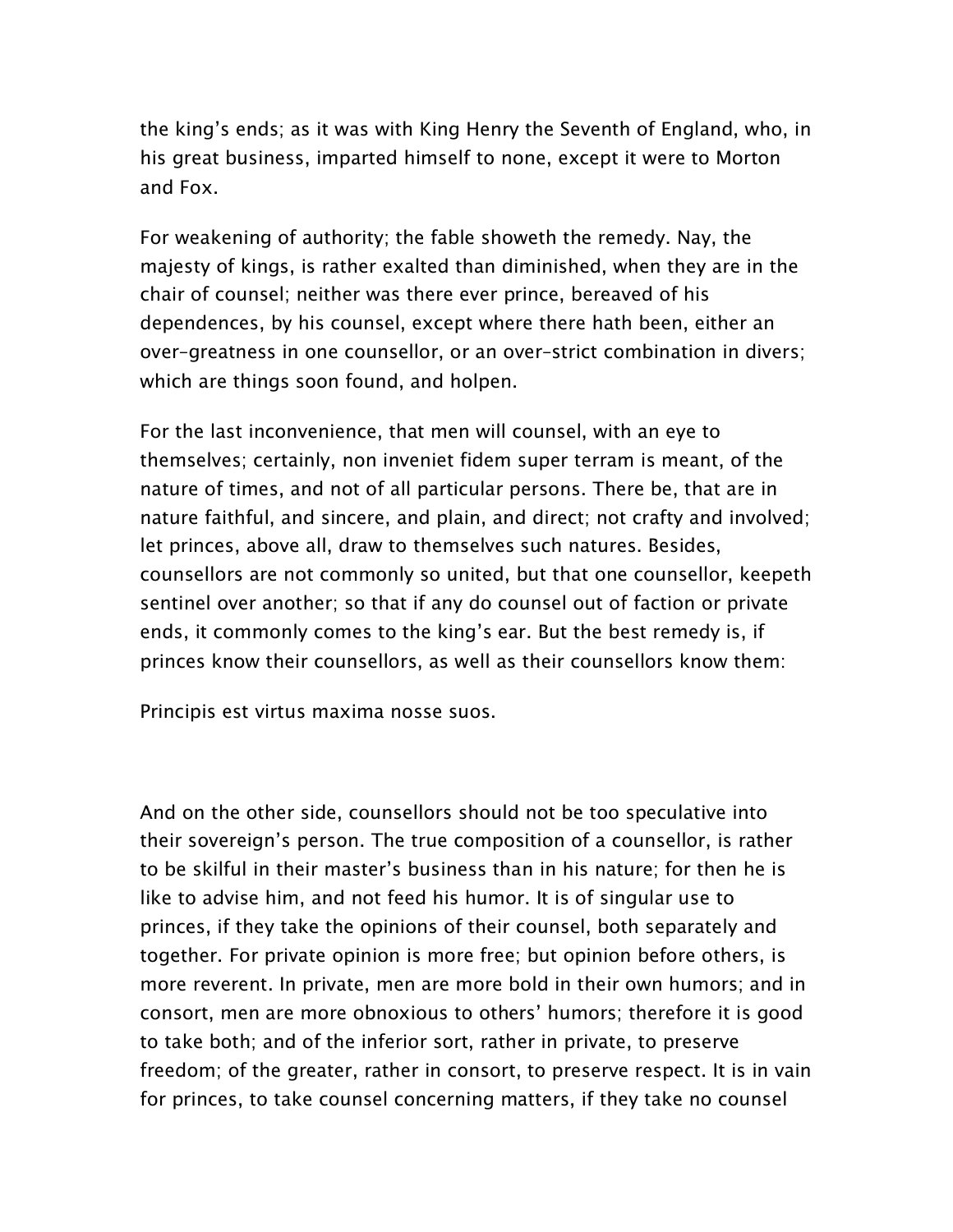the king's ends; as it was with King Henry the Seventh of England, who, in his great business, imparted himself to none, except it were to Morton and Fox.

For weakening of authority; the fable showeth the remedy. Nay, the majesty of kings, is rather exalted than diminished, when they are in the chair of counsel; neither was there ever prince, bereaved of his dependences, by his counsel, except where there hath been, either an over-greatness in one counsellor, or an over-strict combination in divers; which are things soon found, and holpen.

For the last inconvenience, that men will counsel, with an eye to themselves; certainly, non inveniet fidem super terram is meant, of the nature of times, and not of all particular persons. There be, that are in nature faithful, and sincere, and plain, and direct; not crafty and involved; let princes, above all, draw to themselves such natures. Besides, counsellors are not commonly so united, but that one counsellor, keepeth sentinel over another; so that if any do counsel out of faction or private ends, it commonly comes to the king's ear. But the best remedy is, if princes know their counsellors, as well as their counsellors know them:

Principis est virtus maxima nosse suos.

And on the other side, counsellors should not be too speculative into their sovereign's person. The true composition of a counsellor, is rather to be skilful in their master's business than in his nature; for then he is like to advise him, and not feed his humor. It is of singular use to princes, if they take the opinions of their counsel, both separately and together. For private opinion is more free; but opinion before others, is more reverent. In private, men are more bold in their own humors; and in consort, men are more obnoxious to others' humors; therefore it is good to take both; and of the inferior sort, rather in private, to preserve freedom; of the greater, rather in consort, to preserve respect. It is in vain for princes, to take counsel concerning matters, if they take no counsel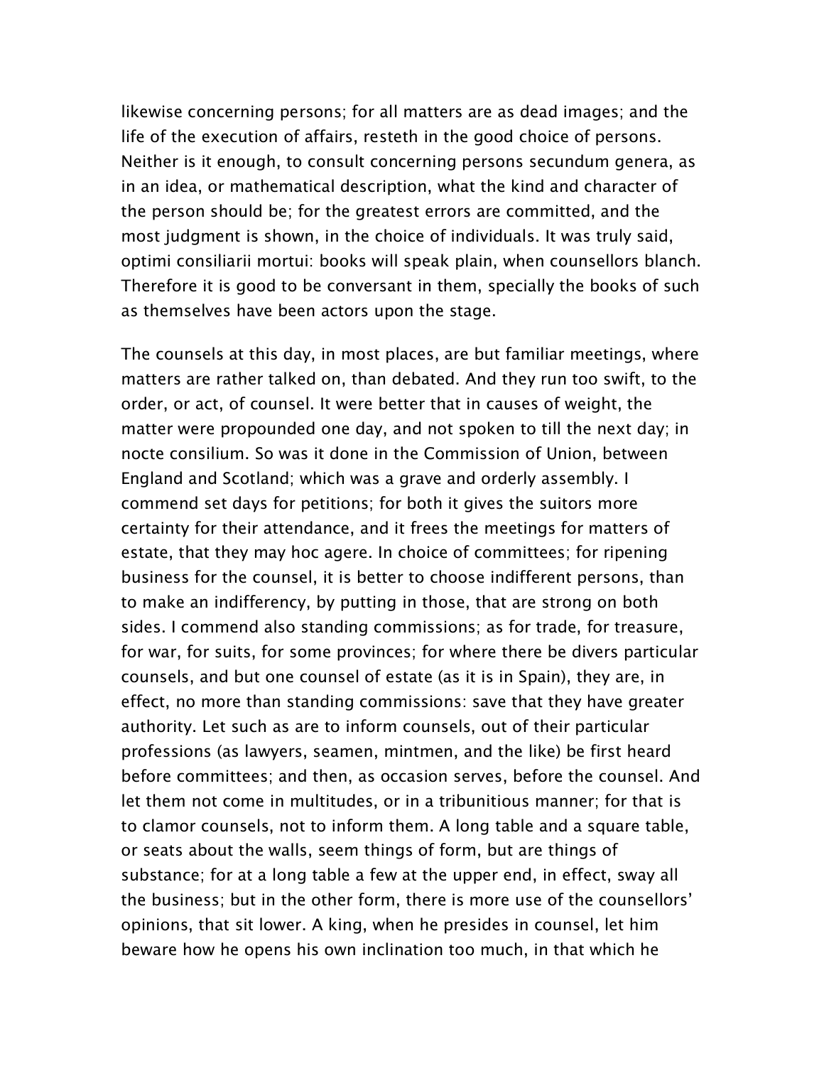likewise concerning persons; for all matters are as dead images; and the life of the execution of affairs, resteth in the good choice of persons. Neither is it enough, to consult concerning persons secundum genera, as in an idea, or mathematical description, what the kind and character of the person should be; for the greatest errors are committed, and the most judgment is shown, in the choice of individuals. It was truly said, optimi consiliarii mortui: books will speak plain, when counsellors blanch. Therefore it is good to be conversant in them, specially the books of such as themselves have been actors upon the stage.

The counsels at this day, in most places, are but familiar meetings, where matters are rather talked on, than debated. And they run too swift, to the order, or act, of counsel. It were better that in causes of weight, the matter were propounded one day, and not spoken to till the next day; in nocte consilium. So was it done in the Commission of Union, between England and Scotland; which was a grave and orderly assembly. I commend set days for petitions; for both it gives the suitors more certainty for their attendance, and it frees the meetings for matters of estate, that they may hoc agere. In choice of committees; for ripening business for the counsel, it is better to choose indifferent persons, than to make an indifferency, by putting in those, that are strong on both sides. I commend also standing commissions; as for trade, for treasure, for war, for suits, for some provinces; for where there be divers particular counsels, and but one counsel of estate (as it is in Spain), they are, in effect, no more than standing commissions: save that they have greater authority. Let such as are to inform counsels, out of their particular professions (as lawyers, seamen, mintmen, and the like) be first heard before committees; and then, as occasion serves, before the counsel. And let them not come in multitudes, or in a tribunitious manner; for that is to clamor counsels, not to inform them. A long table and a square table, or seats about the walls, seem things of form, but are things of substance; for at a long table a few at the upper end, in effect, sway all the business; but in the other form, there is more use of the counsellors' opinions, that sit lower. A king, when he presides in counsel, let him beware how he opens his own inclination too much, in that which he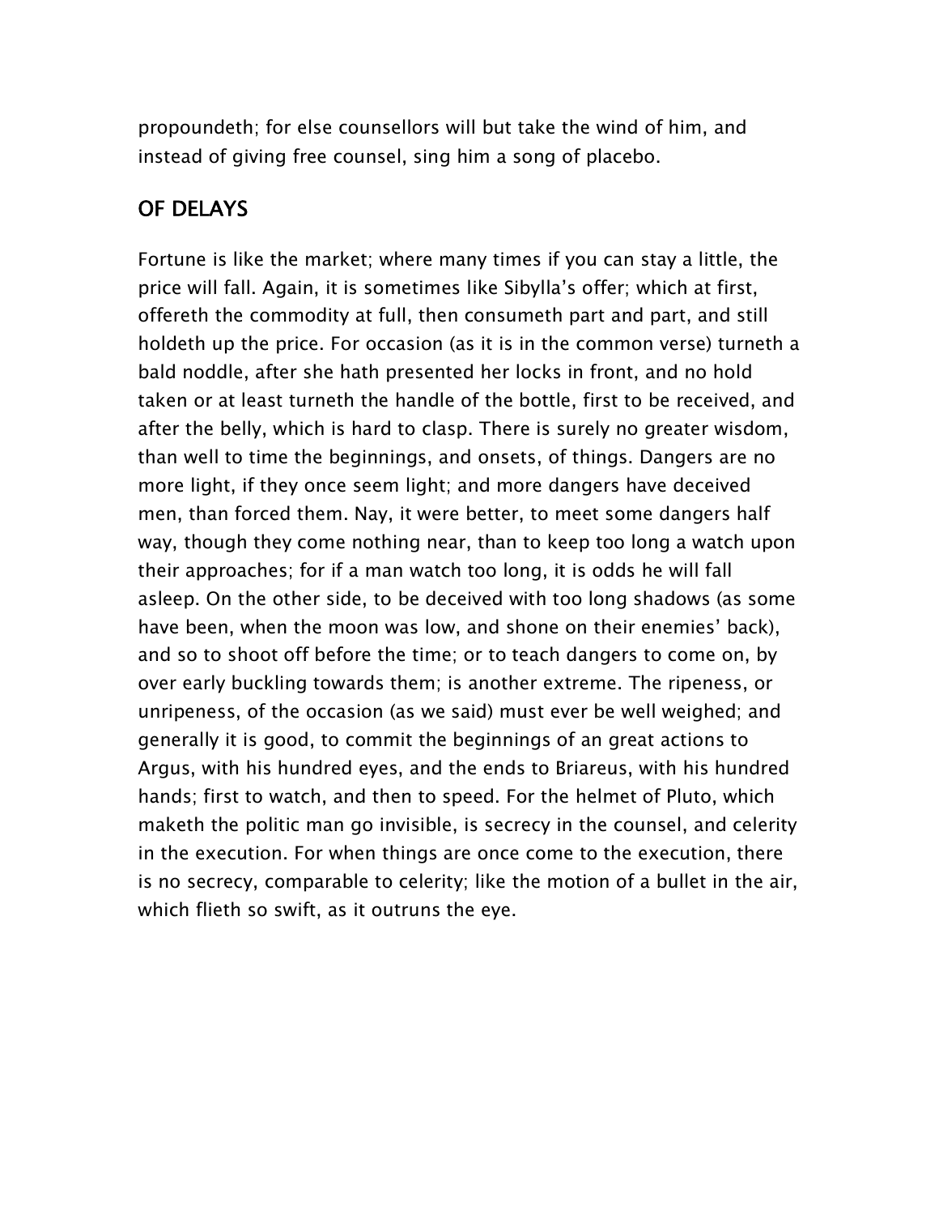propoundeth; for else counsellors will but take the wind of him, and instead of giving free counsel, sing him a song of placebo.

## OF DELAYS

Fortune is like the market; where many times if you can stay a little, the price will fall. Again, it is sometimes like Sibylla's offer; which at first, offereth the commodity at full, then consumeth part and part, and still holdeth up the price. For occasion (as it is in the common verse) turneth a bald noddle, after she hath presented her locks in front, and no hold taken or at least turneth the handle of the bottle, first to be received, and after the belly, which is hard to clasp. There is surely no greater wisdom, than well to time the beginnings, and onsets, of things. Dangers are no more light, if they once seem light; and more dangers have deceived men, than forced them. Nay, it were better, to meet some dangers half way, though they come nothing near, than to keep too long a watch upon their approaches; for if a man watch too long, it is odds he will fall asleep. On the other side, to be deceived with too long shadows (as some have been, when the moon was low, and shone on their enemies' back), and so to shoot off before the time; or to teach dangers to come on, by over early buckling towards them; is another extreme. The ripeness, or unripeness, of the occasion (as we said) must ever be well weighed; and generally it is good, to commit the beginnings of an great actions to Argus, with his hundred eyes, and the ends to Briareus, with his hundred hands; first to watch, and then to speed. For the helmet of Pluto, which maketh the politic man go invisible, is secrecy in the counsel, and celerity in the execution. For when things are once come to the execution, there is no secrecy, comparable to celerity; like the motion of a bullet in the air, which flieth so swift, as it outruns the eye.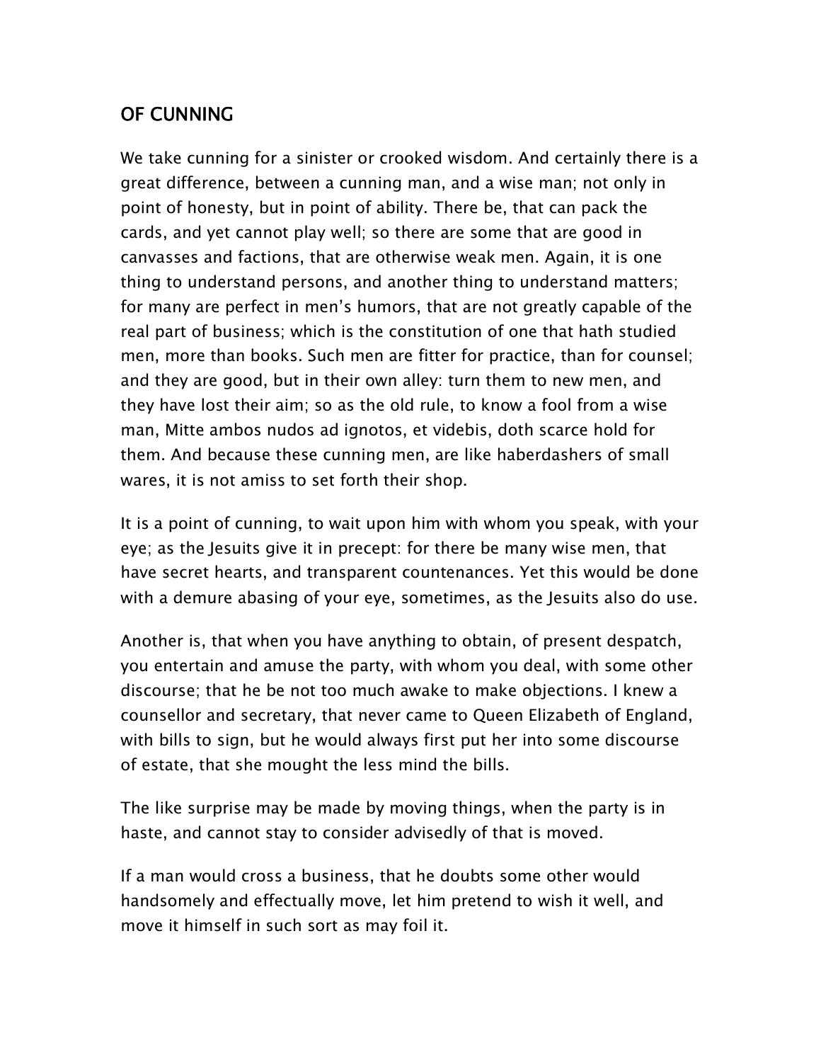## OF CUNNING

We take cunning for a sinister or crooked wisdom. And certainly there is a great difference, between a cunning man, and a wise man; not only in point of honesty, but in point of ability. There be, that can pack the cards, and yet cannot play well; so there are some that are good in canvasses and factions, that are otherwise weak men. Again, it is one thing to understand persons, and another thing to understand matters; for many are perfect in men's humors, that are not greatly capable of the real part of business; which is the constitution of one that hath studied men, more than books. Such men are fitter for practice, than for counsel; and they are good, but in their own alley: turn them to new men, and they have lost their aim; so as the old rule, to know a fool from a wise man, Mitte ambos nudos ad ignotos, et videbis, doth scarce hold for them. And because these cunning men, are like haberdashers of small wares, it is not amiss to set forth their shop.

It is a point of cunning, to wait upon him with whom you speak, with your eye; as the Jesuits give it in precept: for there be many wise men, that have secret hearts, and transparent countenances. Yet this would be done with a demure abasing of your eye, sometimes, as the Jesuits also do use.

Another is, that when you have anything to obtain, of present despatch, you entertain and amuse the party, with whom you deal, with some other discourse; that he be not too much awake to make objections. I knew a counsellor and secretary, that never came to Queen Elizabeth of England, with bills to sign, but he would always first put her into some discourse of estate, that she mought the less mind the bills.

The like surprise may be made by moving things, when the party is in haste, and cannot stay to consider advisedly of that is moved.

If a man would cross a business, that he doubts some other would handsomely and effectually move, let him pretend to wish it well, and move it himself in such sort as may foil it.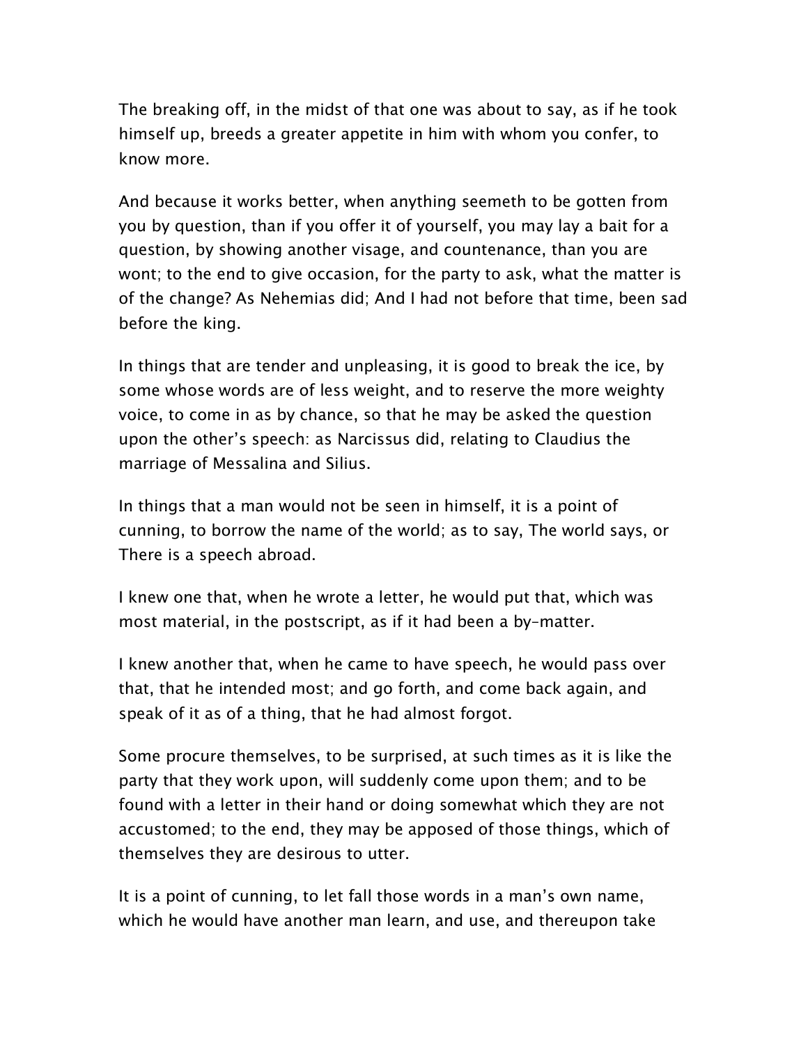The breaking off, in the midst of that one was about to say, as if he took himself up, breeds a greater appetite in him with whom you confer, to know more.

And because it works better, when anything seemeth to be gotten from you by question, than if you offer it of yourself, you may lay a bait for a question, by showing another visage, and countenance, than you are wont; to the end to give occasion, for the party to ask, what the matter is of the change? As Nehemias did; And I had not before that time, been sad before the king.

In things that are tender and unpleasing, it is good to break the ice, by some whose words are of less weight, and to reserve the more weighty voice, to come in as by chance, so that he may be asked the question upon the other's speech: as Narcissus did, relating to Claudius the marriage of Messalina and Silius.

In things that a man would not be seen in himself, it is a point of cunning, to borrow the name of the world; as to say, The world says, or There is a speech abroad.

I knew one that, when he wrote a letter, he would put that, which was most material, in the postscript, as if it had been a by-matter.

I knew another that, when he came to have speech, he would pass over that, that he intended most; and go forth, and come back again, and speak of it as of a thing, that he had almost forgot.

Some procure themselves, to be surprised, at such times as it is like the party that they work upon, will suddenly come upon them; and to be found with a letter in their hand or doing somewhat which they are not accustomed; to the end, they may be apposed of those things, which of themselves they are desirous to utter.

It is a point of cunning, to let fall those words in a man's own name, which he would have another man learn, and use, and thereupon take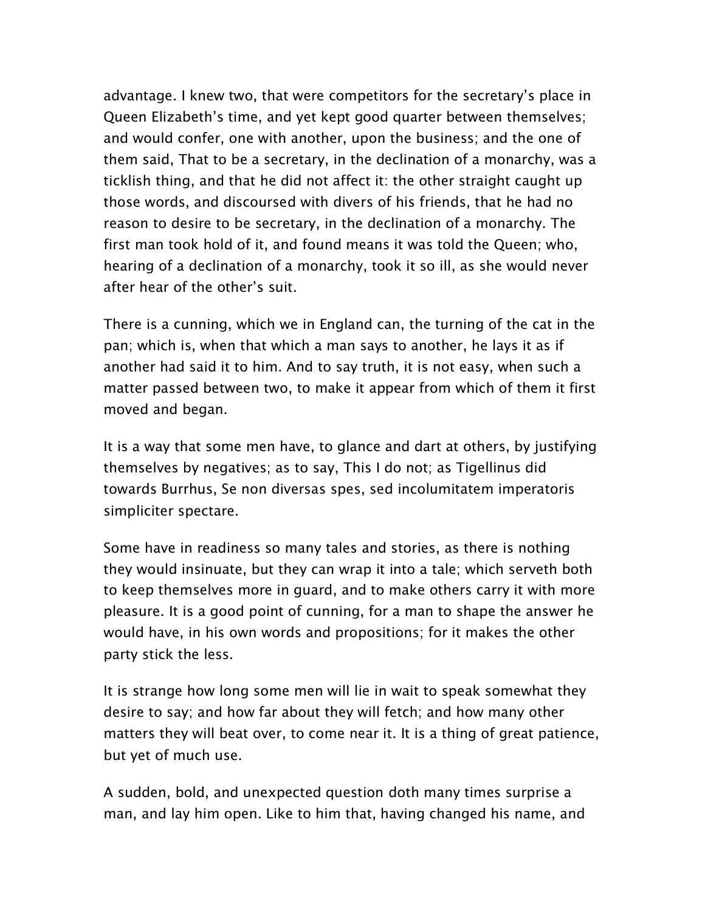advantage. I knew two, that were competitors for the secretary's place in Queen Elizabeth's time, and yet kept good quarter between themselves; and would confer, one with another, upon the business; and the one of them said, That to be a secretary, in the declination of a monarchy, was a ticklish thing, and that he did not affect it: the other straight caught up those words, and discoursed with divers of his friends, that he had no reason to desire to be secretary, in the declination of a monarchy. The first man took hold of it, and found means it was told the Queen; who, hearing of a declination of a monarchy, took it so ill, as she would never after hear of the other's suit.

There is a cunning, which we in England can, the turning of the cat in the pan; which is, when that which a man says to another, he lays it as if another had said it to him. And to say truth, it is not easy, when such a matter passed between two, to make it appear from which of them it first moved and began.

It is a way that some men have, to glance and dart at others, by justifying themselves by negatives; as to say, This I do not; as Tigellinus did towards Burrhus, Se non diversas spes, sed incolumitatem imperatoris simpliciter spectare.

Some have in readiness so many tales and stories, as there is nothing they would insinuate, but they can wrap it into a tale; which serveth both to keep themselves more in guard, and to make others carry it with more pleasure. It is a good point of cunning, for a man to shape the answer he would have, in his own words and propositions; for it makes the other party stick the less.

It is strange how long some men will lie in wait to speak somewhat they desire to say; and how far about they will fetch; and how many other matters they will beat over, to come near it. It is a thing of great patience, but yet of much use.

A sudden, bold, and unexpected question doth many times surprise a man, and lay him open. Like to him that, having changed his name, and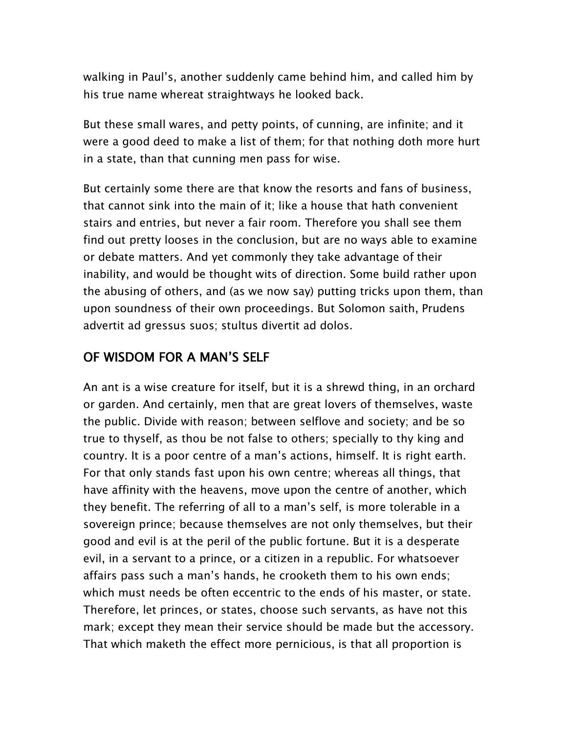walking in Paul's, another suddenly came behind him, and called him by his true name whereat straightways he looked back.

But these small wares, and petty points, of cunning, are infinite; and it were a good deed to make a list of them; for that nothing doth more hurt in a state, than that cunning men pass for wise.

But certainly some there are that know the resorts and fans of business, that cannot sink into the main of it; like a house that hath convenient stairs and entries, but never a fair room. Therefore you shall see them find out pretty looses in the conclusion, but are no ways able to examine or debate matters. And yet commonly they take advantage of their inability, and would be thought wits of direction. Some build rather upon the abusing of others, and (as we now say) putting tricks upon them, than upon soundness of their own proceedings. But Solomon saith, Prudens advertit ad gressus suos; stultus divertit ad dolos.

## OF WISDOM FOR A MAN'S SELF

An ant is a wise creature for itself, but it is a shrewd thing, in an orchard or garden. And certainly, men that are great lovers of themselves, waste the public. Divide with reason; between selflove and society; and be so true to thyself, as thou be not false to others; specially to thy king and country. It is a poor centre of a man's actions, himself. It is right earth. For that only stands fast upon his own centre; whereas all things, that have affinity with the heavens, move upon the centre of another, which they benefit. The referring of all to a man's self, is more tolerable in a sovereign prince; because themselves are not only themselves, but their good and evil is at the peril of the public fortune. But it is a desperate evil, in a servant to a prince, or a citizen in a republic. For whatsoever affairs pass such a man's hands, he crooketh them to his own ends; which must needs be often eccentric to the ends of his master, or state. Therefore, let princes, or states, choose such servants, as have not this mark; except they mean their service should be made but the accessory. That which maketh the effect more pernicious, is that all proportion is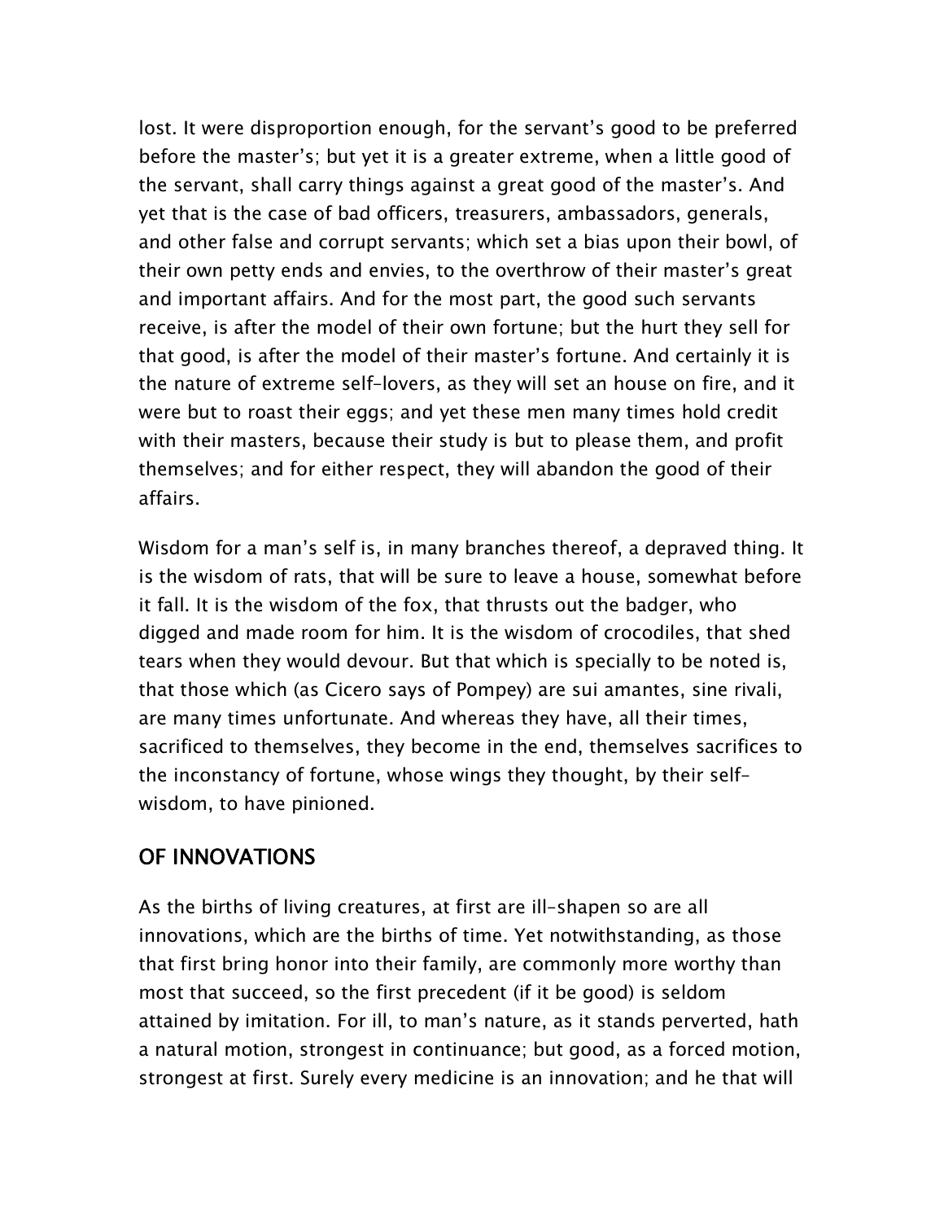lost. It were disproportion enough, for the servant's good to be preferred before the master's; but yet it is a greater extreme, when a little good of the servant, shall carry things against a great good of the master's. And yet that is the case of bad officers, treasurers, ambassadors, generals, and other false and corrupt servants; which set a bias upon their bowl, of their own petty ends and envies, to the overthrow of their master's great and important affairs. And for the most part, the good such servants receive, is after the model of their own fortune; but the hurt they sell for that good, is after the model of their master's fortune. And certainly it is the nature of extreme self-lovers, as they will set an house on fire, and it were but to roast their eggs; and yet these men many times hold credit with their masters, because their study is but to please them, and profit themselves; and for either respect, they will abandon the good of their affairs.

Wisdom for a man's self is, in many branches thereof, a depraved thing. It is the wisdom of rats, that will be sure to leave a house, somewhat before it fall. It is the wisdom of the fox, that thrusts out the badger, who digged and made room for him. It is the wisdom of crocodiles, that shed tears when they would devour. But that which is specially to be noted is, that those which (as Cicero says of Pompey) are sui amantes, sine rivali, are many times unfortunate. And whereas they have, all their times, sacrificed to themselves, they become in the end, themselves sacrifices to the inconstancy of fortune, whose wings they thought, by their self-wisdom, to have pinioned.

## OF INNOVATIONS

As the births of living creatures, at first are ill-shapen so are all innovations, which are the births of time. Yet notwithstanding, as those that first bring honor into their family, are commonly more worthy than most that succeed, so the first precedent (if it be good) is seldom attained by imitation. For ill, to man's nature, as it stands perverted, hath a natural motion, strongest in continuance; but good, as a forced motion, strongest at first. Surely every medicine is an innovation; and he that will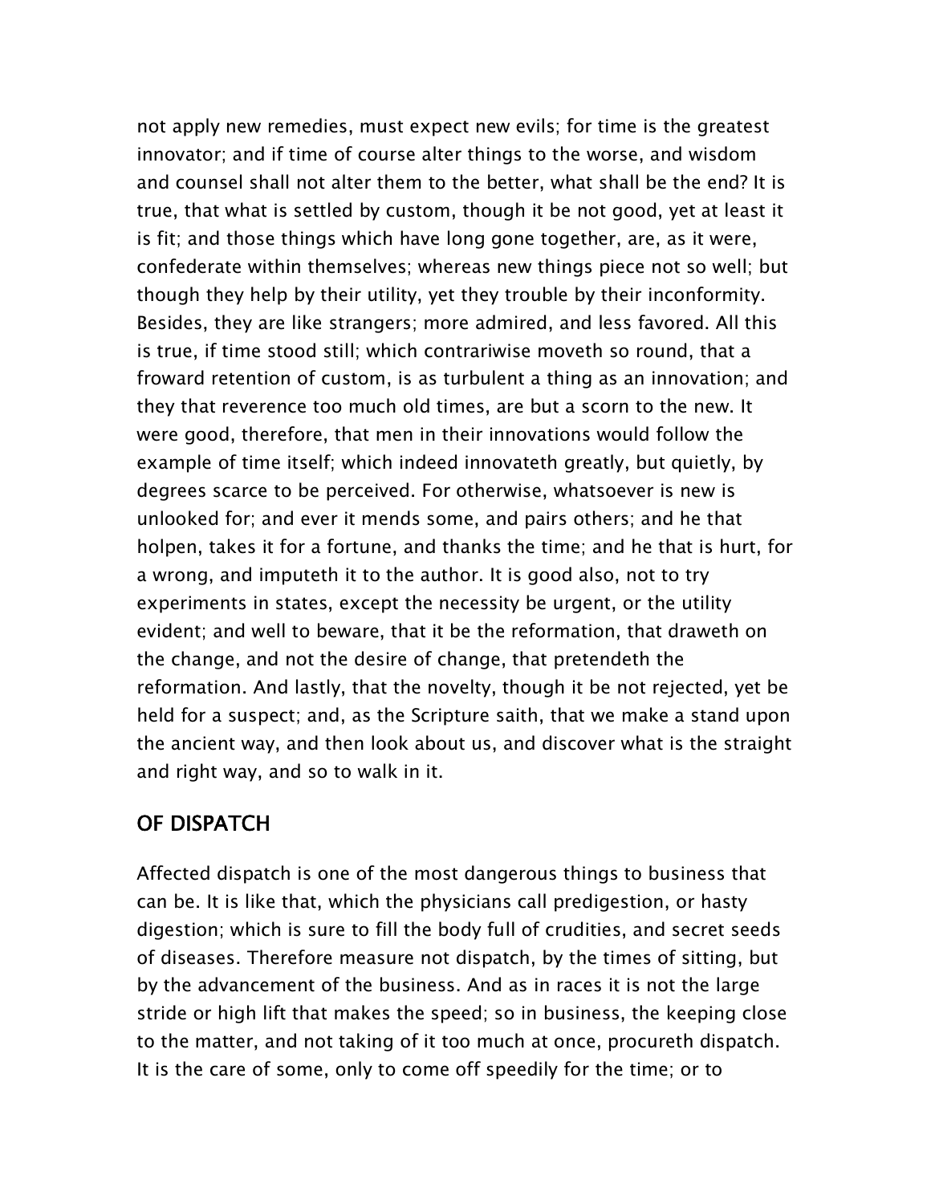not apply new remedies, must expect new evils; for time is the greatest innovator; and if time of course alter things to the worse, and wisdom and counsel shall not alter them to the better, what shall be the end? It is true, that what is settled by custom, though it be not good, yet at least it is fit; and those things which have long gone together, are, as it were, confederate within themselves; whereas new things piece not so well; but though they help by their utility, yet they trouble by their inconformity. Besides, they are like strangers; more admired, and less favored. All this is true, if time stood still; which contrariwise moveth so round, that a froward retention of custom, is as turbulent a thing as an innovation; and they that reverence too much old times, are but a scorn to the new. It were good, therefore, that men in their innovations would follow the example of time itself; which indeed innovateth greatly, but quietly, by degrees scarce to be perceived. For otherwise, whatsoever is new is unlooked for; and ever it mends some, and pairs others; and he that holpen, takes it for a fortune, and thanks the time; and he that is hurt, for a wrong, and imputeth it to the author. It is good also, not to try experiments in states, except the necessity be urgent, or the utility evident; and well to beware, that it be the reformation, that draweth on the change, and not the desire of change, that pretendeth the reformation. And lastly, that the novelty, though it be not rejected, yet be held for a suspect; and, as the Scripture saith, that we make a stand upon the ancient way, and then look about us, and discover what is the straight and right way, and so to walk in it.

## OF DISPATCH

Affected dispatch is one of the most dangerous things to business that can be. It is like that, which the physicians call predigestion, or hasty digestion; which is sure to fill the body full of crudities, and secret seeds of diseases. Therefore measure not dispatch, by the times of sitting, but by the advancement of the business. And as in races it is not the large stride or high lift that makes the speed; so in business, the keeping close to the matter, and not taking of it too much at once, procureth dispatch. It is the care of some, only to come off speedily for the time; or to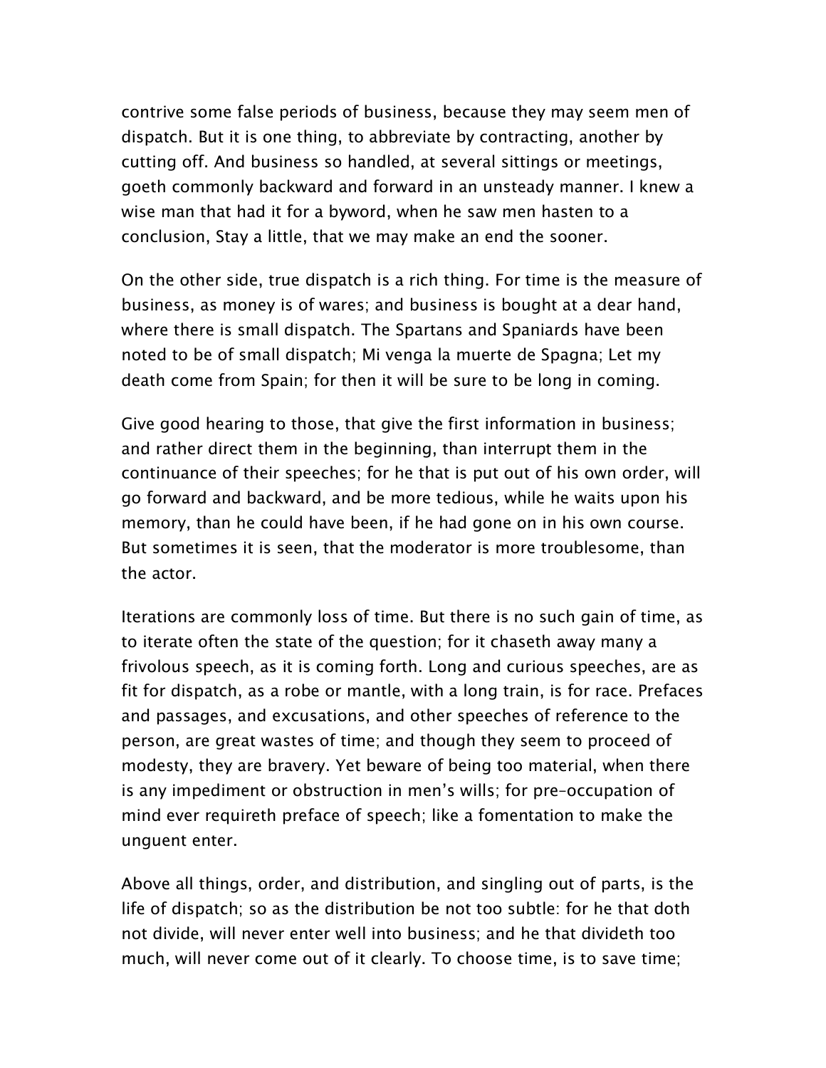contrive some false periods of business, because they may seem men of dispatch. But it is one thing, to abbreviate by contracting, another by cutting off. And business so handled, at several sittings or meetings, goeth commonly backward and forward in an unsteady manner. I knew a wise man that had it for a byword, when he saw men hasten to a conclusion, Stay a little, that we may make an end the sooner.

On the other side, true dispatch is a rich thing. For time is the measure of business, as money is of wares; and business is bought at a dear hand, where there is small dispatch. The Spartans and Spaniards have been noted to be of small dispatch; Mi venga la muerte de Spagna; Let my death come from Spain; for then it will be sure to be long in coming.

Give good hearing to those, that give the first information in business; and rather direct them in the beginning, than interrupt them in the continuance of their speeches; for he that is put out of his own order, will go forward and backward, and be more tedious, while he waits upon his memory, than he could have been, if he had gone on in his own course. But sometimes it is seen, that the moderator is more troublesome, than the actor.

Iterations are commonly loss of time. But there is no such gain of time, as to iterate often the state of the question; for it chaseth away many a frivolous speech, as it is coming forth. Long and curious speeches, are as fit for dispatch, as a robe or mantle, with a long train, is for race. Prefaces and passages, and excusations, and other speeches of reference to the person, are great wastes of time; and though they seem to proceed of modesty, they are bravery. Yet beware of being too material, when there is any impediment or obstruction in men's wills; for pre-occupation of mind ever requireth preface of speech; like a fomentation to make the unguent enter.

Above all things, order, and distribution, and singling out of parts, is the life of dispatch; so as the distribution be not too subtle: for he that doth not divide, will never enter well into business; and he that divideth too much, will never come out of it clearly. To choose time, is to save time;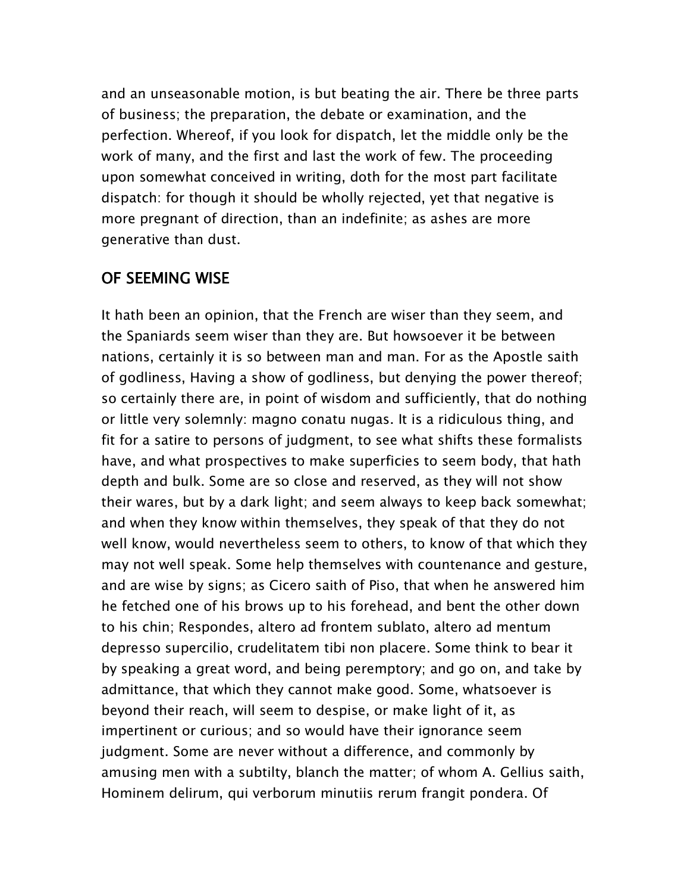and an unseasonable motion, is but beating the air. There be three parts of business; the preparation, the debate or examination, and the perfection. Whereof, if you look for dispatch, let the middle only be the work of many, and the first and last the work of few. The proceeding upon somewhat conceived in writing, doth for the most part facilitate dispatch: for though it should be wholly rejected, yet that negative is more pregnant of direction, than an indefinite; as ashes are more generative than dust.

## OF SEEMING WISE

It hath been an opinion, that the French are wiser than they seem, and the Spaniards seem wiser than they are. But howsoever it be between nations, certainly it is so between man and man. For as the Apostle saith of godliness, Having a show of godliness, but denying the power thereof; so certainly there are, in point of wisdom and sufficiently, that do nothing or little very solemnly: magno conatu nugas. It is a ridiculous thing, and fit for a satire to persons of judgment, to see what shifts these formalists have, and what prospectives to make superficies to seem body, that hath depth and bulk. Some are so close and reserved, as they will not show their wares, but by a dark light; and seem always to keep back somewhat; and when they know within themselves, they speak of that they do not well know, would nevertheless seem to others, to know of that which they may not well speak. Some help themselves with countenance and gesture, and are wise by signs; as Cicero saith of Piso, that when he answered him he fetched one of his brows up to his forehead, and bent the other down to his chin; Respondes, altero ad frontem sublato, altero ad mentum depresso supercilio, crudelitatem tibi non placere. Some think to bear it by speaking a great word, and being peremptory; and go on, and take by admittance, that which they cannot make good. Some, whatsoever is beyond their reach, will seem to despise, or make light of it, as impertinent or curious; and so would have their ignorance seem judgment. Some are never without a difference, and commonly by amusing men with a subtilty, blanch the matter; of whom A. Gellius saith, Hominem delirum, qui verborum minutiis rerum frangit pondera. Of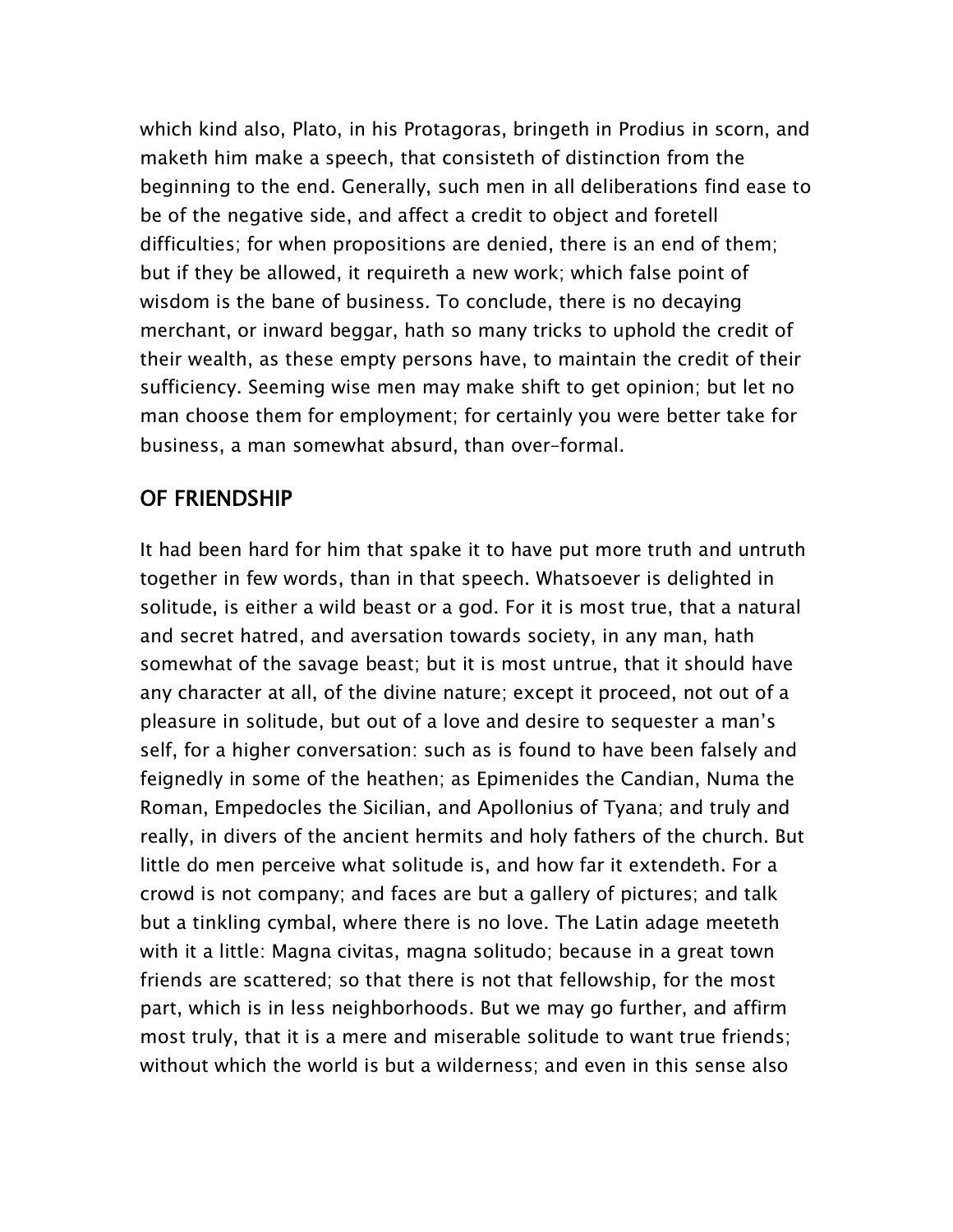which kind also, Plato, in his Protagoras, bringeth in Prodius in scorn, and maketh him make a speech, that consisteth of distinction from the beginning to the end. Generally, such men in all deliberations find ease to be of the negative side, and affect a credit to object and foretell difficulties; for when propositions are denied, there is an end of them; but if they be allowed, it requireth a new work; which false point of wisdom is the bane of business. To conclude, there is no decaying merchant, or inward beggar, hath so many tricks to uphold the credit of their wealth, as these empty persons have, to maintain the credit of their sufficiency. Seeming wise men may make shift to get opinion; but let no man choose them for employment; for certainly you were better take for business, a man somewhat absurd, than over-formal.

## OF FRIENDSHIP

It had been hard for him that spake it to have put more truth and untruth together in few words, than in that speech. Whatsoever is delighted in solitude, is either a wild beast or a god. For it is most true, that a natural and secret hatred, and aversation towards society, in any man, hath somewhat of the savage beast; but it is most untrue, that it should have any character at all, of the divine nature; except it proceed, not out of a pleasure in solitude, but out of a love and desire to sequester a man's self, for a higher conversation: such as is found to have been falsely and feignedly in some of the heathen; as Epimenides the Candian, Numa the Roman, Empedocles the Sicilian, and Apollonius of Tyana; and truly and really, in divers of the ancient hermits and holy fathers of the church. But little do men perceive what solitude is, and how far it extendeth. For a crowd is not company; and faces are but a gallery of pictures; and talk but a tinkling cymbal, where there is no love. The Latin adage meeteth with it a little: Magna civitas, magna solitudo; because in a great town friends are scattered; so that there is not that fellowship, for the most part, which is in less neighborhoods. But we may go further, and affirm most truly, that it is a mere and miserable solitude to want true friends; without which the world is but a wilderness; and even in this sense also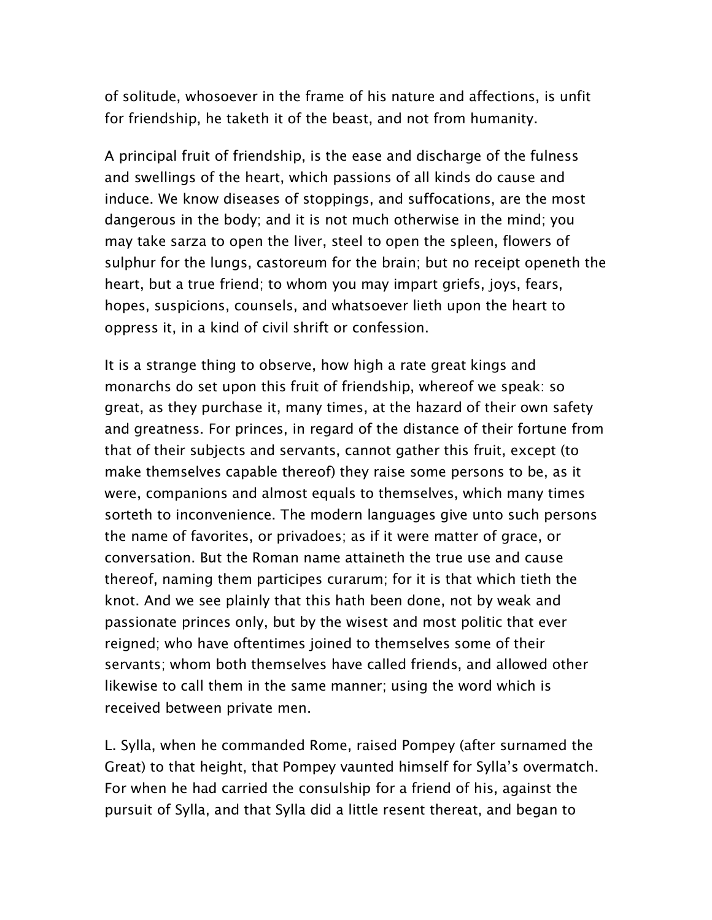of solitude, whosoever in the frame of his nature and affections, is unfit for friendship, he taketh it of the beast, and not from humanity.

A principal fruit of friendship, is the ease and discharge of the fulness and swellings of the heart, which passions of all kinds do cause and induce. We know diseases of stoppings, and suffocations, are the most dangerous in the body; and it is not much otherwise in the mind; you may take sarza to open the liver, steel to open the spleen, flowers of sulphur for the lungs, castoreum for the brain; but no receipt openeth the heart, but a true friend; to whom you may impart griefs, joys, fears, hopes, suspicions, counsels, and whatsoever lieth upon the heart to oppress it, in a kind of civil shrift or confession.

It is a strange thing to observe, how high a rate great kings and monarchs do set upon this fruit of friendship, whereof we speak: so great, as they purchase it, many times, at the hazard of their own safety and greatness. For princes, in regard of the distance of their fortune from that of their subjects and servants, cannot gather this fruit, except (to make themselves capable thereof) they raise some persons to be, as it were, companions and almost equals to themselves, which many times sorteth to inconvenience. The modern languages give unto such persons the name of favorites, or privadoes; as if it were matter of grace, or conversation. But the Roman name attaineth the true use and cause thereof, naming them participes curarum; for it is that which tieth the knot. And we see plainly that this hath been done, not by weak and passionate princes only, but by the wisest and most politic that ever reigned; who have oftentimes joined to themselves some of their servants; whom both themselves have called friends, and allowed other likewise to call them in the same manner; using the word which is received between private men.

L. Sylla, when he commanded Rome, raised Pompey (after surnamed the Great) to that height, that Pompey vaunted himself for Sylla's overmatch. For when he had carried the consulship for a friend of his, against the pursuit of Sylla, and that Sylla did a little resent thereat, and began to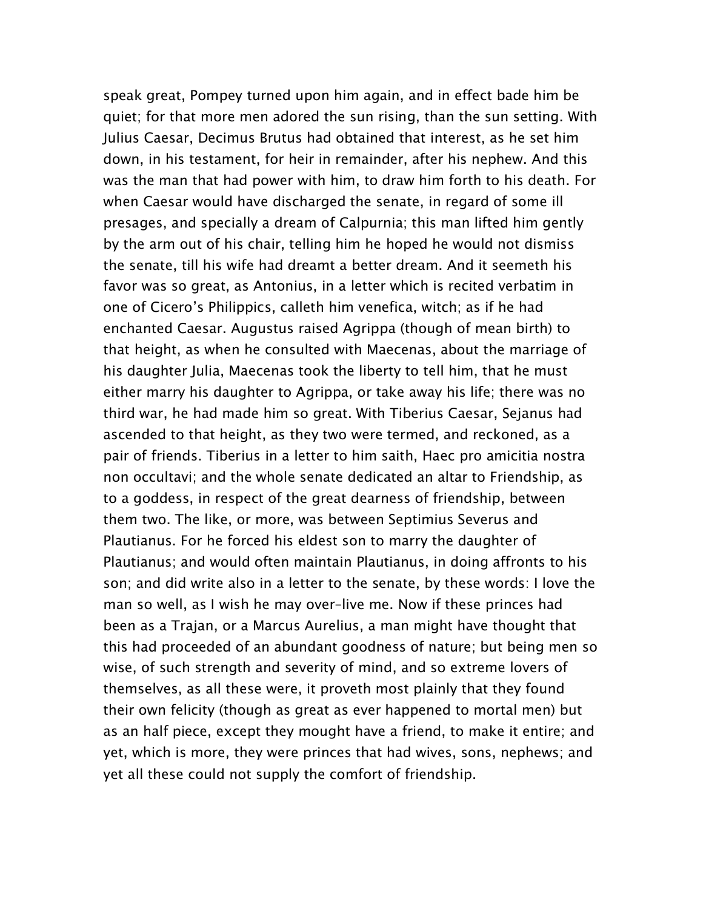speak great, Pompey turned upon him again, and in effect bade him be quiet; for that more men adored the sun rising, than the sun setting. With Julius Caesar, Decimus Brutus had obtained that interest, as he set him down, in his testament, for heir in remainder, after his nephew. And this was the man that had power with him, to draw him forth to his death. For when Caesar would have discharged the senate, in regard of some ill presages, and specially a dream of Calpurnia; this man lifted him gently by the arm out of his chair, telling him he hoped he would not dismiss the senate, till his wife had dreamt a better dream. And it seemeth his favor was so great, as Antonius, in a letter which is recited verbatim in one of Cicero's Philippics, calleth him venefica, witch; as if he had enchanted Caesar. Augustus raised Agrippa (though of mean birth) to that height, as when he consulted with Maecenas, about the marriage of his daughter Julia, Maecenas took the liberty to tell him, that he must either marry his daughter to Agrippa, or take away his life; there was no third war, he had made him so great. With Tiberius Caesar, Sejanus had ascended to that height, as they two were termed, and reckoned, as a pair of friends. Tiberius in a letter to him saith, Haec pro amicitia nostra non occultavi; and the whole senate dedicated an altar to Friendship, as to a goddess, in respect of the great dearness of friendship, between them two. The like, or more, was between Septimius Severus and Plautianus. For he forced his eldest son to marry the daughter of Plautianus; and would often maintain Plautianus, in doing affronts to his son; and did write also in a letter to the senate, by these words: I love the man so well, as I wish he may over-live me. Now if these princes had been as a Trajan, or a Marcus Aurelius, a man might have thought that this had proceeded of an abundant goodness of nature; but being men so wise, of such strength and severity of mind, and so extreme lovers of themselves, as all these were, it proveth most plainly that they found their own felicity (though as great as ever happened to mortal men) but as an half piece, except they mought have a friend, to make it entire; and yet, which is more, they were princes that had wives, sons, nephews; and yet all these could not supply the comfort of friendship.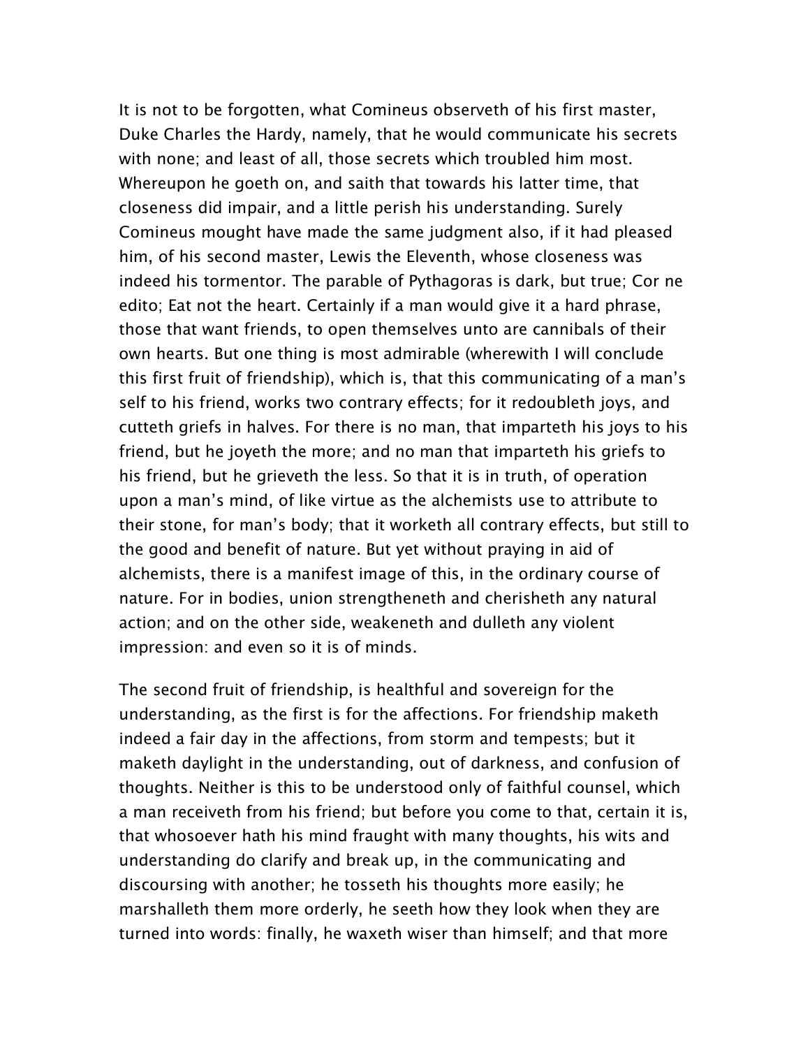It is not to be forgotten, what Comineus observeth of his first master, Duke Charles the Hardy, namely, that he would communicate his secrets with none; and least of all, those secrets which troubled him most. Whereupon he goeth on, and saith that towards his latter time, that closeness did impair, and a little perish his understanding. Surely Comineus mought have made the same judgment also, if it had pleased him, of his second master, Lewis the Eleventh, whose closeness was indeed his tormentor. The parable of Pythagoras is dark, but true; Cor ne edito; Eat not the heart. Certainly if a man would give it a hard phrase, those that want friends, to open themselves unto are cannibals of their own hearts. But one thing is most admirable (wherewith I will conclude this first fruit of friendship), which is, that this communicating of a man's self to his friend, works two contrary effects; for it redoubleth joys, and cutteth griefs in halves. For there is no man, that imparteth his joys to his friend, but he joyeth the more; and no man that imparteth his griefs to his friend, but he grieveth the less. So that it is in truth, of operation upon a man's mind, of like virtue as the alchemists use to attribute to their stone, for man's body; that it worketh all contrary effects, but still to the good and benefit of nature. But yet without praying in aid of alchemists, there is a manifest image of this, in the ordinary course of nature. For in bodies, union strengtheneth and cherisheth any natural action; and on the other side, weakeneth and dulleth any violent impression: and even so it is of minds.

The second fruit of friendship, is healthful and sovereign for the understanding, as the first is for the affections. For friendship maketh indeed a fair day in the affections, from storm and tempests; but it maketh daylight in the understanding, out of darkness, and confusion of thoughts. Neither is this to be understood only of faithful counsel, which a man receiveth from his friend; but before you come to that, certain it is, that whosoever hath his mind fraught with many thoughts, his wits and understanding do clarify and break up, in the communicating and discoursing with another; he tosseth his thoughts more easily; he marshalleth them more orderly, he seeth how they look when they are turned into words: finally, he waxeth wiser than himself; and that more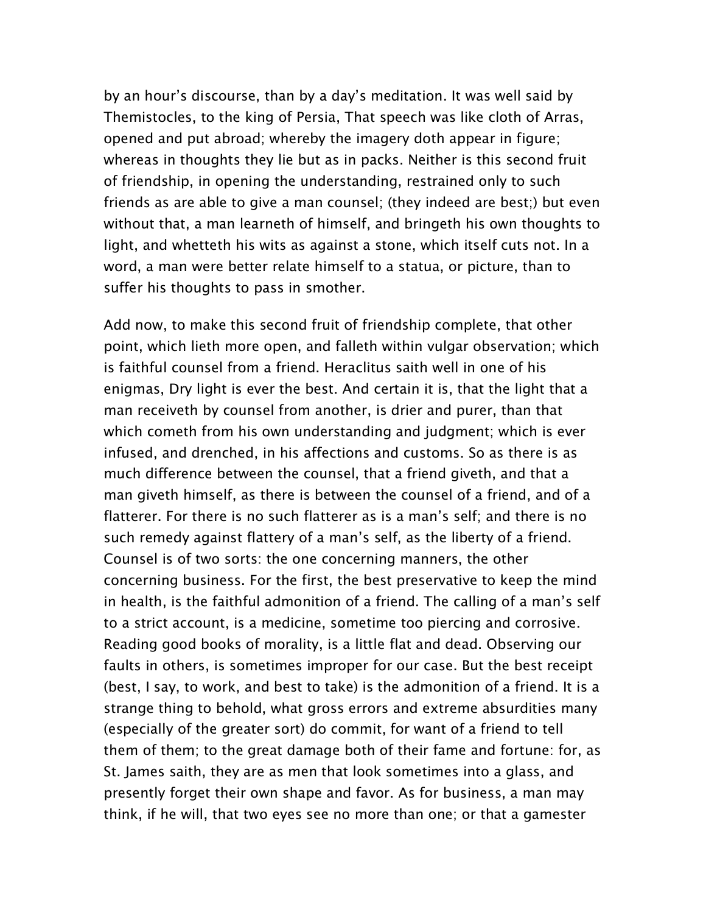by an hour's discourse, than by a day's meditation. It was well said by Themistocles, to the king of Persia, That speech was like cloth of Arras, opened and put abroad; whereby the imagery doth appear in figure; whereas in thoughts they lie but as in packs. Neither is this second fruit of friendship, in opening the understanding, restrained only to such friends as are able to give a man counsel; (they indeed are best;) but even without that, a man learneth of himself, and bringeth his own thoughts to light, and whetteth his wits as against a stone, which itself cuts not. In a word, a man were better relate himself to a statua, or picture, than to suffer his thoughts to pass in smother.

Add now, to make this second fruit of friendship complete, that other point, which lieth more open, and falleth within vulgar observation; which is faithful counsel from a friend. Heraclitus saith well in one of his enigmas, Dry light is ever the best. And certain it is, that the light that a man receiveth by counsel from another, is drier and purer, than that which cometh from his own understanding and judgment; which is ever infused, and drenched, in his affections and customs. So as there is as much difference between the counsel, that a friend giveth, and that a man giveth himself, as there is between the counsel of a friend, and of a flatterer. For there is no such flatterer as is a man's self; and there is no such remedy against flattery of a man's self, as the liberty of a friend. Counsel is of two sorts: the one concerning manners, the other concerning business. For the first, the best preservative to keep the mind in health, is the faithful admonition of a friend. The calling of a man's self to a strict account, is a medicine, sometime too piercing and corrosive. Reading good books of morality, is a little flat and dead. Observing our faults in others, is sometimes improper for our case. But the best receipt (best, I say, to work, and best to take) is the admonition of a friend. It is a strange thing to behold, what gross errors and extreme absurdities many (especially of the greater sort) do commit, for want of a friend to tell them of them; to the great damage both of their fame and fortune: for, as St. James saith, they are as men that look sometimes into a glass, and presently forget their own shape and favor. As for business, a man may think, if he will, that two eyes see no more than one; or that a gamester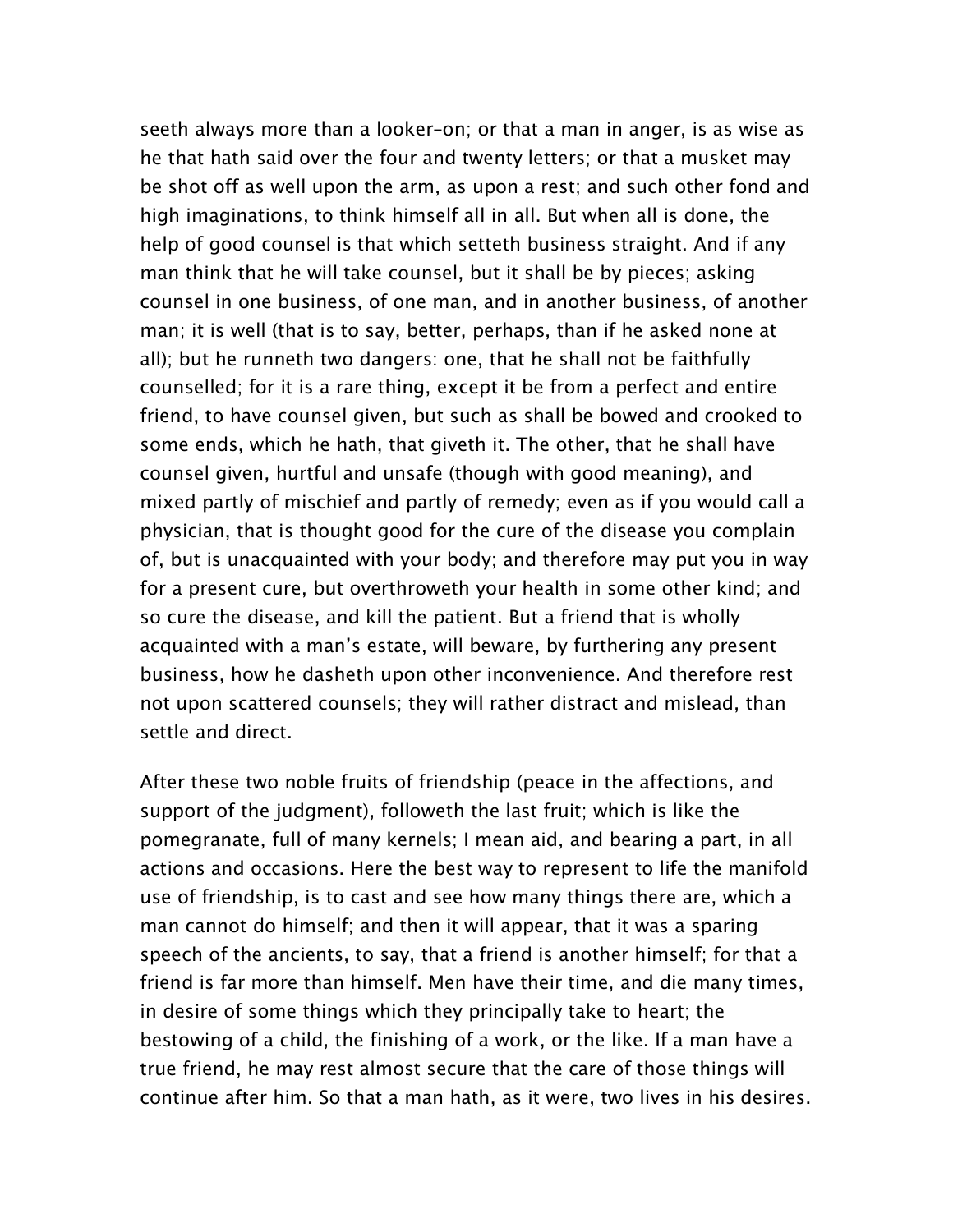seeth always more than a looker-on; or that a man in anger, is as wise as he that hath said over the four and twenty letters; or that a musket may be shot off as well upon the arm, as upon a rest; and such other fond and high imaginations, to think himself all in all. But when all is done, the help of good counsel is that which setteth business straight. And if any man think that he will take counsel, but it shall be by pieces; asking counsel in one business, of one man, and in another business, of another man; it is well (that is to say, better, perhaps, than if he asked none at all); but he runneth two dangers: one, that he shall not be faithfully counselled; for it is a rare thing, except it be from a perfect and entire friend, to have counsel given, but such as shall be bowed and crooked to some ends, which he hath, that giveth it. The other, that he shall have counsel given, hurtful and unsafe (though with good meaning), and mixed partly of mischief and partly of remedy; even as if you would call a physician, that is thought good for the cure of the disease you complain of, but is unacquainted with your body; and therefore may put you in way for a present cure, but overthroweth your health in some other kind; and so cure the disease, and kill the patient. But a friend that is wholly acquainted with a man's estate, will beware, by furthering any present business, how he dasheth upon other inconvenience. And therefore rest not upon scattered counsels; they will rather distract and mislead, than settle and direct.

After these two noble fruits of friendship (peace in the affections, and support of the judgment), followeth the last fruit; which is like the pomegranate, full of many kernels; I mean aid, and bearing a part, in all actions and occasions. Here the best way to represent to life the manifold use of friendship, is to cast and see how many things there are, which a man cannot do himself; and then it will appear, that it was a sparing speech of the ancients, to say, that a friend is another himself; for that a friend is far more than himself. Men have their time, and die many times, in desire of some things which they principally take to heart; the bestowing of a child, the finishing of a work, or the like. If a man have a true friend, he may rest almost secure that the care of those things will continue after him. So that a man hath, as it were, two lives in his desires.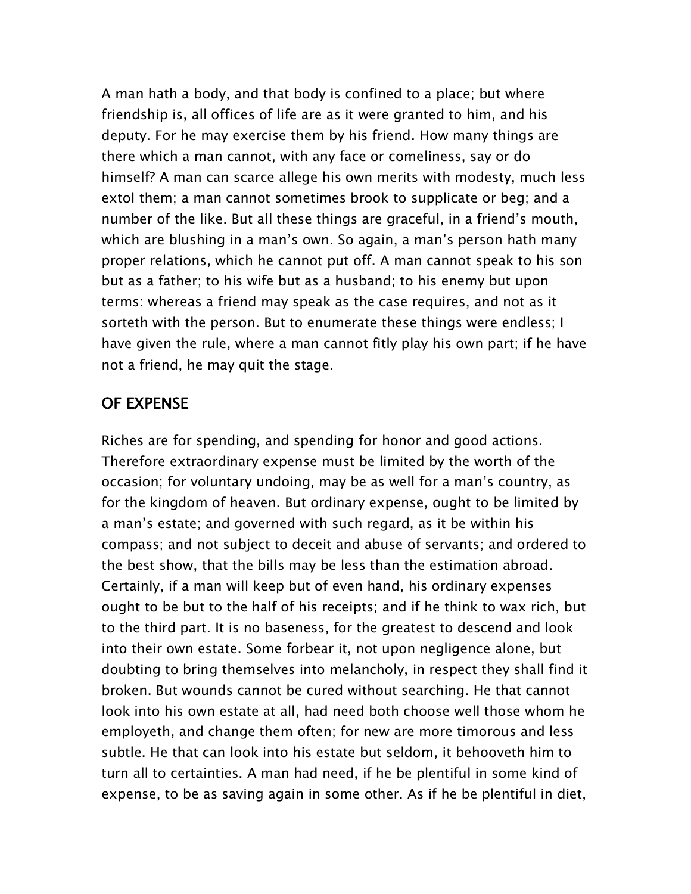A man hath a body, and that body is confined to a place; but where friendship is, all offices of life are as it were granted to him, and his deputy. For he may exercise them by his friend. How many things are there which a man cannot, with any face or comeliness, say or do himself? A man can scarce allege his own merits with modesty, much less extol them; a man cannot sometimes brook to supplicate or beg; and a number of the like. But all these things are graceful, in a friend's mouth, which are blushing in a man's own. So again, a man's person hath many proper relations, which he cannot put off. A man cannot speak to his son but as a father; to his wife but as a husband; to his enemy but upon terms: whereas a friend may speak as the case requires, and not as it sorteth with the person. But to enumerate these things were endless; I have given the rule, where a man cannot fitly play his own part; if he have not a friend, he may quit the stage.

## OF EXPENSE

Riches are for spending, and spending for honor and good actions. Therefore extraordinary expense must be limited by the worth of the occasion; for voluntary undoing, may be as well for a man's country, as for the kingdom of heaven. But ordinary expense, ought to be limited by a man's estate; and governed with such regard, as it be within his compass; and not subject to deceit and abuse of servants; and ordered to the best show, that the bills may be less than the estimation abroad. Certainly, if a man will keep but of even hand, his ordinary expenses ought to be but to the half of his receipts; and if he think to wax rich, but to the third part. It is no baseness, for the greatest to descend and look into their own estate. Some forbear it, not upon negligence alone, but doubting to bring themselves into melancholy, in respect they shall find it broken. But wounds cannot be cured without searching. He that cannot look into his own estate at all, had need both choose well those whom he employeth, and change them often; for new are more timorous and less subtle. He that can look into his estate but seldom, it behooveth him to turn all to certainties. A man had need, if he be plentiful in some kind of expense, to be as saving again in some other. As if he be plentiful in diet,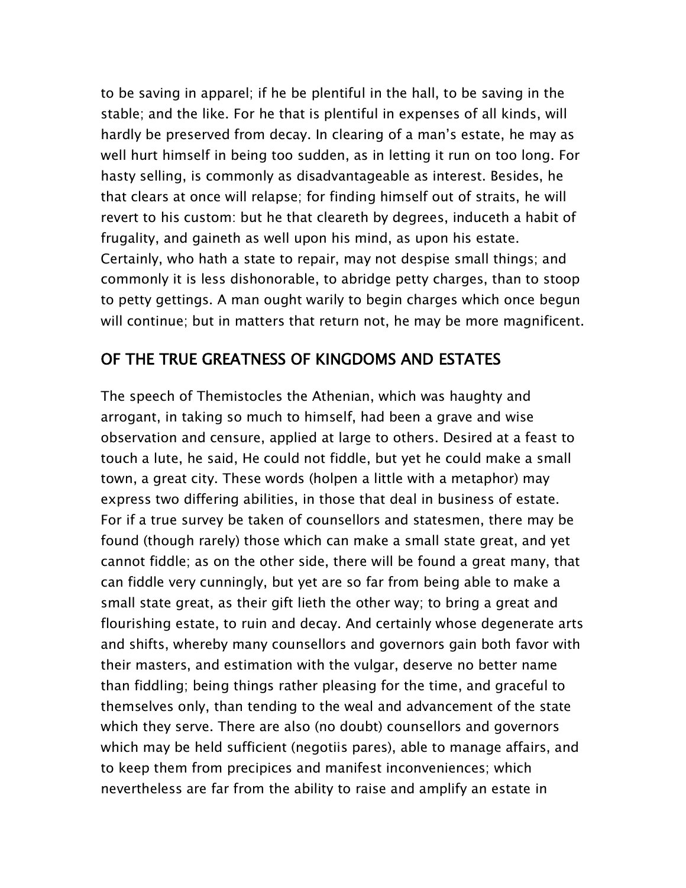to be saving in apparel; if he be plentiful in the hall, to be saving in the stable; and the like. For he that is plentiful in expenses of all kinds, will hardly be preserved from decay. In clearing of a man's estate, he may as well hurt himself in being too sudden, as in letting it run on too long. For hasty selling, is commonly as disadvantageable as interest. Besides, he that clears at once will relapse; for finding himself out of straits, he will revert to his custom: but he that cleareth by degrees, induceth a habit of frugality, and gaineth as well upon his mind, as upon his estate. Certainly, who hath a state to repair, may not despise small things; and commonly it is less dishonorable, to abridge petty charges, than to stoop to petty gettings. A man ought warily to begin charges which once begun will continue; but in matters that return not, he may be more magnificent.

## OF THE TRUE GREATNESS OF KINGDOMS AND ESTATES

The speech of Themistocles the Athenian, which was haughty and arrogant, in taking so much to himself, had been a grave and wise observation and censure, applied at large to others. Desired at a feast to touch a lute, he said, He could not fiddle, but yet he could make a small town, a great city. These words (holpen a little with a metaphor) may express two differing abilities, in those that deal in business of estate. For if a true survey be taken of counsellors and statesmen, there may be found (though rarely) those which can make a small state great, and yet cannot fiddle; as on the other side, there will be found a great many, that can fiddle very cunningly, but yet are so far from being able to make a small state great, as their gift lieth the other way; to bring a great and flourishing estate, to ruin and decay. And certainly whose degenerate arts and shifts, whereby many counsellors and governors gain both favor with their masters, and estimation with the vulgar, deserve no better name than fiddling; being things rather pleasing for the time, and graceful to themselves only, than tending to the weal and advancement of the state which they serve. There are also (no doubt) counsellors and governors which may be held sufficient (negotiis pares), able to manage affairs, and to keep them from precipices and manifest inconveniences; which nevertheless are far from the ability to raise and amplify an estate in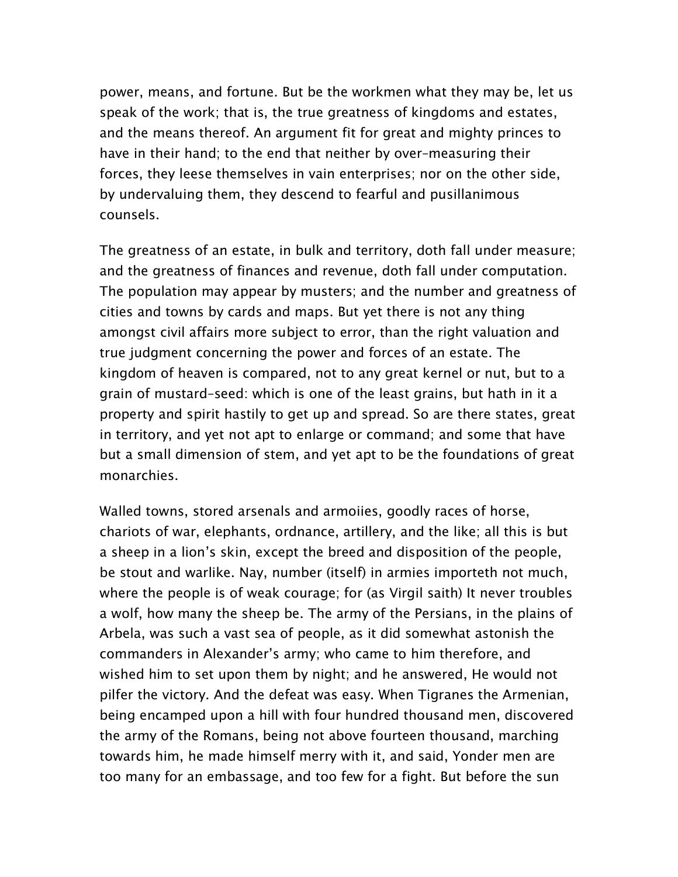power, means, and fortune. But be the workmen what they may be, let us speak of the work; that is, the true greatness of kingdoms and estates, and the means thereof. An argument fit for great and mighty princes to have in their hand; to the end that neither by over-measuring their forces, they leese themselves in vain enterprises; nor on the other side, by undervaluing them, they descend to fearful and pusillanimous counsels.

The greatness of an estate, in bulk and territory, doth fall under measure; and the greatness of finances and revenue, doth fall under computation. The population may appear by musters; and the number and greatness of cities and towns by cards and maps. But yet there is not any thing amongst civil affairs more subject to error, than the right valuation and true judgment concerning the power and forces of an estate. The kingdom of heaven is compared, not to any great kernel or nut, but to a grain of mustard-seed: which is one of the least grains, but hath in it a property and spirit hastily to get up and spread. So are there states, great in territory, and yet not apt to enlarge or command; and some that have but a small dimension of stem, and yet apt to be the foundations of great monarchies.

Walled towns, stored arsenals and armoiies, goodly races of horse, chariots of war, elephants, ordnance, artillery, and the like; all this is but a sheep in a lion's skin, except the breed and disposition of the people, be stout and warlike. Nay, number (itself) in armies importeth not much, where the people is of weak courage; for (as Virgil saith) It never troubles a wolf, how many the sheep be. The army of the Persians, in the plains of Arbela, was such a vast sea of people, as it did somewhat astonish the commanders in Alexander's army; who came to him therefore, and wished him to set upon them by night; and he answered, He would not pilfer the victory. And the defeat was easy. When Tigranes the Armenian, being encamped upon a hill with four hundred thousand men, discovered the army of the Romans, being not above fourteen thousand, marching towards him, he made himself merry with it, and said, Yonder men are too many for an embassage, and too few for a fight. But before the sun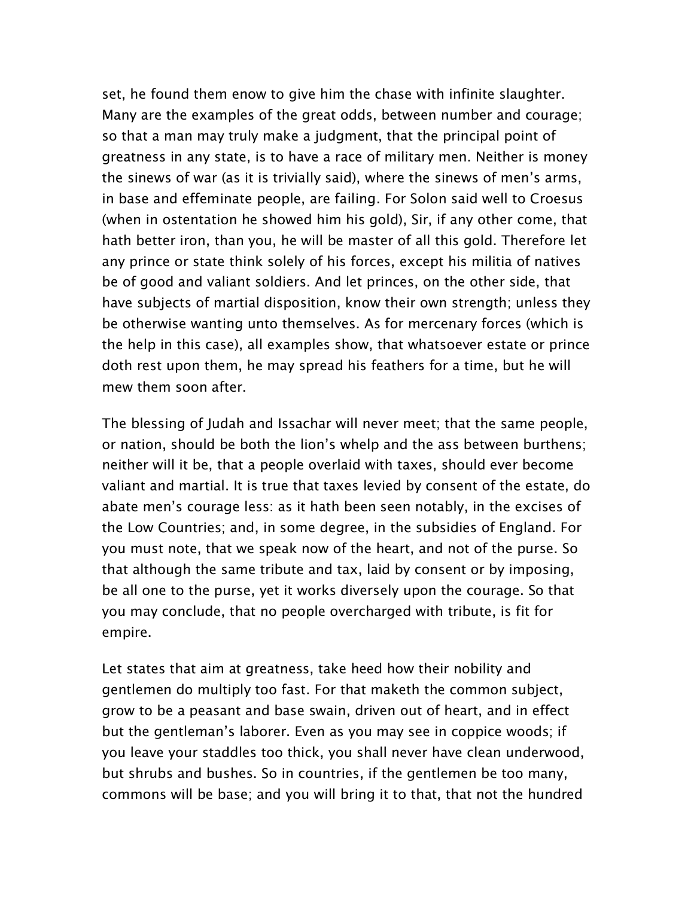set, he found them enow to give him the chase with infinite slaughter. Many are the examples of the great odds, between number and courage; so that a man may truly make a judgment, that the principal point of greatness in any state, is to have a race of military men. Neither is money the sinews of war (as it is trivially said), where the sinews of men's arms, in base and effeminate people, are failing. For Solon said well to Croesus (when in ostentation he showed him his gold), Sir, if any other come, that hath better iron, than you, he will be master of all this gold. Therefore let any prince or state think solely of his forces, except his militia of natives be of good and valiant soldiers. And let princes, on the other side, that have subjects of martial disposition, know their own strength; unless they be otherwise wanting unto themselves. As for mercenary forces (which is the help in this case), all examples show, that whatsoever estate or prince doth rest upon them, he may spread his feathers for a time, but he will mew them soon after.

The blessing of Judah and Issachar will never meet; that the same people, or nation, should be both the lion's whelp and the ass between burthens; neither will it be, that a people overlaid with taxes, should ever become valiant and martial. It is true that taxes levied by consent of the estate, do abate men's courage less: as it hath been seen notably, in the excises of the Low Countries; and, in some degree, in the subsidies of England. For you must note, that we speak now of the heart, and not of the purse. So that although the same tribute and tax, laid by consent or by imposing, be all one to the purse, yet it works diversely upon the courage. So that you may conclude, that no people overcharged with tribute, is fit for empire.

Let states that aim at greatness, take heed how their nobility and gentlemen do multiply too fast. For that maketh the common subject, grow to be a peasant and base swain, driven out of heart, and in effect but the gentleman's laborer. Even as you may see in coppice woods; if you leave your staddles too thick, you shall never have clean underwood, but shrubs and bushes. So in countries, if the gentlemen be too many, commons will be base; and you will bring it to that, that not the hundred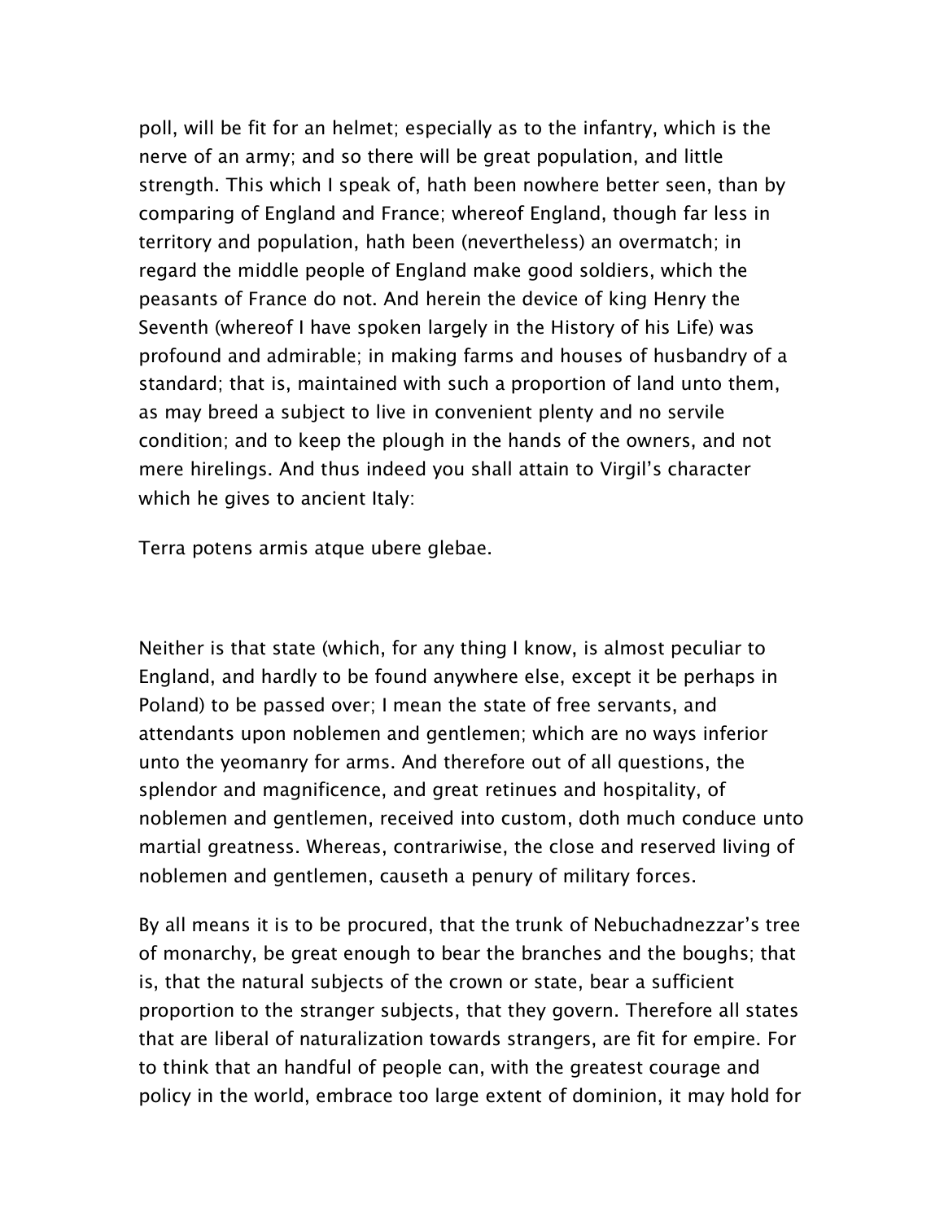poll, will be fit for an helmet; especially as to the infantry, which is the nerve of an army; and so there will be great population, and little strength. This which I speak of, hath been nowhere better seen, than by comparing of England and France; whereof England, though far less in territory and population, hath been (nevertheless) an overmatch; in regard the middle people of England make good soldiers, which the peasants of France do not. And herein the device of king Henry the Seventh (whereof I have spoken largely in the History of his Life) was profound and admirable; in making farms and houses of husbandry of a standard; that is, maintained with such a proportion of land unto them, as may breed a subject to live in convenient plenty and no servile condition; and to keep the plough in the hands of the owners, and not mere hirelings. And thus indeed you shall attain to Virgil's character which he gives to ancient Italy:

Terra potens armis atque ubere glebae.

Neither is that state (which, for any thing I know, is almost peculiar to England, and hardly to be found anywhere else, except it be perhaps in Poland) to be passed over; I mean the state of free servants, and attendants upon noblemen and gentlemen; which are no ways inferior unto the yeomanry for arms. And therefore out of all questions, the splendor and magnificence, and great retinues and hospitality, of noblemen and gentlemen, received into custom, doth much conduce unto martial greatness. Whereas, contrariwise, the close and reserved living of noblemen and gentlemen, causeth a penury of military forces.

By all means it is to be procured, that the trunk of Nebuchadnezzar's tree of monarchy, be great enough to bear the branches and the boughs; that is, that the natural subjects of the crown or state, bear a sufficient proportion to the stranger subjects, that they govern. Therefore all states that are liberal of naturalization towards strangers, are fit for empire. For to think that an handful of people can, with the greatest courage and policy in the world, embrace too large extent of dominion, it may hold for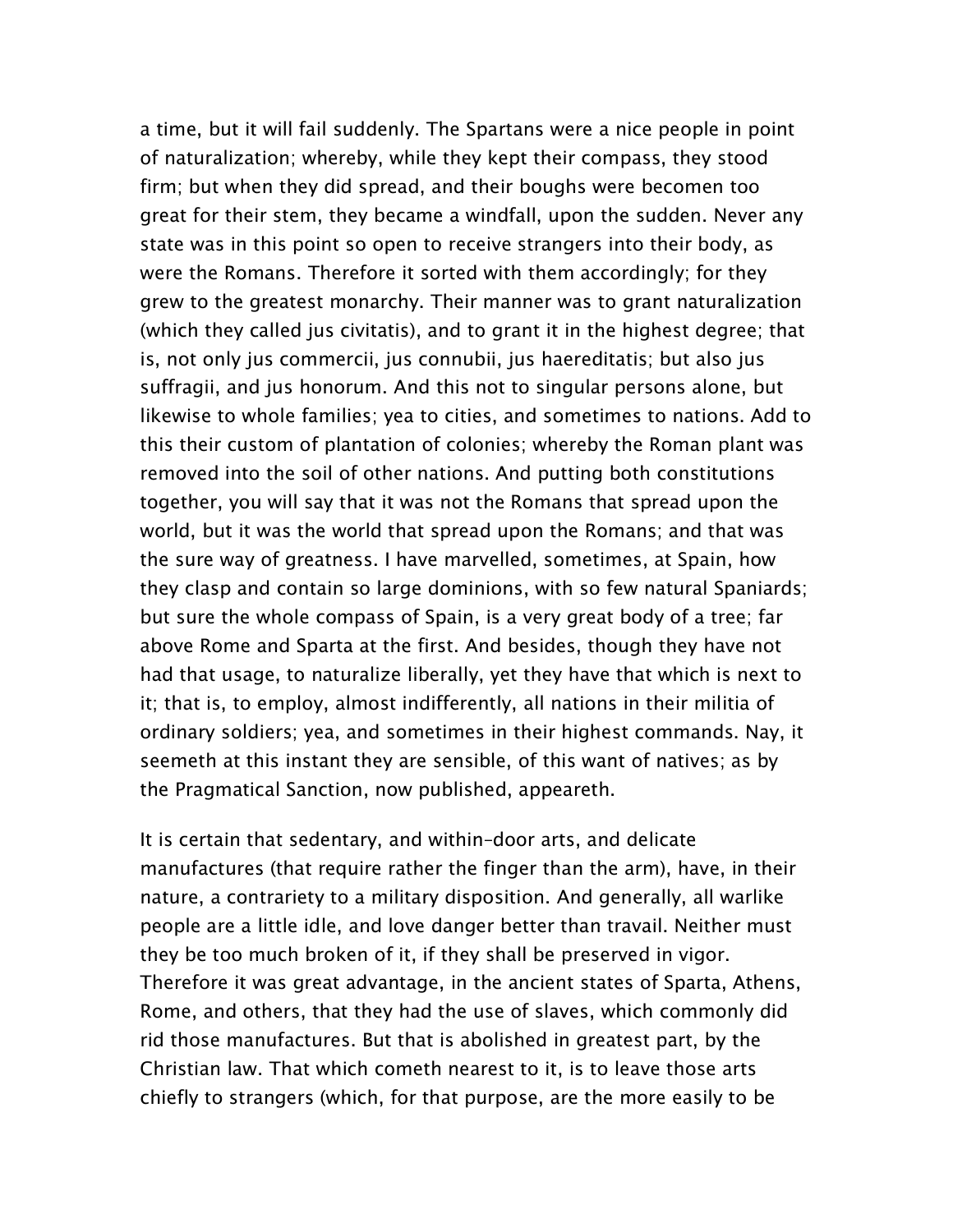a time, but it will fail suddenly. The Spartans were a nice people in point of naturalization; whereby, while they kept their compass, they stood firm; but when they did spread, and their boughs were becomen too great for their stem, they became a windfall, upon the sudden. Never any state was in this point so open to receive strangers into their body, as were the Romans. Therefore it sorted with them accordingly; for they grew to the greatest monarchy. Their manner was to grant naturalization (which they called jus civitatis), and to grant it in the highest degree; that is, not only jus commercii, jus connubii, jus haereditatis; but also jus suffragii, and jus honorum. And this not to singular persons alone, but likewise to whole families; yea to cities, and sometimes to nations. Add to this their custom of plantation of colonies; whereby the Roman plant was removed into the soil of other nations. And putting both constitutions together, you will say that it was not the Romans that spread upon the world, but it was the world that spread upon the Romans; and that was the sure way of greatness. I have marvelled, sometimes, at Spain, how they clasp and contain so large dominions, with so few natural Spaniards; but sure the whole compass of Spain, is a very great body of a tree; far above Rome and Sparta at the first. And besides, though they have not had that usage, to naturalize liberally, yet they have that which is next to it; that is, to employ, almost indifferently, all nations in their militia of ordinary soldiers; yea, and sometimes in their highest commands. Nay, it seemeth at this instant they are sensible, of this want of natives; as by the Pragmatical Sanction, now published, appeareth.

It is certain that sedentary, and within-door arts, and delicate manufactures (that require rather the finger than the arm), have, in their nature, a contrariety to a military disposition. And generally, all warlike people are a little idle, and love danger better than travail. Neither must they be too much broken of it, if they shall be preserved in vigor. Therefore it was great advantage, in the ancient states of Sparta, Athens, Rome, and others, that they had the use of slaves, which commonly did rid those manufactures. But that is abolished in greatest part, by the Christian law. That which cometh nearest to it, is to leave those arts chiefly to strangers (which, for that purpose, are the more easily to be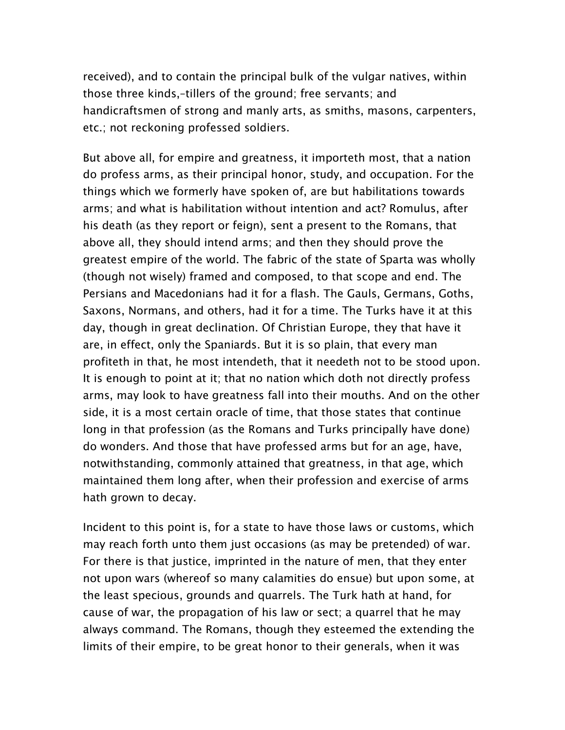received), and to contain the principal bulk of the vulgar natives, within those three kinds,–tillers of the ground; free servants; and handicraftsmen of strong and manly arts, as smiths, masons, carpenters, etc.; not reckoning professed soldiers.

But above all, for empire and greatness, it importeth most, that a nation do profess arms, as their principal honor, study, and occupation. For the things which we formerly have spoken of, are but habilitations towards arms; and what is habilitation without intention and act? Romulus, after his death (as they report or feign), sent a present to the Romans, that above all, they should intend arms; and then they should prove the greatest empire of the world. The fabric of the state of Sparta was wholly (though not wisely) framed and composed, to that scope and end. The Persians and Macedonians had it for a flash. The Gauls, Germans, Goths, Saxons, Normans, and others, had it for a time. The Turks have it at this day, though in great declination. Of Christian Europe, they that have it are, in effect, only the Spaniards. But it is so plain, that every man profiteth in that, he most intendeth, that it needeth not to be stood upon. It is enough to point at it; that no nation which doth not directly profess arms, may look to have greatness fall into their mouths. And on the other side, it is a most certain oracle of time, that those states that continue long in that profession (as the Romans and Turks principally have done) do wonders. And those that have professed arms but for an age, have, notwithstanding, commonly attained that greatness, in that age, which maintained them long after, when their profession and exercise of arms hath grown to decay.

Incident to this point is, for a state to have those laws or customs, which may reach forth unto them just occasions (as may be pretended) of war. For there is that justice, imprinted in the nature of men, that they enter not upon wars (whereof so many calamities do ensue) but upon some, at the least specious, grounds and quarrels. The Turk hath at hand, for cause of war, the propagation of his law or sect; a quarrel that he may always command. The Romans, though they esteemed the extending the limits of their empire, to be great honor to their generals, when it was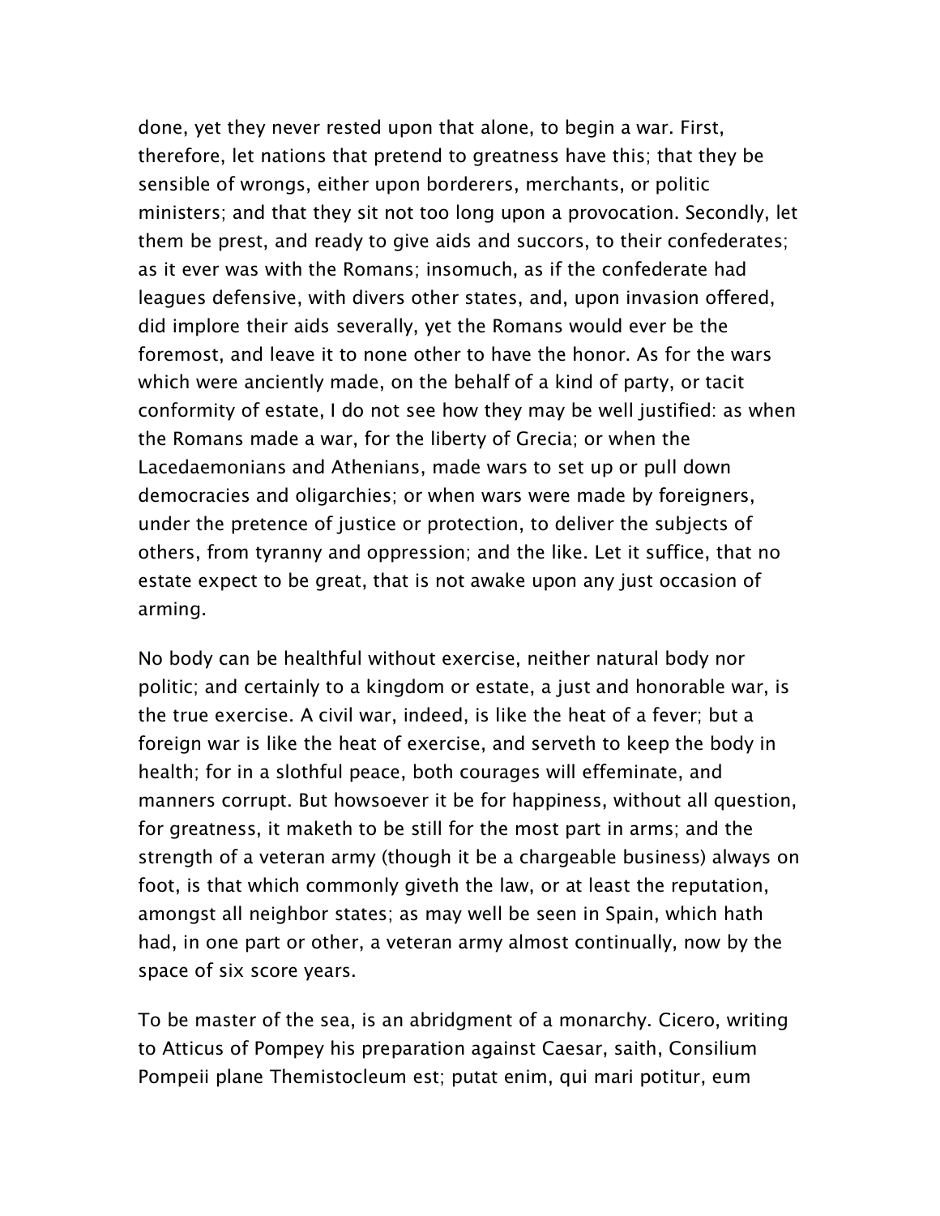done, yet they never rested upon that alone, to begin a war. First, therefore, let nations that pretend to greatness have this; that they be sensible of wrongs, either upon borderers, merchants, or politic ministers; and that they sit not too long upon a provocation. Secondly, let them be prest, and ready to give aids and succors, to their confederates; as it ever was with the Romans; insomuch, as if the confederate had leagues defensive, with divers other states, and, upon invasion offered, did implore their aids severally, yet the Romans would ever be the foremost, and leave it to none other to have the honor. As for the wars which were anciently made, on the behalf of a kind of party, or tacit conformity of estate, I do not see how they may be well justified: as when the Romans made a war, for the liberty of Grecia; or when the Lacedaemonians and Athenians, made wars to set up or pull down democracies and oligarchies; or when wars were made by foreigners, under the pretence of justice or protection, to deliver the subjects of others, from tyranny and oppression; and the like. Let it suffice, that no estate expect to be great, that is not awake upon any just occasion of arming.

No body can be healthful without exercise, neither natural body nor politic; and certainly to a kingdom or estate, a just and honorable war, is the true exercise. A civil war, indeed, is like the heat of a fever; but a foreign war is like the heat of exercise, and serveth to keep the body in health; for in a slothful peace, both courages will effeminate, and manners corrupt. But howsoever it be for happiness, without all question, for greatness, it maketh to be still for the most part in arms; and the strength of a veteran army (though it be a chargeable business) always on foot, is that which commonly giveth the law, or at least the reputation, amongst all neighbor states; as may well be seen in Spain, which hath had, in one part or other, a veteran army almost continually, now by the space of six score years.

To be master of the sea, is an abridgment of a monarchy. Cicero, writing to Atticus of Pompey his preparation against Caesar, saith, Consilium Pompeii plane Themistocleum est; putat enim, qui mari potitur, eum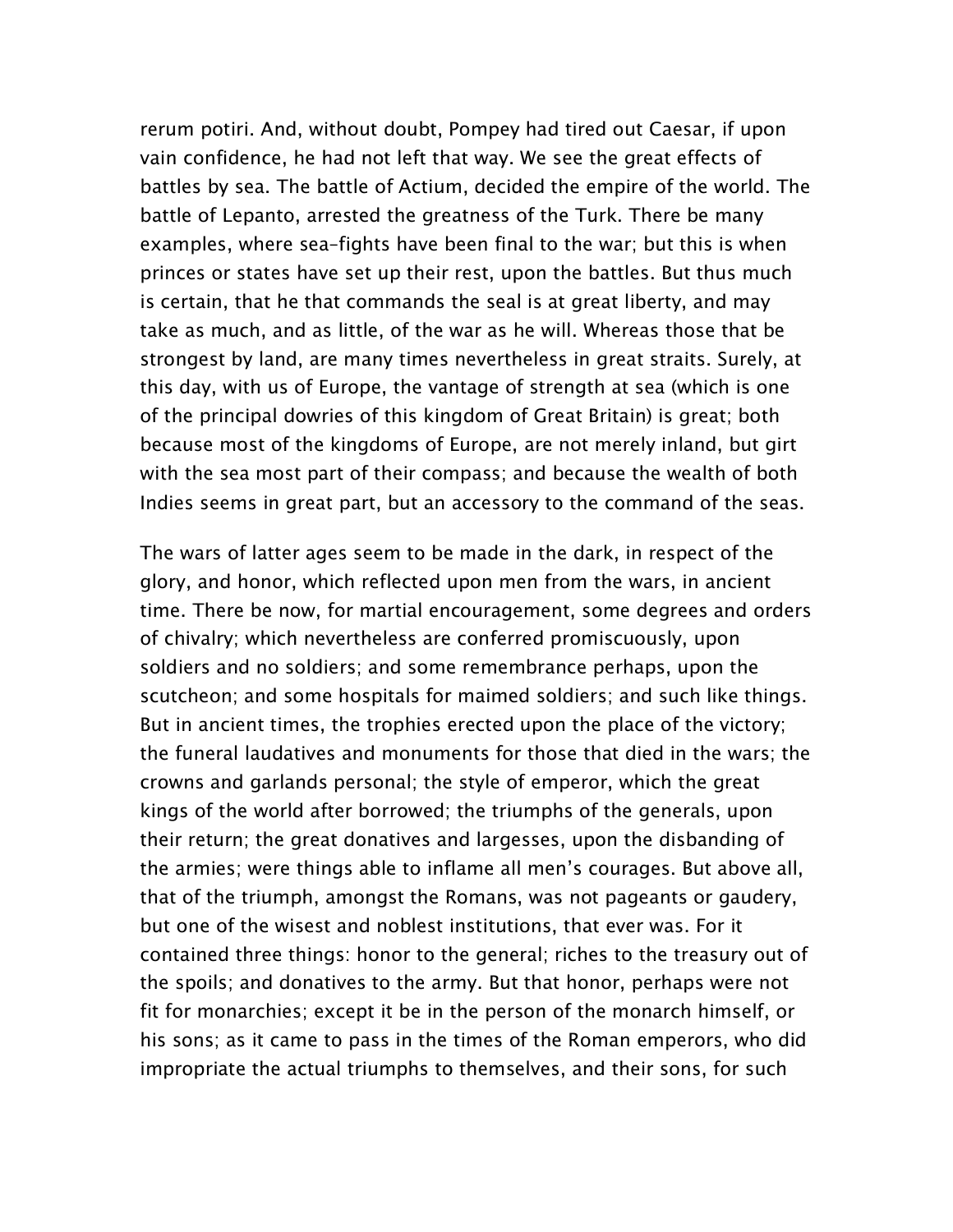rerum potiri. And, without doubt, Pompey had tired out Caesar, if upon vain confidence, he had not left that way. We see the great effects of battles by sea. The battle of Actium, decided the empire of the world. The battle of Lepanto, arrested the greatness of the Turk. There be many examples, where sea-fights have been final to the war; but this is when princes or states have set up their rest, upon the battles. But thus much is certain, that he that commands the seal is at great liberty, and may take as much, and as little, of the war as he will. Whereas those that be strongest by land, are many times nevertheless in great straits. Surely, at this day, with us of Europe, the vantage of strength at sea (which is one of the principal dowries of this kingdom of Great Britain) is great; both because most of the kingdoms of Europe, are not merely inland, but girt with the sea most part of their compass; and because the wealth of both Indies seems in great part, but an accessory to the command of the seas.

The wars of latter ages seem to be made in the dark, in respect of the glory, and honor, which reflected upon men from the wars, in ancient time. There be now, for martial encouragement, some degrees and orders of chivalry; which nevertheless are conferred promiscuously, upon soldiers and no soldiers; and some remembrance perhaps, upon the scutcheon; and some hospitals for maimed soldiers; and such like things. But in ancient times, the trophies erected upon the place of the victory; the funeral laudatives and monuments for those that died in the wars; the crowns and garlands personal; the style of emperor, which the great kings of the world after borrowed; the triumphs of the generals, upon their return; the great donatives and largesses, upon the disbanding of the armies; were things able to inflame all men's courages. But above all, that of the triumph, amongst the Romans, was not pageants or gaudery, but one of the wisest and noblest institutions, that ever was. For it contained three things: honor to the general; riches to the treasury out of the spoils; and donatives to the army. But that honor, perhaps were not fit for monarchies; except it be in the person of the monarch himself, or his sons; as it came to pass in the times of the Roman emperors, who did impropriate the actual triumphs to themselves, and their sons, for such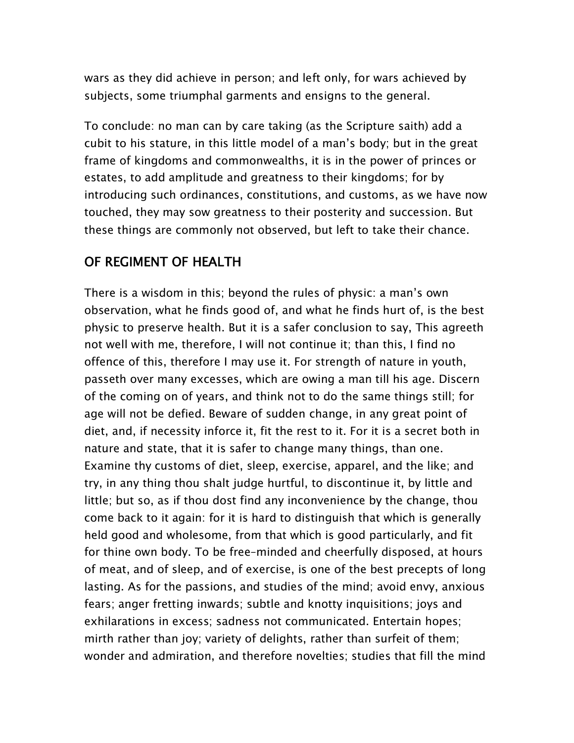wars as they did achieve in person; and left only, for wars achieved by subjects, some triumphal garments and ensigns to the general.

To conclude: no man can by care taking (as the Scripture saith) add a cubit to his stature, in this little model of a man's body; but in the great frame of kingdoms and commonwealths, it is in the power of princes or estates, to add amplitude and greatness to their kingdoms; for by introducing such ordinances, constitutions, and customs, as we have now touched, they may sow greatness to their posterity and succession. But these things are commonly not observed, but left to take their chance.

## OF REGIMENT OF HEALTH

There is a wisdom in this; beyond the rules of physic: a man's own observation, what he finds good of, and what he finds hurt of, is the best physic to preserve health. But it is a safer conclusion to say, This agreeth not well with me, therefore, I will not continue it; than this, I find no offence of this, therefore I may use it. For strength of nature in youth, passeth over many excesses, which are owing a man till his age. Discern of the coming on of years, and think not to do the same things still; for age will not be defied. Beware of sudden change, in any great point of diet, and, if necessity inforce it, fit the rest to it. For it is a secret both in nature and state, that it is safer to change many things, than one. Examine thy customs of diet, sleep, exercise, apparel, and the like; and try, in any thing thou shalt judge hurtful, to discontinue it, by little and little; but so, as if thou dost find any inconvenience by the change, thou come back to it again: for it is hard to distinguish that which is generally held good and wholesome, from that which is good particularly, and fit for thine own body. To be free-minded and cheerfully disposed, at hours of meat, and of sleep, and of exercise, is one of the best precepts of long lasting. As for the passions, and studies of the mind; avoid envy, anxious fears; anger fretting inwards; subtle and knotty inquisitions; joys and exhilarations in excess; sadness not communicated. Entertain hopes; mirth rather than joy; variety of delights, rather than surfeit of them; wonder and admiration, and therefore novelties; studies that fill the mind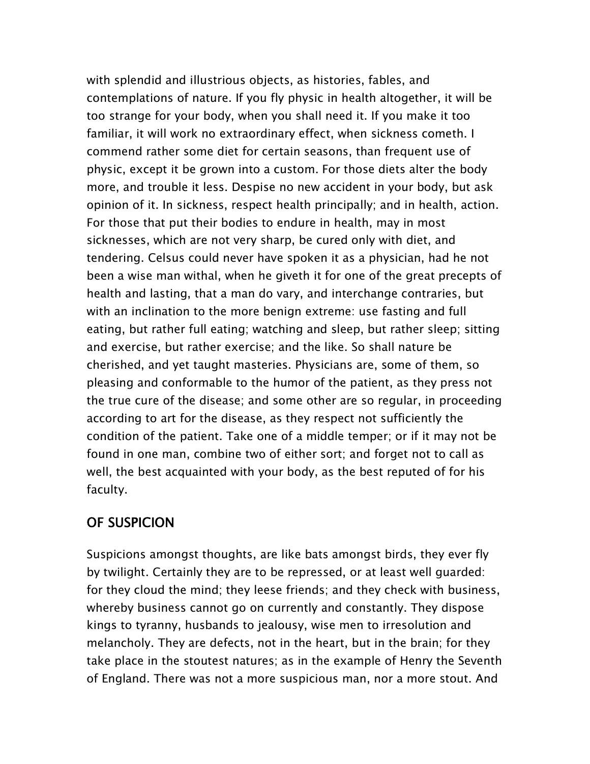with splendid and illustrious objects, as histories, fables, and contemplations of nature. If you fly physic in health altogether, it will be too strange for your body, when you shall need it. If you make it too familiar, it will work no extraordinary effect, when sickness cometh. I commend rather some diet for certain seasons, than frequent use of physic, except it be grown into a custom. For those diets alter the body more, and trouble it less. Despise no new accident in your body, but ask opinion of it. In sickness, respect health principally; and in health, action. For those that put their bodies to endure in health, may in most sicknesses, which are not very sharp, be cured only with diet, and tendering. Celsus could never have spoken it as a physician, had he not been a wise man withal, when he giveth it for one of the great precepts of health and lasting, that a man do vary, and interchange contraries, but with an inclination to the more benign extreme: use fasting and full eating, but rather full eating; watching and sleep, but rather sleep; sitting and exercise, but rather exercise; and the like. So shall nature be cherished, and yet taught masteries. Physicians are, some of them, so pleasing and conformable to the humor of the patient, as they press not the true cure of the disease; and some other are so regular, in proceeding according to art for the disease, as they respect not sufficiently the condition of the patient. Take one of a middle temper; or if it may not be found in one man, combine two of either sort; and forget not to call as well, the best acquainted with your body, as the best reputed of for his faculty.

## OF SUSPICION

Suspicions amongst thoughts, are like bats amongst birds, they ever fly by twilight. Certainly they are to be repressed, or at least well guarded: for they cloud the mind; they leese friends; and they check with business, whereby business cannot go on currently and constantly. They dispose kings to tyranny, husbands to jealousy, wise men to irresolution and melancholy. They are defects, not in the heart, but in the brain; for they take place in the stoutest natures; as in the example of Henry the Seventh of England. There was not a more suspicious man, nor a more stout. And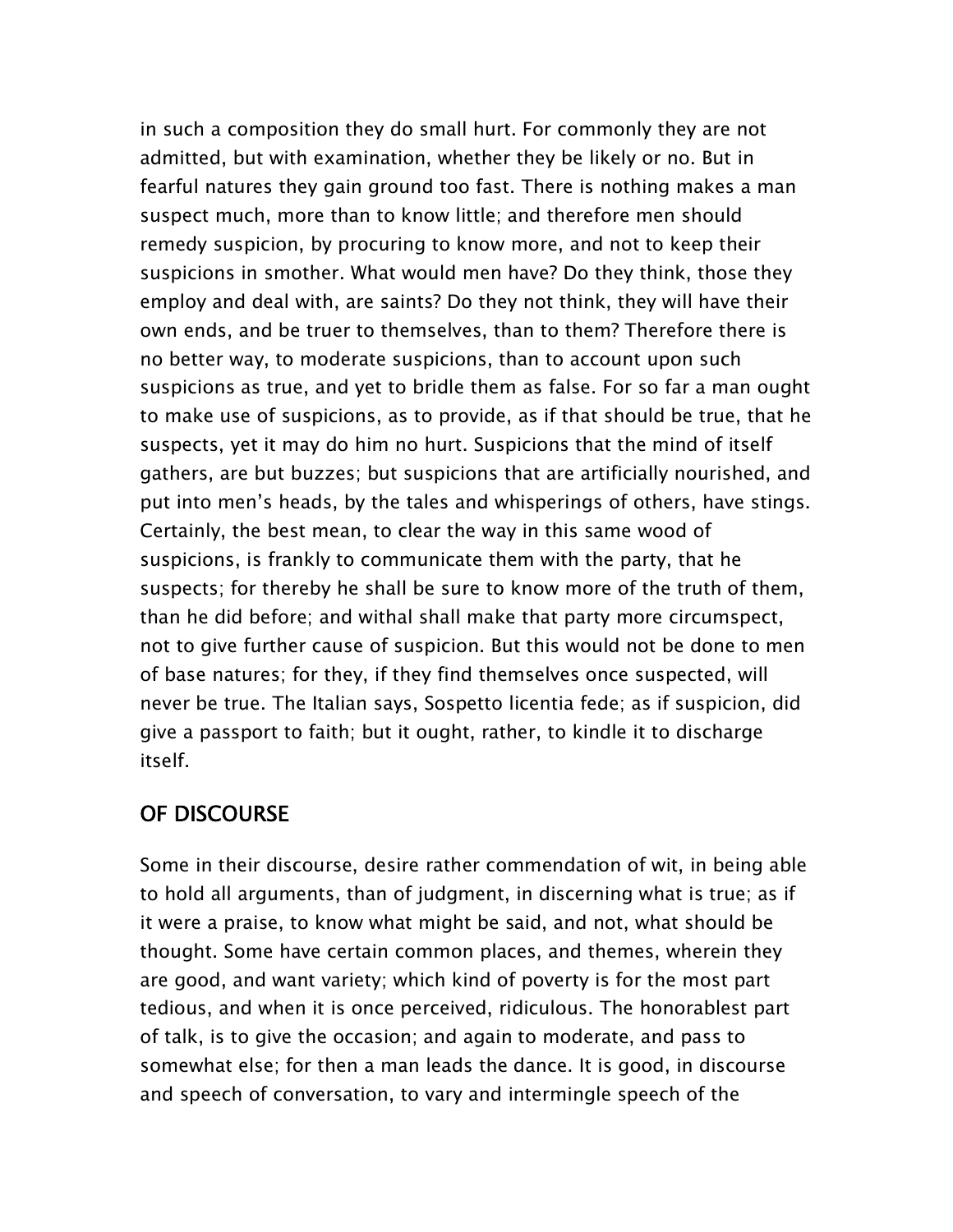in such a composition they do small hurt. For commonly they are not admitted, but with examination, whether they be likely or no. But in fearful natures they gain ground too fast. There is nothing makes a man suspect much, more than to know little; and therefore men should remedy suspicion, by procuring to know more, and not to keep their suspicions in smother. What would men have? Do they think, those they employ and deal with, are saints? Do they not think, they will have their own ends, and be truer to themselves, than to them? Therefore there is no better way, to moderate suspicions, than to account upon such suspicions as true, and yet to bridle them as false. For so far a man ought to make use of suspicions, as to provide, as if that should be true, that he suspects, yet it may do him no hurt. Suspicions that the mind of itself gathers, are but buzzes; but suspicions that are artificially nourished, and put into men's heads, by the tales and whisperings of others, have stings. Certainly, the best mean, to clear the way in this same wood of suspicions, is frankly to communicate them with the party, that he suspects; for thereby he shall be sure to know more of the truth of them, than he did before; and withal shall make that party more circumspect, not to give further cause of suspicion. But this would not be done to men of base natures; for they, if they find themselves once suspected, will never be true. The Italian says, Sospetto licentia fede; as if suspicion, did give a passport to faith; but it ought, rather, to kindle it to discharge itself.

## OF DISCOURSE

Some in their discourse, desire rather commendation of wit, in being able to hold all arguments, than of judgment, in discerning what is true; as if it were a praise, to know what might be said, and not, what should be thought. Some have certain common places, and themes, wherein they are good, and want variety; which kind of poverty is for the most part tedious, and when it is once perceived, ridiculous. The honorablest part of talk, is to give the occasion; and again to moderate, and pass to somewhat else; for then a man leads the dance. It is good, in discourse and speech of conversation, to vary and intermingle speech of the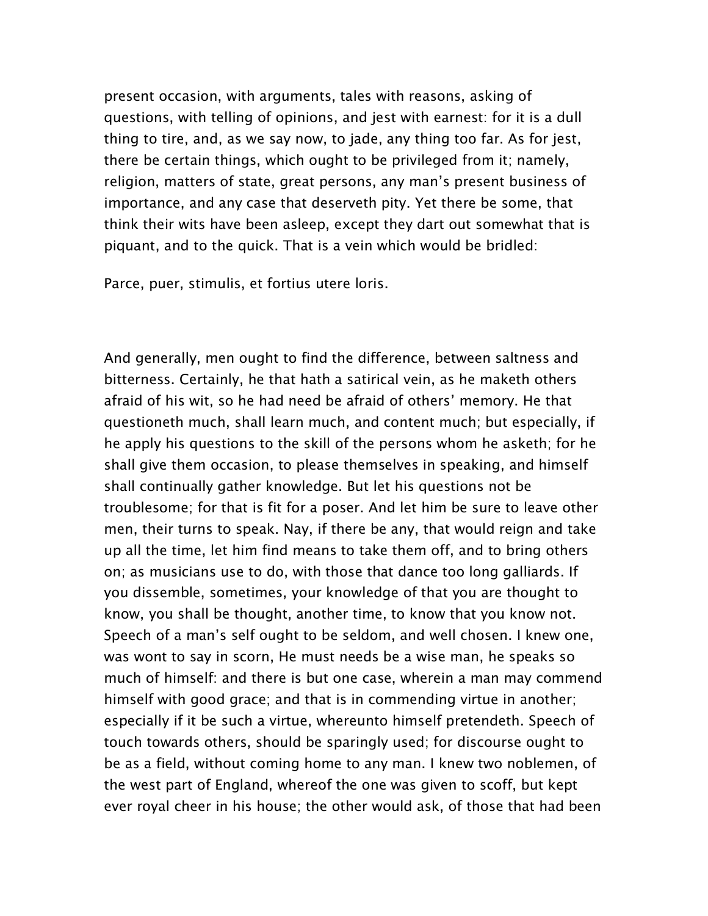present occasion, with arguments, tales with reasons, asking of questions, with telling of opinions, and jest with earnest: for it is a dull thing to tire, and, as we say now, to jade, any thing too far. As for jest, there be certain things, which ought to be privileged from it; namely, religion, matters of state, great persons, any man's present business of importance, and any case that deserveth pity. Yet there be some, that think their wits have been asleep, except they dart out somewhat that is piquant, and to the quick. That is a vein which would be bridled:

Parce, puer, stimulis, et fortius utere loris.

And generally, men ought to find the difference, between saltness and bitterness. Certainly, he that hath a satirical vein, as he maketh others afraid of his wit, so he had need be afraid of others' memory. He that questioneth much, shall learn much, and content much; but especially, if he apply his questions to the skill of the persons whom he asketh; for he shall give them occasion, to please themselves in speaking, and himself shall continually gather knowledge. But let his questions not be troublesome; for that is fit for a poser. And let him be sure to leave other men, their turns to speak. Nay, if there be any, that would reign and take up all the time, let him find means to take them off, and to bring others on; as musicians use to do, with those that dance too long galliards. If you dissemble, sometimes, your knowledge of that you are thought to know, you shall be thought, another time, to know that you know not. Speech of a man's self ought to be seldom, and well chosen. I knew one, was wont to say in scorn, He must needs be a wise man, he speaks so much of himself: and there is but one case, wherein a man may commend himself with good grace; and that is in commending virtue in another; especially if it be such a virtue, whereunto himself pretendeth. Speech of touch towards others, should be sparingly used; for discourse ought to be as a field, without coming home to any man. I knew two noblemen, of the west part of England, whereof the one was given to scoff, but kept ever royal cheer in his house; the other would ask, of those that had been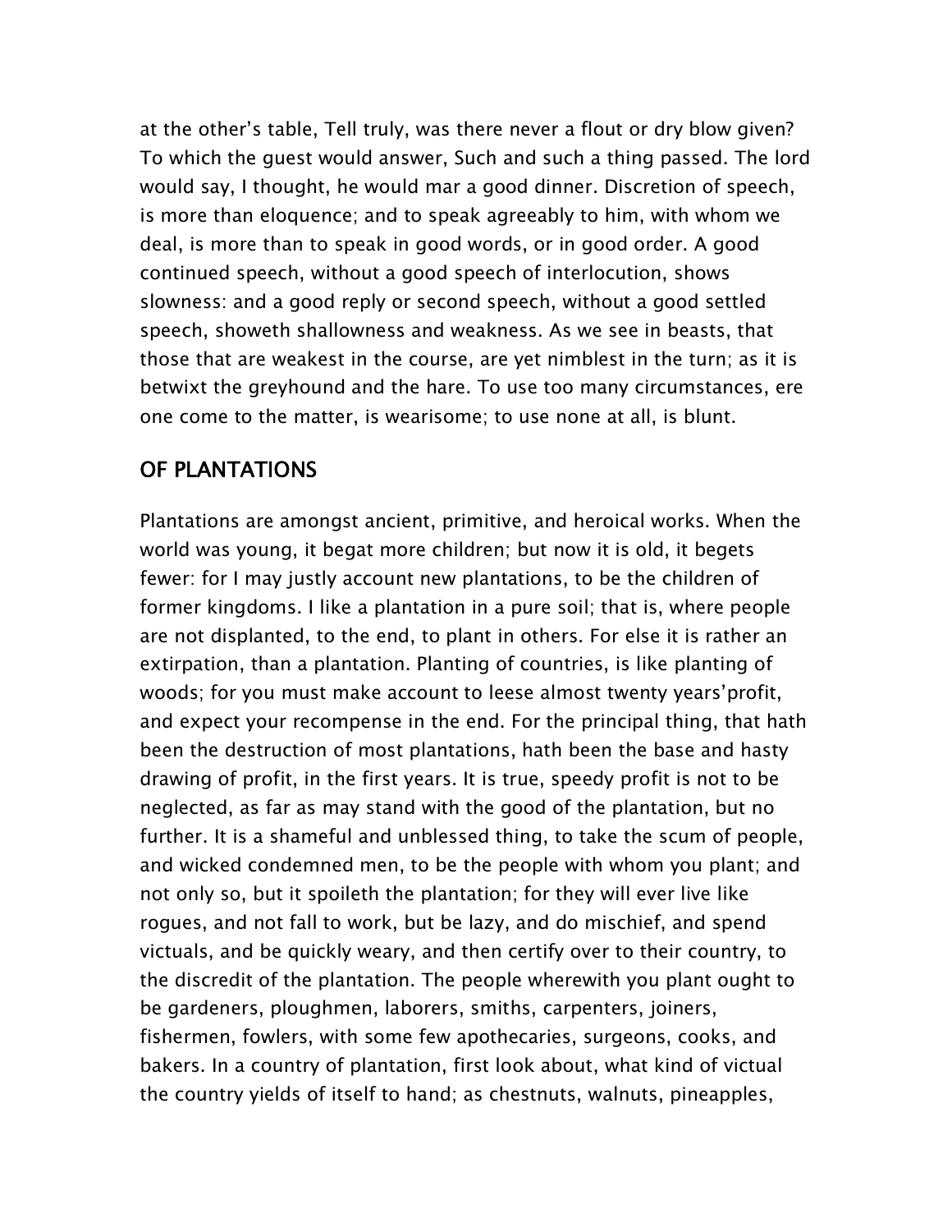at the other's table, Tell truly, was there never a flout or dry blow given? To which the guest would answer, Such and such a thing passed. The lord would say, I thought, he would mar a good dinner. Discretion of speech, is more than eloquence; and to speak agreeably to him, with whom we deal, is more than to speak in good words, or in good order. A good continued speech, without a good speech of interlocution, shows slowness: and a good reply or second speech, without a good settled speech, showeth shallowness and weakness. As we see in beasts, that those that are weakest in the course, are yet nimblest in the turn; as it is betwixt the greyhound and the hare. To use too many circumstances, ere one come to the matter, is wearisome; to use none at all, is blunt.

## OF PLANTATIONS

Plantations are amongst ancient, primitive, and heroical works. When the world was young, it begat more children; but now it is old, it begets fewer: for I may justly account new plantations, to be the children of former kingdoms. I like a plantation in a pure soil; that is, where people are not displanted, to the end, to plant in others. For else it is rather an extirpation, than a plantation. Planting of countries, is like planting of woods; for you must make account to leese almost twenty years'profit, and expect your recompense in the end. For the principal thing, that hath been the destruction of most plantations, hath been the base and hasty drawing of profit, in the first years. It is true, speedy profit is not to be neglected, as far as may stand with the good of the plantation, but no further. It is a shameful and unblessed thing, to take the scum of people, and wicked condemned men, to be the people with whom you plant; and not only so, but it spoileth the plantation; for they will ever live like rogues, and not fall to work, but be lazy, and do mischief, and spend victuals, and be quickly weary, and then certify over to their country, to the discredit of the plantation. The people wherewith you plant ought to be gardeners, ploughmen, laborers, smiths, carpenters, joiners, fishermen, fowlers, with some few apothecaries, surgeons, cooks, and bakers. In a country of plantation, first look about, what kind of victual the country yields of itself to hand; as chestnuts, walnuts, pineapples,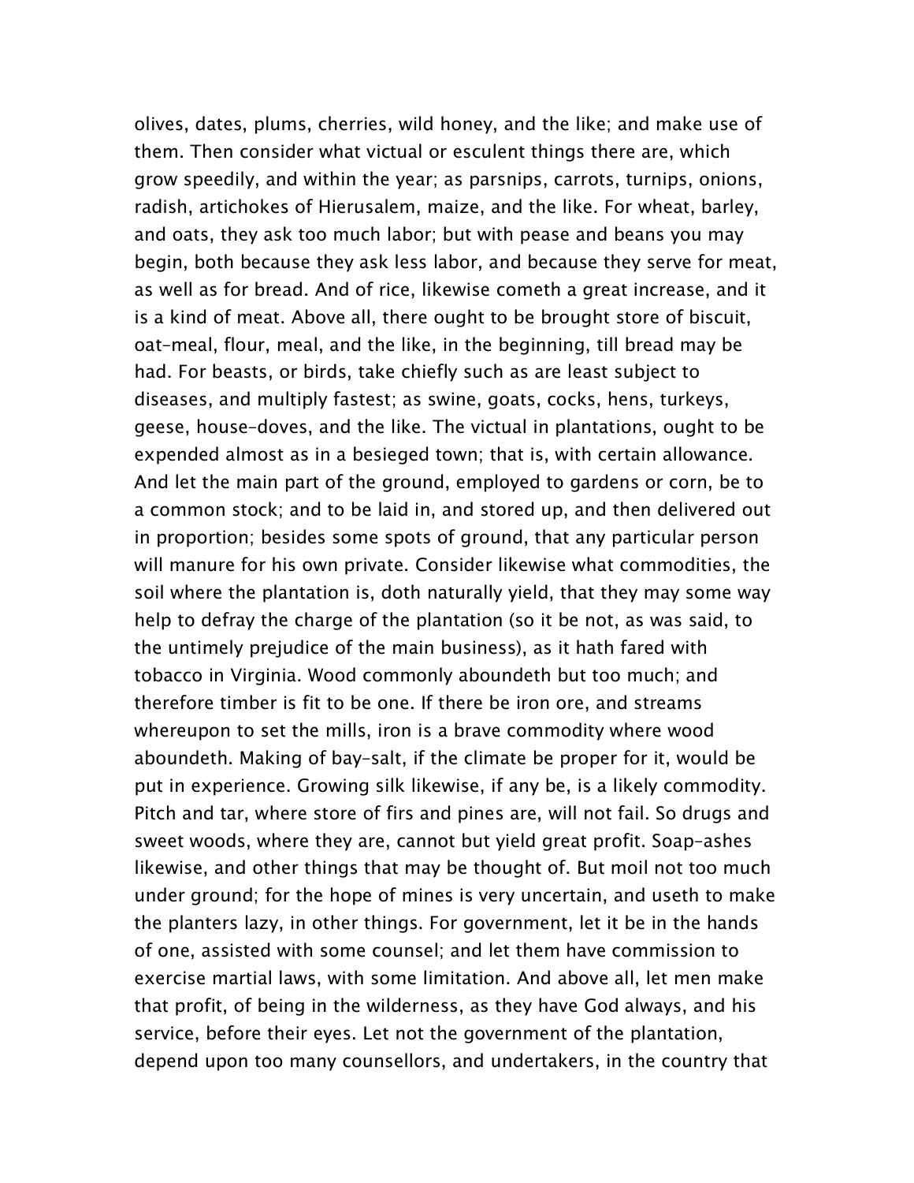olives, dates, plums, cherries, wild honey, and the like; and make use of them. Then consider what victual or esculent things there are, which grow speedily, and within the year; as parsnips, carrots, turnips, onions, radish, artichokes of Hierusalem, maize, and the like. For wheat, barley, and oats, they ask too much labor; but with pease and beans you may begin, both because they ask less labor, and because they serve for meat, as well as for bread. And of rice, likewise cometh a great increase, and it is a kind of meat. Above all, there ought to be brought store of biscuit, oat-meal, flour, meal, and the like, in the beginning, till bread may be had. For beasts, or birds, take chiefly such as are least subject to diseases, and multiply fastest; as swine, goats, cocks, hens, turkeys, geese, house-doves, and the like. The victual in plantations, ought to be expended almost as in a besieged town; that is, with certain allowance. And let the main part of the ground, employed to gardens or corn, be to a common stock; and to be laid in, and stored up, and then delivered out in proportion; besides some spots of ground, that any particular person will manure for his own private. Consider likewise what commodities, the soil where the plantation is, doth naturally yield, that they may some way help to defray the charge of the plantation (so it be not, as was said, to the untimely prejudice of the main business), as it hath fared with tobacco in Virginia. Wood commonly aboundeth but too much; and therefore timber is fit to be one. If there be iron ore, and streams whereupon to set the mills, iron is a brave commodity where wood aboundeth. Making of bay-salt, if the climate be proper for it, would be put in experience. Growing silk likewise, if any be, is a likely commodity. Pitch and tar, where store of firs and pines are, will not fail. So drugs and sweet woods, where they are, cannot but yield great profit. Soap-ashes likewise, and other things that may be thought of. But moil not too much under ground; for the hope of mines is very uncertain, and useth to make the planters lazy, in other things. For government, let it be in the hands of one, assisted with some counsel; and let them have commission to exercise martial laws, with some limitation. And above all, let men make that profit, of being in the wilderness, as they have God always, and his service, before their eyes. Let not the government of the plantation, depend upon too many counsellors, and undertakers, in the country that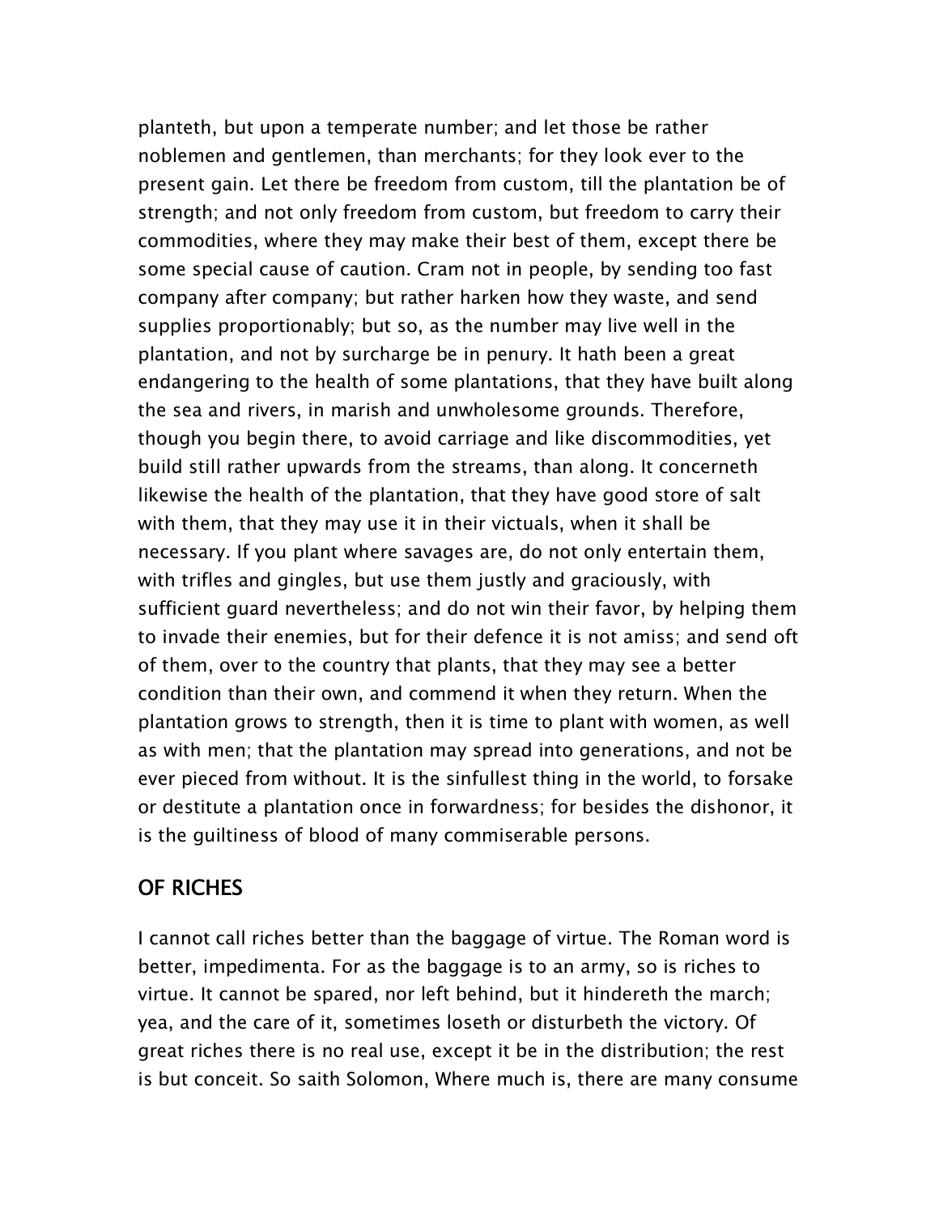planteth, but upon a temperate number; and let those be rather noblemen and gentlemen, than merchants; for they look ever to the present gain. Let there be freedom from custom, till the plantation be of strength; and not only freedom from custom, but freedom to carry their commodities, where they may make their best of them, except there be some special cause of caution. Cram not in people, by sending too fast company after company; but rather harken how they waste, and send supplies proportionably; but so, as the number may live well in the plantation, and not by surcharge be in penury. It hath been a great endangering to the health of some plantations, that they have built along the sea and rivers, in marish and unwholesome grounds. Therefore, though you begin there, to avoid carriage and like discommodities, yet build still rather upwards from the streams, than along. It concerneth likewise the health of the plantation, that they have good store of salt with them, that they may use it in their victuals, when it shall be necessary. If you plant where savages are, do not only entertain them, with trifles and gingles, but use them justly and graciously, with sufficient guard nevertheless; and do not win their favor, by helping them to invade their enemies, but for their defence it is not amiss; and send oft of them, over to the country that plants, that they may see a better condition than their own, and commend it when they return. When the plantation grows to strength, then it is time to plant with women, as well as with men; that the plantation may spread into generations, and not be ever pieced from without. It is the sinfullest thing in the world, to forsake or destitute a plantation once in forwardness; for besides the dishonor, it is the guiltiness of blood of many commiserable persons.

## OF RICHES

I cannot call riches better than the baggage of virtue. The Roman word is better, impedimenta. For as the baggage is to an army, so is riches to virtue. It cannot be spared, nor left behind, but it hindereth the march; yea, and the care of it, sometimes loseth or disturbeth the victory. Of great riches there is no real use, except it be in the distribution; the rest is but conceit. So saith Solomon, Where much is, there are many consume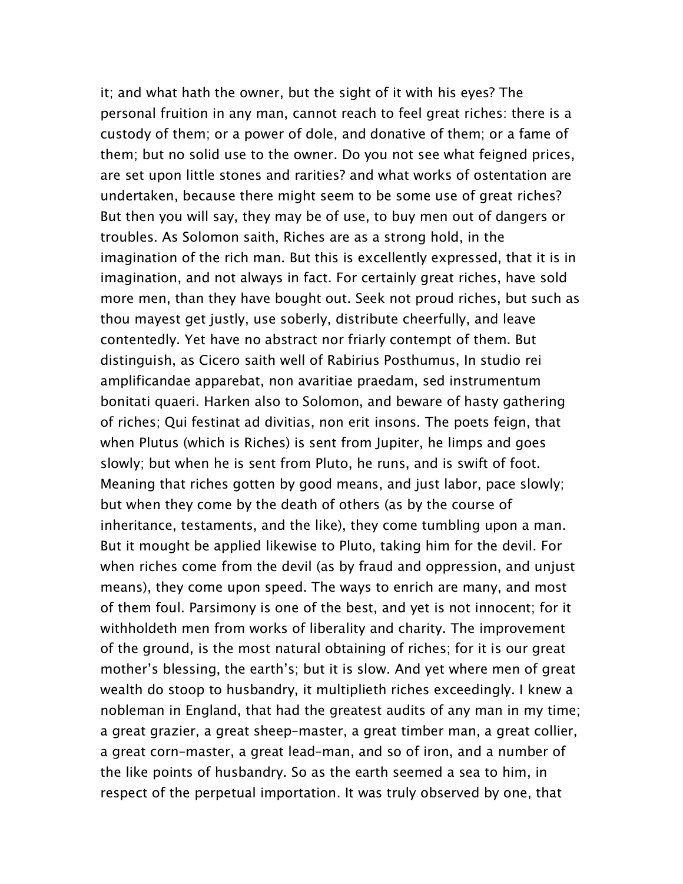it; and what hath the owner, but the sight of it with his eyes? The personal fruition in any man, cannot reach to feel great riches: there is a custody of them; or a power of dole, and donative of them; or a fame of them; but no solid use to the owner. Do you not see what feigned prices, are set upon little stones and rarities? and what works of ostentation are undertaken, because there might seem to be some use of great riches? But then you will say, they may be of use, to buy men out of dangers or troubles. As Solomon saith, Riches are as a strong hold, in the imagination of the rich man. But this is excellently expressed, that it is in imagination, and not always in fact. For certainly great riches, have sold more men, than they have bought out. Seek not proud riches, but such as thou mayest get justly, use soberly, distribute cheerfully, and leave contentedly. Yet have no abstract nor friarly contempt of them. But distinguish, as Cicero saith well of Rabirius Posthumus, In studio rei amplificandae apparebat, non avaritiae praedam, sed instrumentum bonitati quaeri. Harken also to Solomon, and beware of hasty gathering of riches; Qui festinat ad divitias, non erit insons. The poets feign, that when Plutus (which is Riches) is sent from Jupiter, he limps and goes slowly; but when he is sent from Pluto, he runs, and is swift of foot. Meaning that riches gotten by good means, and just labor, pace slowly; but when they come by the death of others (as by the course of inheritance, testaments, and the like), they come tumbling upon a man. But it mought be applied likewise to Pluto, taking him for the devil. For when riches come from the devil (as by fraud and oppression, and unjust means), they come upon speed. The ways to enrich are many, and most of them foul. Parsimony is one of the best, and yet is not innocent; for it withholdeth men from works of liberality and charity. The improvement of the ground, is the most natural obtaining of riches; for it is our great mother's blessing, the earth's; but it is slow. And yet where men of great wealth do stoop to husbandry, it multiplieth riches exceedingly. I knew a nobleman in England, that had the greatest audits of any man in my time; a great grazier, a great sheep-master, a great timber man, a great collier, a great corn-master, a great lead-man, and so of iron, and a number of the like points of husbandry. So as the earth seemed a sea to him, in respect of the perpetual importation. It was truly observed by one, that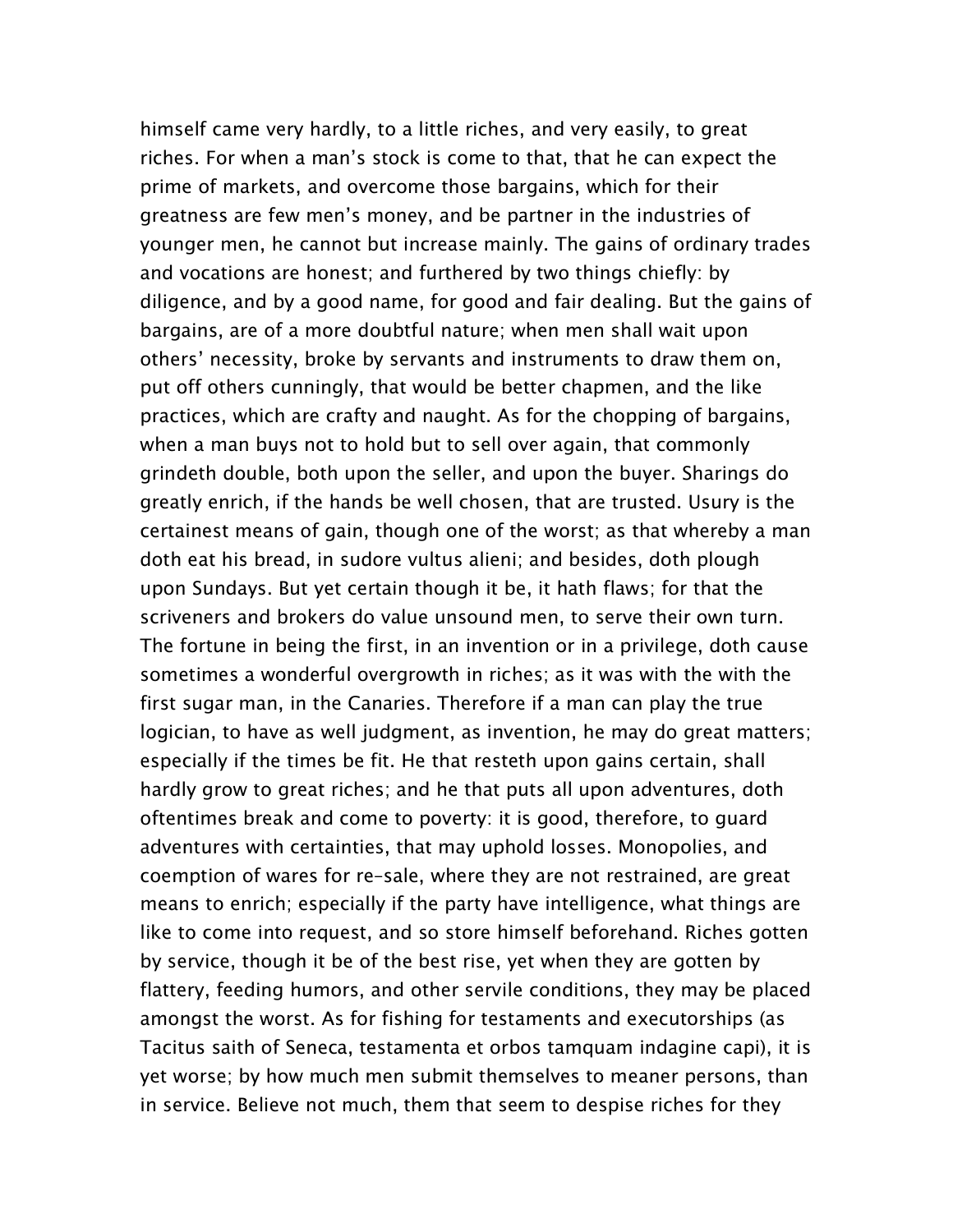himself came very hardly, to a little riches, and very easily, to great riches. For when a man's stock is come to that, that he can expect the prime of markets, and overcome those bargains, which for their greatness are few men's money, and be partner in the industries of younger men, he cannot but increase mainly. The gains of ordinary trades and vocations are honest; and furthered by two things chiefly: by diligence, and by a good name, for good and fair dealing. But the gains of bargains, are of a more doubtful nature; when men shall wait upon others' necessity, broke by servants and instruments to draw them on, put off others cunningly, that would be better chapmen, and the like practices, which are crafty and naught. As for the chopping of bargains, when a man buys not to hold but to sell over again, that commonly grindeth double, both upon the seller, and upon the buyer. Sharings do greatly enrich, if the hands be well chosen, that are trusted. Usury is the certainest means of gain, though one of the worst; as that whereby a man doth eat his bread, in sudore vultus alieni; and besides, doth plough upon Sundays. But yet certain though it be, it hath flaws; for that the scriveners and brokers do value unsound men, to serve their own turn. The fortune in being the first, in an invention or in a privilege, doth cause sometimes a wonderful overgrowth in riches; as it was with the with the first sugar man, in the Canaries. Therefore if a man can play the true logician, to have as well judgment, as invention, he may do great matters; especially if the times be fit. He that resteth upon gains certain, shall hardly grow to great riches; and he that puts all upon adventures, doth oftentimes break and come to poverty: it is good, therefore, to guard adventures with certainties, that may uphold losses. Monopolies, and coemption of wares for re-sale, where they are not restrained, are great means to enrich; especially if the party have intelligence, what things are like to come into request, and so store himself beforehand. Riches gotten by service, though it be of the best rise, yet when they are gotten by flattery, feeding humors, and other servile conditions, they may be placed amongst the worst. As for fishing for testaments and executorships (as Tacitus saith of Seneca, testamenta et orbos tamquam indagine capi), it is yet worse; by how much men submit themselves to meaner persons, than in service. Believe not much, them that seem to despise riches for they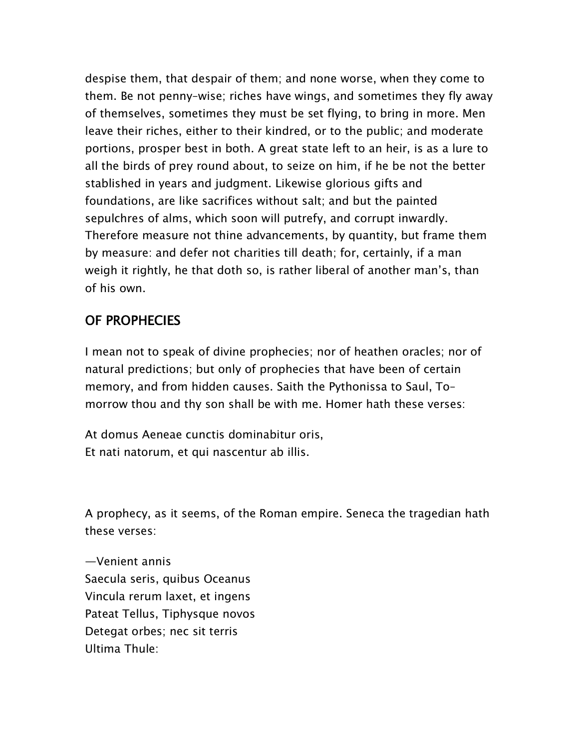despise them, that despair of them; and none worse, when they come to them. Be not penny-wise; riches have wings, and sometimes they fly away of themselves, sometimes they must be set flying, to bring in more. Men leave their riches, either to their kindred, or to the public; and moderate portions, prosper best in both. A great state left to an heir, is as a lure to all the birds of prey round about, to seize on him, if he be not the better stablished in years and judgment. Likewise glorious gifts and foundations, are like sacrifices without salt; and but the painted sepulchres of alms, which soon will putrefy, and corrupt inwardly. Therefore measure not thine advancements, by quantity, but frame them by measure: and defer not charities till death; for, certainly, if a man weigh it rightly, he that doth so, is rather liberal of another man's, than of his own.

## OF PROPHECIES

I mean not to speak of divine prophecies; nor of heathen oracles; nor of natural predictions; but only of prophecies that have been of certain memory, and from hidden causes. Saith the Pythonissa to Saul, To-morrow thou and thy son shall be with me. Homer hath these verses:

At domus Aeneae cunctis dominabitur oris,  
Et nati natorum, et qui nascentur ab illis.

A prophecy, as it seems, of the Roman empire. Seneca the tragedian hath these verses:

—Venient annis  
Saecula seris, quibus Oceanus  
Vincula rerum laxet, et ingens  
Pateat Tellus, Tiphysque novos  
Detegat orbes; nec sit terris  
Ultima Thule: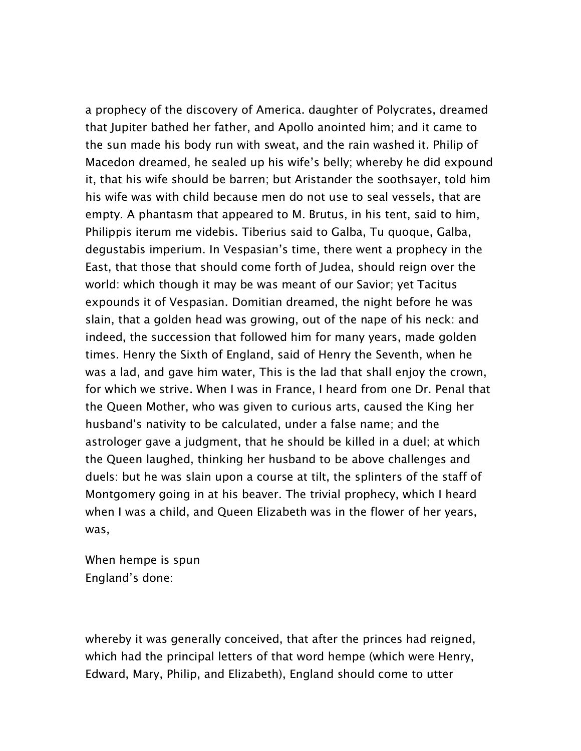a prophecy of the discovery of America. daughter of Polycrates, dreamed that Jupiter bathed her father, and Apollo anointed him; and it came to the sun made his body run with sweat, and the rain washed it. Philip of Macedon dreamed, he sealed up his wife's belly; whereby he did expound it, that his wife should be barren; but Aristander the soothsayer, told him his wife was with child because men do not use to seal vessels, that are empty. A phantasm that appeared to M. Brutus, in his tent, said to him, Philippis iterum me videbis. Tiberius said to Galba, Tu quoque, Galba, degustabis imperium. In Vespasian's time, there went a prophecy in the East, that those that should come forth of Judea, should reign over the world: which though it may be was meant of our Savior; yet Tacitus expounds it of Vespasian. Domitian dreamed, the night before he was slain, that a golden head was growing, out of the nape of his neck: and indeed, the succession that followed him for many years, made golden times. Henry the Sixth of England, said of Henry the Seventh, when he was a lad, and gave him water, This is the lad that shall enjoy the crown, for which we strive. When I was in France, I heard from one Dr. Penal that the Queen Mother, who was given to curious arts, caused the King her husband's nativity to be calculated, under a false name; and the astrologer gave a judgment, that he should be killed in a duel; at which the Queen laughed, thinking her husband to be above challenges and duels: but he was slain upon a course at tilt, the splinters of the staff of Montgomery going in at his beaver. The trivial prophecy, which I heard when I was a child, and Queen Elizabeth was in the flower of her years, was,

When hempe is spun
England's done:

whereby it was generally conceived, that after the princes had reigned, which had the principal letters of that word hempe (which were Henry, Edward, Mary, Philip, and Elizabeth), England should come to utter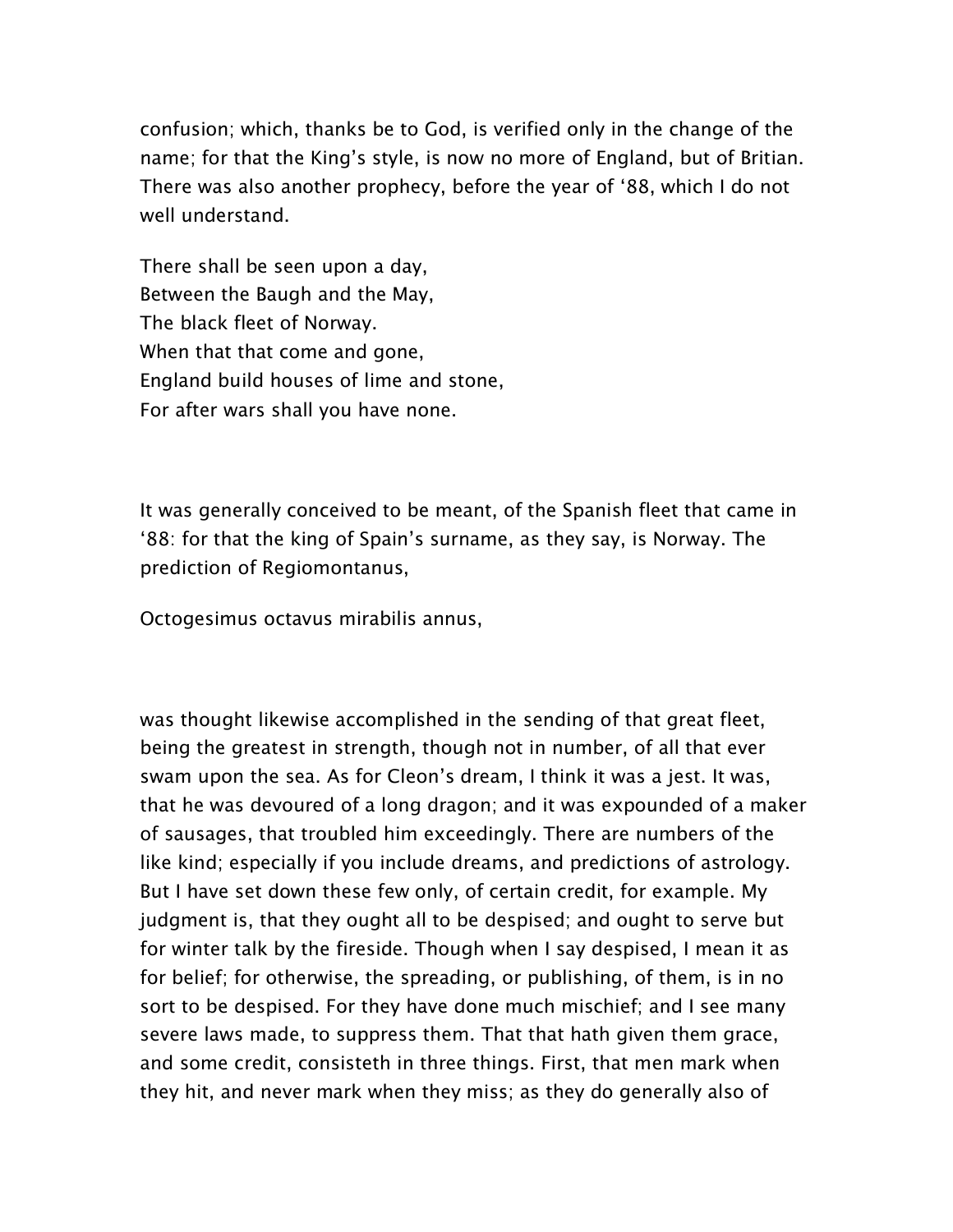confusion; which, thanks be to God, is verified only in the change of the name; for that the King's style, is now no more of England, but of Britian. There was also another prophecy, before the year of '88, which I do not well understand.

There shall be seen upon a day,  
Between the Baugh and the May,  
The black fleet of Norway.  
When that that come and gone,  
England build houses of lime and stone,  
For after wars shall you have none.

It was generally conceived to be meant, of the Spanish fleet that came in '88: for that the king of Spain's surname, as they say, is Norway. The prediction of Regiomontanus,

Octogesimus octavus mirabilis annus,

was thought likewise accomplished in the sending of that great fleet, being the greatest in strength, though not in number, of all that ever swam upon the sea. As for Cleon's dream, I think it was a jest. It was, that he was devoured of a long dragon; and it was expounded of a maker of sausages, that troubled him exceedingly. There are numbers of the like kind; especially if you include dreams, and predictions of astrology. But I have set down these few only, of certain credit, for example. My judgment is, that they ought all to be despised; and ought to serve but for winter talk by the fireside. Though when I say despised, I mean it as for belief; for otherwise, the spreading, or publishing, of them, is in no sort to be despised. For they have done much mischief; and I see many severe laws made, to suppress them. That that hath given them grace, and some credit, consisteth in three things. First, that men mark when they hit, and never mark when they miss; as they do generally also of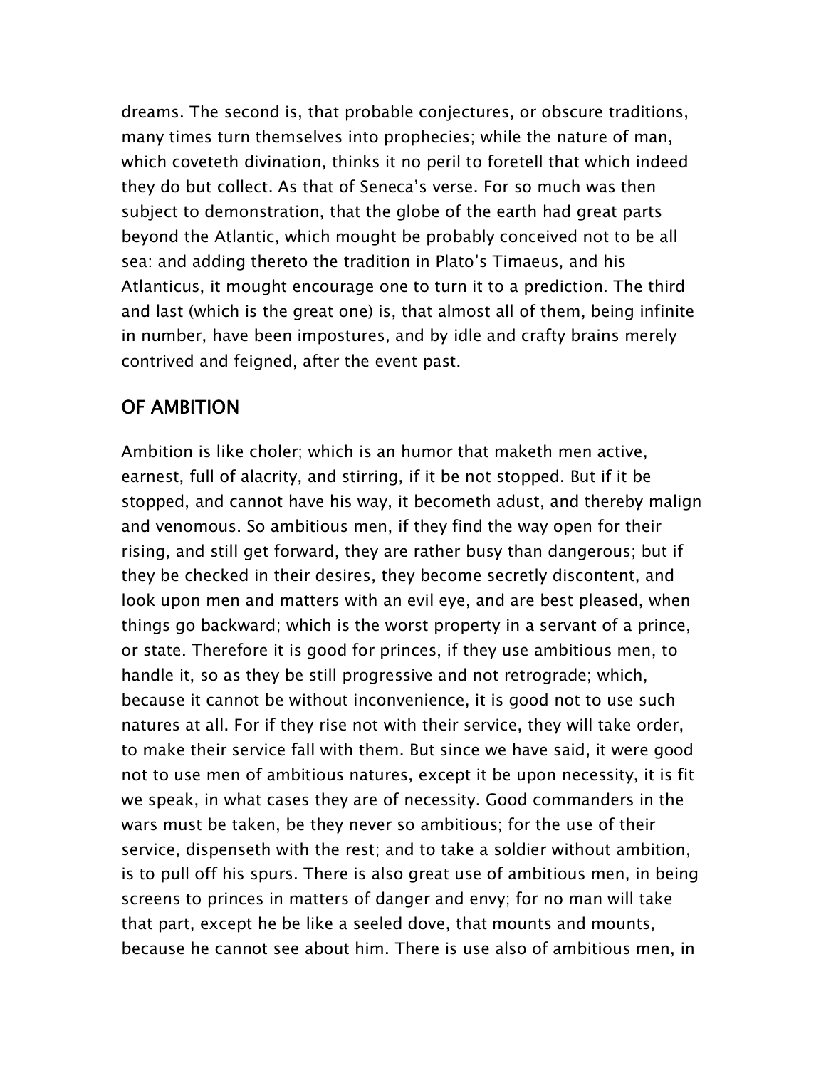dreams. The second is, that probable conjectures, or obscure traditions, many times turn themselves into prophecies; while the nature of man, which coveteth divination, thinks it no peril to foretell that which indeed they do but collect. As that of Seneca's verse. For so much was then subject to demonstration, that the globe of the earth had great parts beyond the Atlantic, which mought be probably conceived not to be all sea: and adding thereto the tradition in Plato's Timaeus, and his Atlanticus, it mought encourage one to turn it to a prediction. The third and last (which is the great one) is, that almost all of them, being infinite in number, have been impostures, and by idle and crafty brains merely contrived and feigned, after the event past.

## OF AMBITION

Ambition is like choler; which is an humor that maketh men active, earnest, full of alacrity, and stirring, if it be not stopped. But if it be stopped, and cannot have his way, it becometh adust, and thereby malign and venomous. So ambitious men, if they find the way open for their rising, and still get forward, they are rather busy than dangerous; but if they be checked in their desires, they become secretly discontent, and look upon men and matters with an evil eye, and are best pleased, when things go backward; which is the worst property in a servant of a prince, or state. Therefore it is good for princes, if they use ambitious men, to handle it, so as they be still progressive and not retrograde; which, because it cannot be without inconvenience, it is good not to use such natures at all. For if they rise not with their service, they will take order, to make their service fall with them. But since we have said, it were good not to use men of ambitious natures, except it be upon necessity, it is fit we speak, in what cases they are of necessity. Good commanders in the wars must be taken, be they never so ambitious; for the use of their service, dispenseth with the rest; and to take a soldier without ambition, is to pull off his spurs. There is also great use of ambitious men, in being screens to princes in matters of danger and envy; for no man will take that part, except he be like a seeled dove, that mounts and mounts, because he cannot see about him. There is use also of ambitious men, in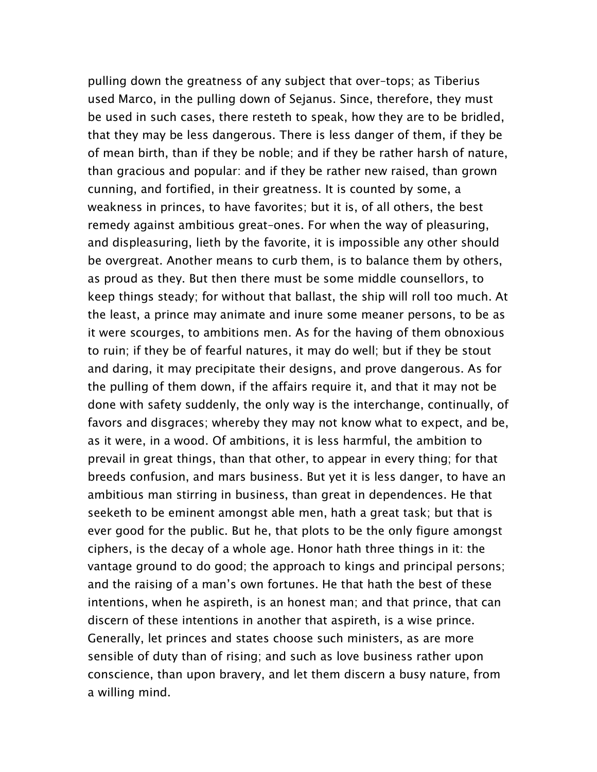pulling down the greatness of any subject that over-tops; as Tiberius used Marco, in the pulling down of Sejanus. Since, therefore, they must be used in such cases, there resteth to speak, how they are to be bridled, that they may be less dangerous. There is less danger of them, if they be of mean birth, than if they be noble; and if they be rather harsh of nature, than gracious and popular: and if they be rather new raised, than grown cunning, and fortified, in their greatness. It is counted by some, a weakness in princes, to have favorites; but it is, of all others, the best remedy against ambitious great-ones. For when the way of pleasuring, and displeasuring, lieth by the favorite, it is impossible any other should be overgreat. Another means to curb them, is to balance them by others, as proud as they. But then there must be some middle counsellors, to keep things steady; for without that ballast, the ship will roll too much. At the least, a prince may animate and inure some meaner persons, to be as it were scourges, to ambitions men. As for the having of them obnoxious to ruin; if they be of fearful natures, it may do well; but if they be stout and daring, it may precipitate their designs, and prove dangerous. As for the pulling of them down, if the affairs require it, and that it may not be done with safety suddenly, the only way is the interchange, continually, of favors and disgraces; whereby they may not know what to expect, and be, as it were, in a wood. Of ambitions, it is less harmful, the ambition to prevail in great things, than that other, to appear in every thing; for that breeds confusion, and mars business. But yet it is less danger, to have an ambitious man stirring in business, than great in dependences. He that seeketh to be eminent amongst able men, hath a great task; but that is ever good for the public. But he, that plots to be the only figure amongst ciphers, is the decay of a whole age. Honor hath three things in it: the vantage ground to do good; the approach to kings and principal persons; and the raising of a man's own fortunes. He that hath the best of these intentions, when he aspireth, is an honest man; and that prince, that can discern of these intentions in another that aspireth, is a wise prince. Generally, let princes and states choose such ministers, as are more sensible of duty than of rising; and such as love business rather upon conscience, than upon bravery, and let them discern a busy nature, from a willing mind.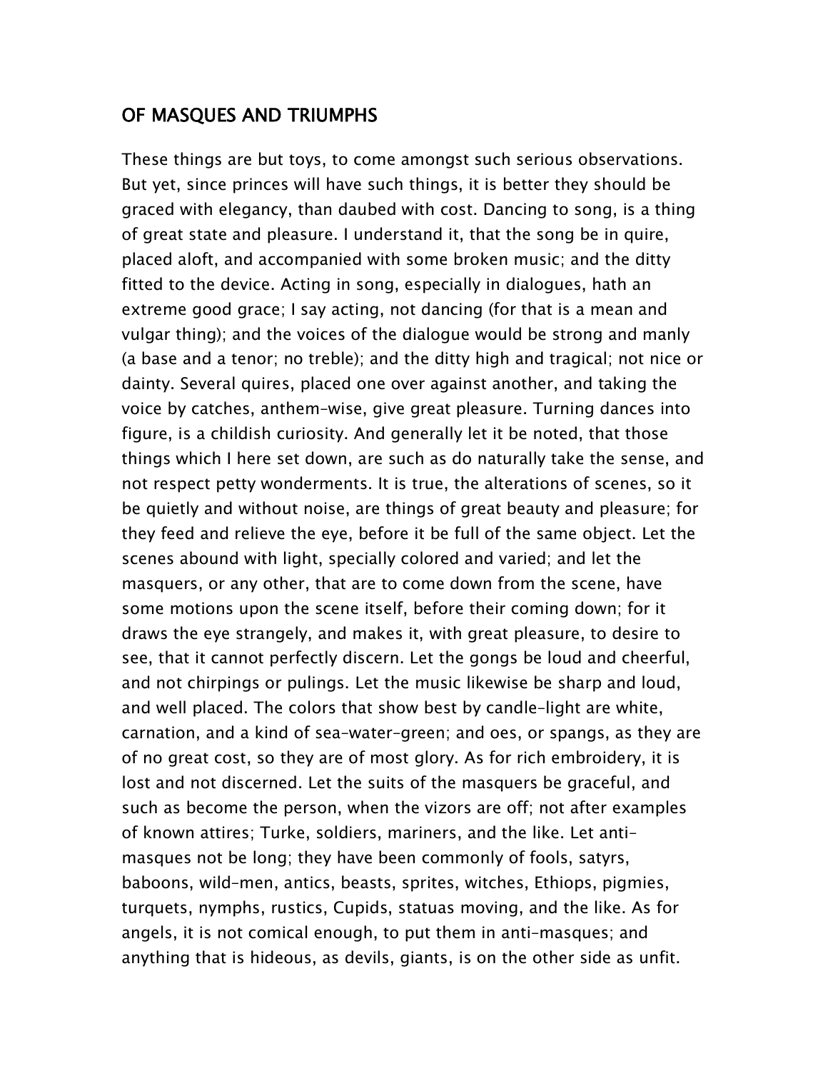## OF MASQUES AND TRIUMPHS

These things are but toys, to come amongst such serious observations. But yet, since princes will have such things, it is better they should be graced with elegancy, than daubed with cost. Dancing to song, is a thing of great state and pleasure. I understand it, that the song be in quire, placed aloft, and accompanied with some broken music; and the ditty fitted to the device. Acting in song, especially in dialogues, hath an extreme good grace; I say acting, not dancing (for that is a mean and vulgar thing); and the voices of the dialogue would be strong and manly (a base and a tenor; no treble); and the ditty high and tragical; not nice or dainty. Several quires, placed one over against another, and taking the voice by catches, anthem-wise, give great pleasure. Turning dances into figure, is a childish curiosity. And generally let it be noted, that those things which I here set down, are such as do naturally take the sense, and not respect petty wonderments. It is true, the alterations of scenes, so it be quietly and without noise, are things of great beauty and pleasure; for they feed and relieve the eye, before it be full of the same object. Let the scenes abound with light, specially colored and varied; and let the masquers, or any other, that are to come down from the scene, have some motions upon the scene itself, before their coming down; for it draws the eye strangely, and makes it, with great pleasure, to desire to see, that it cannot perfectly discern. Let the gongs be loud and cheerful, and not chirpings or pulings. Let the music likewise be sharp and loud, and well placed. The colors that show best by candle-light are white, carnation, and a kind of sea-water-green; and oes, or spangs, as they are of no great cost, so they are of most glory. As for rich embroidery, it is lost and not discerned. Let the suits of the masquers be graceful, and such as become the person, when the vizors are off; not after examples of known attires; Turke, soldiers, mariners, and the like. Let anti-masques not be long; they have been commonly of fools, satyrs, baboons, wild-men, antics, beasts, sprites, witches, Ethiops, pigmies, turquets, nymphs, rustics, Cupids, statuas moving, and the like. As for angels, it is not comical enough, to put them in anti-masques; and anything that is hideous, as devils, giants, is on the other side as unfit.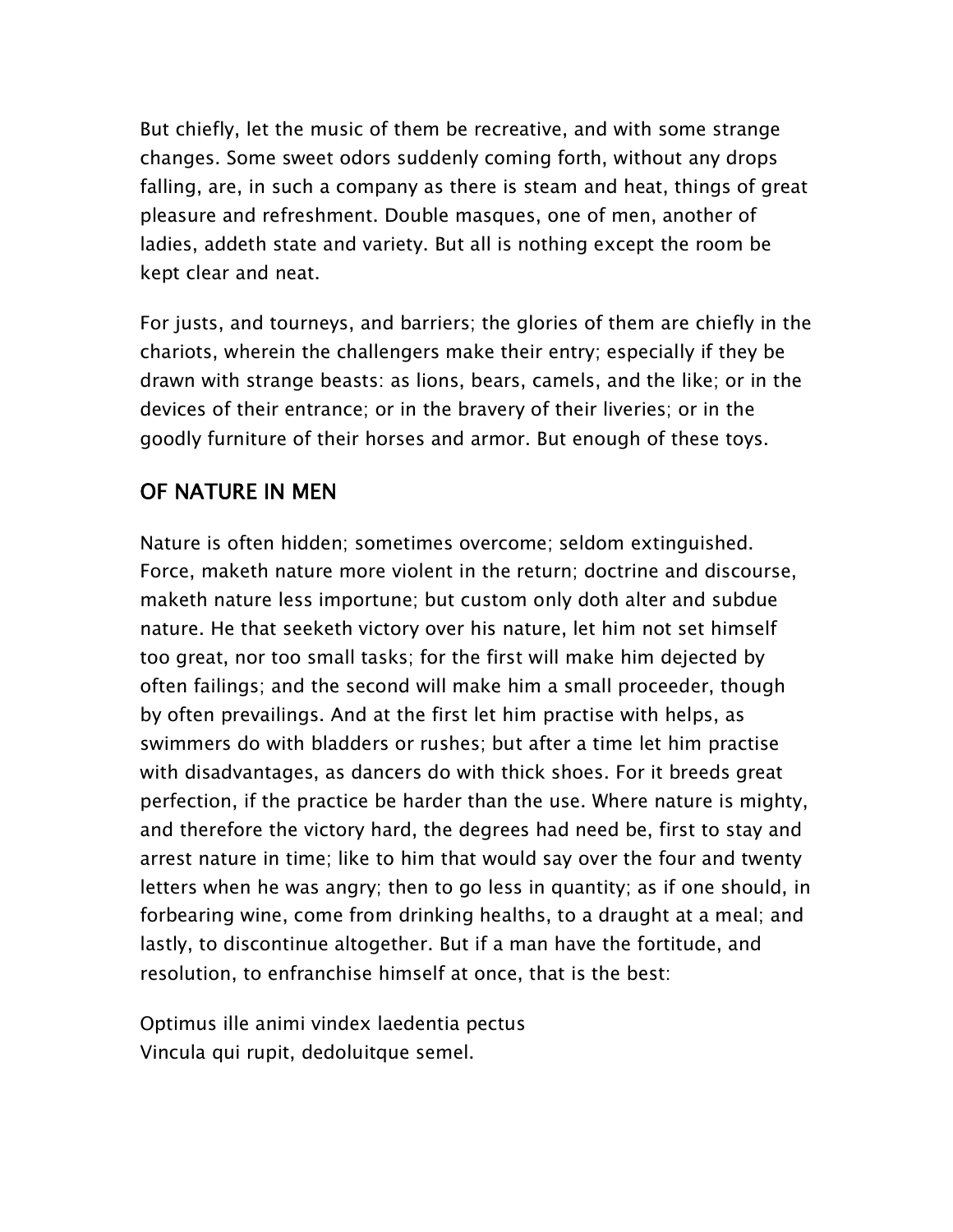But chiefly, let the music of them be recreative, and with some strange changes. Some sweet odors suddenly coming forth, without any drops falling, are, in such a company as there is steam and heat, things of great pleasure and refreshment. Double masques, one of men, another of ladies, addeth state and variety. But all is nothing except the room be kept clear and neat.

For justs, and tourneys, and barriers; the glories of them are chiefly in the chariots, wherein the challengers make their entry; especially if they be drawn with strange beasts: as lions, bears, camels, and the like; or in the devices of their entrance; or in the bravery of their liveries; or in the goodly furniture of their horses and armor. But enough of these toys.

## OF NATURE IN MEN

Nature is often hidden; sometimes overcome; seldom extinguished. Force, maketh nature more violent in the return; doctrine and discourse, maketh nature less importune; but custom only doth alter and subdue nature. He that seeketh victory over his nature, let him not set himself too great, nor too small tasks; for the first will make him dejected by often failings; and the second will make him a small proceeder, though by often prevailings. And at the first let him practise with helps, as swimmers do with bladders or rushes; but after a time let him practise with disadvantages, as dancers do with thick shoes. For it breeds great perfection, if the practice be harder than the use. Where nature is mighty, and therefore the victory hard, the degrees had need be, first to stay and arrest nature in time; like to him that would say over the four and twenty letters when he was angry; then to go less in quantity; as if one should, in forbearing wine, come from drinking healths, to a draught at a meal; and lastly, to discontinue altogether. But if a man have the fortitude, and resolution, to enfranchise himself at once, that is the best:

Optimus ille animi vindex laedentia pectus
Vincula qui rupit, dedoluitque semel.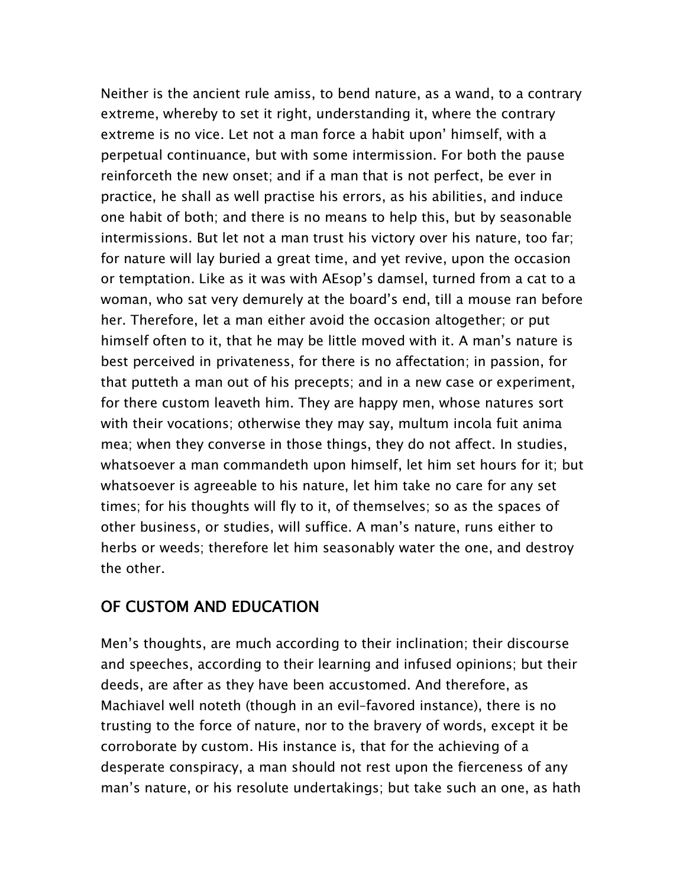Neither is the ancient rule amiss, to bend nature, as a wand, to a contrary extreme, whereby to set it right, understanding it, where the contrary extreme is no vice. Let not a man force a habit upon' himself, with a perpetual continuance, but with some intermission. For both the pause reinforceth the new onset; and if a man that is not perfect, be ever in practice, he shall as well practise his errors, as his abilities, and induce one habit of both; and there is no means to help this, but by seasonable intermissions. But let not a man trust his victory over his nature, too far; for nature will lay buried a great time, and yet revive, upon the occasion or temptation. Like as it was with AEsop's damsel, turned from a cat to a woman, who sat very demurely at the board's end, till a mouse ran before her. Therefore, let a man either avoid the occasion altogether; or put himself often to it, that he may be little moved with it. A man's nature is best perceived in privateness, for there is no affectation; in passion, for that putteth a man out of his precepts; and in a new case or experiment, for there custom leaveth him. They are happy men, whose natures sort with their vocations; otherwise they may say, multum incola fuit anima mea; when they converse in those things, they do not affect. In studies, whatsoever a man commandeth upon himself, let him set hours for it; but whatsoever is agreeable to his nature, let him take no care for any set times; for his thoughts will fly to it, of themselves; so as the spaces of other business, or studies, will suffice. A man's nature, runs either to herbs or weeds; therefore let him seasonably water the one, and destroy the other.

## OF CUSTOM AND EDUCATION

Men's thoughts, are much according to their inclination; their discourse and speeches, according to their learning and infused opinions; but their deeds, are after as they have been accustomed. And therefore, as Machiavel well noteth (though in an evil-favored instance), there is no trusting to the force of nature, nor to the bravery of words, except it be corroborate by custom. His instance is, that for the achieving of a desperate conspiracy, a man should not rest upon the fierceness of any man's nature, or his resolute undertakings; but take such an one, as hath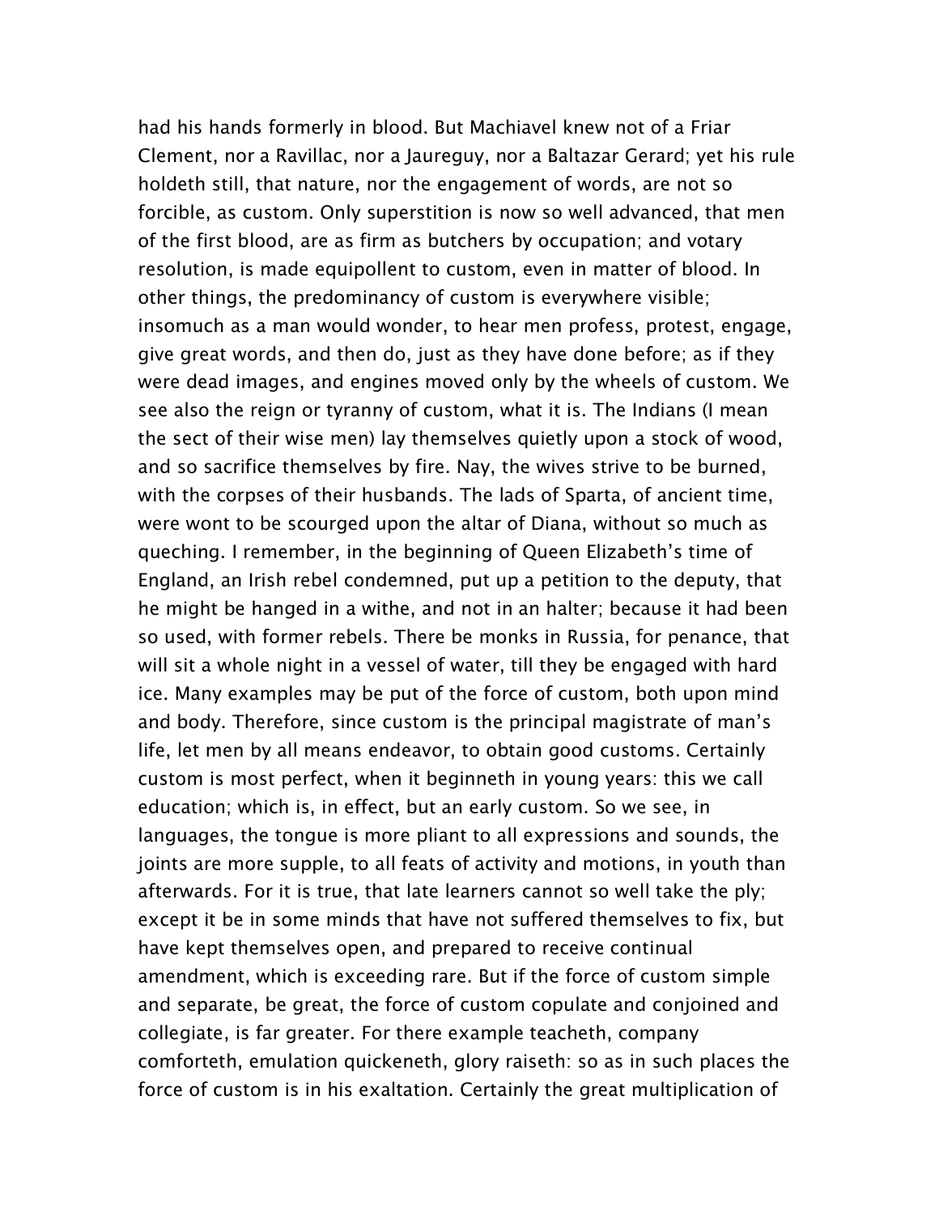had his hands formerly in blood. But Machiavel knew not of a Friar Clement, nor a Ravillac, nor a Jaureguy, nor a Baltazar Gerard; yet his rule holdeth still, that nature, nor the engagement of words, are not so forcible, as custom. Only superstition is now so well advanced, that men of the first blood, are as firm as butchers by occupation; and votary resolution, is made equipollent to custom, even in matter of blood. In other things, the predominancy of custom is everywhere visible; insomuch as a man would wonder, to hear men profess, protest, engage, give great words, and then do, just as they have done before; as if they were dead images, and engines moved only by the wheels of custom. We see also the reign or tyranny of custom, what it is. The Indians (I mean the sect of their wise men) lay themselves quietly upon a stock of wood, and so sacrifice themselves by fire. Nay, the wives strive to be burned, with the corpses of their husbands. The lads of Sparta, of ancient time, were wont to be scourged upon the altar of Diana, without so much as queching. I remember, in the beginning of Queen Elizabeth's time of England, an Irish rebel condemned, put up a petition to the deputy, that he might be hanged in a withe, and not in an halter; because it had been so used, with former rebels. There be monks in Russia, for penance, that will sit a whole night in a vessel of water, till they be engaged with hard ice. Many examples may be put of the force of custom, both upon mind and body. Therefore, since custom is the principal magistrate of man's life, let men by all means endeavor, to obtain good customs. Certainly custom is most perfect, when it beginneth in young years: this we call education; which is, in effect, but an early custom. So we see, in languages, the tongue is more pliant to all expressions and sounds, the joints are more supple, to all feats of activity and motions, in youth than afterwards. For it is true, that late learners cannot so well take the ply; except it be in some minds that have not suffered themselves to fix, but have kept themselves open, and prepared to receive continual amendment, which is exceeding rare. But if the force of custom simple and separate, be great, the force of custom copulate and conjoined and collegiate, is far greater. For there example teacheth, company comforteth, emulation quickeneth, glory raiseth: so as in such places the force of custom is in his exaltation. Certainly the great multiplication of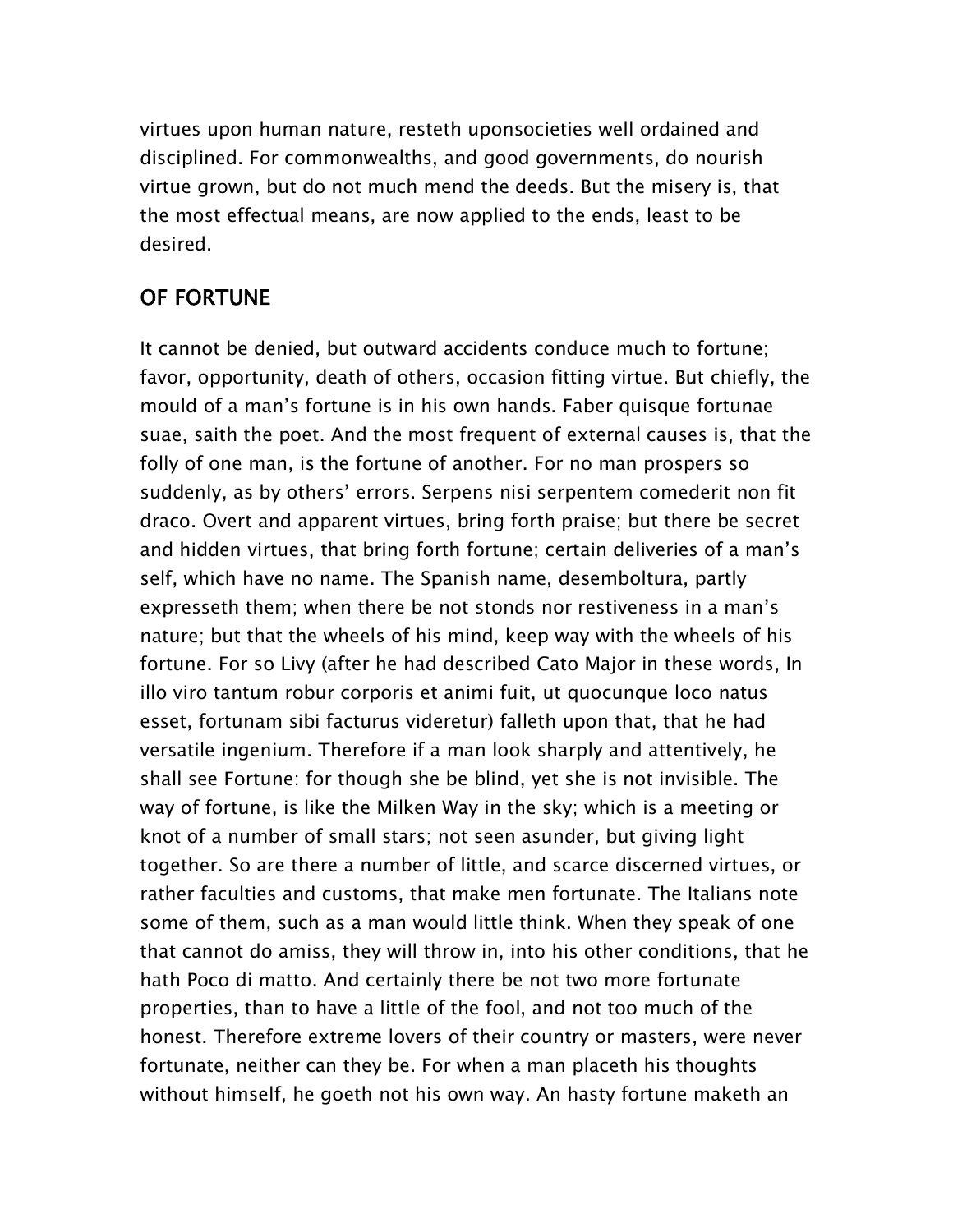virtues upon human nature, resteth uponsocieties well ordained and disciplined. For commonwealths, and good governments, do nourish virtue grown, but do not much mend the deeds. But the misery is, that the most effectual means, are now applied to the ends, least to be desired.

## OF FORTUNE

It cannot be denied, but outward accidents conduce much to fortune; favor, opportunity, death of others, occasion fitting virtue. But chiefly, the mould of a man's fortune is in his own hands. Faber quisque fortunae suae, saith the poet. And the most frequent of external causes is, that the folly of one man, is the fortune of another. For no man prospers so suddenly, as by others' errors. Serpens nisi serpentem comederit non fit draco. Overt and apparent virtues, bring forth praise; but there be secret and hidden virtues, that bring forth fortune; certain deliveries of a man's self, which have no name. The Spanish name, desemboltura, partly expresseth them; when there be not stonds nor restiveness in a man's nature; but that the wheels of his mind, keep way with the wheels of his fortune. For so Livy (after he had described Cato Major in these words, In illo viro tantum robur corporis et animi fuit, ut quocunque loco natus esset, fortunam sibi facturus videretur) falleth upon that, that he had versatile ingenium. Therefore if a man look sharply and attentively, he shall see Fortune: for though she be blind, yet she is not invisible. The way of fortune, is like the Milken Way in the sky; which is a meeting or knot of a number of small stars; not seen asunder, but giving light together. So are there a number of little, and scarce discerned virtues, or rather faculties and customs, that make men fortunate. The Italians note some of them, such as a man would little think. When they speak of one that cannot do amiss, they will throw in, into his other conditions, that he hath Poco di matto. And certainly there be not two more fortunate properties, than to have a little of the fool, and not too much of the honest. Therefore extreme lovers of their country or masters, were never fortunate, neither can they be. For when a man placeth his thoughts without himself, he goeth not his own way. An hasty fortune maketh an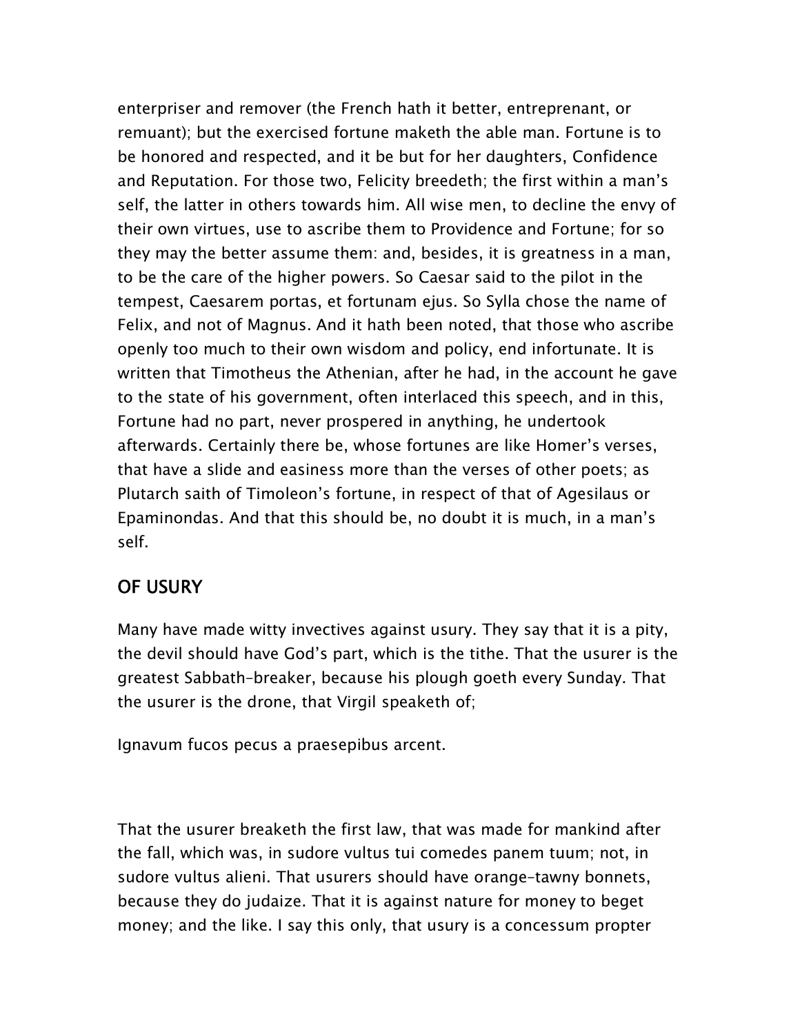enterpriser and remover (the French hath it better, entreprenant, or remuant); but the exercised fortune maketh the able man. Fortune is to be honored and respected, and it be but for her daughters, Confidence and Reputation. For those two, Felicity breedeth; the first within a man's self, the latter in others towards him. All wise men, to decline the envy of their own virtues, use to ascribe them to Providence and Fortune; for so they may the better assume them: and, besides, it is greatness in a man, to be the care of the higher powers. So Caesar said to the pilot in the tempest, Caesarem portas, et fortunam ejus. So Sylla chose the name of Felix, and not of Magnus. And it hath been noted, that those who ascribe openly too much to their own wisdom and policy, end infortunate. It is written that Timotheus the Athenian, after he had, in the account he gave to the state of his government, often interlaced this speech, and in this, Fortune had no part, never prospered in anything, he undertook afterwards. Certainly there be, whose fortunes are like Homer's verses, that have a slide and easiness more than the verses of other poets; as Plutarch saith of Timoleon's fortune, in respect of that of Agesilaus or Epaminondas. And that this should be, no doubt it is much, in a man's self.

## OF USURY

Many have made witty invectives against usury. They say that it is a pity, the devil should have God's part, which is the tithe. That the usurer is the greatest Sabbath-breaker, because his plough goeth every Sunday. That the usurer is the drone, that Virgil speaketh of;

Ignavum fucos pecus a praesepibus arcent.

That the usurer breaketh the first law, that was made for mankind after the fall, which was, in sudore vultus tui comedes panem tuum; not, in sudore vultus alieni. That usurers should have orange-tawny bonnets, because they do judaize. That it is against nature for money to beget money; and the like. I say this only, that usury is a concessum propter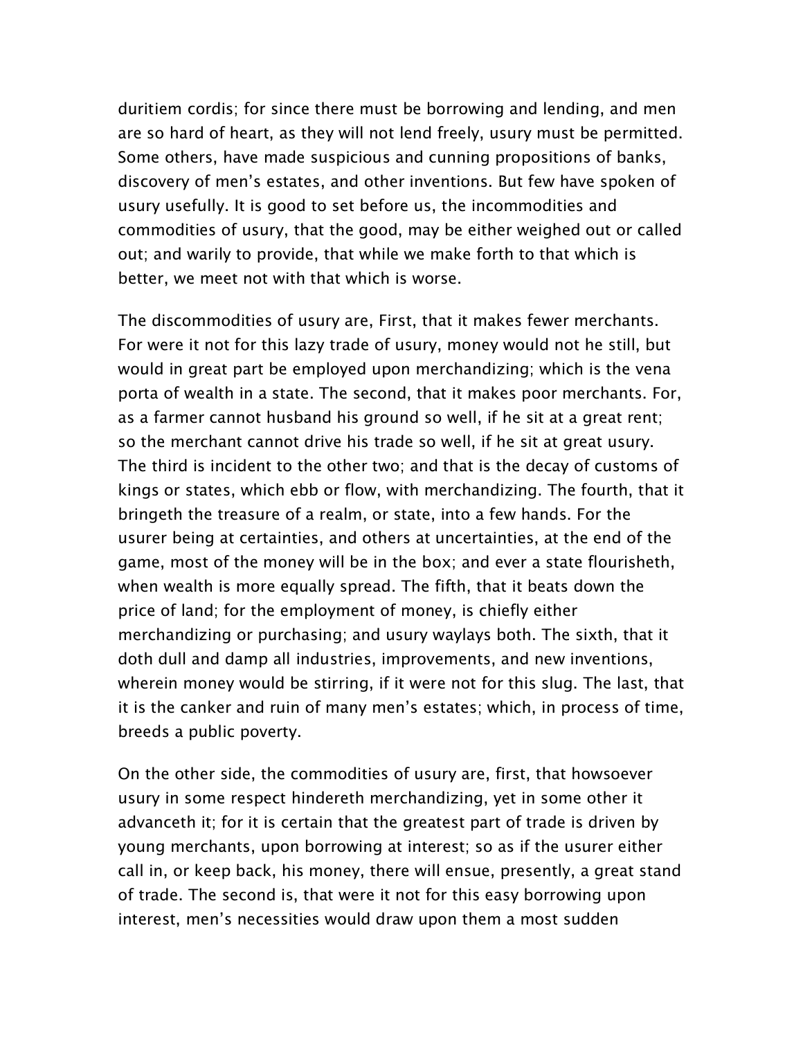duritiem cordis; for since there must be borrowing and lending, and men are so hard of heart, as they will not lend freely, usury must be permitted. Some others, have made suspicious and cunning propositions of banks, discovery of men's estates, and other inventions. But few have spoken of usury usefully. It is good to set before us, the incommodities and commodities of usury, that the good, may be either weighed out or called out; and warily to provide, that while we make forth to that which is better, we meet not with that which is worse.

The discommodities of usury are, First, that it makes fewer merchants. For were it not for this lazy trade of usury, money would not he still, but would in great part be employed upon merchandizing; which is the vena porta of wealth in a state. The second, that it makes poor merchants. For, as a farmer cannot husband his ground so well, if he sit at a great rent; so the merchant cannot drive his trade so well, if he sit at great usury. The third is incident to the other two; and that is the decay of customs of kings or states, which ebb or flow, with merchandizing. The fourth, that it bringeth the treasure of a realm, or state, into a few hands. For the usurer being at certainties, and others at uncertainties, at the end of the game, most of the money will be in the box; and ever a state flourisheth, when wealth is more equally spread. The fifth, that it beats down the price of land; for the employment of money, is chiefly either merchandizing or purchasing; and usury waylays both. The sixth, that it doth dull and damp all industries, improvements, and new inventions, wherein money would be stirring, if it were not for this slug. The last, that it is the canker and ruin of many men's estates; which, in process of time, breeds a public poverty.

On the other side, the commodities of usury are, first, that howsoever usury in some respect hindereth merchandizing, yet in some other it advanceth it; for it is certain that the greatest part of trade is driven by young merchants, upon borrowing at interest; so as if the usurer either call in, or keep back, his money, there will ensue, presently, a great stand of trade. The second is, that were it not for this easy borrowing upon interest, men's necessities would draw upon them a most sudden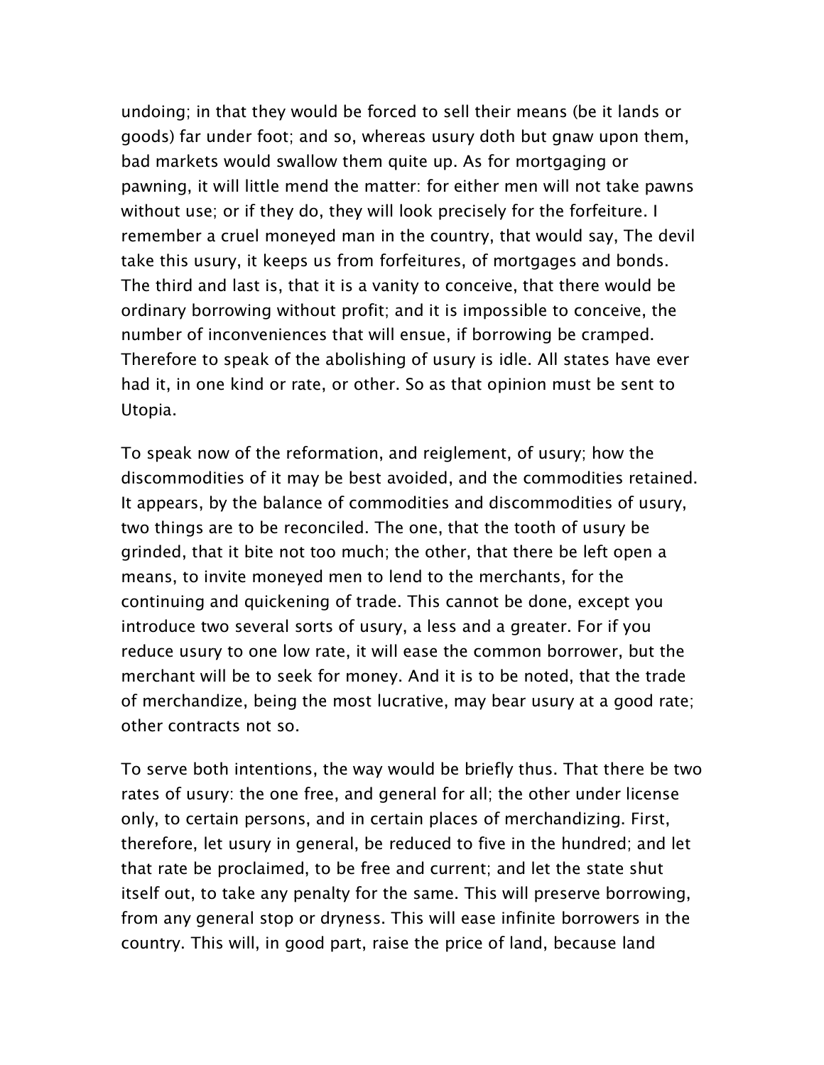undoing; in that they would be forced to sell their means (be it lands or goods) far under foot; and so, whereas usury doth but gnaw upon them, bad markets would swallow them quite up. As for mortgaging or pawning, it will little mend the matter: for either men will not take pawns without use; or if they do, they will look precisely for the forfeiture. I remember a cruel moneyed man in the country, that would say, The devil take this usury, it keeps us from forfeitures, of mortgages and bonds. The third and last is, that it is a vanity to conceive, that there would be ordinary borrowing without profit; and it is impossible to conceive, the number of inconveniences that will ensue, if borrowing be cramped. Therefore to speak of the abolishing of usury is idle. All states have ever had it, in one kind or rate, or other. So as that opinion must be sent to Utopia.

To speak now of the reformation, and reiglement, of usury; how the discommodities of it may be best avoided, and the commodities retained. It appears, by the balance of commodities and discommodities of usury, two things are to be reconciled. The one, that the tooth of usury be grinded, that it bite not too much; the other, that there be left open a means, to invite moneyed men to lend to the merchants, for the continuing and quickening of trade. This cannot be done, except you introduce two several sorts of usury, a less and a greater. For if you reduce usury to one low rate, it will ease the common borrower, but the merchant will be to seek for money. And it is to be noted, that the trade of merchandize, being the most lucrative, may bear usury at a good rate; other contracts not so.

To serve both intentions, the way would be briefly thus. That there be two rates of usury: the one free, and general for all; the other under license only, to certain persons, and in certain places of merchandizing. First, therefore, let usury in general, be reduced to five in the hundred; and let that rate be proclaimed, to be free and current; and let the state shut itself out, to take any penalty for the same. This will preserve borrowing, from any general stop or dryness. This will ease infinite borrowers in the country. This will, in good part, raise the price of land, because land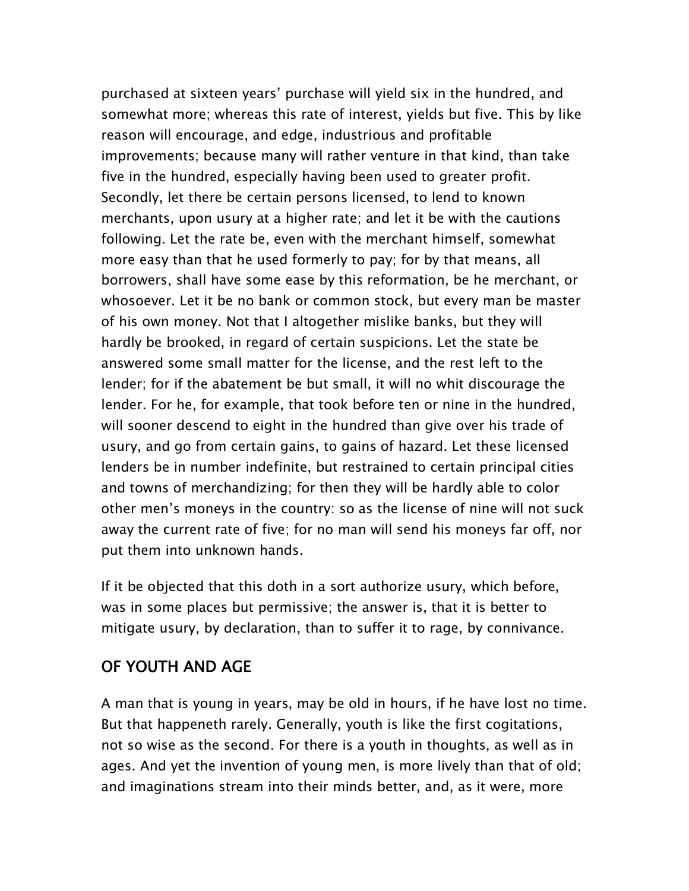purchased at sixteen years' purchase will yield six in the hundred, and somewhat more; whereas this rate of interest, yields but five. This by like reason will encourage, and edge, industrious and profitable improvements; because many will rather venture in that kind, than take five in the hundred, especially having been used to greater profit. Secondly, let there be certain persons licensed, to lend to known merchants, upon usury at a higher rate; and let it be with the cautions following. Let the rate be, even with the merchant himself, somewhat more easy than that he used formerly to pay; for by that means, all borrowers, shall have some ease by this reformation, be he merchant, or whosoever. Let it be no bank or common stock, but every man be master of his own money. Not that I altogether mislike banks, but they will hardly be brooked, in regard of certain suspicions. Let the state be answered some small matter for the license, and the rest left to the lender; for if the abatement be but small, it will no whit discourage the lender. For he, for example, that took before ten or nine in the hundred, will sooner descend to eight in the hundred than give over his trade of usury, and go from certain gains, to gains of hazard. Let these licensed lenders be in number indefinite, but restrained to certain principal cities and towns of merchandizing; for then they will be hardly able to color other men's moneys in the country: so as the license of nine will not suck away the current rate of five; for no man will send his moneys far off, nor put them into unknown hands.

If it be objected that this doth in a sort authorize usury, which before, was in some places but permissive; the answer is, that it is better to mitigate usury, by declaration, than to suffer it to rage, by connivance.

## OF YOUTH AND AGE

A man that is young in years, may be old in hours, if he have lost no time. But that happeneth rarely. Generally, youth is like the first cogitations, not so wise as the second. For there is a youth in thoughts, as well as in ages. And yet the invention of young men, is more lively than that of old; and imaginations stream into their minds better, and, as it were, more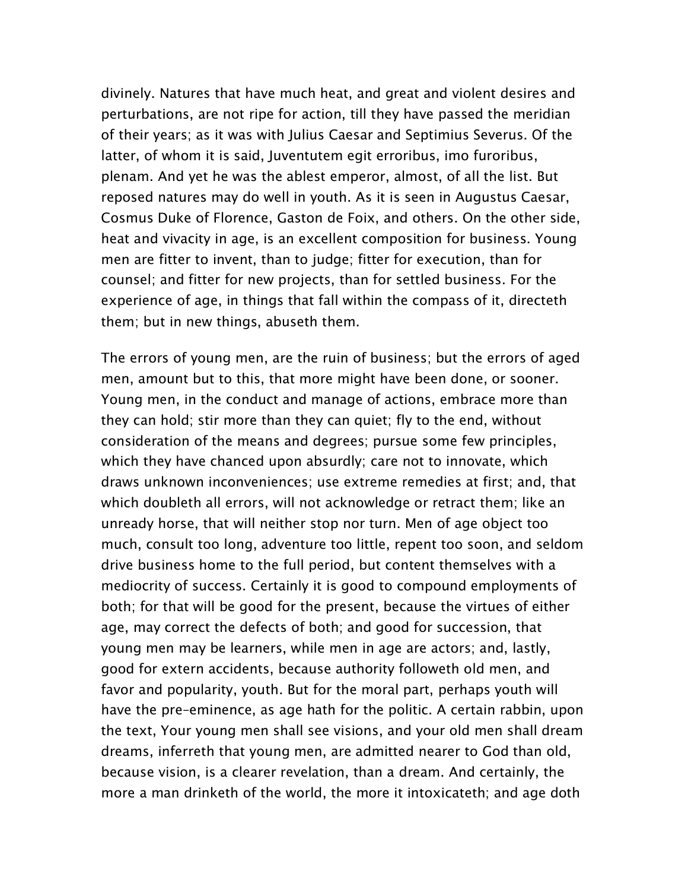divinely. Natures that have much heat, and great and violent desires and perturbations, are not ripe for action, till they have passed the meridian of their years; as it was with Julius Caesar and Septimius Severus. Of the latter, of whom it is said, Juventutem egit erroribus, imo furoribus, plenam. And yet he was the ablest emperor, almost, of all the list. But reposed natures may do well in youth. As it is seen in Augustus Caesar, Cosmus Duke of Florence, Gaston de Foix, and others. On the other side, heat and vivacity in age, is an excellent composition for business. Young men are fitter to invent, than to judge; fitter for execution, than for counsel; and fitter for new projects, than for settled business. For the experience of age, in things that fall within the compass of it, directeth them; but in new things, abuseth them.

The errors of young men, are the ruin of business; but the errors of aged men, amount but to this, that more might have been done, or sooner. Young men, in the conduct and manage of actions, embrace more than they can hold; stir more than they can quiet; fly to the end, without consideration of the means and degrees; pursue some few principles, which they have chanced upon absurdly; care not to innovate, which draws unknown inconveniences; use extreme remedies at first; and, that which doubleth all errors, will not acknowledge or retract them; like an unready horse, that will neither stop nor turn. Men of age object too much, consult too long, adventure too little, repent too soon, and seldom drive business home to the full period, but content themselves with a mediocrity of success. Certainly it is good to compound employments of both; for that will be good for the present, because the virtues of either age, may correct the defects of both; and good for succession, that young men may be learners, while men in age are actors; and, lastly, good for extern accidents, because authority followeth old men, and favor and popularity, youth. But for the moral part, perhaps youth will have the pre-eminence, as age hath for the politic. A certain rabbin, upon the text, Your young men shall see visions, and your old men shall dream dreams, inferreth that young men, are admitted nearer to God than old, because vision, is a clearer revelation, than a dream. And certainly, the more a man drinketh of the world, the more it intoxicateth; and age doth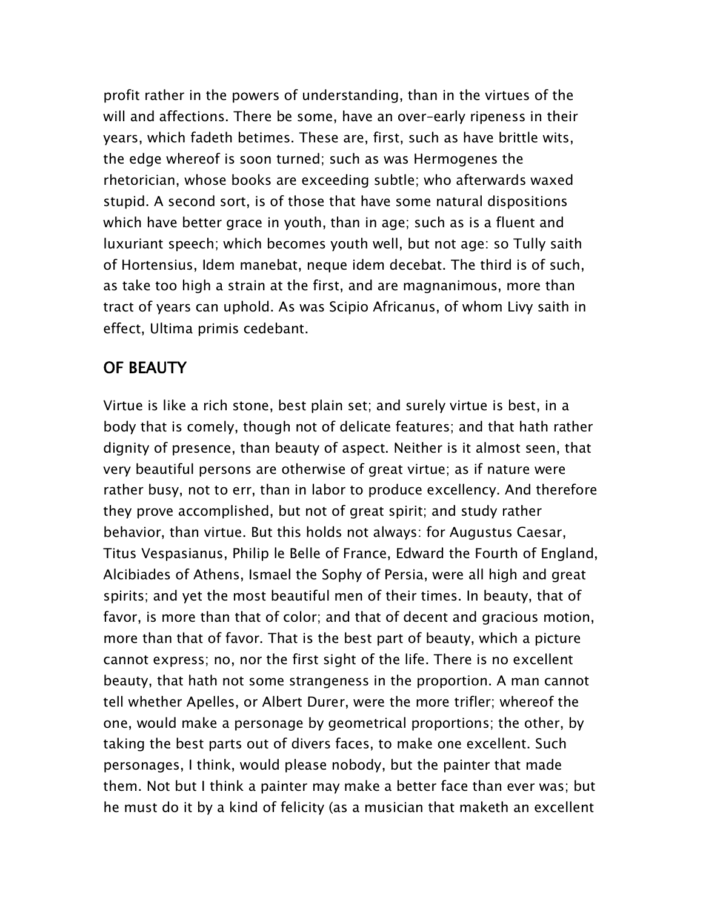profit rather in the powers of understanding, than in the virtues of the will and affections. There be some, have an over-early ripeness in their years, which fadeth betimes. These are, first, such as have brittle wits, the edge whereof is soon turned; such as was Hermogenes the rhetorician, whose books are exceeding subtle; who afterwards waxed stupid. A second sort, is of those that have some natural dispositions which have better grace in youth, than in age; such as is a fluent and luxuriant speech; which becomes youth well, but not age: so Tully saith of Hortensius, Idem manebat, neque idem decebat. The third is of such, as take too high a strain at the first, and are magnanimous, more than tract of years can uphold. As was Scipio Africanus, of whom Livy saith in effect, Ultima primis cedebant.

## OF BEAUTY

Virtue is like a rich stone, best plain set; and surely virtue is best, in a body that is comely, though not of delicate features; and that hath rather dignity of presence, than beauty of aspect. Neither is it almost seen, that very beautiful persons are otherwise of great virtue; as if nature were rather busy, not to err, than in labor to produce excellency. And therefore they prove accomplished, but not of great spirit; and study rather behavior, than virtue. But this holds not always: for Augustus Caesar, Titus Vespasianus, Philip le Belle of France, Edward the Fourth of England, Alcibiades of Athens, Ismael the Sophy of Persia, were all high and great spirits; and yet the most beautiful men of their times. In beauty, that of favor, is more than that of color; and that of decent and gracious motion, more than that of favor. That is the best part of beauty, which a picture cannot express; no, nor the first sight of the life. There is no excellent beauty, that hath not some strangeness in the proportion. A man cannot tell whether Apelles, or Albert Durer, were the more trifler; whereof the one, would make a personage by geometrical proportions; the other, by taking the best parts out of divers faces, to make one excellent. Such personages, I think, would please nobody, but the painter that made them. Not but I think a painter may make a better face than ever was; but he must do it by a kind of felicity (as a musician that maketh an excellent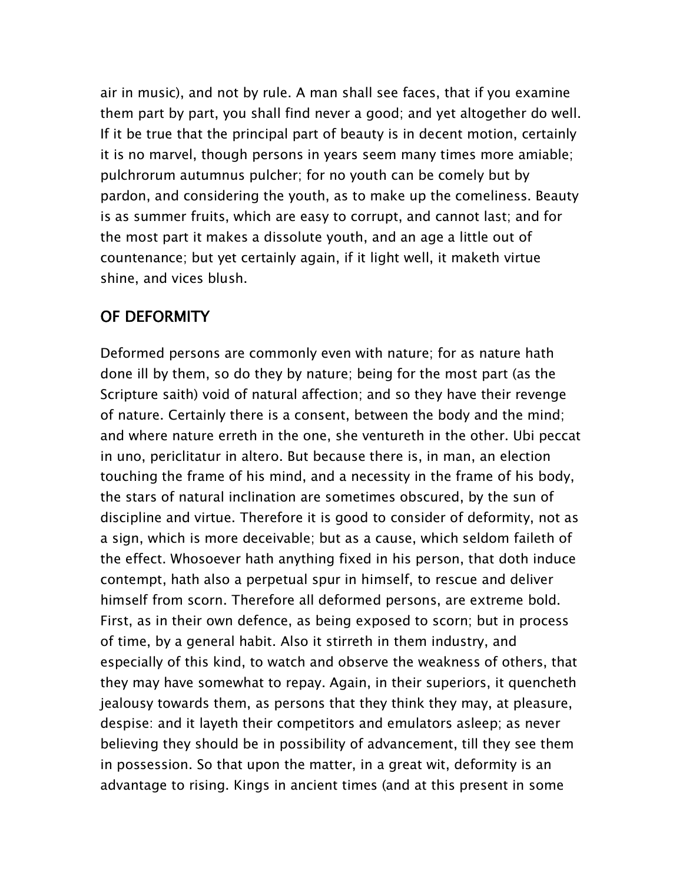air in music), and not by rule. A man shall see faces, that if you examine them part by part, you shall find never a good; and yet altogether do well. If it be true that the principal part of beauty is in decent motion, certainly it is no marvel, though persons in years seem many times more amiable; pulchrorum autumnus pulcher; for no youth can be comely but by pardon, and considering the youth, as to make up the comeliness. Beauty is as summer fruits, which are easy to corrupt, and cannot last; and for the most part it makes a dissolute youth, and an age a little out of countenance; but yet certainly again, if it light well, it maketh virtue shine, and vices blush.

## OF DEFORMITY

Deformed persons are commonly even with nature; for as nature hath done ill by them, so do they by nature; being for the most part (as the Scripture saith) void of natural affection; and so they have their revenge of nature. Certainly there is a consent, between the body and the mind; and where nature erreth in the one, she ventureth in the other. Ubi peccat in uno, periclitatur in altero. But because there is, in man, an election touching the frame of his mind, and a necessity in the frame of his body, the stars of natural inclination are sometimes obscured, by the sun of discipline and virtue. Therefore it is good to consider of deformity, not as a sign, which is more deceivable; but as a cause, which seldom faileth of the effect. Whosoever hath anything fixed in his person, that doth induce contempt, hath also a perpetual spur in himself, to rescue and deliver himself from scorn. Therefore all deformed persons, are extreme bold. First, as in their own defence, as being exposed to scorn; but in process of time, by a general habit. Also it stirreth in them industry, and especially of this kind, to watch and observe the weakness of others, that they may have somewhat to repay. Again, in their superiors, it quencheth jealousy towards them, as persons that they think they may, at pleasure, despise: and it layeth their competitors and emulators asleep; as never believing they should be in possibility of advancement, till they see them in possession. So that upon the matter, in a great wit, deformity is an advantage to rising. Kings in ancient times (and at this present in some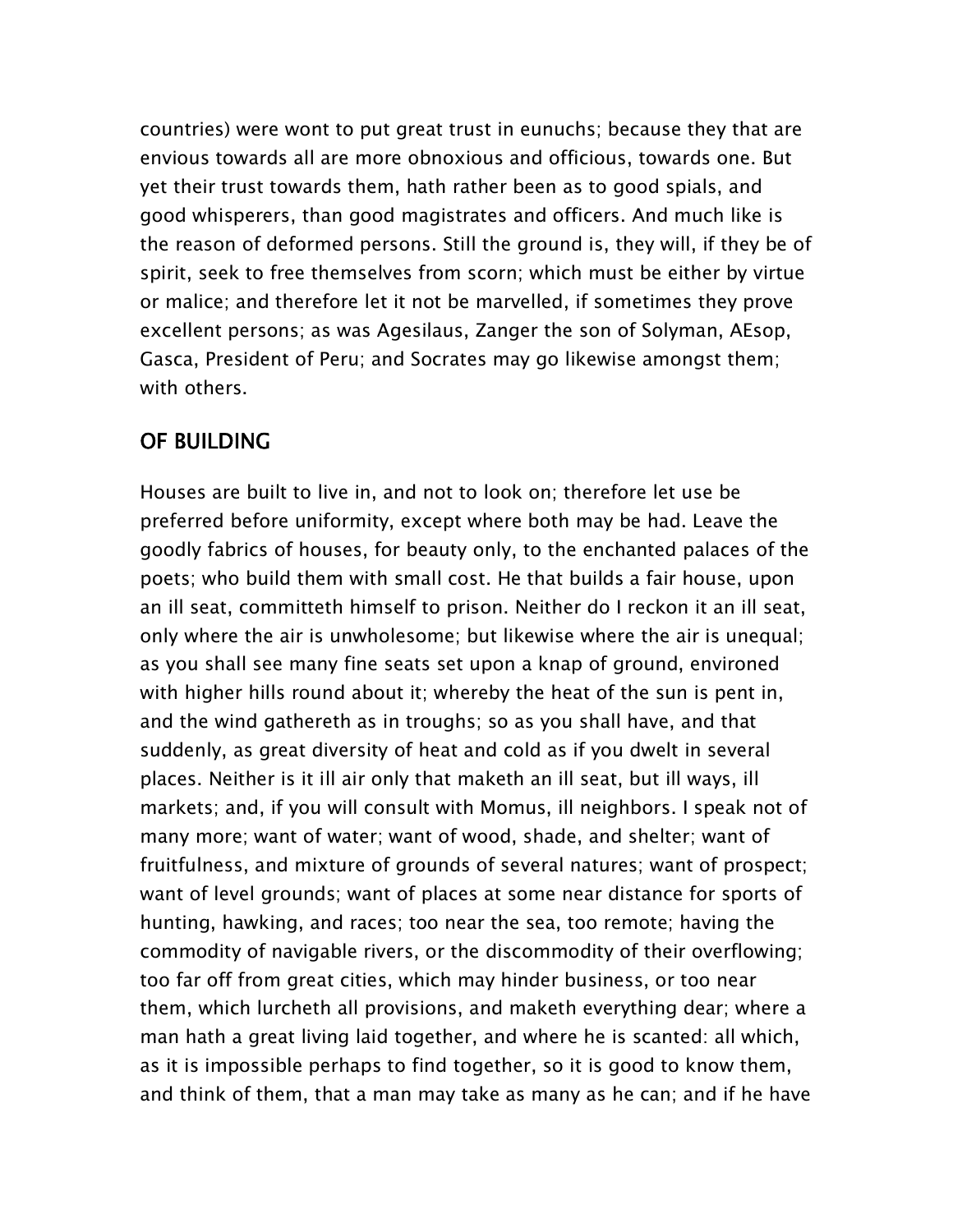countries) were wont to put great trust in eunuchs; because they that are envious towards all are more obnoxious and officious, towards one. But yet their trust towards them, hath rather been as to good spials, and good whisperers, than good magistrates and officers. And much like is the reason of deformed persons. Still the ground is, they will, if they be of spirit, seek to free themselves from scorn; which must be either by virtue or malice; and therefore let it not be marvelled, if sometimes they prove excellent persons; as was Agesilaus, Zanger the son of Solyman, AEsop, Gasca, President of Peru; and Socrates may go likewise amongst them; with others.

## OF BUILDING

Houses are built to live in, and not to look on; therefore let use be preferred before uniformity, except where both may be had. Leave the goodly fabrics of houses, for beauty only, to the enchanted palaces of the poets; who build them with small cost. He that builds a fair house, upon an ill seat, committeth himself to prison. Neither do I reckon it an ill seat, only where the air is unwholesome; but likewise where the air is unequal; as you shall see many fine seats set upon a knap of ground, environed with higher hills round about it; whereby the heat of the sun is pent in, and the wind gathereth as in troughs; so as you shall have, and that suddenly, as great diversity of heat and cold as if you dwelt in several places. Neither is it ill air only that maketh an ill seat, but ill ways, ill markets; and, if you will consult with Momus, ill neighbors. I speak not of many more; want of water; want of wood, shade, and shelter; want of fruitfulness, and mixture of grounds of several natures; want of prospect; want of level grounds; want of places at some near distance for sports of hunting, hawking, and races; too near the sea, too remote; having the commodity of navigable rivers, or the discommodity of their overflowing; too far off from great cities, which may hinder business, or too near them, which lurcheth all provisions, and maketh everything dear; where a man hath a great living laid together, and where he is scanted: all which, as it is impossible perhaps to find together, so it is good to know them, and think of them, that a man may take as many as he can; and if he have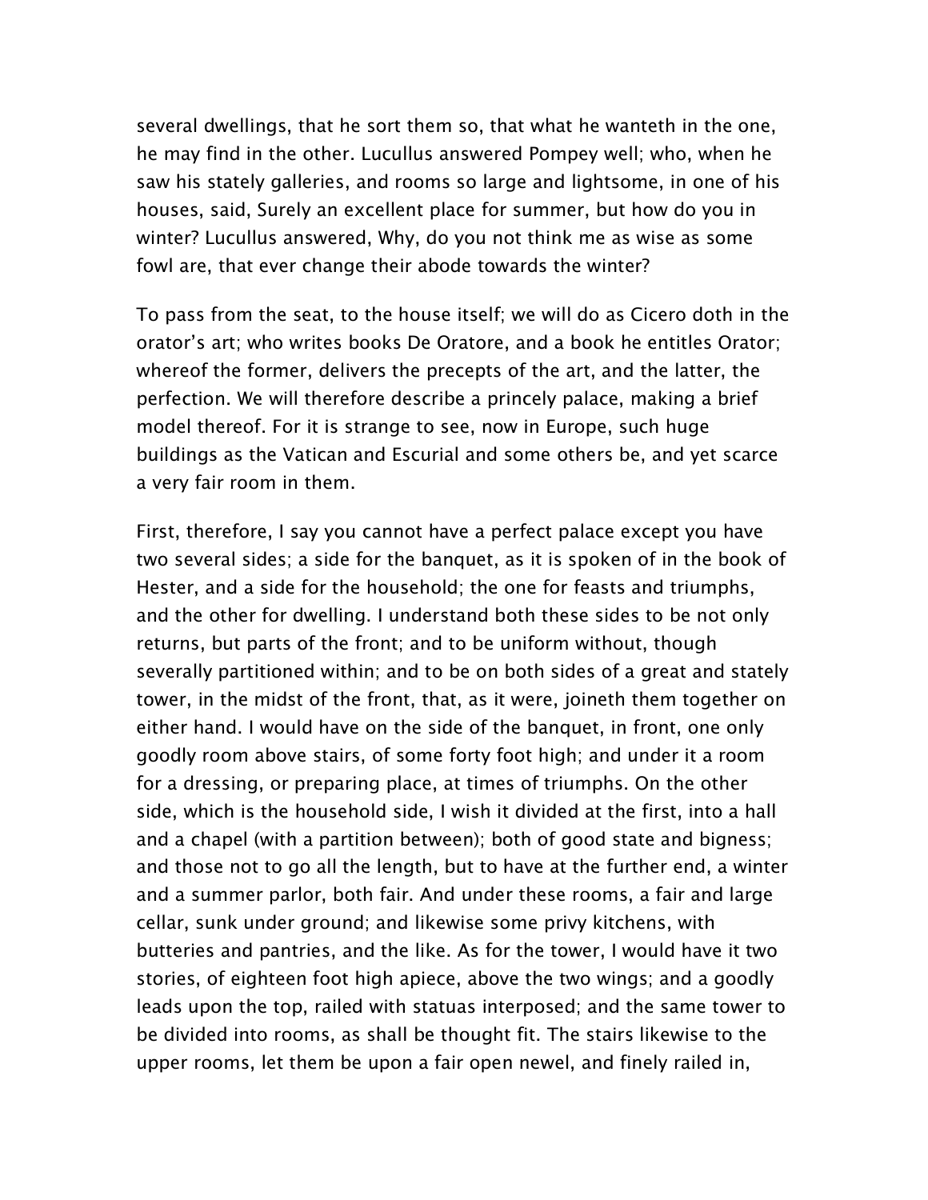several dwellings, that he sort them so, that what he wanteth in the one, he may find in the other. Lucullus answered Pompey well; who, when he saw his stately galleries, and rooms so large and lightsome, in one of his houses, said, Surely an excellent place for summer, but how do you in winter? Lucullus answered, Why, do you not think me as wise as some fowl are, that ever change their abode towards the winter?

To pass from the seat, to the house itself; we will do as Cicero doth in the orator's art; who writes books De Oratore, and a book he entitles Orator; whereof the former, delivers the precepts of the art, and the latter, the perfection. We will therefore describe a princely palace, making a brief model thereof. For it is strange to see, now in Europe, such huge buildings as the Vatican and Escurial and some others be, and yet scarce a very fair room in them.

First, therefore, I say you cannot have a perfect palace except you have two several sides; a side for the banquet, as it is spoken of in the book of Hester, and a side for the household; the one for feasts and triumphs, and the other for dwelling. I understand both these sides to be not only returns, but parts of the front; and to be uniform without, though severally partitioned within; and to be on both sides of a great and stately tower, in the midst of the front, that, as it were, joineth them together on either hand. I would have on the side of the banquet, in front, one only goodly room above stairs, of some forty foot high; and under it a room for a dressing, or preparing place, at times of triumphs. On the other side, which is the household side, I wish it divided at the first, into a hall and a chapel (with a partition between); both of good state and bigness; and those not to go all the length, but to have at the further end, a winter and a summer parlor, both fair. And under these rooms, a fair and large cellar, sunk under ground; and likewise some privy kitchens, with butteries and pantries, and the like. As for the tower, I would have it two stories, of eighteen foot high apiece, above the two wings; and a goodly leads upon the top, railed with statuas interposed; and the same tower to be divided into rooms, as shall be thought fit. The stairs likewise to the upper rooms, let them be upon a fair open newel, and finely railed in,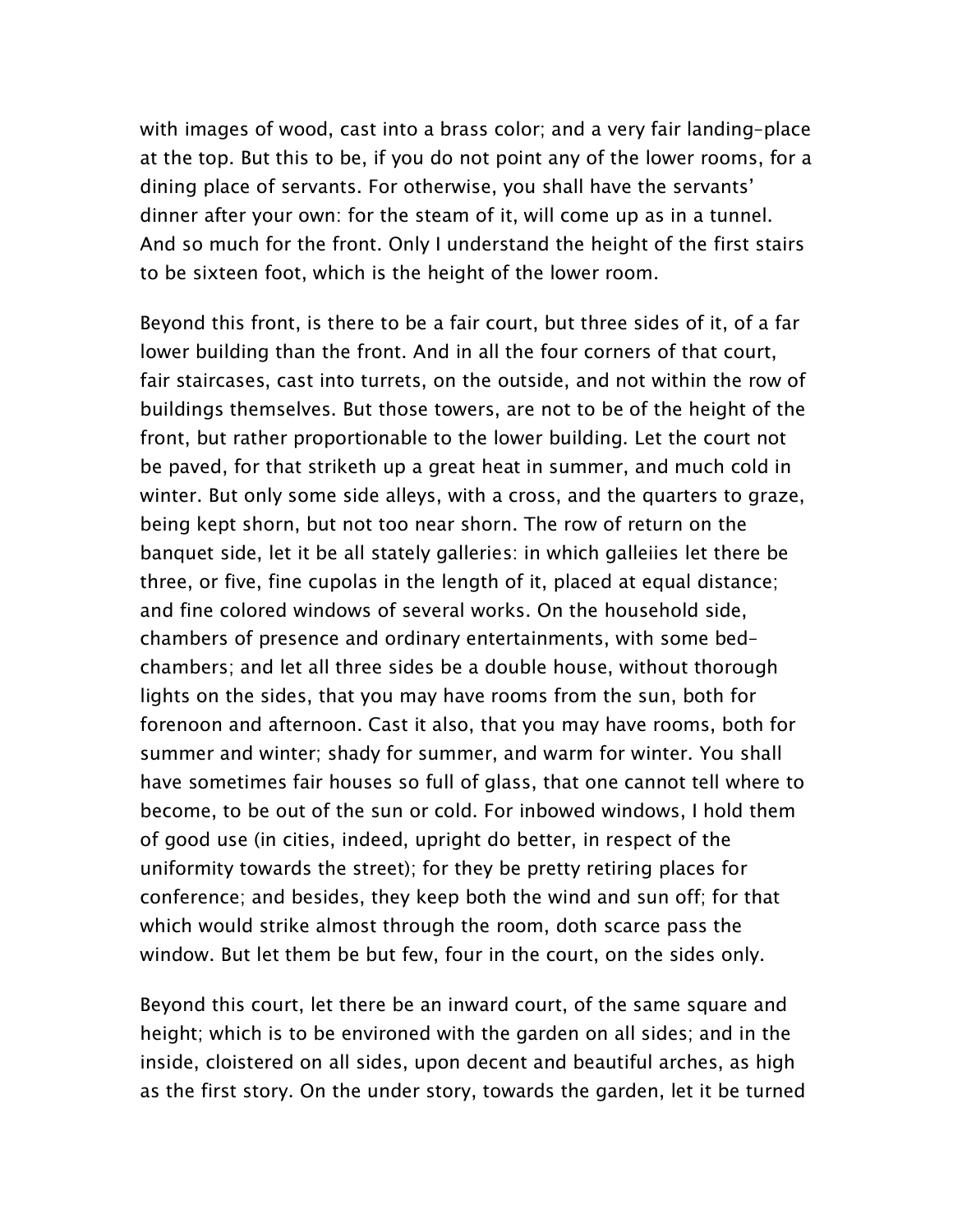with images of wood, cast into a brass color; and a very fair landing-place at the top. But this to be, if you do not point any of the lower rooms, for a dining place of servants. For otherwise, you shall have the servants' dinner after your own: for the steam of it, will come up as in a tunnel. And so much for the front. Only I understand the height of the first stairs to be sixteen foot, which is the height of the lower room.

Beyond this front, is there to be a fair court, but three sides of it, of a far lower building than the front. And in all the four corners of that court, fair staircases, cast into turrets, on the outside, and not within the row of buildings themselves. But those towers, are not to be of the height of the front, but rather proportionable to the lower building. Let the court not be paved, for that striketh up a great heat in summer, and much cold in winter. But only some side alleys, with a cross, and the quarters to graze, being kept shorn, but not too near shorn. The row of return on the banquet side, let it be all stately galleries: in which galleiies let there be three, or five, fine cupolas in the length of it, placed at equal distance; and fine colored windows of several works. On the household side, chambers of presence and ordinary entertainments, with some bed-chambers; and let all three sides be a double house, without thorough lights on the sides, that you may have rooms from the sun, both for forenoon and afternoon. Cast it also, that you may have rooms, both for summer and winter; shady for summer, and warm for winter. You shall have sometimes fair houses so full of glass, that one cannot tell where to become, to be out of the sun or cold. For inbowed windows, I hold them of good use (in cities, indeed, upright do better, in respect of the uniformity towards the street); for they be pretty retiring places for conference; and besides, they keep both the wind and sun off; for that which would strike almost through the room, doth scarce pass the window. But let them be but few, four in the court, on the sides only.

Beyond this court, let there be an inward court, of the same square and height; which is to be environed with the garden on all sides; and in the inside, cloistered on all sides, upon decent and beautiful arches, as high as the first story. On the under story, towards the garden, let it be turned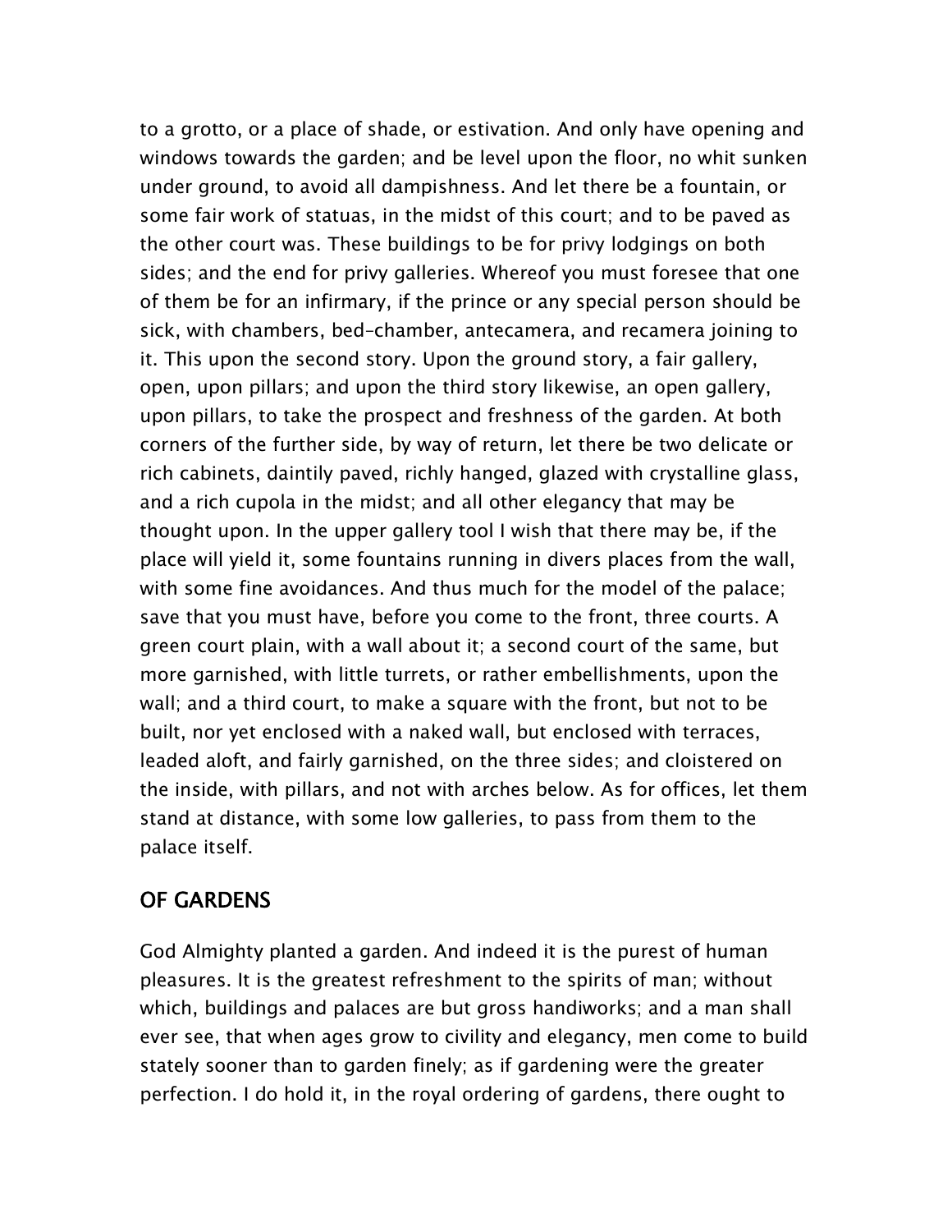to a grotto, or a place of shade, or estivation. And only have opening and windows towards the garden; and be level upon the floor, no whit sunken under ground, to avoid all dampishness. And let there be a fountain, or some fair work of statuas, in the midst of this court; and to be paved as the other court was. These buildings to be for privy lodgings on both sides; and the end for privy galleries. Whereof you must foresee that one of them be for an infirmary, if the prince or any special person should be sick, with chambers, bed-chamber, antecamera, and recamera joining to it. This upon the second story. Upon the ground story, a fair gallery, open, upon pillars; and upon the third story likewise, an open gallery, upon pillars, to take the prospect and freshness of the garden. At both corners of the further side, by way of return, let there be two delicate or rich cabinets, daintily paved, richly hanged, glazed with crystalline glass, and a rich cupola in the midst; and all other elegancy that may be thought upon. In the upper gallery tool I wish that there may be, if the place will yield it, some fountains running in divers places from the wall, with some fine avoidances. And thus much for the model of the palace; save that you must have, before you come to the front, three courts. A green court plain, with a wall about it; a second court of the same, but more garnished, with little turrets, or rather embellishments, upon the wall; and a third court, to make a square with the front, but not to be built, nor yet enclosed with a naked wall, but enclosed with terraces, leaded aloft, and fairly garnished, on the three sides; and cloistered on the inside, with pillars, and not with arches below. As for offices, let them stand at distance, with some low galleries, to pass from them to the palace itself.

## OF GARDENS

God Almighty planted a garden. And indeed it is the purest of human pleasures. It is the greatest refreshment to the spirits of man; without which, buildings and palaces are but gross handiworks; and a man shall ever see, that when ages grow to civility and elegancy, men come to build stately sooner than to garden finely; as if gardening were the greater perfection. I do hold it, in the royal ordering of gardens, there ought to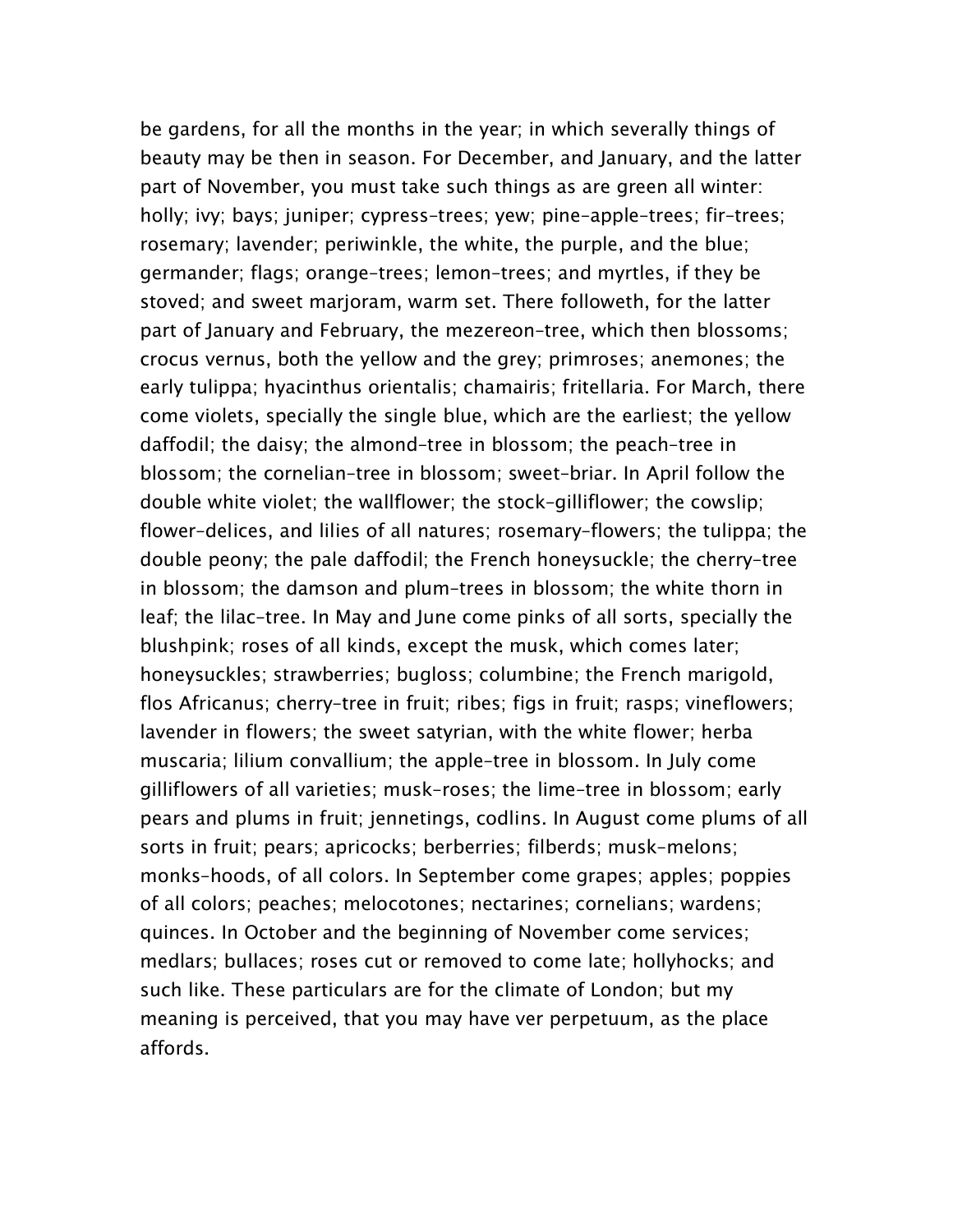be gardens, for all the months in the year; in which severally things of beauty may be then in season. For December, and January, and the latter part of November, you must take such things as are green all winter: holly; ivy; bays; juniper; cypress-trees; yew; pine-apple-trees; fir-trees; rosemary; lavender; periwinkle, the white, the purple, and the blue; germander; flags; orange-trees; lemon-trees; and myrtles, if they be stoved; and sweet marjoram, warm set. There followeth, for the latter part of January and February, the mezereon-tree, which then blossoms; crocus vernus, both the yellow and the grey; primroses; anemones; the early tulippa; hyacinthus orientalis; chamairis; fritellaria. For March, there come violets, specially the single blue, which are the earliest; the yellow daffodil; the daisy; the almond-tree in blossom; the peach-tree in blossom; the cornelian-tree in blossom; sweet-briar. In April follow the double white violet; the wallflower; the stock-gilliflower; the cowslip; flower-delices, and lilies of all natures; rosemary-flowers; the tulippa; the double peony; the pale daffodil; the French honeysuckle; the cherry-tree in blossom; the damson and plum-trees in blossom; the white thorn in leaf; the lilac-tree. In May and June come pinks of all sorts, specially the blushpink; roses of all kinds, except the musk, which comes later; honeysuckles; strawberries; bugloss; columbine; the French marigold, flos Africanus; cherry-tree in fruit; ribes; figs in fruit; rasps; vineflowers; lavender in flowers; the sweet satyrian, with the white flower; herba muscaria; lilium convallium; the apple-tree in blossom. In July come gilliflowers of all varieties; musk-roses; the lime-tree in blossom; early pears and plums in fruit; jennetings, codlins. In August come plums of all sorts in fruit; pears; apricocks; berberries; filberds; musk-melons; monks-hoods, of all colors. In September come grapes; apples; poppies of all colors; peaches; melocotones; nectarines; cornelians; wardens; quinces. In October and the beginning of November come services; medlars; bullaces; roses cut or removed to come late; hollyhocks; and such like. These particulars are for the climate of London; but my meaning is perceived, that you may have ver perpetuum, as the place affords.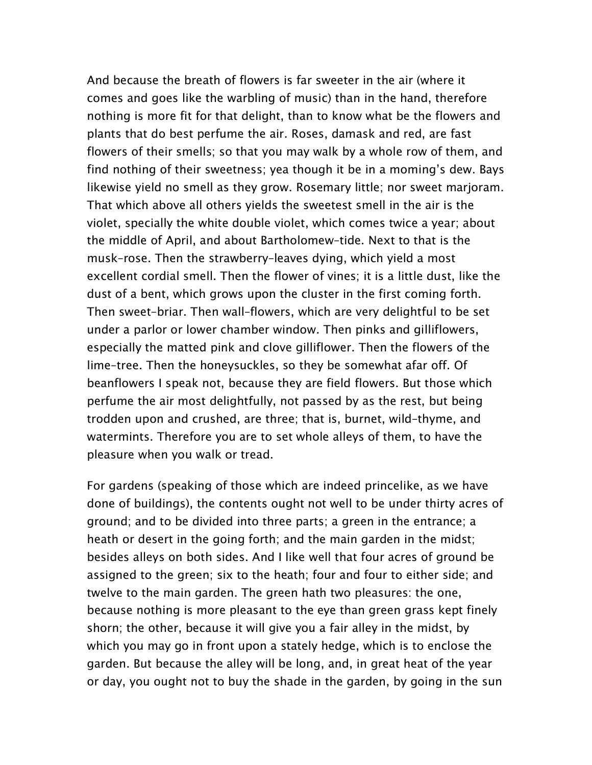And because the breath of flowers is far sweeter in the air (where it comes and goes like the warbling of music) than in the hand, therefore nothing is more fit for that delight, than to know what be the flowers and plants that do best perfume the air. Roses, damask and red, are fast flowers of their smells; so that you may walk by a whole row of them, and find nothing of their sweetness; yea though it be in a moming's dew. Bays likewise yield no smell as they grow. Rosemary little; nor sweet marjoram. That which above all others yields the sweetest smell in the air is the violet, specially the white double violet, which comes twice a year; about the middle of April, and about Bartholomew-tide. Next to that is the musk-rose. Then the strawberry-leaves dying, which yield a most excellent cordial smell. Then the flower of vines; it is a little dust, like the dust of a bent, which grows upon the cluster in the first coming forth. Then sweet-briar. Then wall-flowers, which are very delightful to be set under a parlor or lower chamber window. Then pinks and gilliflowers, especially the matted pink and clove gilliflower. Then the flowers of the lime-tree. Then the honeysuckles, so they be somewhat afar off. Of beanflowers I speak not, because they are field flowers. But those which perfume the air most delightfully, not passed by as the rest, but being trodden upon and crushed, are three; that is, burnet, wild-thyme, and watermints. Therefore you are to set whole alleys of them, to have the pleasure when you walk or tread.

For gardens (speaking of those which are indeed princelike, as we have done of buildings), the contents ought not well to be under thirty acres of ground; and to be divided into three parts; a green in the entrance; a heath or desert in the going forth; and the main garden in the midst; besides alleys on both sides. And I like well that four acres of ground be assigned to the green; six to the heath; four and four to either side; and twelve to the main garden. The green hath two pleasures: the one, because nothing is more pleasant to the eye than green grass kept finely shorn; the other, because it will give you a fair alley in the midst, by which you may go in front upon a stately hedge, which is to enclose the garden. But because the alley will be long, and, in great heat of the year or day, you ought not to buy the shade in the garden, by going in the sun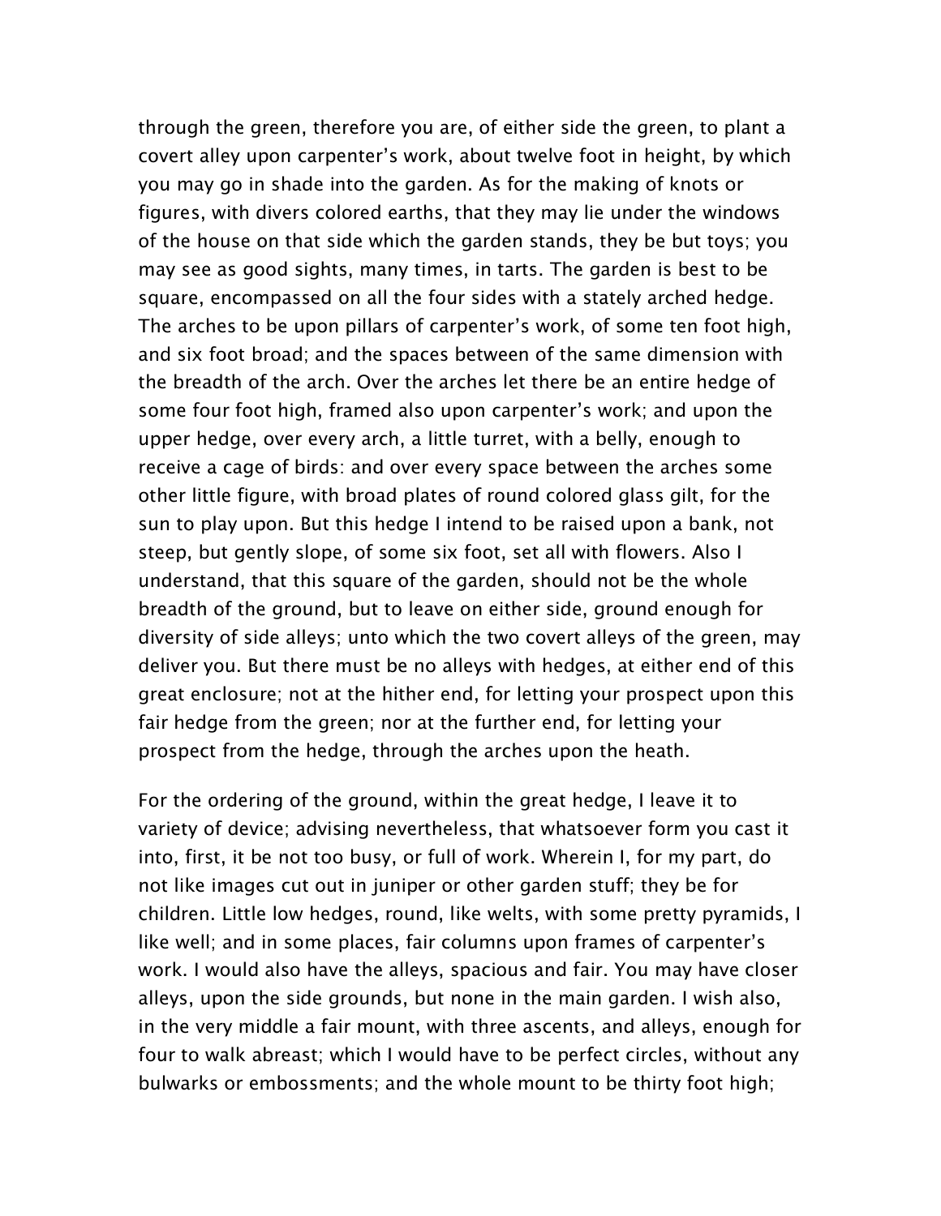through the green, therefore you are, of either side the green, to plant a covert alley upon carpenter's work, about twelve foot in height, by which you may go in shade into the garden. As for the making of knots or figures, with divers colored earths, that they may lie under the windows of the house on that side which the garden stands, they be but toys; you may see as good sights, many times, in tarts. The garden is best to be square, encompassed on all the four sides with a stately arched hedge. The arches to be upon pillars of carpenter's work, of some ten foot high, and six foot broad; and the spaces between of the same dimension with the breadth of the arch. Over the arches let there be an entire hedge of some four foot high, framed also upon carpenter's work; and upon the upper hedge, over every arch, a little turret, with a belly, enough to receive a cage of birds: and over every space between the arches some other little figure, with broad plates of round colored glass gilt, for the sun to play upon. But this hedge I intend to be raised upon a bank, not steep, but gently slope, of some six foot, set all with flowers. Also I understand, that this square of the garden, should not be the whole breadth of the ground, but to leave on either side, ground enough for diversity of side alleys; unto which the two covert alleys of the green, may deliver you. But there must be no alleys with hedges, at either end of this great enclosure; not at the hither end, for letting your prospect upon this fair hedge from the green; nor at the further end, for letting your prospect from the hedge, through the arches upon the heath.

For the ordering of the ground, within the great hedge, I leave it to variety of device; advising nevertheless, that whatsoever form you cast it into, first, it be not too busy, or full of work. Wherein I, for my part, do not like images cut out in juniper or other garden stuff; they be for children. Little low hedges, round, like welts, with some pretty pyramids, I like well; and in some places, fair columns upon frames of carpenter's work. I would also have the alleys, spacious and fair. You may have closer alleys, upon the side grounds, but none in the main garden. I wish also, in the very middle a fair mount, with three ascents, and alleys, enough for four to walk abreast; which I would have to be perfect circles, without any bulwarks or embossments; and the whole mount to be thirty foot high;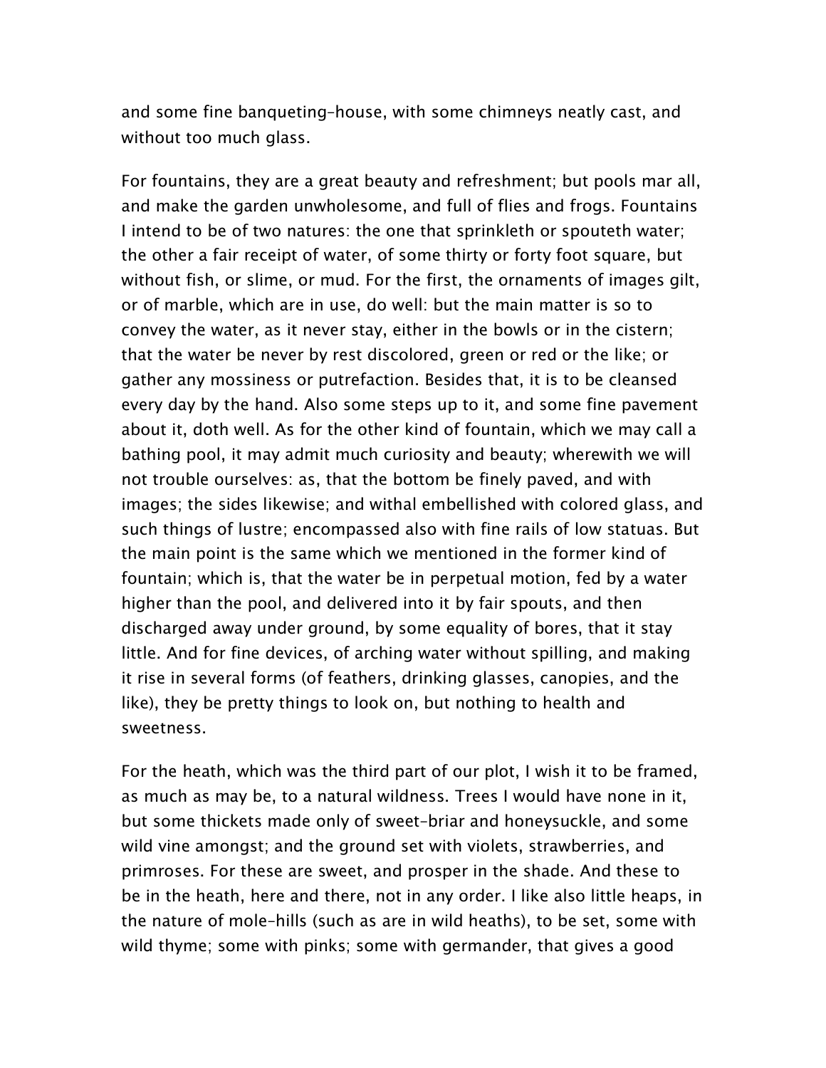and some fine banqueting-house, with some chimneys neatly cast, and without too much glass.

For fountains, they are a great beauty and refreshment; but pools mar all, and make the garden unwholesome, and full of flies and frogs. Fountains I intend to be of two natures: the one that sprinkleth or spouteth water; the other a fair receipt of water, of some thirty or forty foot square, but without fish, or slime, or mud. For the first, the ornaments of images gilt, or of marble, which are in use, do well: but the main matter is so to convey the water, as it never stay, either in the bowls or in the cistern; that the water be never by rest discolored, green or red or the like; or gather any mossiness or putrefaction. Besides that, it is to be cleansed every day by the hand. Also some steps up to it, and some fine pavement about it, doth well. As for the other kind of fountain, which we may call a bathing pool, it may admit much curiosity and beauty; wherewith we will not trouble ourselves: as, that the bottom be finely paved, and with images; the sides likewise; and withal embellished with colored glass, and such things of lustre; encompassed also with fine rails of low statuas. But the main point is the same which we mentioned in the former kind of fountain; which is, that the water be in perpetual motion, fed by a water higher than the pool, and delivered into it by fair spouts, and then discharged away under ground, by some equality of bores, that it stay little. And for fine devices, of arching water without spilling, and making it rise in several forms (of feathers, drinking glasses, canopies, and the like), they be pretty things to look on, but nothing to health and sweetness.

For the heath, which was the third part of our plot, I wish it to be framed, as much as may be, to a natural wildness. Trees I would have none in it, but some thickets made only of sweet-briar and honeysuckle, and some wild vine amongst; and the ground set with violets, strawberries, and primroses. For these are sweet, and prosper in the shade. And these to be in the heath, here and there, not in any order. I like also little heaps, in the nature of mole-hills (such as are in wild heaths), to be set, some with wild thyme; some with pinks; some with germander, that gives a good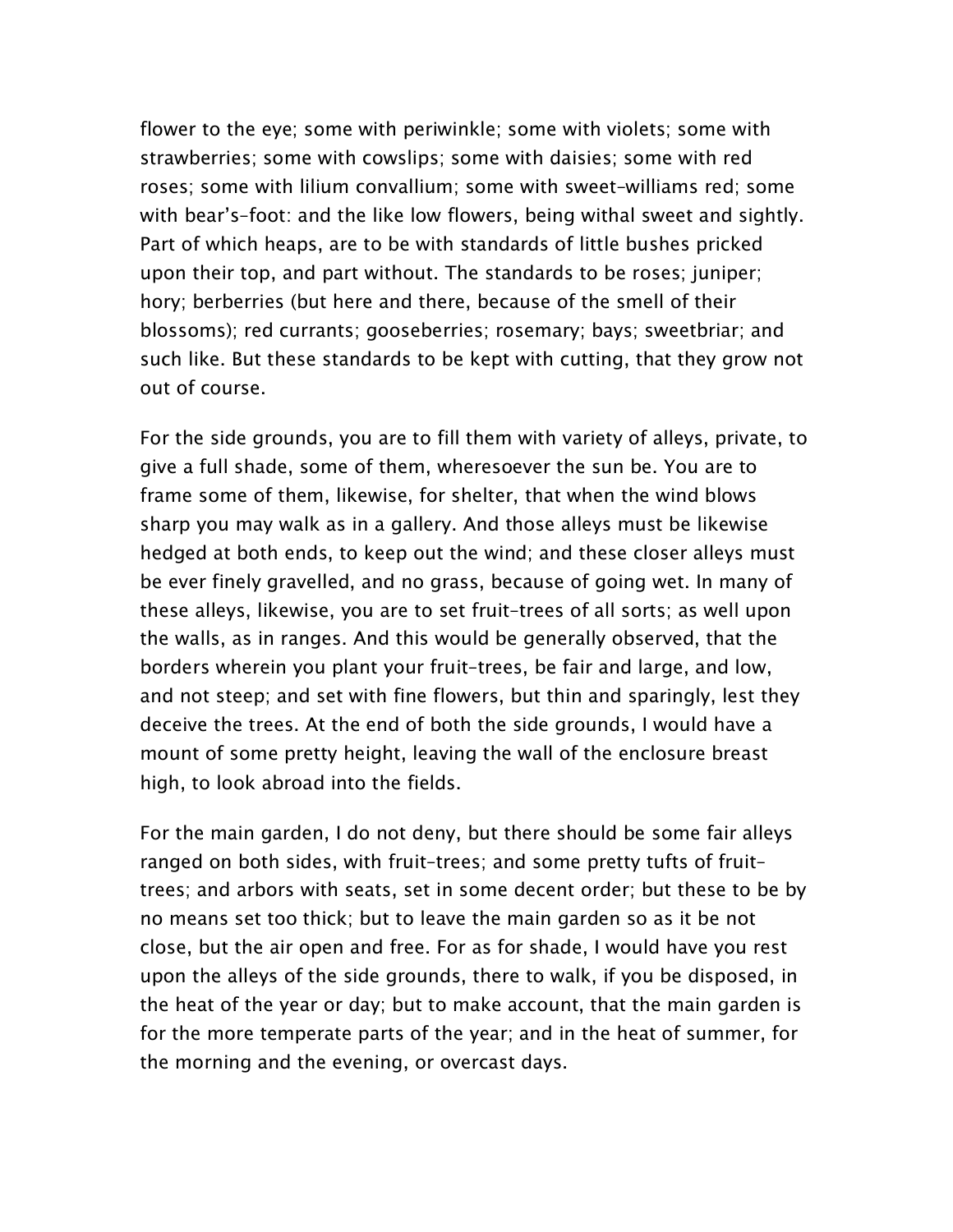flower to the eye; some with periwinkle; some with violets; some with strawberries; some with cowslips; some with daisies; some with red roses; some with lilium convallium; some with sweet-williams red; some with bear's-foot: and the like low flowers, being withal sweet and sightly. Part of which heaps, are to be with standards of little bushes pricked upon their top, and part without. The standards to be roses; juniper; hory; berberries (but here and there, because of the smell of their blossoms); red currants; gooseberries; rosemary; bays; sweetbriar; and such like. But these standards to be kept with cutting, that they grow not out of course.

For the side grounds, you are to fill them with variety of alleys, private, to give a full shade, some of them, wheresoever the sun be. You are to frame some of them, likewise, for shelter, that when the wind blows sharp you may walk as in a gallery. And those alleys must be likewise hedged at both ends, to keep out the wind; and these closer alleys must be ever finely gravelled, and no grass, because of going wet. In many of these alleys, likewise, you are to set fruit-trees of all sorts; as well upon the walls, as in ranges. And this would be generally observed, that the borders wherein you plant your fruit-trees, be fair and large, and low, and not steep; and set with fine flowers, but thin and sparingly, lest they deceive the trees. At the end of both the side grounds, I would have a mount of some pretty height, leaving the wall of the enclosure breast high, to look abroad into the fields.

For the main garden, I do not deny, but there should be some fair alleys ranged on both sides, with fruit-trees; and some pretty tufts of fruit-trees; and arbors with seats, set in some decent order; but these to be by no means set too thick; but to leave the main garden so as it be not close, but the air open and free. For as for shade, I would have you rest upon the alleys of the side grounds, there to walk, if you be disposed, in the heat of the year or day; but to make account, that the main garden is for the more temperate parts of the year; and in the heat of summer, for the morning and the evening, or overcast days.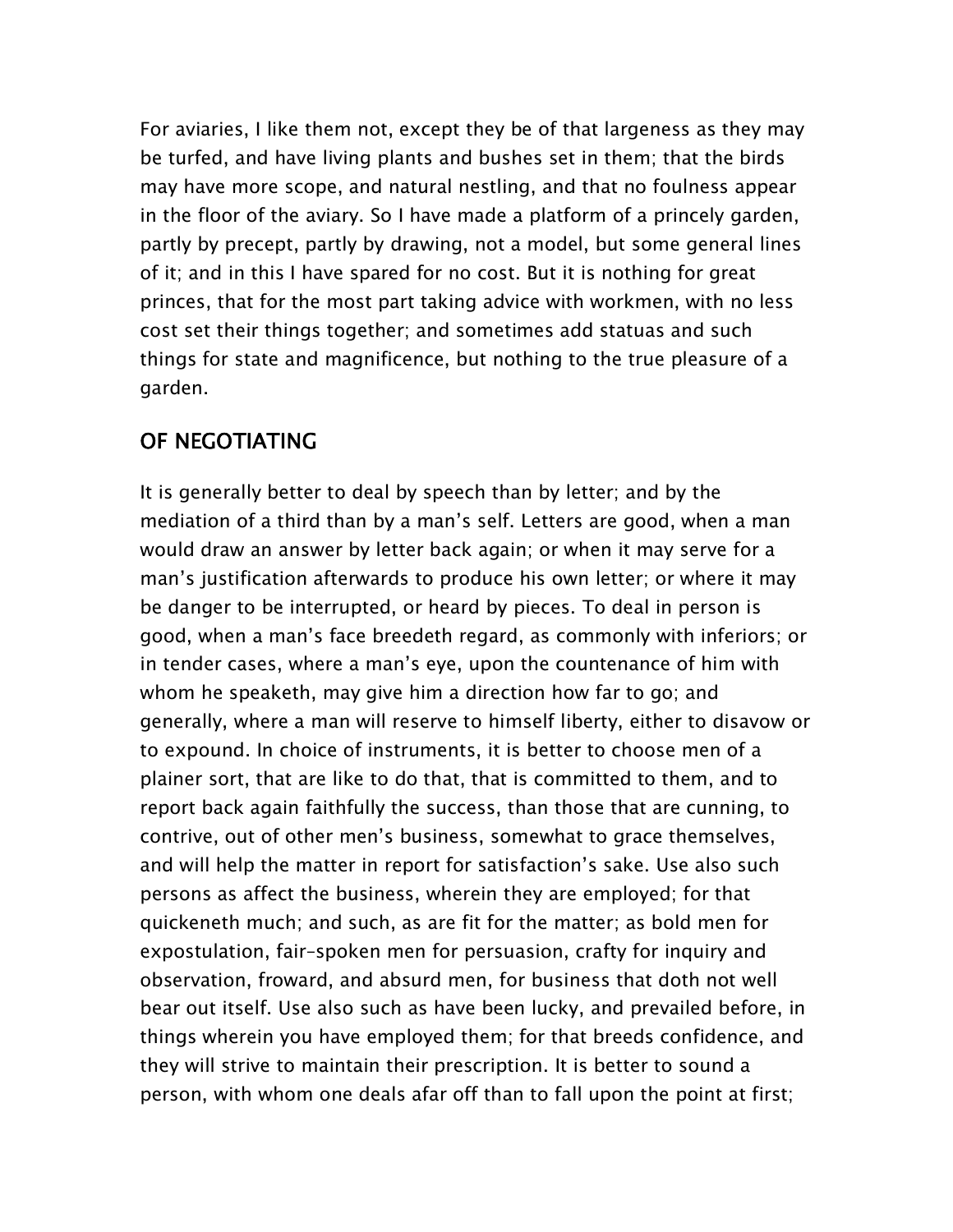For aviaries, I like them not, except they be of that largeness as they may be turfed, and have living plants and bushes set in them; that the birds may have more scope, and natural nestling, and that no foulness appear in the floor of the aviary. So I have made a platform of a princely garden, partly by precept, partly by drawing, not a model, but some general lines of it; and in this I have spared for no cost. But it is nothing for great princes, that for the most part taking advice with workmen, with no less cost set their things together; and sometimes add statuas and such things for state and magnificence, but nothing to the true pleasure of a garden.

## OF NEGOTIATING

It is generally better to deal by speech than by letter; and by the mediation of a third than by a man's self. Letters are good, when a man would draw an answer by letter back again; or when it may serve for a man's justification afterwards to produce his own letter; or where it may be danger to be interrupted, or heard by pieces. To deal in person is good, when a man's face breedeth regard, as commonly with inferiors; or in tender cases, where a man's eye, upon the countenance of him with whom he speaketh, may give him a direction how far to go; and generally, where a man will reserve to himself liberty, either to disavow or to expound. In choice of instruments, it is better to choose men of a plainer sort, that are like to do that, that is committed to them, and to report back again faithfully the success, than those that are cunning, to contrive, out of other men's business, somewhat to grace themselves, and will help the matter in report for satisfaction's sake. Use also such persons as affect the business, wherein they are employed; for that quickeneth much; and such, as are fit for the matter; as bold men for expostulation, fair-spoken men for persuasion, crafty for inquiry and observation, froward, and absurd men, for business that doth not well bear out itself. Use also such as have been lucky, and prevailed before, in things wherein you have employed them; for that breeds confidence, and they will strive to maintain their prescription. It is better to sound a person, with whom one deals afar off than to fall upon the point at first;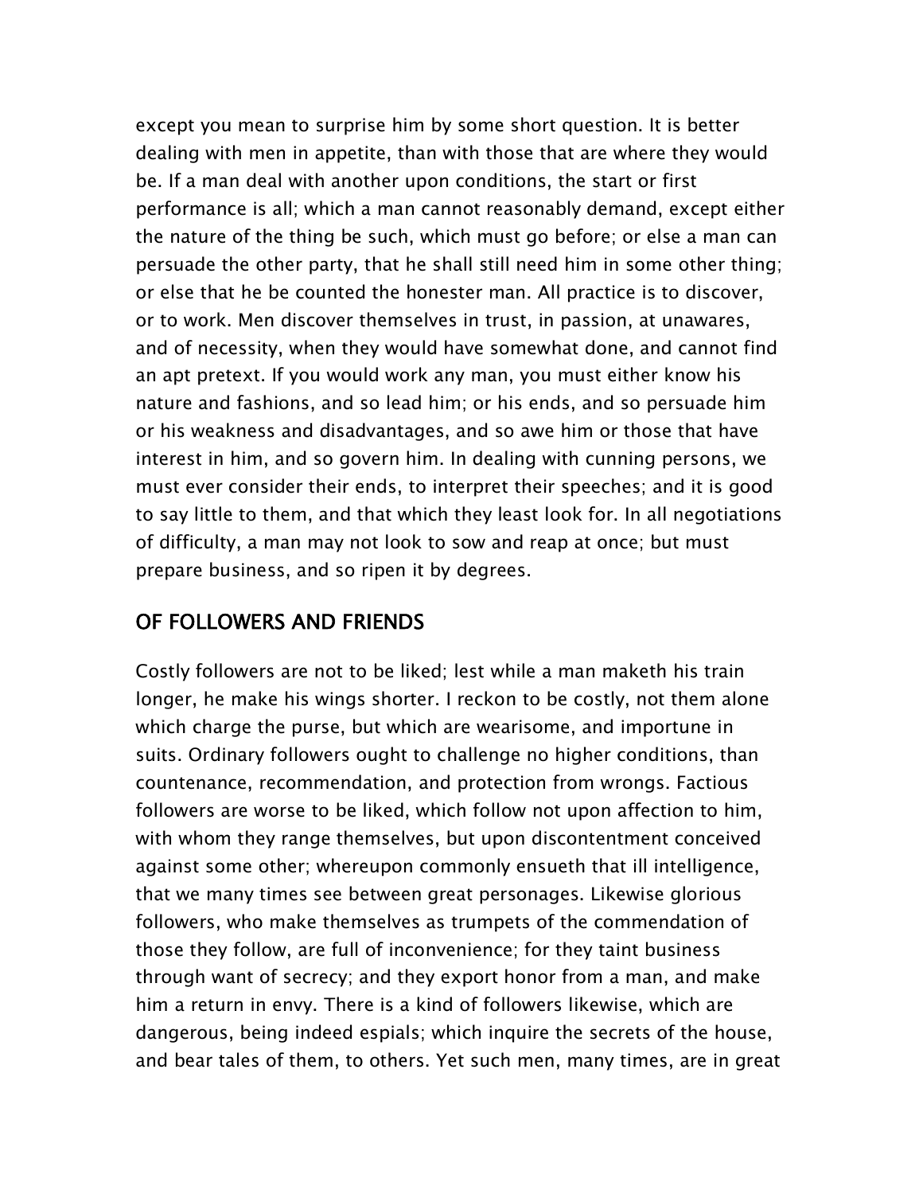except you mean to surprise him by some short question. It is better dealing with men in appetite, than with those that are where they would be. If a man deal with another upon conditions, the start or first performance is all; which a man cannot reasonably demand, except either the nature of the thing be such, which must go before; or else a man can persuade the other party, that he shall still need him in some other thing; or else that he be counted the honester man. All practice is to discover, or to work. Men discover themselves in trust, in passion, at unawares, and of necessity, when they would have somewhat done, and cannot find an apt pretext. If you would work any man, you must either know his nature and fashions, and so lead him; or his ends, and so persuade him or his weakness and disadvantages, and so awe him or those that have interest in him, and so govern him. In dealing with cunning persons, we must ever consider their ends, to interpret their speeches; and it is good to say little to them, and that which they least look for. In all negotiations of difficulty, a man may not look to sow and reap at once; but must prepare business, and so ripen it by degrees.

## OF FOLLOWERS AND FRIENDS

Costly followers are not to be liked; lest while a man maketh his train longer, he make his wings shorter. I reckon to be costly, not them alone which charge the purse, but which are wearisome, and importune in suits. Ordinary followers ought to challenge no higher conditions, than countenance, recommendation, and protection from wrongs. Factious followers are worse to be liked, which follow not upon affection to him, with whom they range themselves, but upon discontentment conceived against some other; whereupon commonly ensueth that ill intelligence, that we many times see between great personages. Likewise glorious followers, who make themselves as trumpets of the commendation of those they follow, are full of inconvenience; for they taint business through want of secrecy; and they export honor from a man, and make him a return in envy. There is a kind of followers likewise, which are dangerous, being indeed espials; which inquire the secrets of the house, and bear tales of them, to others. Yet such men, many times, are in great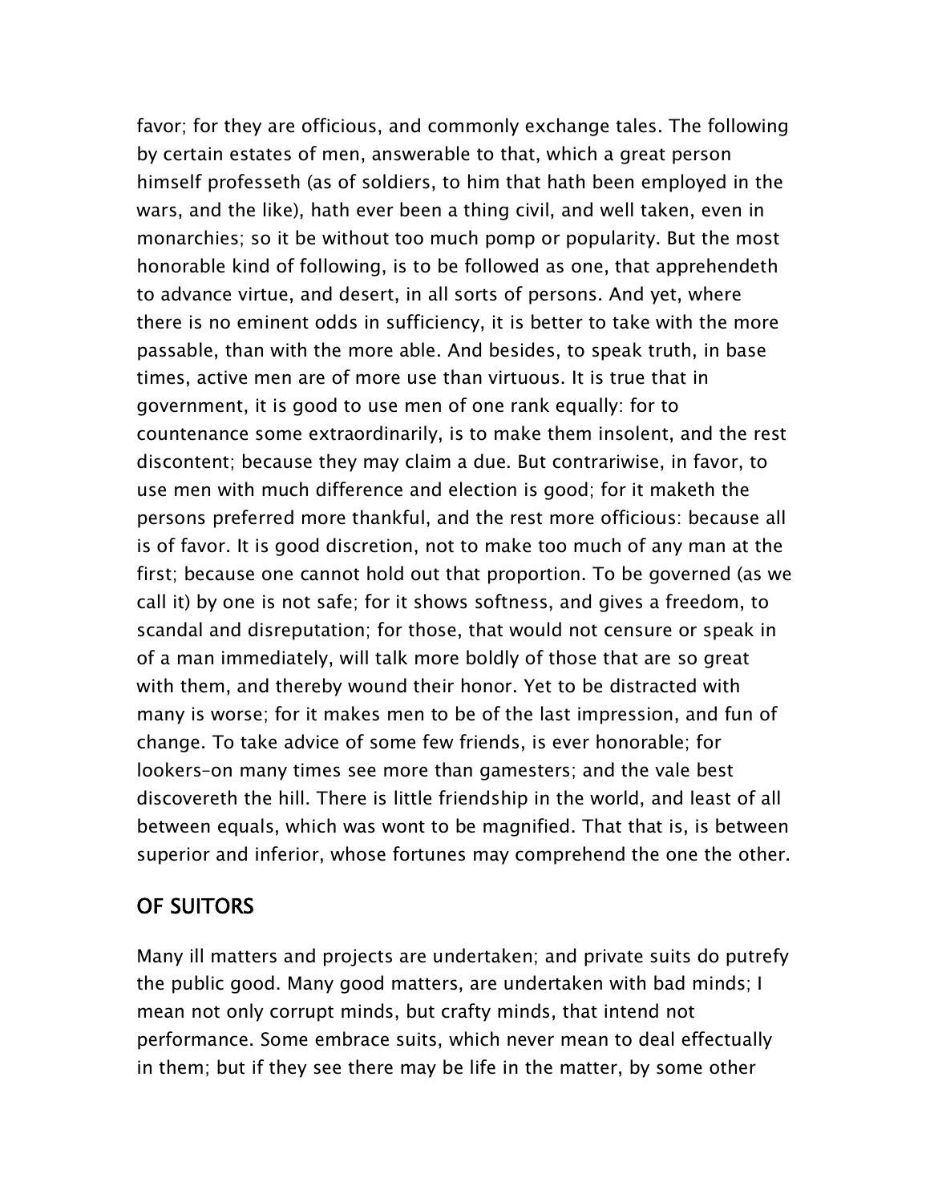favor; for they are officious, and commonly exchange tales. The following by certain estates of men, answerable to that, which a great person himself professeth (as of soldiers, to him that hath been employed in the wars, and the like), hath ever been a thing civil, and well taken, even in monarchies; so it be without too much pomp or popularity. But the most honorable kind of following, is to be followed as one, that apprehendeth to advance virtue, and desert, in all sorts of persons. And yet, where there is no eminent odds in sufficiency, it is better to take with the more passable, than with the more able. And besides, to speak truth, in base times, active men are of more use than virtuous. It is true that in government, it is good to use men of one rank equally: for to countenance some extraordinarily, is to make them insolent, and the rest discontent; because they may claim a due. But contrariwise, in favor, to use men with much difference and election is good; for it maketh the persons preferred more thankful, and the rest more officious: because all is of favor. It is good discretion, not to make too much of any man at the first; because one cannot hold out that proportion. To be governed (as we call it) by one is not safe; for it shows softness, and gives a freedom, to scandal and disreputation; for those, that would not censure or speak in of a man immediately, will talk more boldly of those that are so great with them, and thereby wound their honor. Yet to be distracted with many is worse; for it makes men to be of the last impression, and fun of change. To take advice of some few friends, is ever honorable; for lookers-on many times see more than gamesters; and the vale best discovereth the hill. There is little friendship in the world, and least of all between equals, which was wont to be magnified. That that is, is between superior and inferior, whose fortunes may comprehend the one the other.

## OF SUITORS

Many ill matters and projects are undertaken; and private suits do putrefy the public good. Many good matters, are undertaken with bad minds; I mean not only corrupt minds, but crafty minds, that intend not performance. Some embrace suits, which never mean to deal effectually in them; but if they see there may be life in the matter, by some other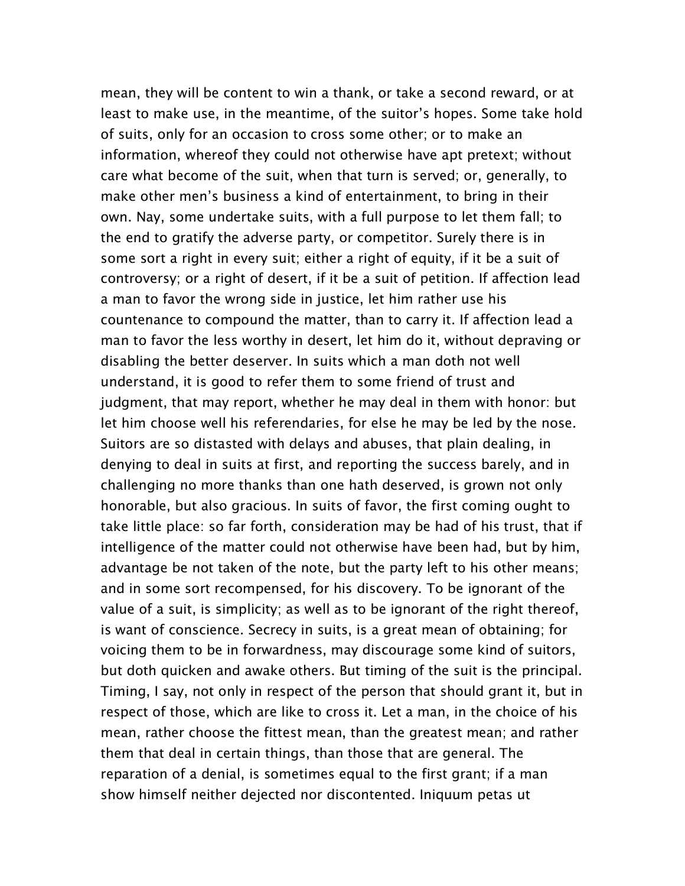mean, they will be content to win a thank, or take a second reward, or at least to make use, in the meantime, of the suitor's hopes. Some take hold of suits, only for an occasion to cross some other; or to make an information, whereof they could not otherwise have apt pretext; without care what become of the suit, when that turn is served; or, generally, to make other men's business a kind of entertainment, to bring in their own. Nay, some undertake suits, with a full purpose to let them fall; to the end to gratify the adverse party, or competitor. Surely there is in some sort a right in every suit; either a right of equity, if it be a suit of controversy; or a right of desert, if it be a suit of petition. If affection lead a man to favor the wrong side in justice, let him rather use his countenance to compound the matter, than to carry it. If affection lead a man to favor the less worthy in desert, let him do it, without depraving or disabling the better deserver. In suits which a man doth not well understand, it is good to refer them to some friend of trust and judgment, that may report, whether he may deal in them with honor: but let him choose well his referendaries, for else he may be led by the nose. Suitors are so distasted with delays and abuses, that plain dealing, in denying to deal in suits at first, and reporting the success barely, and in challenging no more thanks than one hath deserved, is grown not only honorable, but also gracious. In suits of favor, the first coming ought to take little place: so far forth, consideration may be had of his trust, that if intelligence of the matter could not otherwise have been had, but by him, advantage be not taken of the note, but the party left to his other means; and in some sort recompensed, for his discovery. To be ignorant of the value of a suit, is simplicity; as well as to be ignorant of the right thereof, is want of conscience. Secrecy in suits, is a great mean of obtaining; for voicing them to be in forwardness, may discourage some kind of suitors, but doth quicken and awake others. But timing of the suit is the principal. Timing, I say, not only in respect of the person that should grant it, but in respect of those, which are like to cross it. Let a man, in the choice of his mean, rather choose the fittest mean, than the greatest mean; and rather them that deal in certain things, than those that are general. The reparation of a denial, is sometimes equal to the first grant; if a man show himself neither dejected nor discontented. Iniquum petas ut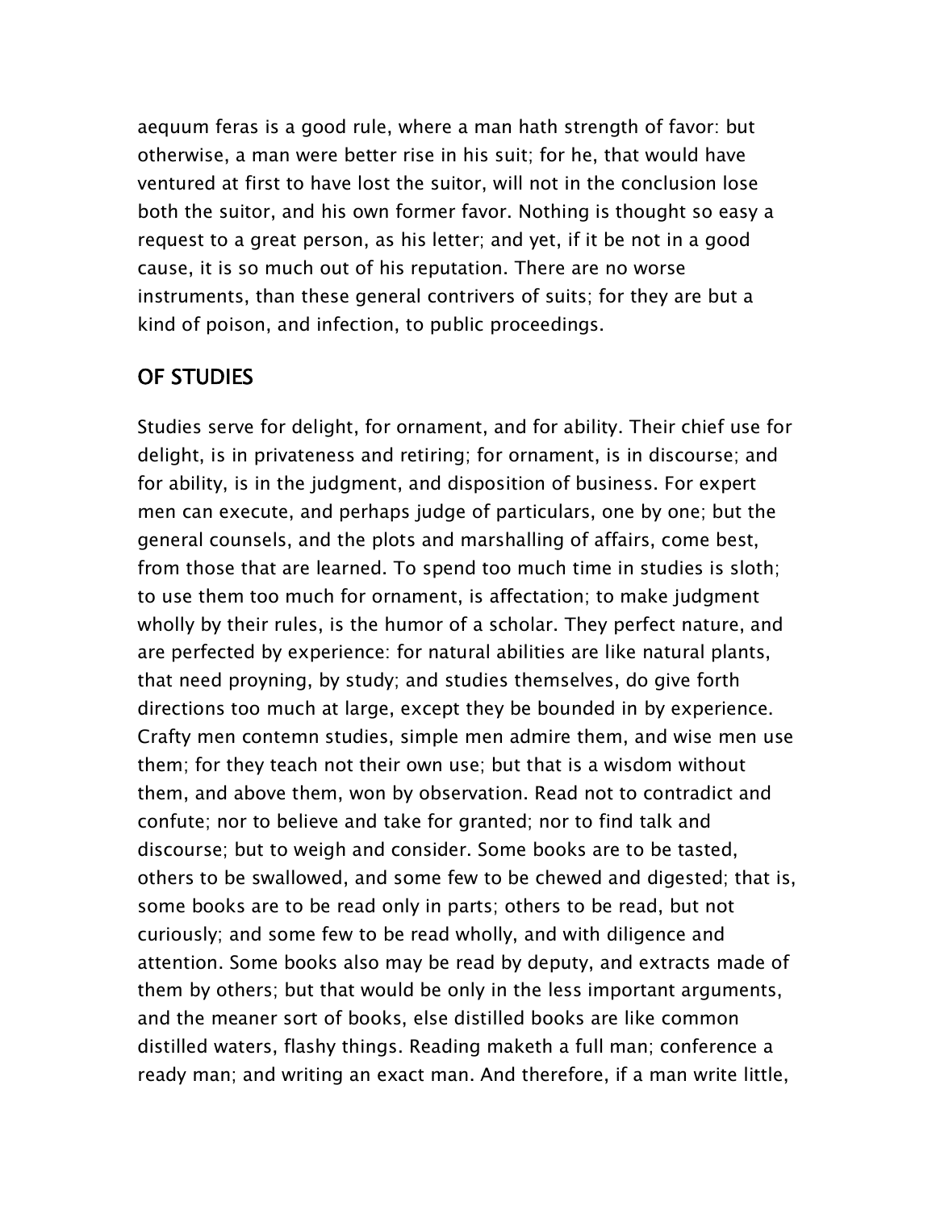aequum feras is a good rule, where a man hath strength of favor: but otherwise, a man were better rise in his suit; for he, that would have ventured at first to have lost the suitor, will not in the conclusion lose both the suitor, and his own former favor. Nothing is thought so easy a request to a great person, as his letter; and yet, if it be not in a good cause, it is so much out of his reputation. There are no worse instruments, than these general contrivers of suits; for they are but a kind of poison, and infection, to public proceedings.

## OF STUDIES

Studies serve for delight, for ornament, and for ability. Their chief use for delight, is in privateness and retiring; for ornament, is in discourse; and for ability, is in the judgment, and disposition of business. For expert men can execute, and perhaps judge of particulars, one by one; but the general counsels, and the plots and marshalling of affairs, come best, from those that are learned. To spend too much time in studies is sloth; to use them too much for ornament, is affectation; to make judgment wholly by their rules, is the humor of a scholar. They perfect nature, and are perfected by experience: for natural abilities are like natural plants, that need proyning, by study; and studies themselves, do give forth directions too much at large, except they be bounded in by experience. Crafty men contemn studies, simple men admire them, and wise men use them; for they teach not their own use; but that is a wisdom without them, and above them, won by observation. Read not to contradict and confute; nor to believe and take for granted; nor to find talk and discourse; but to weigh and consider. Some books are to be tasted, others to be swallowed, and some few to be chewed and digested; that is, some books are to be read only in parts; others to be read, but not curiously; and some few to be read wholly, and with diligence and attention. Some books also may be read by deputy, and extracts made of them by others; but that would be only in the less important arguments, and the meaner sort of books, else distilled books are like common distilled waters, flashy things. Reading maketh a full man; conference a ready man; and writing an exact man. And therefore, if a man write little,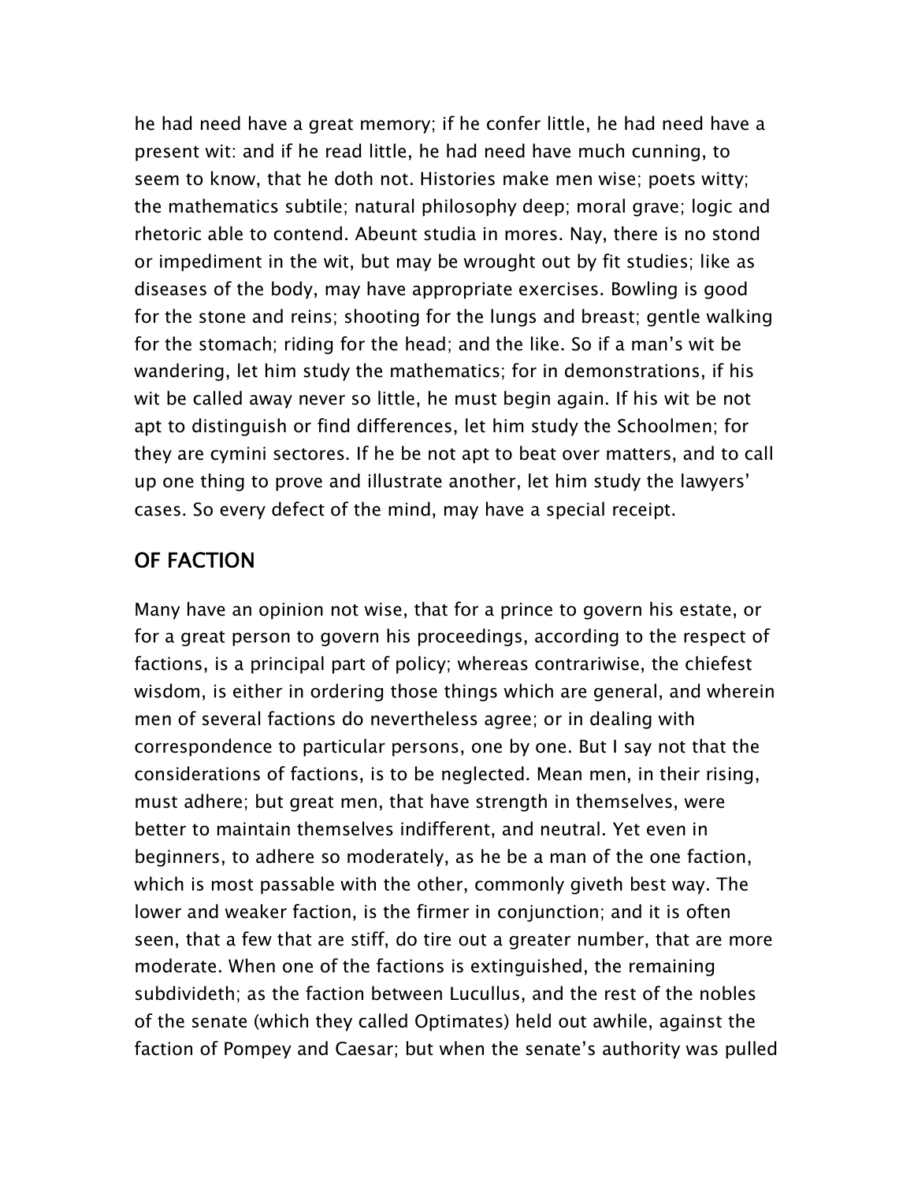he had need have a great memory; if he confer little, he had need have a present wit: and if he read little, he had need have much cunning, to seem to know, that he doth not. Histories make men wise; poets witty; the mathematics subtile; natural philosophy deep; moral grave; logic and rhetoric able to contend. Abeunt studia in mores. Nay, there is no stond or impediment in the wit, but may be wrought out by fit studies; like as diseases of the body, may have appropriate exercises. Bowling is good for the stone and reins; shooting for the lungs and breast; gentle walking for the stomach; riding for the head; and the like. So if a man's wit be wandering, let him study the mathematics; for in demonstrations, if his wit be called away never so little, he must begin again. If his wit be not apt to distinguish or find differences, let him study the Schoolmen; for they are cymini sectores. If he be not apt to beat over matters, and to call up one thing to prove and illustrate another, let him study the lawyers' cases. So every defect of the mind, may have a special receipt.

## OF FACTION

Many have an opinion not wise, that for a prince to govern his estate, or for a great person to govern his proceedings, according to the respect of factions, is a principal part of policy; whereas contrariwise, the chiefest wisdom, is either in ordering those things which are general, and wherein men of several factions do nevertheless agree; or in dealing with correspondence to particular persons, one by one. But I say not that the considerations of factions, is to be neglected. Mean men, in their rising, must adhere; but great men, that have strength in themselves, were better to maintain themselves indifferent, and neutral. Yet even in beginners, to adhere so moderately, as he be a man of the one faction, which is most passable with the other, commonly giveth best way. The lower and weaker faction, is the firmer in conjunction; and it is often seen, that a few that are stiff, do tire out a greater number, that are more moderate. When one of the factions is extinguished, the remaining subdivideth; as the faction between Lucullus, and the rest of the nobles of the senate (which they called Optimates) held out awhile, against the faction of Pompey and Caesar; but when the senate's authority was pulled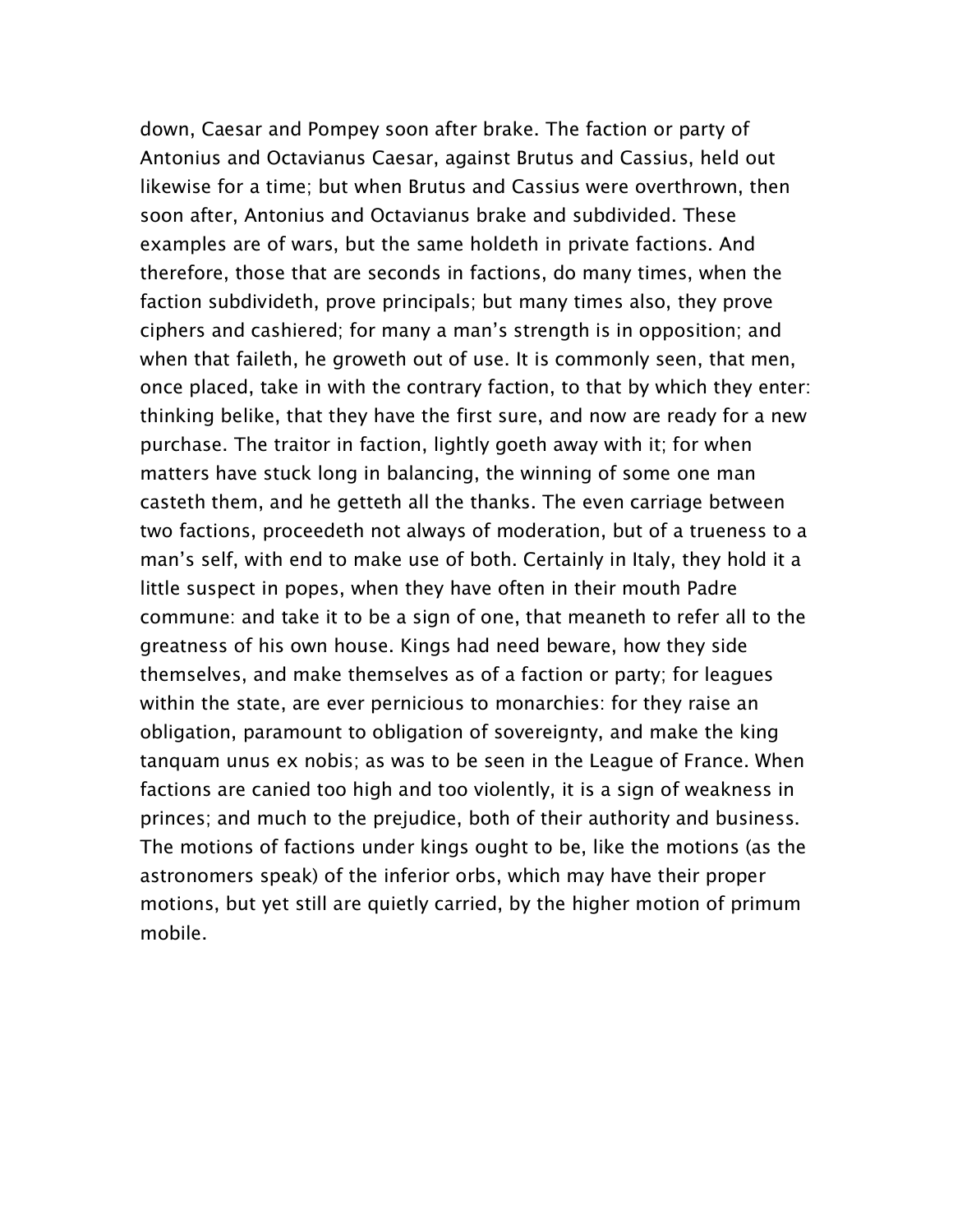down, Caesar and Pompey soon after brake. The faction or party of Antonius and Octavianus Caesar, against Brutus and Cassius, held out likewise for a time; but when Brutus and Cassius were overthrown, then soon after, Antonius and Octavianus brake and subdivided. These examples are of wars, but the same holdeth in private factions. And therefore, those that are seconds in factions, do many times, when the faction subdivideth, prove principals; but many times also, they prove ciphers and cashiered; for many a man's strength is in opposition; and when that faileth, he groweth out of use. It is commonly seen, that men, once placed, take in with the contrary faction, to that by which they enter: thinking belike, that they have the first sure, and now are ready for a new purchase. The traitor in faction, lightly goeth away with it; for when matters have stuck long in balancing, the winning of some one man casteth them, and he getteth all the thanks. The even carriage between two factions, proceedeth not always of moderation, but of a trueness to a man's self, with end to make use of both. Certainly in Italy, they hold it a little suspect in popes, when they have often in their mouth Padre commune: and take it to be a sign of one, that meaneth to refer all to the greatness of his own house. Kings had need beware, how they side themselves, and make themselves as of a faction or party; for leagues within the state, are ever pernicious to monarchies: for they raise an obligation, paramount to obligation of sovereignty, and make the king tanquam unus ex nobis; as was to be seen in the League of France. When factions are canied too high and too violently, it is a sign of weakness in princes; and much to the prejudice, both of their authority and business. The motions of factions under kings ought to be, like the motions (as the astronomers speak) of the inferior orbs, which may have their proper motions, but yet still are quietly carried, by the higher motion of primum mobile.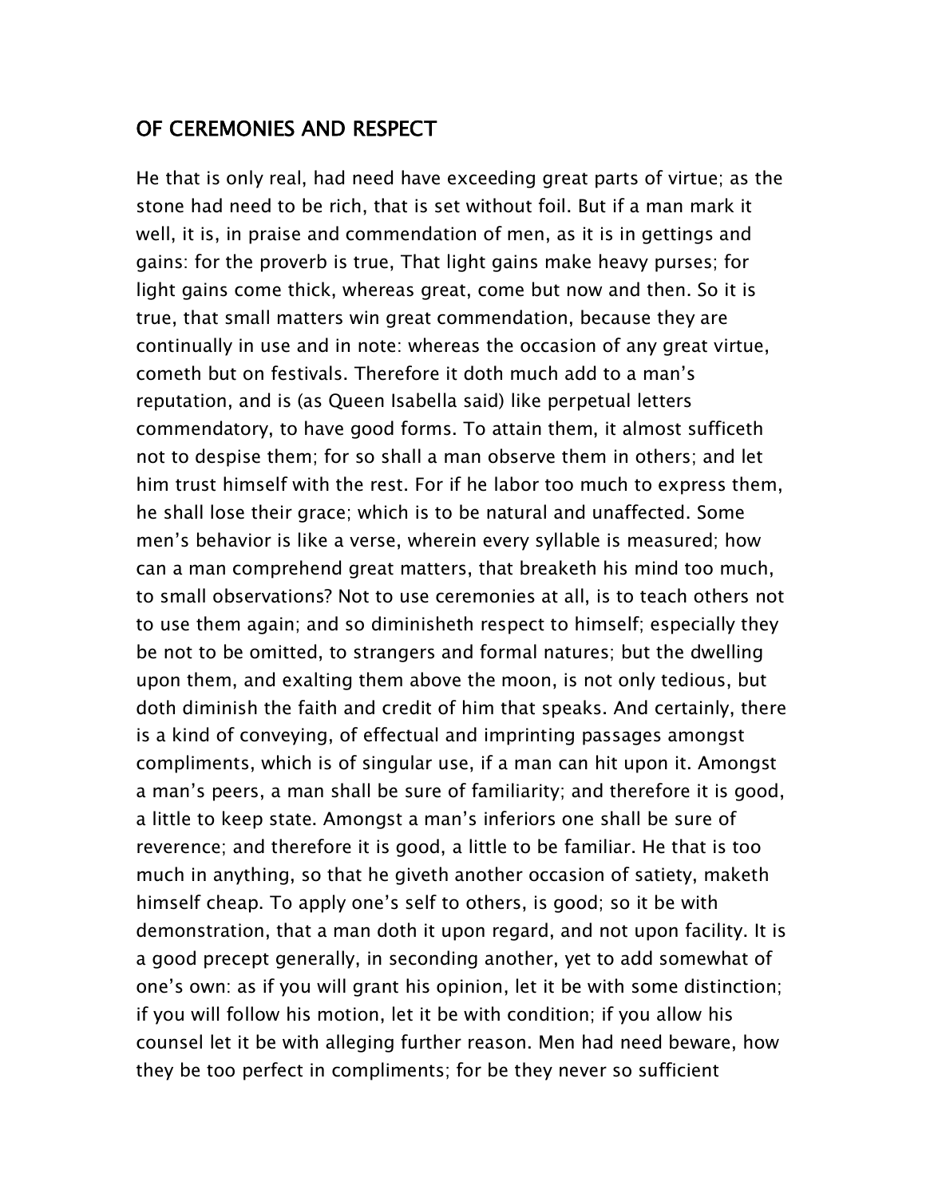## OF CEREMONIES AND RESPECT

He that is only real, had need have exceeding great parts of virtue; as the stone had need to be rich, that is set without foil. But if a man mark it well, it is, in praise and commendation of men, as it is in gettings and gains: for the proverb is true, That light gains make heavy purses; for light gains come thick, whereas great, come but now and then. So it is true, that small matters win great commendation, because they are continually in use and in note: whereas the occasion of any great virtue, cometh but on festivals. Therefore it doth much add to a man's reputation, and is (as Queen Isabella said) like perpetual letters commendatory, to have good forms. To attain them, it almost sufficeth not to despise them; for so shall a man observe them in others; and let him trust himself with the rest. For if he labor too much to express them, he shall lose their grace; which is to be natural and unaffected. Some men's behavior is like a verse, wherein every syllable is measured; how can a man comprehend great matters, that breaketh his mind too much, to small observations? Not to use ceremonies at all, is to teach others not to use them again; and so diminisheth respect to himself; especially they be not to be omitted, to strangers and formal natures; but the dwelling upon them, and exalting them above the moon, is not only tedious, but doth diminish the faith and credit of him that speaks. And certainly, there is a kind of conveying, of effectual and imprinting passages amongst compliments, which is of singular use, if a man can hit upon it. Amongst a man's peers, a man shall be sure of familiarity; and therefore it is good, a little to keep state. Amongst a man's inferiors one shall be sure of reverence; and therefore it is good, a little to be familiar. He that is too much in anything, so that he giveth another occasion of satiety, maketh himself cheap. To apply one's self to others, is good; so it be with demonstration, that a man doth it upon regard, and not upon facility. It is a good precept generally, in seconding another, yet to add somewhat of one's own: as if you will grant his opinion, let it be with some distinction; if you will follow his motion, let it be with condition; if you allow his counsel let it be with alleging further reason. Men had need beware, how they be too perfect in compliments; for be they never so sufficient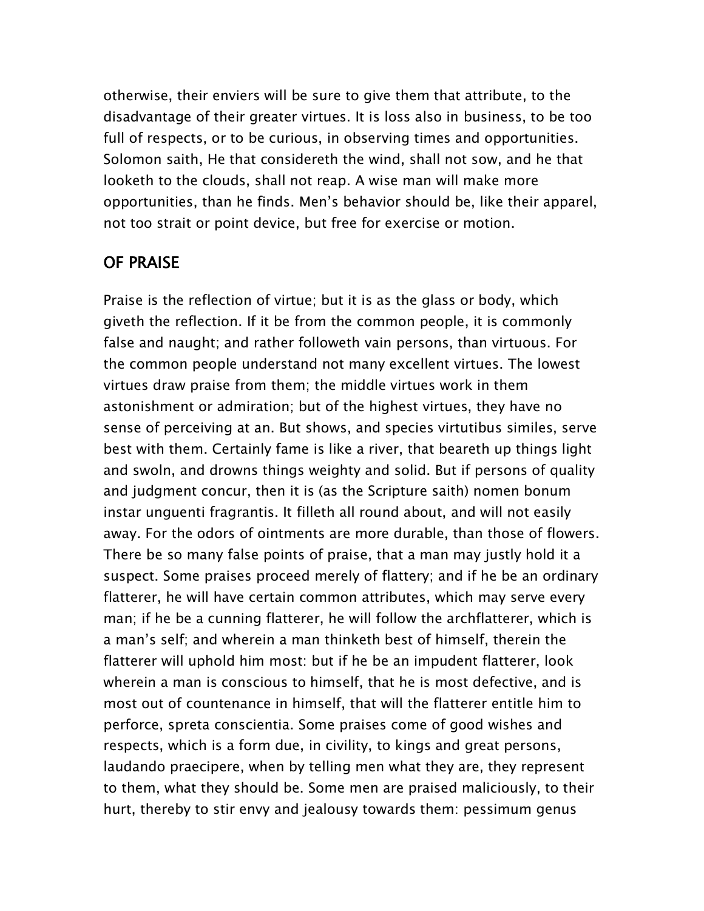otherwise, their enviers will be sure to give them that attribute, to the disadvantage of their greater virtues. It is loss also in business, to be too full of respects, or to be curious, in observing times and opportunities. Solomon saith, He that considereth the wind, shall not sow, and he that looketh to the clouds, shall not reap. A wise man will make more opportunities, than he finds. Men's behavior should be, like their apparel, not too strait or point device, but free for exercise or motion.

## OF PRAISE

Praise is the reflection of virtue; but it is as the glass or body, which giveth the reflection. If it be from the common people, it is commonly false and naught; and rather followeth vain persons, than virtuous. For the common people understand not many excellent virtues. The lowest virtues draw praise from them; the middle virtues work in them astonishment or admiration; but of the highest virtues, they have no sense of perceiving at an. But shows, and species virtutibus similes, serve best with them. Certainly fame is like a river, that beareth up things light and swoln, and drowns things weighty and solid. But if persons of quality and judgment concur, then it is (as the Scripture saith) nomen bonum instar unguenti fragrantis. It filleth all round about, and will not easily away. For the odors of ointments are more durable, than those of flowers. There be so many false points of praise, that a man may justly hold it a suspect. Some praises proceed merely of flattery; and if he be an ordinary flatterer, he will have certain common attributes, which may serve every man; if he be a cunning flatterer, he will follow the archflatterer, which is a man's self; and wherein a man thinketh best of himself, therein the flatterer will uphold him most: but if he be an impudent flatterer, look wherein a man is conscious to himself, that he is most defective, and is most out of countenance in himself, that will the flatterer entitle him to perforce, spreta conscientia. Some praises come of good wishes and respects, which is a form due, in civility, to kings and great persons, laudando praecipere, when by telling men what they are, they represent to them, what they should be. Some men are praised maliciously, to their hurt, thereby to stir envy and jealousy towards them: pessimum genus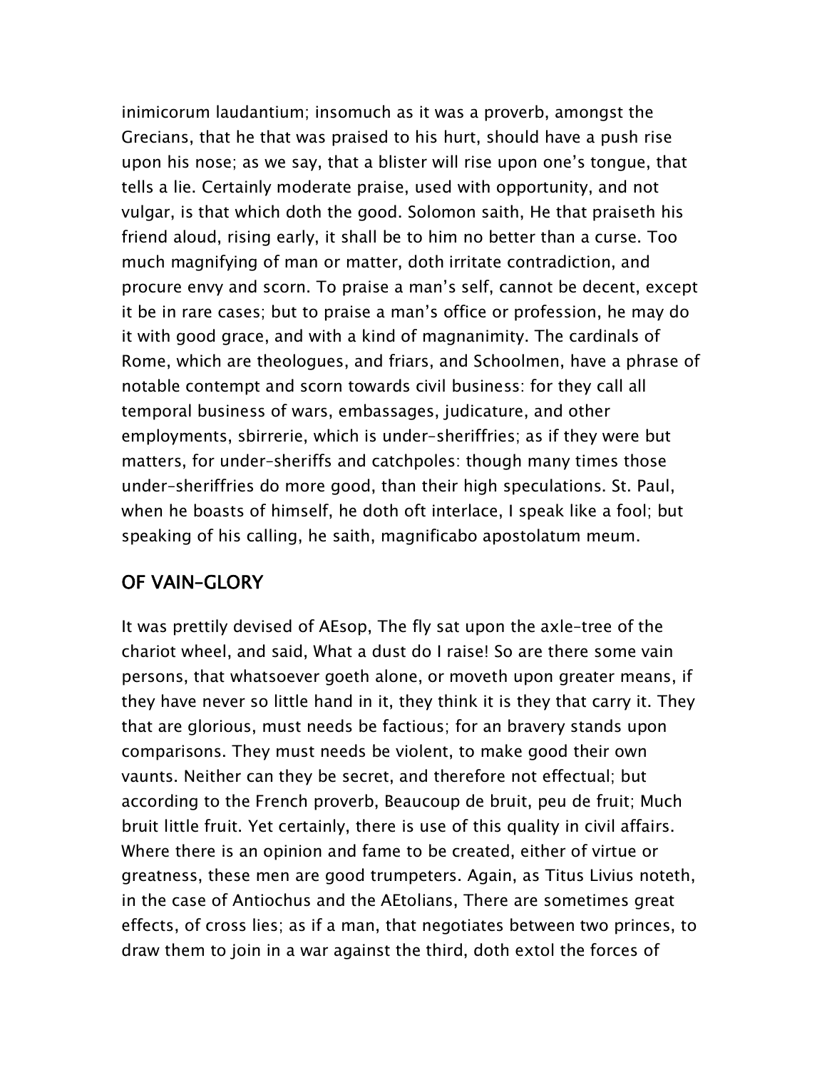inimicorum laudantium; insomuch as it was a proverb, amongst the Grecians, that he that was praised to his hurt, should have a push rise upon his nose; as we say, that a blister will rise upon one's tongue, that tells a lie. Certainly moderate praise, used with opportunity, and not vulgar, is that which doth the good. Solomon saith, He that praiseth his friend aloud, rising early, it shall be to him no better than a curse. Too much magnifying of man or matter, doth irritate contradiction, and procure envy and scorn. To praise a man's self, cannot be decent, except it be in rare cases; but to praise a man's office or profession, he may do it with good grace, and with a kind of magnanimity. The cardinals of Rome, which are theologues, and friars, and Schoolmen, have a phrase of notable contempt and scorn towards civil business: for they call all temporal business of wars, embassages, judicature, and other employments, sbirrerie, which is under-sheriffries; as if they were but matters, for under-sheriffs and catchpoles: though many times those under-sheriffries do more good, than their high speculations. St. Paul, when he boasts of himself, he doth oft interlace, I speak like a fool; but speaking of his calling, he saith, magnificabo apostolatum meum.

## OF VAIN-GLORY

It was prettily devised of AEsop, The fly sat upon the axle-tree of the chariot wheel, and said, What a dust do I raise! So are there some vain persons, that whatsoever goeth alone, or moveth upon greater means, if they have never so little hand in it, they think it is they that carry it. They that are glorious, must needs be factious; for an bravery stands upon comparisons. They must needs be violent, to make good their own vaunts. Neither can they be secret, and therefore not effectual; but according to the French proverb, Beaucoup de bruit, peu de fruit; Much bruit little fruit. Yet certainly, there is use of this quality in civil affairs. Where there is an opinion and fame to be created, either of virtue or greatness, these men are good trumpeters. Again, as Titus Livius noteth, in the case of Antiochus and the AEtolians, There are sometimes great effects, of cross lies; as if a man, that negotiates between two princes, to draw them to join in a war against the third, doth extol the forces of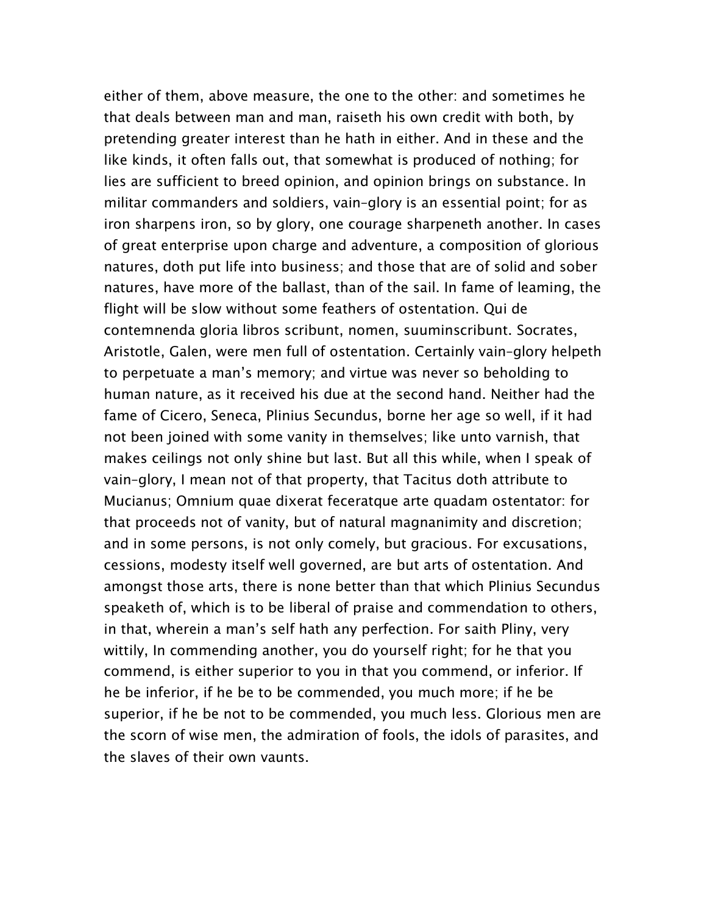either of them, above measure, the one to the other: and sometimes he that deals between man and man, raiseth his own credit with both, by pretending greater interest than he hath in either. And in these and the like kinds, it often falls out, that somewhat is produced of nothing; for lies are sufficient to breed opinion, and opinion brings on substance. In militar commanders and soldiers, vain-glory is an essential point; for as iron sharpens iron, so by glory, one courage sharpeneth another. In cases of great enterprise upon charge and adventure, a composition of glorious natures, doth put life into business; and those that are of solid and sober natures, have more of the ballast, than of the sail. In fame of leaming, the flight will be slow without some feathers of ostentation. Qui de contemnenda gloria libros scribunt, nomen, suuminscribunt. Socrates, Aristotle, Galen, were men full of ostentation. Certainly vain-glory helpeth to perpetuate a man's memory; and virtue was never so beholding to human nature, as it received his due at the second hand. Neither had the fame of Cicero, Seneca, Plinius Secundus, borne her age so well, if it had not been joined with some vanity in themselves; like unto varnish, that makes ceilings not only shine but last. But all this while, when I speak of vain-glory, I mean not of that property, that Tacitus doth attribute to Mucianus; Omnium quae dixerat feceratque arte quadam ostentator: for that proceeds not of vanity, but of natural magnanimity and discretion; and in some persons, is not only comely, but gracious. For excusations, cessions, modesty itself well governed, are but arts of ostentation. And amongst those arts, there is none better than that which Plinius Secundus speaketh of, which is to be liberal of praise and commendation to others, in that, wherein a man's self hath any perfection. For saith Pliny, very wittily, In commending another, you do yourself right; for he that you commend, is either superior to you in that you commend, or inferior. If he be inferior, if he be to be commended, you much more; if he be superior, if he be not to be commended, you much less. Glorious men are the scorn of wise men, the admiration of fools, the idols of parasites, and the slaves of their own vaunts.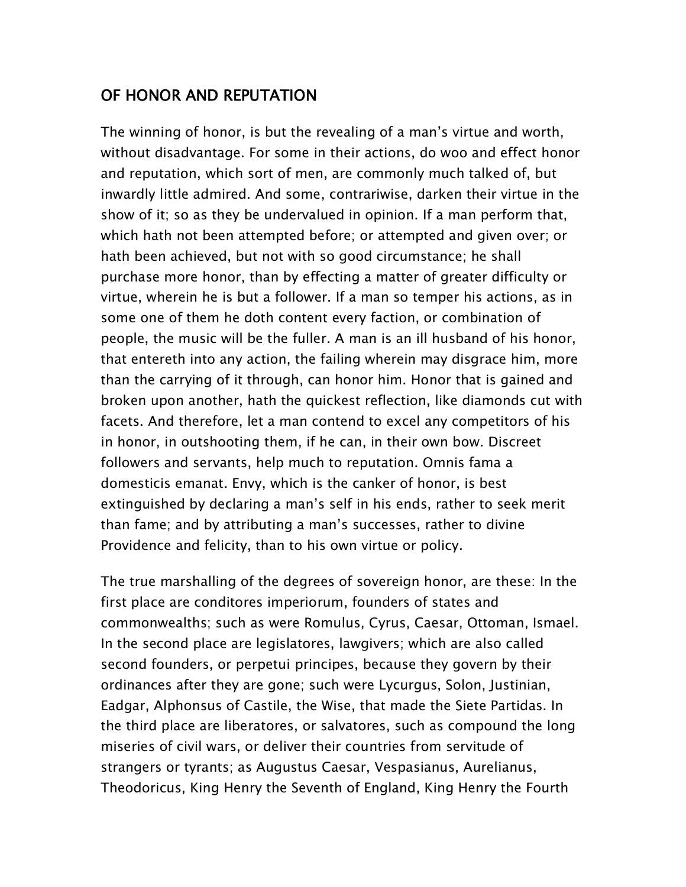## OF HONOR AND REPUTATION

The winning of honor, is but the revealing of a man's virtue and worth, without disadvantage. For some in their actions, do woo and effect honor and reputation, which sort of men, are commonly much talked of, but inwardly little admired. And some, contrariwise, darken their virtue in the show of it; so as they be undervalued in opinion. If a man perform that, which hath not been attempted before; or attempted and given over; or hath been achieved, but not with so good circumstance; he shall purchase more honor, than by effecting a matter of greater difficulty or virtue, wherein he is but a follower. If a man so temper his actions, as in some one of them he doth content every faction, or combination of people, the music will be the fuller. A man is an ill husband of his honor, that entereth into any action, the failing wherein may disgrace him, more than the carrying of it through, can honor him. Honor that is gained and broken upon another, hath the quickest reflection, like diamonds cut with facets. And therefore, let a man contend to excel any competitors of his in honor, in outshooting them, if he can, in their own bow. Discreet followers and servants, help much to reputation. Omnis fama a domesticis emanat. Envy, which is the canker of honor, is best extinguished by declaring a man's self in his ends, rather to seek merit than fame; and by attributing a man's successes, rather to divine Providence and felicity, than to his own virtue or policy.

The true marshalling of the degrees of sovereign honor, are these: In the first place are conditores imperiorum, founders of states and commonwealths; such as were Romulus, Cyrus, Caesar, Ottoman, Ismael. In the second place are legislatores, lawgivers; which are also called second founders, or perpetui principes, because they govern by their ordinances after they are gone; such were Lycurgus, Solon, Justinian, Eadgar, Alphonsus of Castile, the Wise, that made the Siete Partidas. In the third place are liberatores, or salvatores, such as compound the long miseries of civil wars, or deliver their countries from servitude of strangers or tyrants; as Augustus Caesar, Vespasianus, Aurelianus, Theodoricus, King Henry the Seventh of England, King Henry the Fourth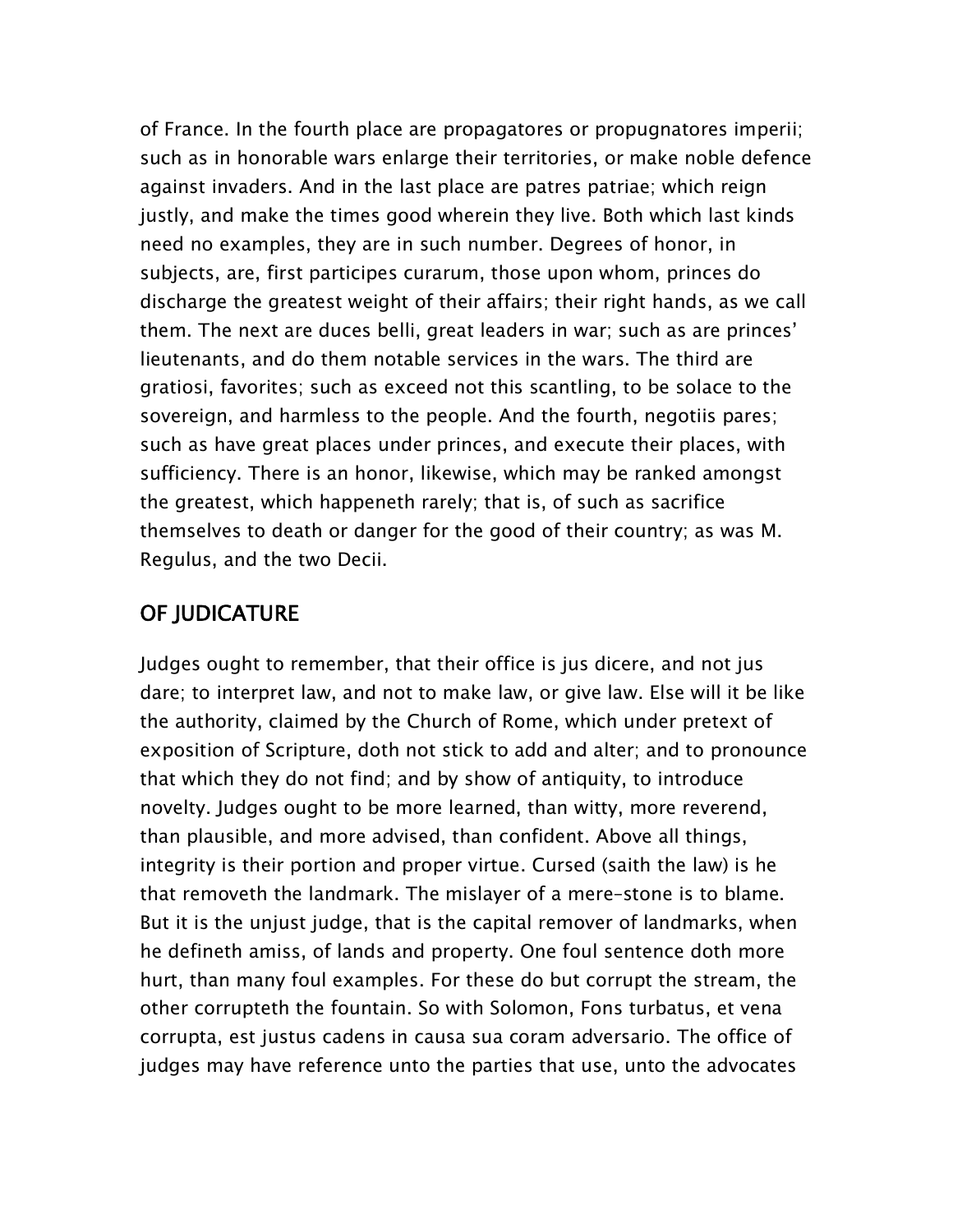of France. In the fourth place are propagatores or propugnatores imperii; such as in honorable wars enlarge their territories, or make noble defence against invaders. And in the last place are patres patriae; which reign justly, and make the times good wherein they live. Both which last kinds need no examples, they are in such number. Degrees of honor, in subjects, are, first participes curarum, those upon whom, princes do discharge the greatest weight of their affairs; their right hands, as we call them. The next are duces belli, great leaders in war; such as are princes' lieutenants, and do them notable services in the wars. The third are gratiosi, favorites; such as exceed not this scantling, to be solace to the sovereign, and harmless to the people. And the fourth, negotiis pares; such as have great places under princes, and execute their places, with sufficiency. There is an honor, likewise, which may be ranked amongst the greatest, which happeneth rarely; that is, of such as sacrifice themselves to death or danger for the good of their country; as was M. Regulus, and the two Decii.

## OF JUDICATURE

Judges ought to remember, that their office is jus dicere, and not jus dare; to interpret law, and not to make law, or give law. Else will it be like the authority, claimed by the Church of Rome, which under pretext of exposition of Scripture, doth not stick to add and alter; and to pronounce that which they do not find; and by show of antiquity, to introduce novelty. Judges ought to be more learned, than witty, more reverend, than plausible, and more advised, than confident. Above all things, integrity is their portion and proper virtue. Cursed (saith the law) is he that removeth the landmark. The mislayer of a mere-stone is to blame. But it is the unjust judge, that is the capital remover of landmarks, when he defineth amiss, of lands and property. One foul sentence doth more hurt, than many foul examples. For these do but corrupt the stream, the other corrupteth the fountain. So with Solomon, Fons turbatus, et vena corrupta, est justus cadens in causa sua coram adversario. The office of judges may have reference unto the parties that use, unto the advocates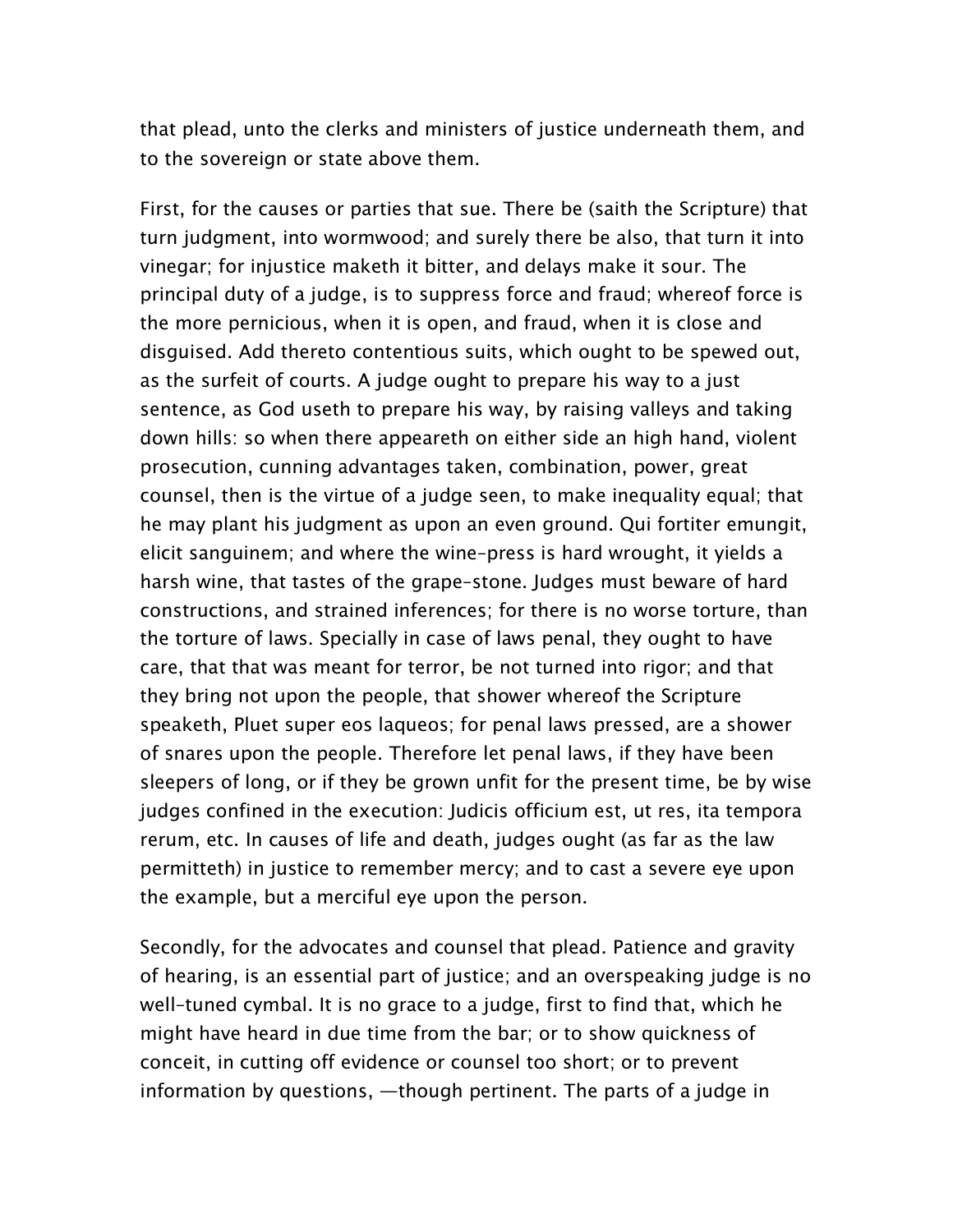that plead, unto the clerks and ministers of justice underneath them, and to the sovereign or state above them.

First, for the causes or parties that sue. There be (saith the Scripture) that turn judgment, into wormwood; and surely there be also, that turn it into vinegar; for injustice maketh it bitter, and delays make it sour. The principal duty of a judge, is to suppress force and fraud; whereof force is the more pernicious, when it is open, and fraud, when it is close and disguised. Add thereto contentious suits, which ought to be spewed out, as the surfeit of courts. A judge ought to prepare his way to a just sentence, as God useth to prepare his way, by raising valleys and taking down hills: so when there appeareth on either side an high hand, violent prosecution, cunning advantages taken, combination, power, great counsel, then is the virtue of a judge seen, to make inequality equal; that he may plant his judgment as upon an even ground. Qui fortiter emungit, elicit sanguinem; and where the wine-press is hard wrought, it yields a harsh wine, that tastes of the grape-stone. Judges must beware of hard constructions, and strained inferences; for there is no worse torture, than the torture of laws. Specially in case of laws penal, they ought to have care, that that was meant for terror, be not turned into rigor; and that they bring not upon the people, that shower whereof the Scripture speaketh, Pluet super eos laqueos; for penal laws pressed, are a shower of snares upon the people. Therefore let penal laws, if they have been sleepers of long, or if they be grown unfit for the present time, be by wise judges confined in the execution: Judicis officium est, ut res, ita tempora rerum, etc. In causes of life and death, judges ought (as far as the law permitteth) in justice to remember mercy; and to cast a severe eye upon the example, but a merciful eye upon the person.

Secondly, for the advocates and counsel that plead. Patience and gravity of hearing, is an essential part of justice; and an overspeaking judge is no well-tuned cymbal. It is no grace to a judge, first to find that, which he might have heard in due time from the bar; or to show quickness of conceit, in cutting off evidence or counsel too short; or to prevent information by questions, —though pertinent. The parts of a judge in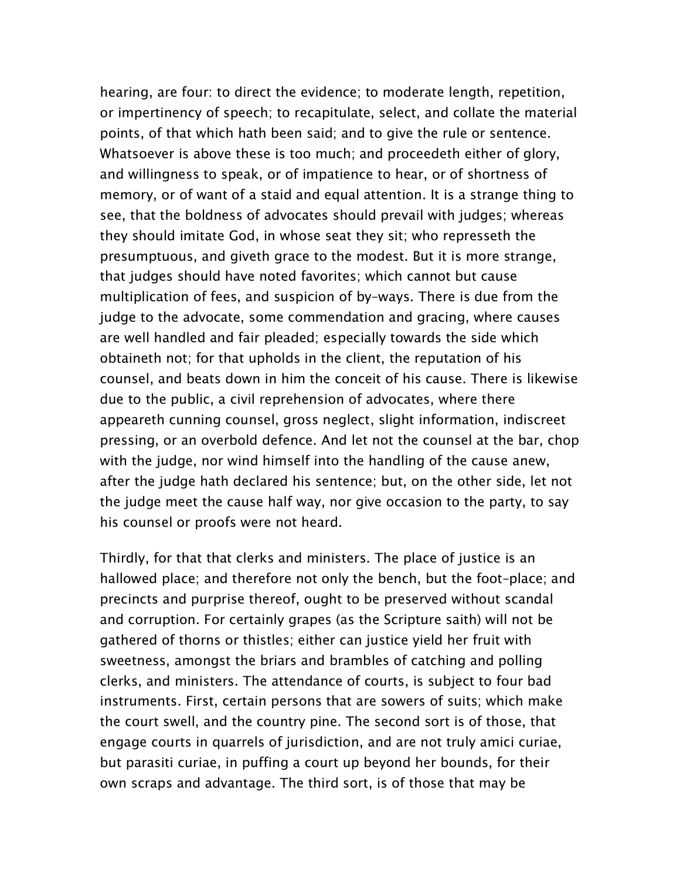hearing, are four: to direct the evidence; to moderate length, repetition, or impertinency of speech; to recapitulate, select, and collate the material points, of that which hath been said; and to give the rule or sentence. Whatsoever is above these is too much; and proceedeth either of glory, and willingness to speak, or of impatience to hear, or of shortness of memory, or of want of a staid and equal attention. It is a strange thing to see, that the boldness of advocates should prevail with judges; whereas they should imitate God, in whose seat they sit; who represseth the presumptuous, and giveth grace to the modest. But it is more strange, that judges should have noted favorites; which cannot but cause multiplication of fees, and suspicion of by-ways. There is due from the judge to the advocate, some commendation and gracing, where causes are well handled and fair pleaded; especially towards the side which obtaineth not; for that upholds in the client, the reputation of his counsel, and beats down in him the conceit of his cause. There is likewise due to the public, a civil reprehension of advocates, where there appeareth cunning counsel, gross neglect, slight information, indiscreet pressing, or an overbold defence. And let not the counsel at the bar, chop with the judge, nor wind himself into the handling of the cause anew, after the judge hath declared his sentence; but, on the other side, let not the judge meet the cause half way, nor give occasion to the party, to say his counsel or proofs were not heard.

Thirdly, for that that clerks and ministers. The place of justice is an hallowed place; and therefore not only the bench, but the foot-place; and precincts and purprise thereof, ought to be preserved without scandal and corruption. For certainly grapes (as the Scripture saith) will not be gathered of thorns or thistles; either can justice yield her fruit with sweetness, amongst the briars and brambles of catching and polling clerks, and ministers. The attendance of courts, is subject to four bad instruments. First, certain persons that are sowers of suits; which make the court swell, and the country pine. The second sort is of those, that engage courts in quarrels of jurisdiction, and are not truly amici curiae, but parasiti curiae, in puffing a court up beyond her bounds, for their own scraps and advantage. The third sort, is of those that may be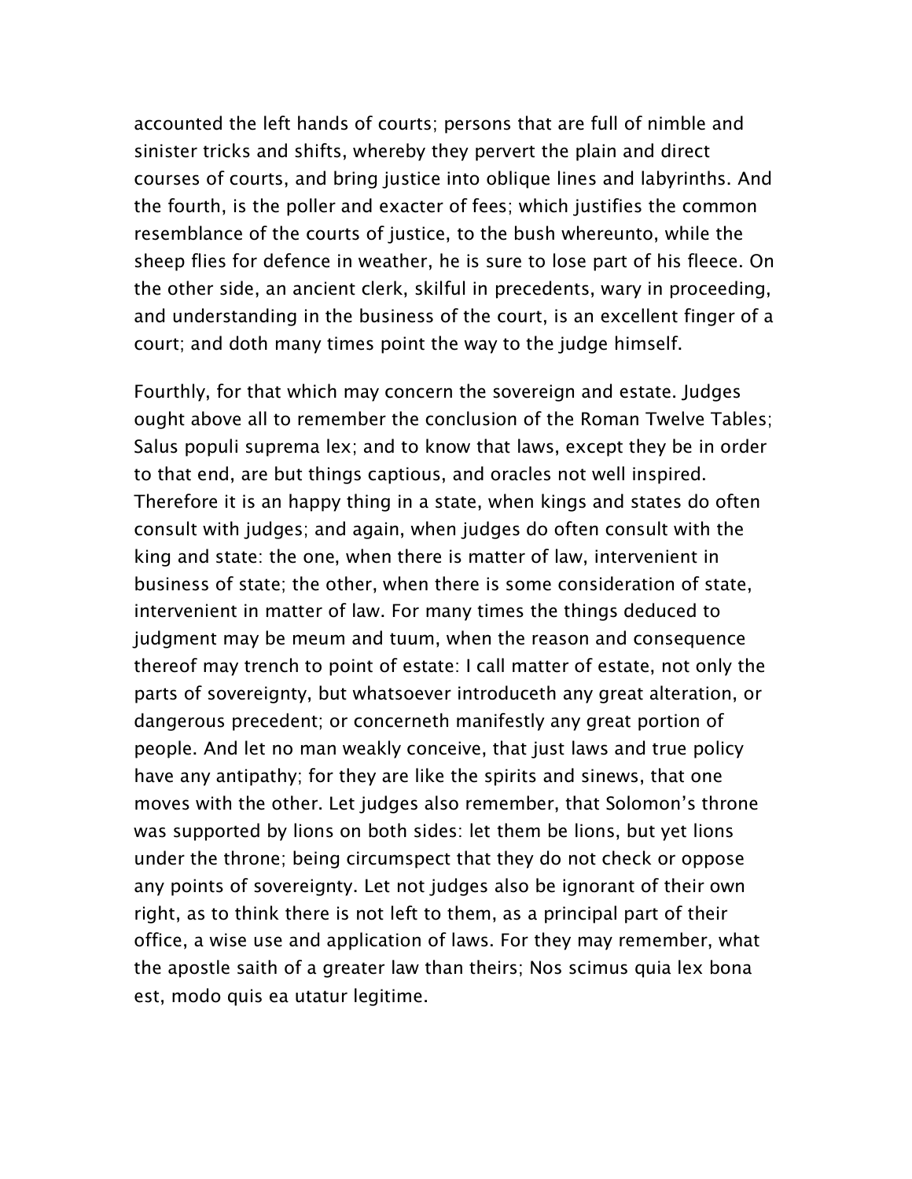accounted the left hands of courts; persons that are full of nimble and sinister tricks and shifts, whereby they pervert the plain and direct courses of courts, and bring justice into oblique lines and labyrinths. And the fourth, is the poller and exacter of fees; which justifies the common resemblance of the courts of justice, to the bush whereunto, while the sheep flies for defence in weather, he is sure to lose part of his fleece. On the other side, an ancient clerk, skilful in precedents, wary in proceeding, and understanding in the business of the court, is an excellent finger of a court; and doth many times point the way to the judge himself.

Fourthly, for that which may concern the sovereign and estate. Judges ought above all to remember the conclusion of the Roman Twelve Tables; Salus populi suprema lex; and to know that laws, except they be in order to that end, are but things captious, and oracles not well inspired. Therefore it is an happy thing in a state, when kings and states do often consult with judges; and again, when judges do often consult with the king and state: the one, when there is matter of law, intervenient in business of state; the other, when there is some consideration of state, intervenient in matter of law. For many times the things deduced to judgment may be meum and tuum, when the reason and consequence thereof may trench to point of estate: I call matter of estate, not only the parts of sovereignty, but whatsoever introduceth any great alteration, or dangerous precedent; or concerneth manifestly any great portion of people. And let no man weakly conceive, that just laws and true policy have any antipathy; for they are like the spirits and sinews, that one moves with the other. Let judges also remember, that Solomon's throne was supported by lions on both sides: let them be lions, but yet lions under the throne; being circumspect that they do not check or oppose any points of sovereignty. Let not judges also be ignorant of their own right, as to think there is not left to them, as a principal part of their office, a wise use and application of laws. For they may remember, what the apostle saith of a greater law than theirs; Nos scimus quia lex bona est, modo quis ea utatur legitime.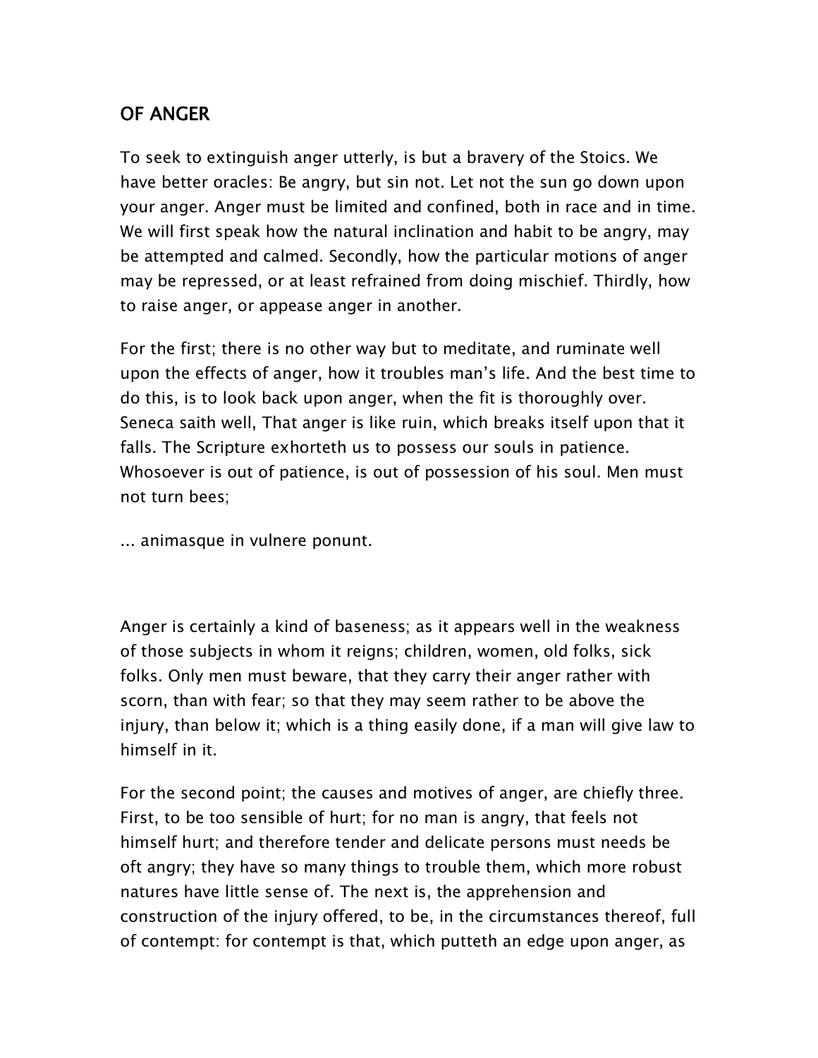## OF ANGER

To seek to extinguish anger utterly, is but a bravery of the Stoics. We have better oracles: Be angry, but sin not. Let not the sun go down upon your anger. Anger must be limited and confined, both in race and in time. We will first speak how the natural inclination and habit to be angry, may be attempted and calmed. Secondly, how the particular motions of anger may be repressed, or at least refrained from doing mischief. Thirdly, how to raise anger, or appease anger in another.

For the first; there is no other way but to meditate, and ruminate well upon the effects of anger, how it troubles man's life. And the best time to do this, is to look back upon anger, when the fit is thoroughly over. Seneca saith well, That anger is like ruin, which breaks itself upon that it falls. The Scripture exhorteth us to possess our souls in patience. Whosoever is out of patience, is out of possession of his soul. Men must not turn bees;

... animasque in vulnere ponunt.

Anger is certainly a kind of baseness; as it appears well in the weakness of those subjects in whom it reigns; children, women, old folks, sick folks. Only men must beware, that they carry their anger rather with scorn, than with fear; so that they may seem rather to be above the injury, than below it; which is a thing easily done, if a man will give law to himself in it.

For the second point; the causes and motives of anger, are chiefly three. First, to be too sensible of hurt; for no man is angry, that feels not himself hurt; and therefore tender and delicate persons must needs be oft angry; they have so many things to trouble them, which more robust natures have little sense of. The next is, the apprehension and construction of the injury offered, to be, in the circumstances thereof, full of contempt: for contempt is that, which putteth an edge upon anger, as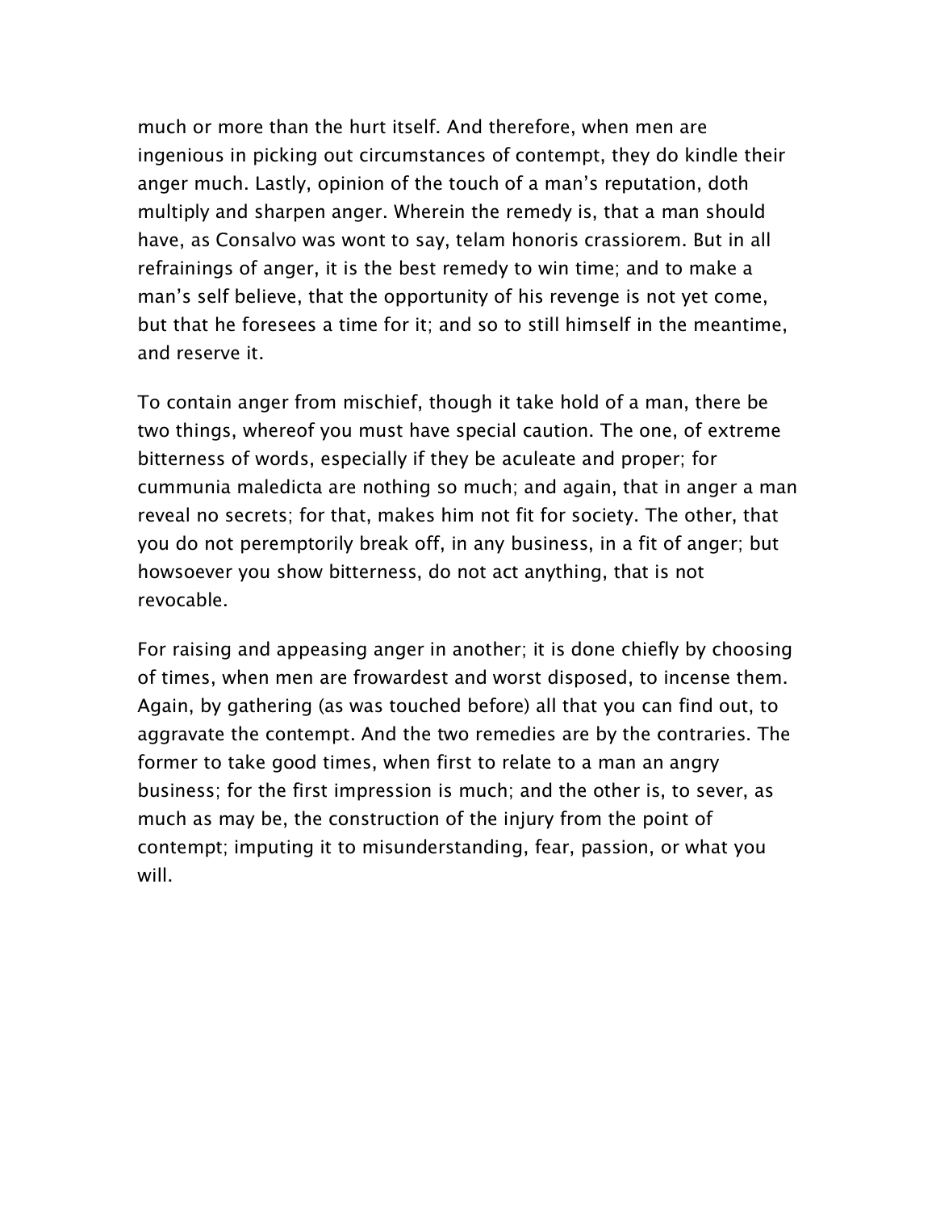much or more than the hurt itself. And therefore, when men are ingenious in picking out circumstances of contempt, they do kindle their anger much. Lastly, opinion of the touch of a man's reputation, doth multiply and sharpen anger. Wherein the remedy is, that a man should have, as Consalvo was wont to say, telam honoris crassiorem. But in all refrainings of anger, it is the best remedy to win time; and to make a man's self believe, that the opportunity of his revenge is not yet come, but that he foresees a time for it; and so to still himself in the meantime, and reserve it.

To contain anger from mischief, though it take hold of a man, there be two things, whereof you must have special caution. The one, of extreme bitterness of words, especially if they be aculeate and proper; for cummunia maledicta are nothing so much; and again, that in anger a man reveal no secrets; for that, makes him not fit for society. The other, that you do not peremptorily break off, in any business, in a fit of anger; but howsoever you show bitterness, do not act anything, that is not revocable.

For raising and appeasing anger in another; it is done chiefly by choosing of times, when men are frowardest and worst disposed, to incense them. Again, by gathering (as was touched before) all that you can find out, to aggravate the contempt. And the two remedies are by the contraries. The former to take good times, when first to relate to a man an angry business; for the first impression is much; and the other is, to sever, as much as may be, the construction of the injury from the point of contempt; imputing it to misunderstanding, fear, passion, or what you will.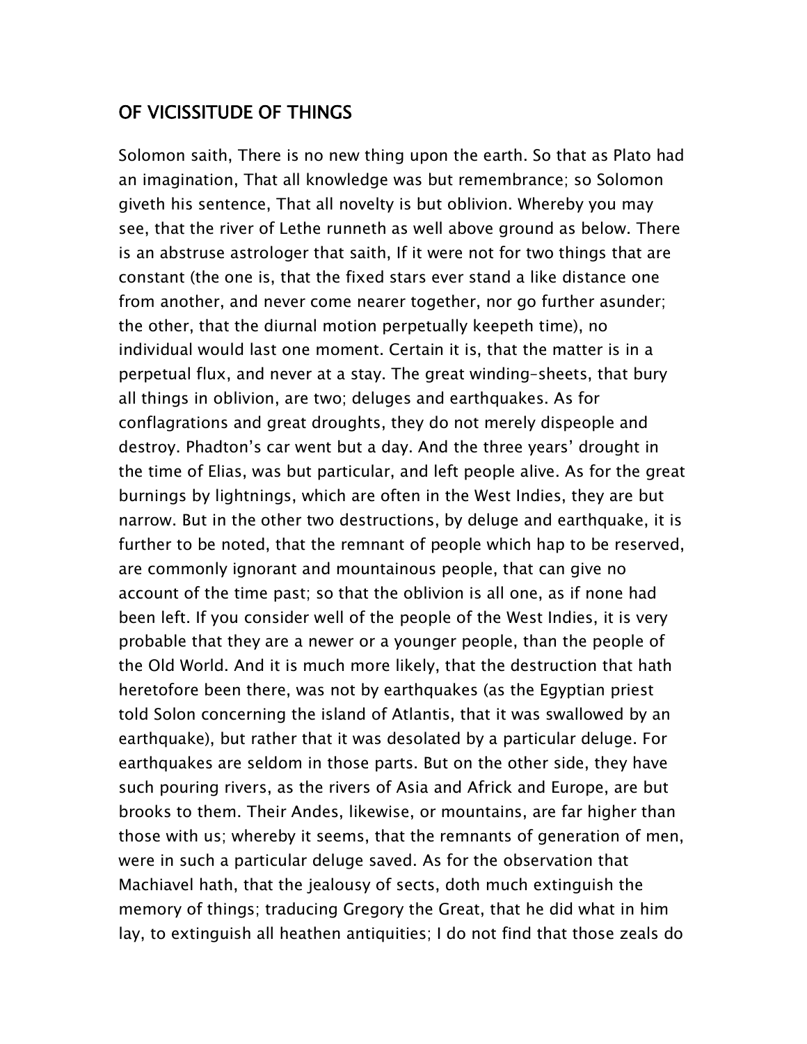## OF VICISSITUDE OF THINGS

Solomon saith, There is no new thing upon the earth. So that as Plato had an imagination, That all knowledge was but remembrance; so Solomon giveth his sentence, That all novelty is but oblivion. Whereby you may see, that the river of Lethe runneth as well above ground as below. There is an abstruse astrologer that saith, If it were not for two things that are constant (the one is, that the fixed stars ever stand a like distance one from another, and never come nearer together, nor go further asunder; the other, that the diurnal motion perpetually keepeth time), no individual would last one moment. Certain it is, that the matter is in a perpetual flux, and never at a stay. The great winding-sheets, that bury all things in oblivion, are two; deluges and earthquakes. As for conflagrations and great droughts, they do not merely dispeople and destroy. Phadton's car went but a day. And the three years' drought in the time of Elias, was but particular, and left people alive. As for the great burnings by lightnings, which are often in the West Indies, they are but narrow. But in the other two destructions, by deluge and earthquake, it is further to be noted, that the remnant of people which hap to be reserved, are commonly ignorant and mountainous people, that can give no account of the time past; so that the oblivion is all one, as if none had been left. If you consider well of the people of the West Indies, it is very probable that they are a newer or a younger people, than the people of the Old World. And it is much more likely, that the destruction that hath heretofore been there, was not by earthquakes (as the Egyptian priest told Solon concerning the island of Atlantis, that it was swallowed by an earthquake), but rather that it was desolated by a particular deluge. For earthquakes are seldom in those parts. But on the other side, they have such pouring rivers, as the rivers of Asia and Africk and Europe, are but brooks to them. Their Andes, likewise, or mountains, are far higher than those with us; whereby it seems, that the remnants of generation of men, were in such a particular deluge saved. As for the observation that Machiavel hath, that the jealousy of sects, doth much extinguish the memory of things; traducing Gregory the Great, that he did what in him lay, to extinguish all heathen antiquities; I do not find that those zeals do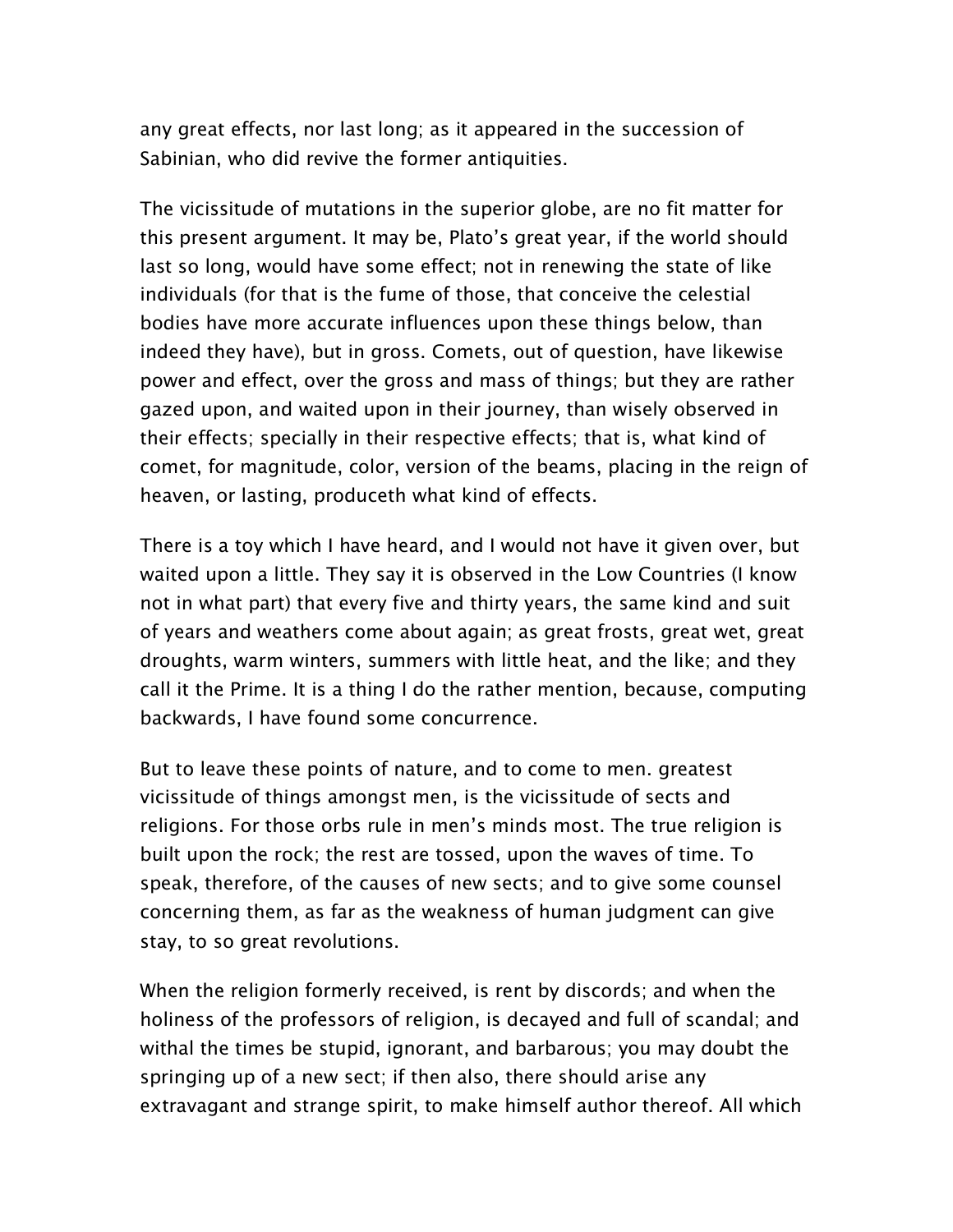any great effects, nor last long; as it appeared in the succession of Sabinian, who did revive the former antiquities.

The vicissitude of mutations in the superior globe, are no fit matter for this present argument. It may be, Plato's great year, if the world should last so long, would have some effect; not in renewing the state of like individuals (for that is the fume of those, that conceive the celestial bodies have more accurate influences upon these things below, than indeed they have), but in gross. Comets, out of question, have likewise power and effect, over the gross and mass of things; but they are rather gazed upon, and waited upon in their journey, than wisely observed in their effects; specially in their respective effects; that is, what kind of comet, for magnitude, color, version of the beams, placing in the reign of heaven, or lasting, produceth what kind of effects.

There is a toy which I have heard, and I would not have it given over, but waited upon a little. They say it is observed in the Low Countries (I know not in what part) that every five and thirty years, the same kind and suit of years and weathers come about again; as great frosts, great wet, great droughts, warm winters, summers with little heat, and the like; and they call it the Prime. It is a thing I do the rather mention, because, computing backwards, I have found some concurrence.

But to leave these points of nature, and to come to men. greatest vicissitude of things amongst men, is the vicissitude of sects and religions. For those orbs rule in men's minds most. The true religion is built upon the rock; the rest are tossed, upon the waves of time. To speak, therefore, of the causes of new sects; and to give some counsel concerning them, as far as the weakness of human judgment can give stay, to so great revolutions.

When the religion formerly received, is rent by discords; and when the holiness of the professors of religion, is decayed and full of scandal; and withal the times be stupid, ignorant, and barbarous; you may doubt the springing up of a new sect; if then also, there should arise any extravagant and strange spirit, to make himself author thereof. All which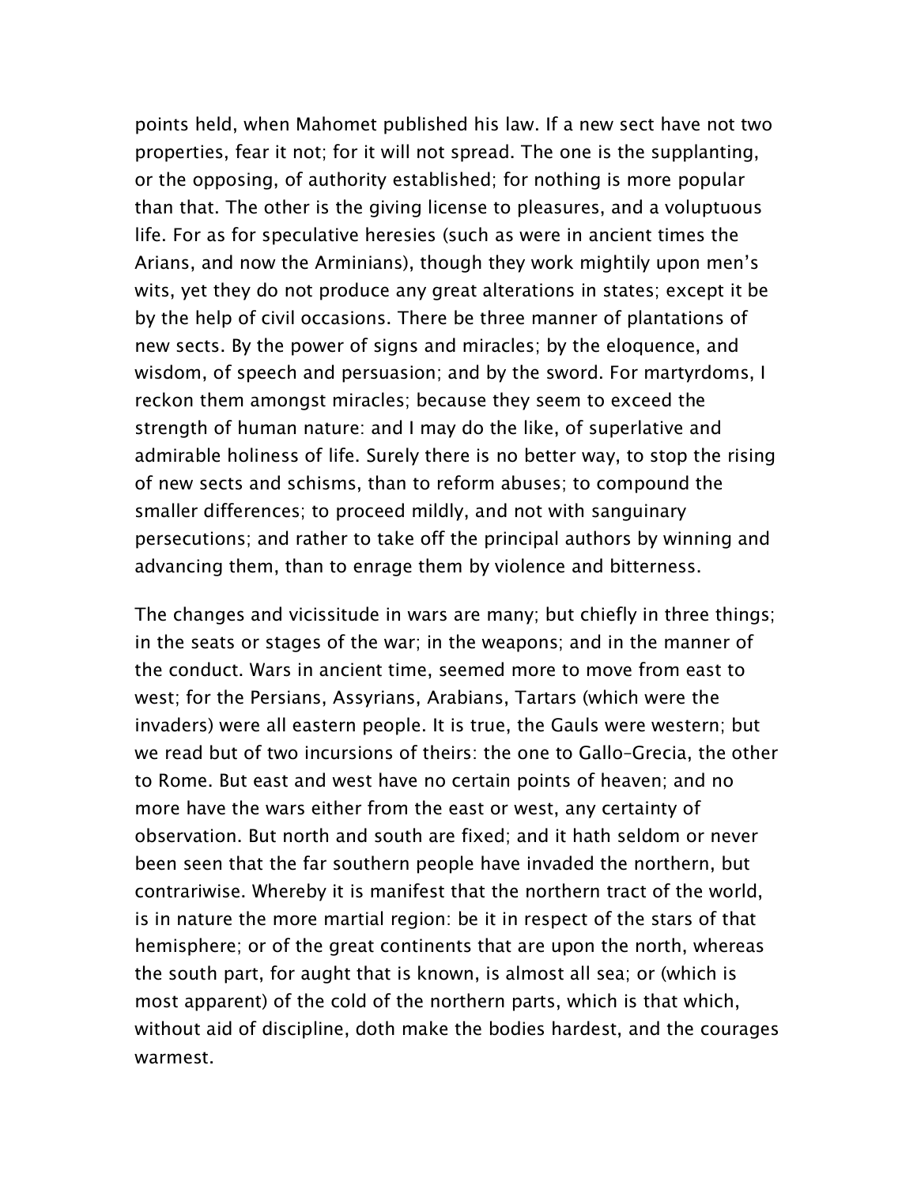points held, when Mahomet published his law. If a new sect have not two properties, fear it not; for it will not spread. The one is the supplanting, or the opposing, of authority established; for nothing is more popular than that. The other is the giving license to pleasures, and a voluptuous life. For as for speculative heresies (such as were in ancient times the Arians, and now the Arminians), though they work mightily upon men's wits, yet they do not produce any great alterations in states; except it be by the help of civil occasions. There be three manner of plantations of new sects. By the power of signs and miracles; by the eloquence, and wisdom, of speech and persuasion; and by the sword. For martyrdoms, I reckon them amongst miracles; because they seem to exceed the strength of human nature: and I may do the like, of superlative and admirable holiness of life. Surely there is no better way, to stop the rising of new sects and schisms, than to reform abuses; to compound the smaller differences; to proceed mildly, and not with sanguinary persecutions; and rather to take off the principal authors by winning and advancing them, than to enrage them by violence and bitterness.

The changes and vicissitude in wars are many; but chiefly in three things; in the seats or stages of the war; in the weapons; and in the manner of the conduct. Wars in ancient time, seemed more to move from east to west; for the Persians, Assyrians, Arabians, Tartars (which were the invaders) were all eastern people. It is true, the Gauls were western; but we read but of two incursions of theirs: the one to Gallo-Grecia, the other to Rome. But east and west have no certain points of heaven; and no more have the wars either from the east or west, any certainty of observation. But north and south are fixed; and it hath seldom or never been seen that the far southern people have invaded the northern, but contrariwise. Whereby it is manifest that the northern tract of the world, is in nature the more martial region: be it in respect of the stars of that hemisphere; or of the great continents that are upon the north, whereas the south part, for aught that is known, is almost all sea; or (which is most apparent) of the cold of the northern parts, which is that which, without aid of discipline, doth make the bodies hardest, and the courages warmest.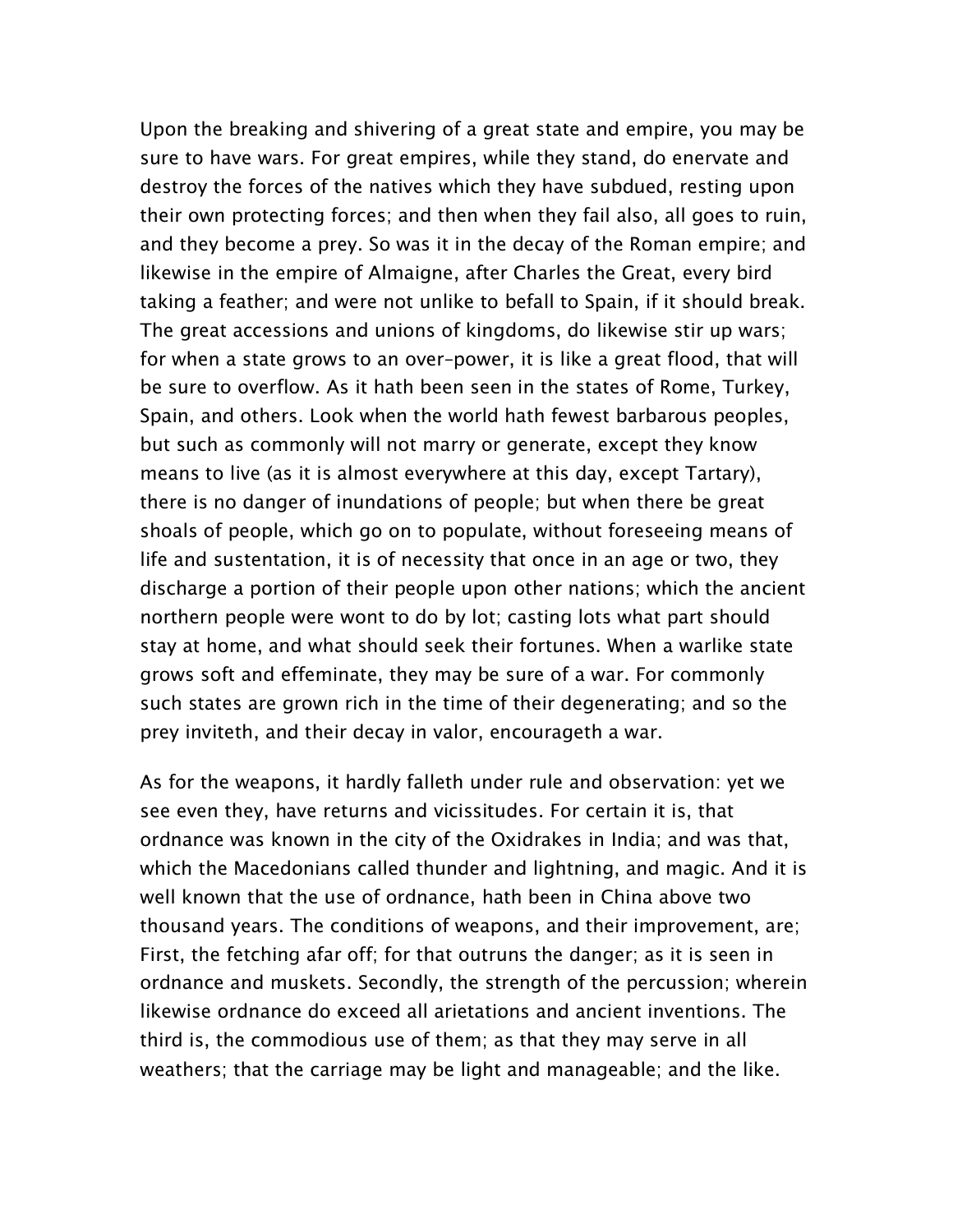Upon the breaking and shivering of a great state and empire, you may be sure to have wars. For great empires, while they stand, do enervate and destroy the forces of the natives which they have subdued, resting upon their own protecting forces; and then when they fail also, all goes to ruin, and they become a prey. So was it in the decay of the Roman empire; and likewise in the empire of Almaigne, after Charles the Great, every bird taking a feather; and were not unlike to befall to Spain, if it should break. The great accessions and unions of kingdoms, do likewise stir up wars; for when a state grows to an over-power, it is like a great flood, that will be sure to overflow. As it hath been seen in the states of Rome, Turkey, Spain, and others. Look when the world hath fewest barbarous peoples, but such as commonly will not marry or generate, except they know means to live (as it is almost everywhere at this day, except Tartary), there is no danger of inundations of people; but when there be great shoals of people, which go on to populate, without foreseeing means of life and sustentation, it is of necessity that once in an age or two, they discharge a portion of their people upon other nations; which the ancient northern people were wont to do by lot; casting lots what part should stay at home, and what should seek their fortunes. When a warlike state grows soft and effeminate, they may be sure of a war. For commonly such states are grown rich in the time of their degenerating; and so the prey inviteth, and their decay in valor, encourageth a war.

As for the weapons, it hardly falleth under rule and observation: yet we see even they, have returns and vicissitudes. For certain it is, that ordnance was known in the city of the Oxidrakes in India; and was that, which the Macedonians called thunder and lightning, and magic. And it is well known that the use of ordnance, hath been in China above two thousand years. The conditions of weapons, and their improvement, are; First, the fetching afar off; for that outruns the danger; as it is seen in ordnance and muskets. Secondly, the strength of the percussion; wherein likewise ordnance do exceed all arietations and ancient inventions. The third is, the commodious use of them; as that they may serve in all weathers; that the carriage may be light and manageable; and the like.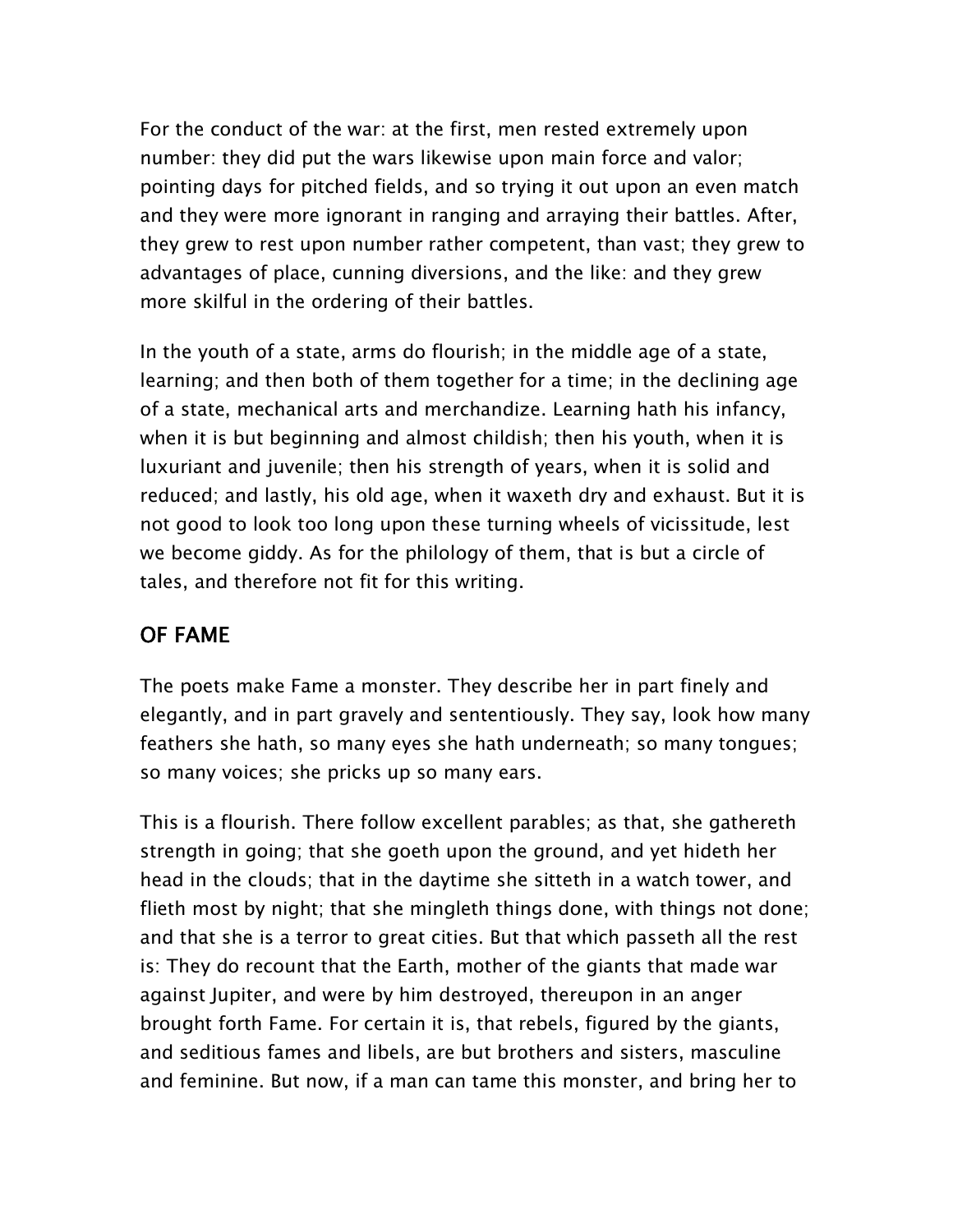For the conduct of the war: at the first, men rested extremely upon number: they did put the wars likewise upon main force and valor; pointing days for pitched fields, and so trying it out upon an even match and they were more ignorant in ranging and arraying their battles. After, they grew to rest upon number rather competent, than vast; they grew to advantages of place, cunning diversions, and the like: and they grew more skilful in the ordering of their battles.

In the youth of a state, arms do flourish; in the middle age of a state, learning; and then both of them together for a time; in the declining age of a state, mechanical arts and merchandize. Learning hath his infancy, when it is but beginning and almost childish; then his youth, when it is luxuriant and juvenile; then his strength of years, when it is solid and reduced; and lastly, his old age, when it waxeth dry and exhaust. But it is not good to look too long upon these turning wheels of vicissitude, lest we become giddy. As for the philology of them, that is but a circle of tales, and therefore not fit for this writing.

## OF FAME

The poets make Fame a monster. They describe her in part finely and elegantly, and in part gravely and sententiously. They say, look how many feathers she hath, so many eyes she hath underneath; so many tongues; so many voices; she pricks up so many ears.

This is a flourish. There follow excellent parables; as that, she gathereth strength in going; that she goeth upon the ground, and yet hideth her head in the clouds; that in the daytime she sitteth in a watch tower, and flieth most by night; that she mingleth things done, with things not done; and that she is a terror to great cities. But that which passeth all the rest is: They do recount that the Earth, mother of the giants that made war against Jupiter, and were by him destroyed, thereupon in an anger brought forth Fame. For certain it is, that rebels, figured by the giants, and seditious fames and libels, are but brothers and sisters, masculine and feminine. But now, if a man can tame this monster, and bring her to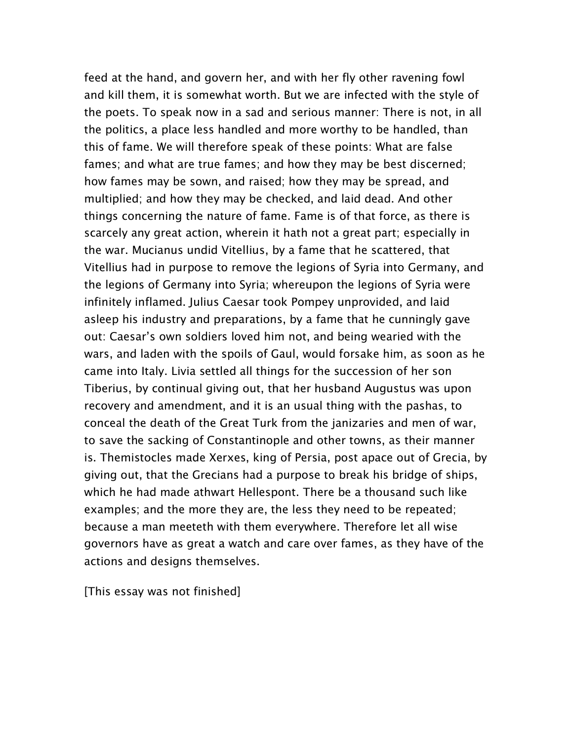feed at the hand, and govern her, and with her fly other ravening fowl and kill them, it is somewhat worth. But we are infected with the style of the poets. To speak now in a sad and serious manner: There is not, in all the politics, a place less handled and more worthy to be handled, than this of fame. We will therefore speak of these points: What are false fames; and what are true fames; and how they may be best discerned; how fames may be sown, and raised; how they may be spread, and multiplied; and how they may be checked, and laid dead. And other things concerning the nature of fame. Fame is of that force, as there is scarcely any great action, wherein it hath not a great part; especially in the war. Mucianus undid Vitellius, by a fame that he scattered, that Vitellius had in purpose to remove the legions of Syria into Germany, and the legions of Germany into Syria; whereupon the legions of Syria were infinitely inflamed. Julius Caesar took Pompey unprovided, and laid asleep his industry and preparations, by a fame that he cunningly gave out: Caesar's own soldiers loved him not, and being wearied with the wars, and laden with the spoils of Gaul, would forsake him, as soon as he came into Italy. Livia settled all things for the succession of her son Tiberius, by continual giving out, that her husband Augustus was upon recovery and amendment, and it is an usual thing with the pashas, to conceal the death of the Great Turk from the janizaries and men of war, to save the sacking of Constantinople and other towns, as their manner is. Themistocles made Xerxes, king of Persia, post apace out of Grecia, by giving out, that the Grecians had a purpose to break his bridge of ships, which he had made athwart Hellespont. There be a thousand such like examples; and the more they are, the less they need to be repeated; because a man meeteth with them everywhere. Therefore let all wise governors have as great a watch and care over fames, as they have of the actions and designs themselves.

[This essay was not finished]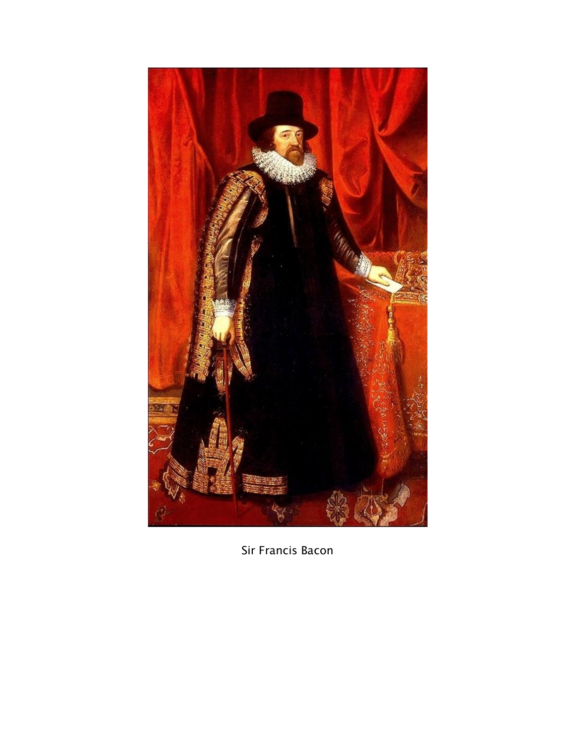Sir Francis Bacon